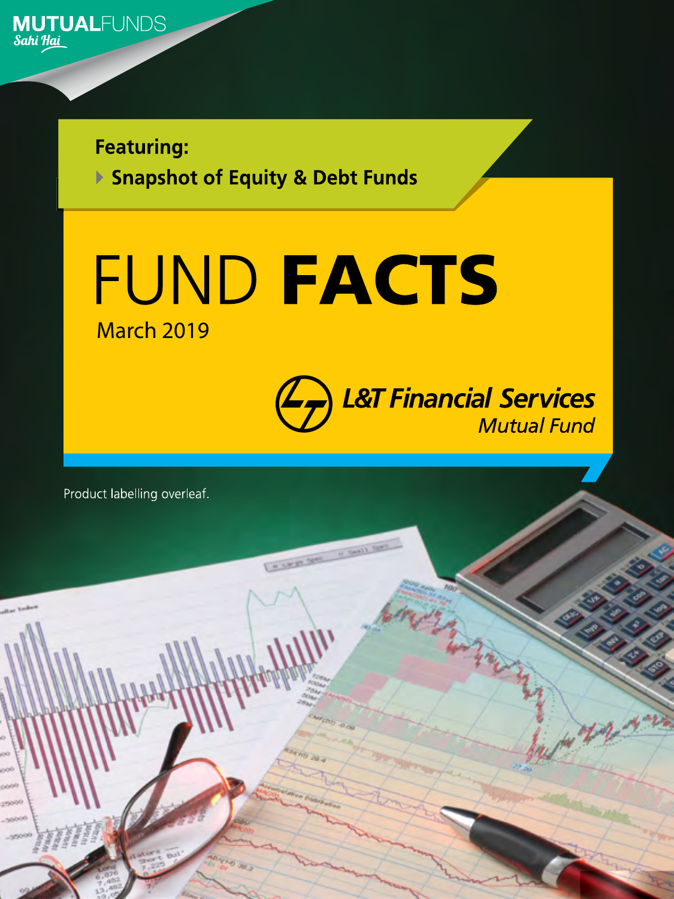MUTUALFUNDS
*Sahi Hai*

**Featuring:**

- **Snapshot of Equity & Debt Funds**

# FUND **FACTS**

March 2019

*L&T Financial Services*
*Mutual Fund*

Product labelling overleaf.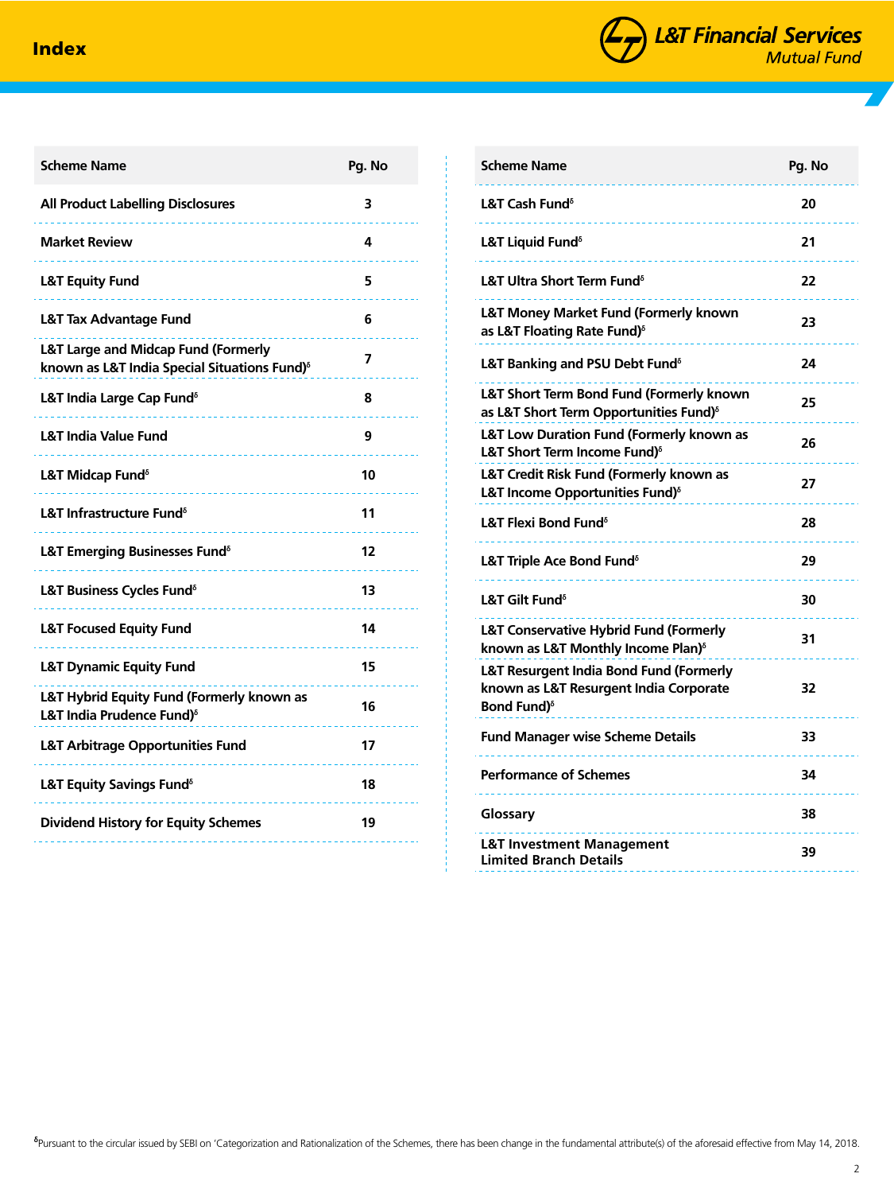# Index

| Scheme Name | Pg. No |
|---|---|
| All Product Labelling Disclosures | 3 |
| Market Review | 4 |
| L&T Equity Fund | 5 |
| L&T Tax Advantage Fund | 6 |
| L&T Large and Midcap Fund (Formerly known as L&T India Special Situations Fund)[δ] | 7 |
| L&T India Large Cap Fund[δ] | 8 |
| L&T India Value Fund | 9 |
| L&T Midcap Fund[δ] | 10 |
| L&T Infrastructure Fund[δ] | 11 |
| L&T Emerging Businesses Fund[δ] | 12 |
| L&T Business Cycles Fund[δ] | 13 |
| L&T Focused Equity Fund | 14 |
| L&T Dynamic Equity Fund | 15 |
| L&T Hybrid Equity Fund (Formerly known as L&T India Prudence Fund)[δ] | 16 |
| L&T Arbitrage Opportunities Fund | 17 |
| L&T Equity Savings Fund[δ] | 18 |
| Dividend History for Equity Schemes | 19 |
| L&T Cash Fund[δ] | 20 |
| L&T Liquid Fund[δ] | 21 |
| L&T Ultra Short Term Fund[δ] | 22 |
| L&T Money Market Fund (Formerly known as L&T Floating Rate Fund)[δ] | 23 |
| L&T Banking and PSU Debt Fund[δ] | 24 |
| L&T Short Term Bond Fund (Formerly known as L&T Short Term Opportunities Fund)[δ] | 25 |
| L&T Low Duration Fund (Formerly known as L&T Short Term Income Fund)[δ] | 26 |
| L&T Credit Risk Fund (Formerly known as L&T Income Opportunities Fund)[δ] | 27 |
| L&T Flexi Bond Fund[δ] | 28 |
| L&T Triple Ace Bond Fund[δ] | 29 |
| L&T Gilt Fund[δ] | 30 |
| L&T Conservative Hybrid Fund (Formerly known as L&T Monthly Income Plan)[δ] | 31 |
| L&T Resurgent India Bond Fund (Formerly known as L&T Resurgent India Corporate Bond Fund)[δ] | 32 |
| Fund Manager wise Scheme Details | 33 |
| Performance of Schemes | 34 |
| Glossary | 38 |
| L&T Investment Management Limited Branch Details | 39 |

[δ]Pursuant to the circular issued by SEBI on 'Categorization and Rationalization of the Schemes, there has been change in the fundamental attribute(s) of the aforesaid effective from May 14, 2018.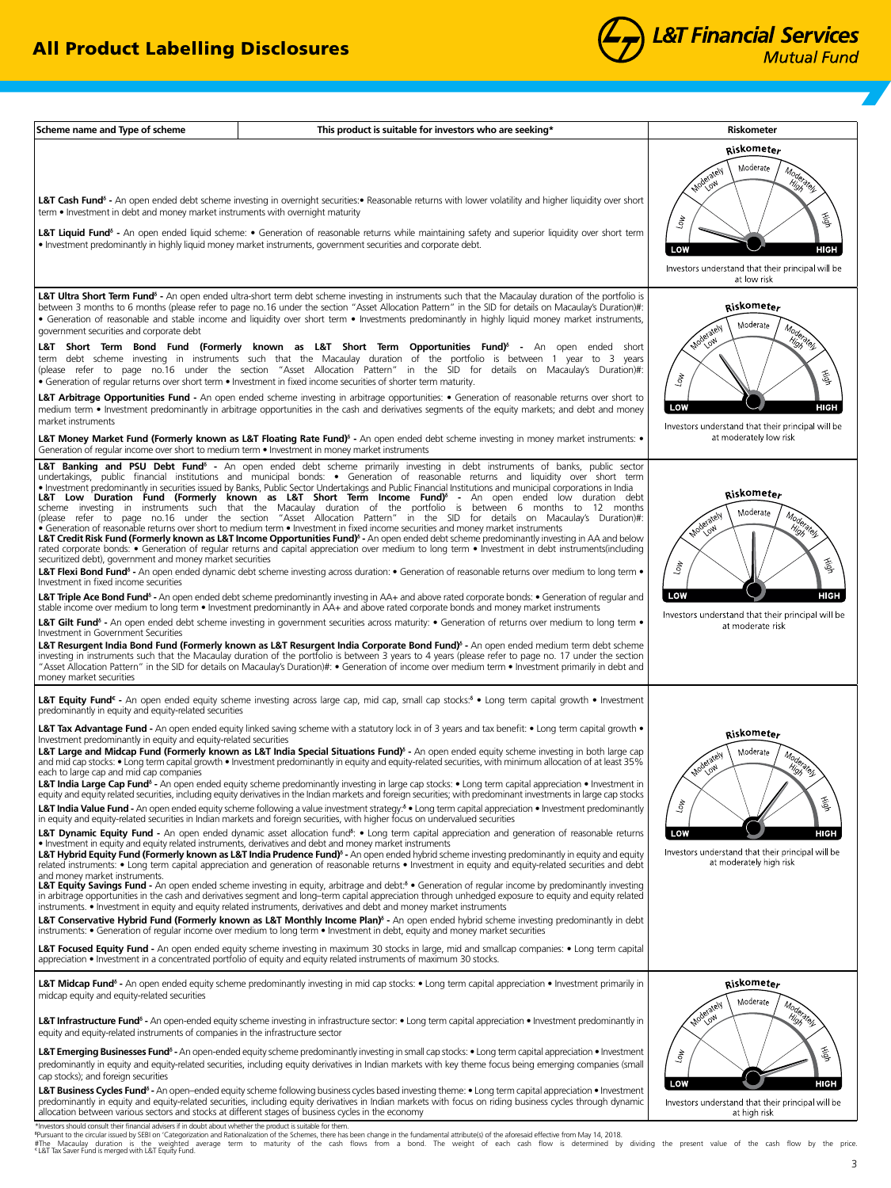# All Product Labelling Disclosures

L&T Financial Services Mutual Fund

| Scheme name and Type of scheme | This product is suitable for investors who are seeking* | Riskometer |
|---|---|---|
| **L&T Cash Fund**$ - An open ended debt scheme investing in overnight securities: | • Reasonable returns with lower volatility and higher liquidity over short term • Investment in debt and money market instruments with overnight maturity | Investors understand that their principal will be at low risk |
| **L&T Liquid Fund**$ - An open ended liquid scheme: | • Generation of reasonable returns while maintaining safety and superior liquidity over short term • Investment predominantly in highly liquid money market instruments, government securities and corporate debt. | Investors understand that their principal will be at low risk |
| **L&T Ultra Short Term Fund**$ - An open ended ultra-short term debt scheme investing in instruments such that the Macaulay duration of the portfolio is between 3 months to 6 months (please refer to page no.16 under the section "Asset Allocation Pattern" in the SID for details on Macaulay's Duration)#: | • Generation of reasonable and stable income and liquidity over short term • Investments predominantly in highly liquid money market instruments, government securities and corporate debt | Investors understand that their principal will be at moderately low risk |
| **L&T Short Term Bond Fund (Formerly known as L&T Short Term Opportunities Fund)**$ - An open ended short term debt scheme investing in instruments such that the Macaulay duration of the portfolio is between 1 year to 3 years (please refer to page no.16 under the section "Asset Allocation Pattern" in the SID for details on Macaulay's Duration)#: | • Generation of regular returns over short term • Investment in fixed income securities of shorter term maturity. | Investors understand that their principal will be at moderately low risk |
| **L&T Arbitrage Opportunities Fund** - An open ended scheme investing in arbitrage opportunities: | • Generation of reasonable returns over short to medium term • Investment predominantly in arbitrage opportunities in the cash and derivatives segments of the equity markets; and debt and money market instruments | Investors understand that their principal will be at moderately low risk |
| **L&T Money Market Fund (Formerly known as L&T Floating Rate Fund)**$ - An open ended debt scheme investing in money market instruments: | • Generation of regular income over short to medium term • Investment in money market instruments | Investors understand that their principal will be at moderately low risk |
| **L&T Banking and PSU Debt Fund**$ - An open ended debt scheme primarily investing in debt instruments of banks, public sector undertakings, public financial institutions and municipal bonds: | • Generation of reasonable returns and liquidity over short term • Investment predominantly in securities issued by Banks, Public Sector Undertakings and Public Financial Institutions and municipal corporations in India | Investors understand that their principal will be at moderate risk |
| **L&T Low Duration Fund (Formerly known as L&T Short Term Income Fund)**$ - An open ended low duration debt scheme investing in instruments such that the Macaulay duration of the portfolio is between 6 months to 12 months (please refer to page no.16 under the section "Asset Allocation Pattern" in the SID for details on Macaulay's Duration)#: | • Generation of reasonable returns over short to medium term • Investment in fixed income securities and money market instruments | Investors understand that their principal will be at moderate risk |
| **L&T Credit Risk Fund (Formerly known as L&T Income Opportunities Fund)**$ - An open ended debt scheme predominantly investing in AA and below rated corporate bonds: | • Generation of regular returns and capital appreciation over medium to long term • Investment in debt instruments(including securitized debt), government and money market securities | Investors understand that their principal will be at moderate risk |
| **L&T Flexi Bond Fund**$ - An open ended dynamic debt scheme investing across duration: | • Generation of reasonable returns over medium to long term • Investment in fixed income securities | Investors understand that their principal will be at moderate risk |
| **L&T Triple Ace Bond Fund**$ - An open ended debt scheme predominantly investing in AA+ and above rated corporate bonds: | • Generation of regular and stable income over medium to long term • Investment predominantly in AA+ and above rated corporate bonds and money market instruments | Investors understand that their principal will be at moderate risk |
| **L&T Gilt Fund**$ - An open ended debt scheme investing in government securities across maturity: | • Generation of returns over medium to long term • Investment in Government Securities | Investors understand that their principal will be at moderate risk |
| **L&T Resurgent India Bond Fund (Formerly known as L&T Resurgent India Corporate Bond Fund)**$ - An open ended medium term debt scheme investing in instruments such that the Macaulay duration of the portfolio is between 3 years to 4 years (please refer to page no. 17 under the section "Asset Allocation Pattern" in the SID for details on Macaulay's Duration)#: | • Generation of income over medium term • Investment primarily in debt and money market securities | Investors understand that their principal will be at moderate risk |
| **L&T Equity Fund**€ - An open ended equity scheme investing across large cap, mid cap, small cap stocks:$ | • Long term capital growth • Investment predominantly in equity and equity-related securities | Investors understand that their principal will be at moderately high risk |
| **L&T Tax Advantage Fund** - An open ended equity linked saving scheme with a statutory lock in of 3 years and tax benefit: | • Long term capital growth • Investment predominantly in equity and equity-related securities | Investors understand that their principal will be at moderately high risk |
| **L&T Large and Midcap Fund (Formerly known as L&T India Special Situations Fund)**$ - An open ended equity scheme investing in both large cap and mid cap stocks: | • Long term capital growth • Investment predominantly in equity and equity-related securities, with minimum allocation of at least 35% each to large cap and mid cap companies | Investors understand that their principal will be at moderately high risk |
| **L&T India Large Cap Fund**$ - An open ended equity scheme predominantly investing in large cap stocks: | • Long term capital appreciation • Investment in equity and equity related securities, including equity derivatives in the Indian markets and foreign securities; with predominant investments in large cap stocks | Investors understand that their principal will be at moderately high risk |
| **L&T India Value Fund** - An open ended equity scheme following a value investment strategy:$ | • Long term capital appreciation • Investment predominantly in equity and equity-related securities in Indian markets and foreign securities, with higher focus on undervalued securities | Investors understand that their principal will be at moderately high risk |
| **L&T Dynamic Equity Fund** - An open ended dynamic asset allocation fund$: | • Long term capital appreciation and generation of reasonable returns • Investment in equity and equity related instruments, derivatives and debt and money market instruments | Investors understand that their principal will be at moderately high risk |
| **L&T Hybrid Equity Fund (Formerly known as L&T India Prudence Fund)**$ - An open ended hybrid scheme investing predominantly in equity and equity related instruments: | • Long term capital appreciation and generation of reasonable returns • Investment in equity and equity related securities and debt and money market instruments. | Investors understand that their principal will be at moderately high risk |
| **L&T Equity Savings Fund** - An open ended scheme investing in equity, arbitrage and debt:$ | • Generation of regular income by predominantly investing in arbitrage opportunities in the cash and derivatives segment and long–term capital appreciation through unhedged exposure to equity and equity related instruments. • Investment in equity and equity related instruments, derivatives and debt and money market instruments | Investors understand that their principal will be at moderately high risk |
| **L&T Conservative Hybrid Fund (Formerly known as L&T Monthly Income Plan)**$ - An open ended hybrid scheme investing predominantly in debt instruments: | • Generation of regular income over medium to long term • Investment in debt, equity and money market instruments | Investors understand that their principal will be at moderately high risk |
| **L&T Focused Equity Fund** - An open ended equity scheme investing in maximum 30 stocks in large, mid and smallcap companies: | • Long term capital appreciation • Investment in a concentrated portfolio of equity and equity related instruments of maximum 30 stocks. | Investors understand that their principal will be at moderately high risk |
| **L&T Midcap Fund**$ - An open ended equity scheme predominantly investing in mid cap stocks: | • Long term capital appreciation • Investment primarily in midcap equity and equity-related securities | Investors understand that their principal will be at high risk |
| **L&T Infrastructure Fund**$ - An open-ended equity scheme investing in infrastructure sector: | • Long term capital appreciation • Investment predominantly in equity and equity-related instruments of companies in the infrastructure sector | Investors understand that their principal will be at high risk |
| **L&T Emerging Businesses Fund**$ - An open-ended equity scheme predominantly investing in small cap stocks: | • Long term capital appreciation • Investment predominantly in equity and equity-related securities, including equity derivatives in Indian markets with key theme focus being emerging companies (small cap stocks); and foreign securities | Investors understand that their principal will be at high risk |
| **L&T Business Cycles Fund**$ - An open–ended equity scheme following business cycles based investing theme: | • Long term capital appreciation • Investment predominantly in equity and equity-related securities, including equity derivatives in Indian markets with focus on riding business cycles through dynamic allocation between various sectors and stocks at different stages of business cycles in the economy | Investors understand that their principal will be at high risk |

*Investors should consult their financial advisers if in doubt about whether the product is suitable for them.

$Pursuant to the circular issued by SEBI on 'Categorization and Rationalization of the Schemes, there has been change in the fundamental attribute(s) of the aforesaid effective from May 14, 2018.

#The Macaulay duration is the weighted average term to maturity of the cash flows from a bond. The weight of each cash flow is determined by dividing the present value of the cash flow by the price.

€ L&T Tax Saver Fund is merged with L&T Equity Fund.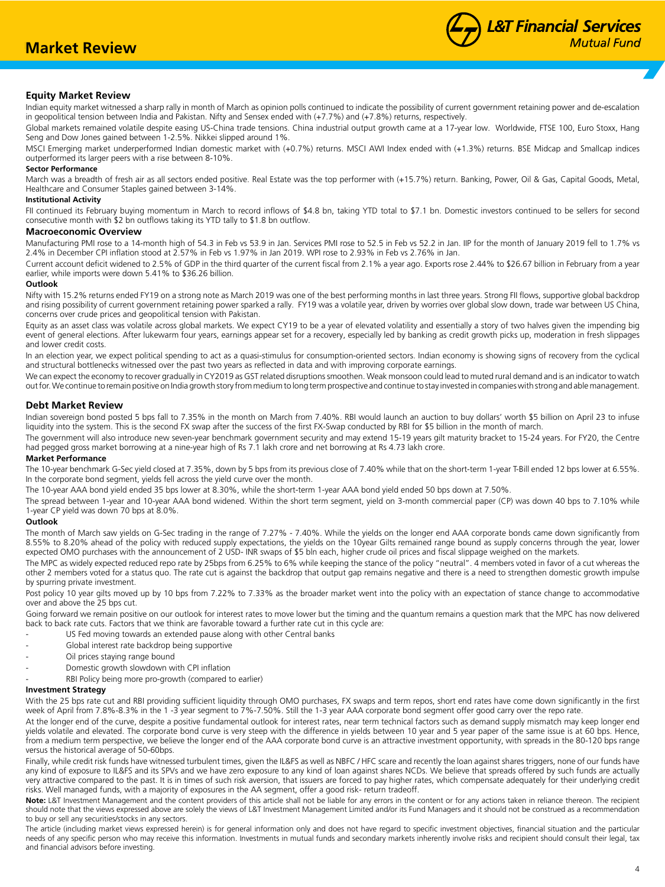# Market Review

## Equity Market Review

Indian equity market witnessed a sharp rally in month of March as opinion polls continued to indicate the possibility of current government retaining power and de-escalation in geopolitical tension between India and Pakistan. Nifty and Sensex ended with (+7.7%) and (+7.8%) returns, respectively.

Global markets remained volatile despite easing US-China trade tensions. China industrial output growth came at a 17-year low. Worldwide, FTSE 100, Euro Stoxx, Hang Seng and Dow Jones gained between 1-2.5%. Nikkei slipped around 1%.

MSCI Emerging market underperformed Indian domestic market with (+0.7%) returns. MSCI AWI Index ended with (+1.3%) returns. BSE Midcap and Smallcap indices outperformed its larger peers with a rise between 8-10%.

#### Sector Performance

March was a breadth of fresh air as all sectors ended positive. Real Estate was the top performer with (+15.7%) return. Banking, Power, Oil & Gas, Capital Goods, Metal, Healthcare and Consumer Staples gained between 3-14%.

#### Institutional Activity

FII continued its February buying momentum in March to record inflows of $4.8 bn, taking YTD total to $7.1 bn. Domestic investors continued to be sellers for second consecutive month with $2 bn outflows taking its YTD tally to $1.8 bn outflow.

### Macroeconomic Overview

Manufacturing PMI rose to a 14-month high of 54.3 in Feb vs 53.9 in Jan. Services PMI rose to 52.5 in Feb vs 52.2 in Jan. IIP for the month of January 2019 fell to 1.7% vs 2.4% in December CPI inflation stood at 2.57% in Feb vs 1.97% in Jan 2019. WPI rose to 2.93% in Feb vs 2.76% in Jan.

Current account deficit widened to 2.5% of GDP in the third quarter of the current fiscal from 2.1% a year ago. Exports rose 2.44% to $26.67 billion in February from a year earlier, while imports were down 5.41% to $36.26 billion.

#### Outlook

Nifty with 15.2% returns ended FY19 on a strong note as March 2019 was one of the best performing months in last three years. Strong FII flows, supportive global backdrop and rising possibility of current government retaining power sparked a rally. FY19 was a volatile year, driven by worries over global slow down, trade war between US China, concerns over crude prices and geopolitical tension with Pakistan.

Equity as an asset class was volatile across global markets. We expect CY19 to be a year of elevated volatility and essentially a story of two halves given the impending big event of general elections. After lukewarm four years, earnings appear set for a recovery, especially led by banking as credit growth picks up, moderation in fresh slippages and lower credit costs.

In an election year, we expect political spending to act as a quasi-stimulus for consumption-oriented sectors. Indian economy is showing signs of recovery from the cyclical and structural bottlenecks witnessed over the past two years as reflected in data and with improving corporate earnings.

We can expect the economy to recover gradually in CY2019 as GST related disruptions smoothen. Weak monsoon could lead to muted rural demand and is an indicator to watch out for. We continue to remain positive on India growth story from medium to long term prospective and continue to stay invested in companies with strong and able management.

## Debt Market Review

Indian sovereign bond posted 5 bps fall to 7.35% in the month on March from 7.40%. RBI would launch an auction to buy dollars' worth $5 billion on April 23 to infuse liquidity into the system. This is the second FX swap after the success of the first FX-Swap conducted by RBI for $5 billion in the month of march.

The government will also introduce new seven-year benchmark government security and may extend 15-19 years gilt maturity bracket to 15-24 years. For FY20, the Centre had pegged gross market borrowing at a nine-year high of Rs 7.1 lakh crore and net borrowing at Rs 4.73 lakh crore.

#### Market Performance

The 10-year benchmark G-Sec yield closed at 7.35%, down by 5 bps from its previous close of 7.40% while that on the short-term 1-year T-Bill ended 12 bps lower at 6.55%. In the corporate bond segment, yields fell across the yield curve over the month.

The 10-year AAA bond yield ended 35 bps lower at 8.30%, while the short-term 1-year AAA bond yield ended 50 bps down at 7.50%.

The spread between 1-year and 10-year AAA bond widened. Within the short term segment, yield on 3-month commercial paper (CP) was down 40 bps to 7.10% while 1-year CP yield was down 70 bps at 8.0%.

#### Outlook

The month of March saw yields on G-Sec trading in the range of 7.27% - 7.40%. While the yields on the longer end AAA corporate bonds came down significantly from 8.55% to 8.20% ahead of the policy with reduced supply expectations, the yields on the 10year Gilts remained range bound as supply concerns through the year, lower expected OMO purchases with the announcement of 2 USD- INR swaps of $5 bln each, higher crude oil prices and fiscal slippage weighed on the markets.

The MPC as widely expected reduced repo rate by 25bps from 6.25% to 6% while keeping the stance of the policy "neutral". 4 members voted in favor of a cut whereas the other 2 members voted for a status quo. The rate cut is against the backdrop that output gap remains negative and there is a need to strengthen domestic growth impulse by spurring private investment.

Post policy 10 year gilts moved up by 10 bps from 7.22% to 7.33% as the broader market went into the policy with an expectation of stance change to accommodative over and above the 25 bps cut.

Going forward we remain positive on our outlook for interest rates to move lower but the timing and the quantum remains a question mark that the MPC has now delivered back to back rate cuts. Factors that we think are favorable toward a further rate cut in this cycle are:

- US Fed moving towards an extended pause along with other Central banks
- Global interest rate backdrop being supportive
- Oil prices staying range bound
- Domestic growth slowdown with CPI inflation
- RBI Policy being more pro-growth (compared to earlier)

#### Investment Strategy

With the 25 bps rate cut and RBI providing sufficient liquidity through OMO purchases, FX swaps and term repos, short end rates have come down significantly in the first week of April from 7.8%-8.3% in the 1 -3 year segment to 7%-7.50%. Still the 1-3 year AAA corporate bond segment offer good carry over the repo rate.

At the longer end of the curve, despite a positive fundamental outlook for interest rates, near term technical factors such as demand supply mismatch may keep longer end yields volatile and elevated. The corporate bond curve is very steep with the difference in yields between 10 year and 5 year paper of the same issue is at 60 bps. Hence, from a medium term perspective, we believe the longer end of the AAA corporate bond curve is an attractive investment opportunity, with spreads in the 80-120 bps range versus the historical average of 50-60bps.

Finally, while credit risk funds have witnessed turbulent times, given the IL&FS as well as NBFC / HFC scare and recently the loan against shares triggers, none of our funds have any kind of exposure to IL&FS and its SPVs and we have zero exposure to any kind of loan against shares NCDs. We believe that spreads offered by such funds are actually very attractive compared to the past. It is in times of such risk aversion, that issuers are forced to pay higher rates, which compensate adequately for their underlying credit risks. Well managed funds, with a majority of exposures in the AA segment, offer a good risk- return tradeoff.

**Note:** L&T Investment Management and the content providers of this article shall not be liable for any errors in the content or for any actions taken in reliance thereon. The recipient should note that the views expressed above are solely the views of L&T Investment Management Limited and/or its Fund Managers and it should not be construed as a recommendation to buy or sell any securities/stocks in any sectors.

The article (including market views expressed herein) is for general information only and does not have regard to specific investment objectives, financial situation and the particular needs of any specific person who may receive this information. Investments in mutual funds and secondary markets inherently involve risks and recipient should consult their legal, tax and financial advisors before investing.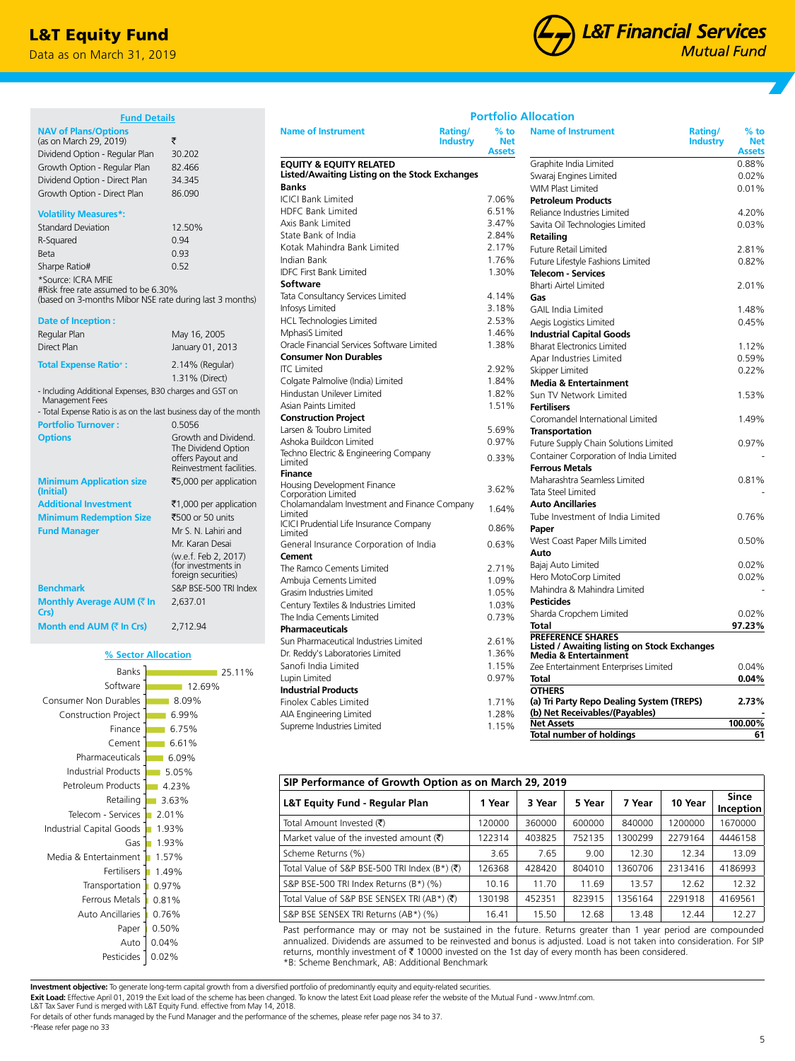# L&T Equity Fund

Data as on March 31, 2019

L&T Financial Services Mutual Fund

## Fund Details

| | |
|---|---|
| **NAV of Plans/Options** (as on March 29, 2019) | ₹ |
| Dividend Option - Regular Plan | 30.202 |
| Growth Option - Regular Plan | 82.466 |
| Dividend Option - Direct Plan | 34.345 |
| Growth Option - Direct Plan | 86.090 |

**Volatility Measures*:**

| | |
|---|---|
| Standard Deviation | 12.50% |
| R-Squared | 0.94 |
| Beta | 0.93 |
| Sharpe Ratio# | 0.52 |

*Source: ICRA MFIE
#Risk free rate assumed to be 6.30% (based on 3-months Mibor NSE rate during last 3 months)

**Date of Inception :**

| | |
|---|---|
| Regular Plan | May 16, 2005 |
| Direct Plan | January 01, 2013 |

| | |
|---|---|
| **Total Expense Ratio^ :** | 2.14% (Regular) 1.31% (Direct) |

- Including Additional Expenses, B30 charges and GST on Management Fees
- Total Expense Ratio is as on the last business day of the month

| | |
|---|---|
| **Portfolio Turnover :** | 0.5056 |
| **Options** | Growth and Dividend. The Dividend Option offers Payout and Reinvestment facilities. |
| **Minimum Application size (Initial)** | ₹5,000 per application |
| **Additional Investment** | ₹1,000 per application |
| **Minimum Redemption Size** | ₹500 or 50 units |
| **Fund Manager** | Mr S. N. Lahiri and Mr. Karan Desai (w.e.f. Feb 2, 2017) (for investments in foreign securities) |
| **Benchmark** | S&P BSE-500 TRI Index |
| **Monthly Average AUM (₹ In Crs)** | 2,637.01 |
| **Month end AUM (₹ In Crs)** | 2,712.94 |

## % Sector Allocation

| Sector | % |
|---|---|
| Banks | 25.11% |
| Software | 12.69% |
| Consumer Non Durables | 8.09% |
| Construction Project | 6.99% |
| Finance | 6.75% |
| Cement | 6.61% |
| Pharmaceuticals | 6.09% |
| Industrial Products | 5.05% |
| Petroleum Products | 4.23% |
| Retailing | 3.63% |
| Telecom - Services | 2.01% |
| Industrial Capital Goods | 1.93% |
| Gas | 1.93% |
| Media & Entertainment | 1.57% |
| Fertilisers | 1.49% |
| Transportation | 0.97% |
| Ferrous Metals | 0.81% |
| Auto Ancillaries | 0.76% |
| Paper | 0.50% |
| Auto | 0.04% |
| Pesticides | 0.02% |

## Portfolio Allocation

| Name of Instrument | Rating/Industry | % to Net Assets |
|---|---|---|
| **EQUITY & EQUITY RELATED** | | |
| **Listed/Awaiting Listing on the Stock Exchanges** | | |
| **Banks** | | |
| ICICI Bank Limited | | 7.06% |
| HDFC Bank Limited | | 6.51% |
| Axis Bank Limited | | 3.47% |
| State Bank of India | | 2.84% |
| Kotak Mahindra Bank Limited | | 2.17% |
| Indian Bank | | 1.76% |
| IDFC First Bank Limited | | 1.30% |
| **Software** | | |
| Tata Consultancy Services Limited | | 4.14% |
| Infosys Limited | | 3.18% |
| HCL Technologies Limited | | 2.53% |
| MphasiS Limited | | 1.46% |
| Oracle Financial Services Software Limited | | 1.38% |
| **Consumer Non Durables** | | |
| ITC Limited | | 2.92% |
| Colgate Palmolive (India) Limited | | 1.84% |
| Hindustan Unilever Limited | | 1.82% |
| Asian Paints Limited | | 1.51% |
| **Construction Project** | | |
| Larsen & Toubro Limited | | 5.69% |
| Ashoka Buildcon Limited | | 0.97% |
| Techno Electric & Engineering Company Limited | | 0.33% |
| **Finance** | | |
| Housing Development Finance Corporation Limited | | 3.62% |
| Cholamandalam Investment and Finance Company Limited | | 1.64% |
| ICICI Prudential Life Insurance Company Limited | | 0.86% |
| General Insurance Corporation of India | | 0.63% |
| **Cement** | | |
| The Ramco Cements Limited | | 2.71% |
| Ambuja Cements Limited | | 1.09% |
| Grasim Industries Limited | | 1.05% |
| Century Textiles & Industries Limited | | 1.03% |
| The India Cements Limited | | 0.73% |
| **Pharmaceuticals** | | |
| Sun Pharmaceutical Industries Limited | | 2.61% |
| Dr. Reddy's Laboratories Limited | | 1.36% |
| Sanofi India Limited | | 1.15% |
| Lupin Limited | | 0.97% |
| **Industrial Products** | | |
| Finolex Cables Limited | | 1.71% |
| AIA Engineering Limited | | 1.28% |
| Supreme Industries Limited | | 1.15% |
| Graphite India Limited | | 0.88% |
| Swaraj Engines Limited | | 0.02% |
| WIM Plast Limited | | 0.01% |
| **Petroleum Products** | | |
| Reliance Industries Limited | | 4.20% |
| Savita Oil Technologies Limited | | 0.03% |
| **Retailing** | | |
| Future Retail Limited | | 2.81% |
| Future Lifestyle Fashions Limited | | 0.82% |
| **Telecom - Services** | | |
| Bharti Airtel Limited | | 2.01% |
| **Gas** | | |
| GAIL India Limited | | 1.48% |
| Aegis Logistics Limited | | 0.45% |
| **Industrial Capital Goods** | | |
| Bharat Electronics Limited | | 1.12% |
| Apar Industries Limited | | 0.59% |
| Skipper Limited | | 0.22% |
| **Media & Entertainment** | | |
| Sun TV Network Limited | | 1.53% |
| **Fertilisers** | | |
| Coromandel International Limited | | 1.49% |
| **Transportation** | | |
| Future Supply Chain Solutions Limited | | 0.97% |
| Container Corporation of India Limited | | - |
| **Ferrous Metals** | | |
| Maharashtra Seamless Limited | | 0.81% |
| Tata Steel Limited | | - |
| **Auto Ancillaries** | | |
| Tube Investment of India Limited | | 0.76% |
| **Paper** | | |
| West Coast Paper Mills Limited | | 0.50% |
| **Auto** | | |
| Bajaj Auto Limited | | 0.02% |
| Hero MotoCorp Limited | | 0.02% |
| Mahindra & Mahindra Limited | | - |
| **Pesticides** | | |
| Sharda Cropchem Limited | | 0.02% |
| **Total** | | **97.23%** |
| **PREFERENCE SHARES** | | |
| **Listed / Awaiting listing on Stock Exchanges** | | |
| **Media & Entertainment** | | |
| Zee Entertainment Enterprises Limited | | 0.04% |
| **Total** | | **0.04%** |
| **OTHERS** | | |
| **(a) Tri Party Repo Dealing System (TREPS)** | | **2.73%** |
| **(b) Net Receivables/(Payables)** | | **-** |
| **Net Assets** | | **100.00%** |
| **Total number of holdings** | | **61** |

## SIP Performance of Growth Option as on March 29, 2019

| L&T Equity Fund - Regular Plan | 1 Year | 3 Year | 5 Year | 7 Year | 10 Year | Since Inception |
|---|---|---|---|---|---|---|
| Total Amount Invested (₹) | 120000 | 360000 | 600000 | 840000 | 1200000 | 1670000 |
| Market value of the invested amount (₹) | 122314 | 403825 | 752135 | 1300299 | 2279164 | 4446158 |
| Scheme Returns (%) | 3.65 | 7.65 | 9.00 | 12.30 | 12.34 | 13.09 |
| Total Value of S&P BSE-500 TRI Index (B*) (₹) | 126368 | 428420 | 804010 | 1360706 | 2313416 | 4186993 |
| S&P BSE-500 TRI Index Returns (B*) (%) | 10.16 | 11.70 | 11.69 | 13.57 | 12.62 | 12.32 |
| Total Value of S&P BSE SENSEX TRI (AB*) (₹) | 130198 | 452351 | 823915 | 1356164 | 2291918 | 4169561 |
| S&P BSE SENSEX TRI Returns (AB*) (%) | 16.41 | 15.50 | 12.68 | 13.48 | 12.44 | 12.27 |

Past performance may or may not be sustained in the future. Returns greater than 1 year period are compounded annualized. Dividends are assumed to be reinvested and bonus is adjusted. Load is not taken into consideration. For SIP returns, monthly investment of ₹ 10000 invested on the 1st day of every month has been considered.
*B: Scheme Benchmark, AB: Additional Benchmark

**Investment objective:** To generate long-term capital growth from a diversified portfolio of predominantly equity and equity-related securities.
**Exit Load:** Effective April 01, 2019 the Exit load of the scheme has been changed. To know the latest Exit Load please refer the website of the Mutual Fund - www.lntmf.com.
L&T Tax Saver Fund is merged with L&T Equity Fund. effective from May 14, 2018.
For details of other funds managed by the Fund Manager and the performance of the schemes, please refer page nos 34 to 37.
^Please refer page no 33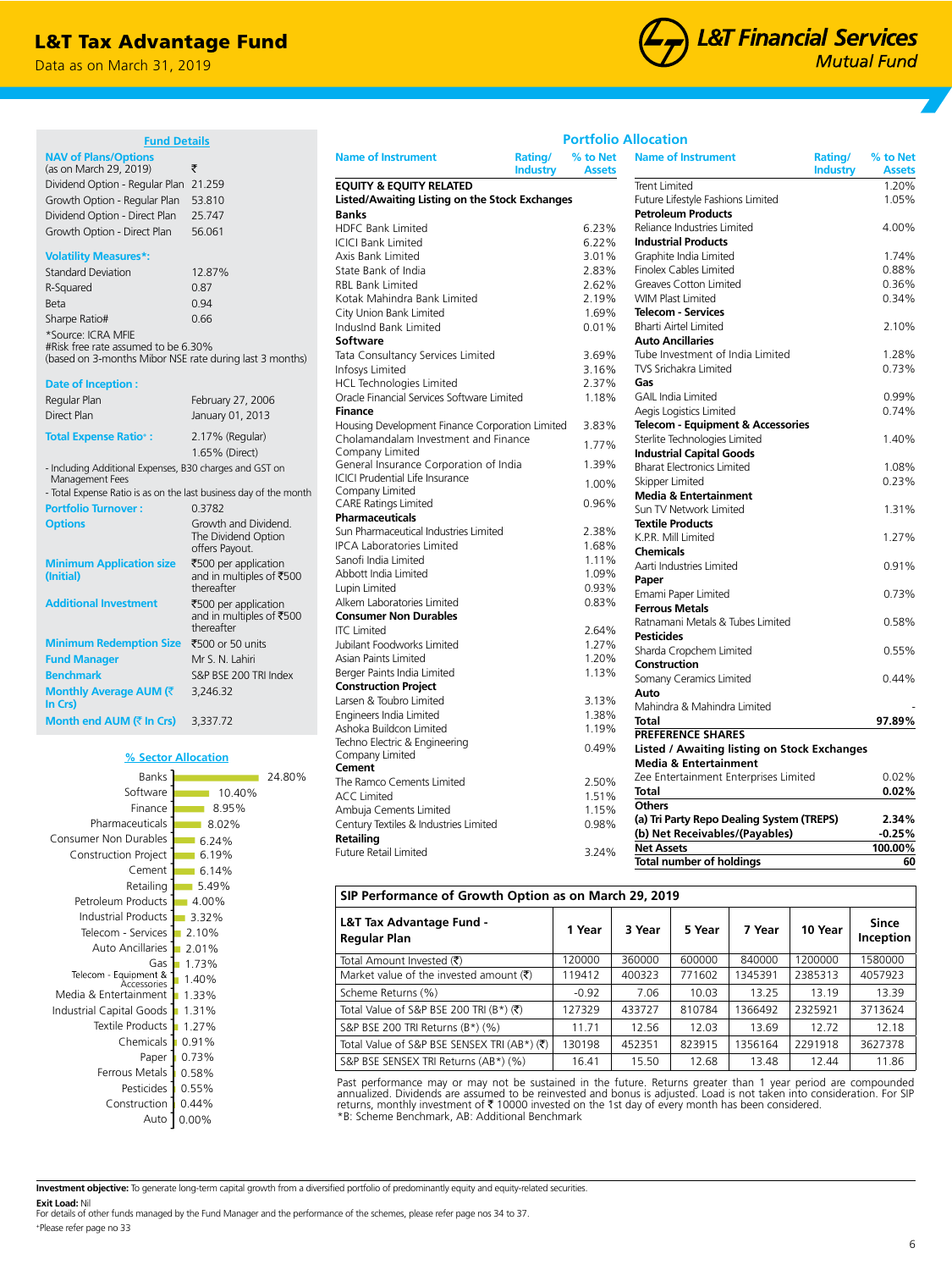# L&T Tax Advantage Fund

Data as on March 31, 2019

L&T Financial Services Mutual Fund

## Fund Details

**NAV of Plans/Options** (as on March 29, 2019) ₹

| | |
|---|---|
| Dividend Option - Regular Plan | 21.259 |
| Growth Option - Regular Plan | 53.810 |
| Dividend Option - Direct Plan | 25.747 |
| Growth Option - Direct Plan | 56.061 |

**Volatility Measures*:**

| | |
|---|---|
| Standard Deviation | 12.87% |
| R-Squared | 0.87 |
| Beta | 0.94 |
| Sharpe Ratio# | 0.66 |

*Source: ICRA MFIE
#Risk free rate assumed to be 6.30% (based on 3-months Mibor NSE rate during last 3 months)

**Date of Inception :**

| | |
|---|---|
| Regular Plan | February 27, 2006 |
| Direct Plan | January 01, 2013 |

**Total Expense Ratio+ :** 2.17% (Regular) 1.65% (Direct)

- Including Additional Expenses, B30 charges and GST on Management Fees
- Total Expense Ratio is as on the last business day of the month

**Portfolio Turnover :** 0.3782

**Options:** Growth and Dividend. The Dividend Option offers Payout.

**Minimum Application size (Initial):** ₹500 per application and in multiples of ₹500 thereafter

**Additional Investment:** ₹500 per application and in multiples of ₹500 thereafter

**Minimum Redemption Size:** ₹500 or 50 units

**Fund Manager:** Mr S. N. Lahiri

**Benchmark:** S&P BSE 200 TRI Index

**Monthly Average AUM (₹ In Crs):** 3,246.32

**Month end AUM (₹ In Crs):** 3,337.72

## % Sector Allocation

| Sector | % |
|---|---|
| Banks | 24.80% |
| Software | 10.40% |
| Finance | 8.95% |
| Pharmaceuticals | 8.02% |
| Consumer Non Durables | 6.24% |
| Construction Project | 6.19% |
| Cement | 6.14% |
| Retailing | 5.49% |
| Petroleum Products | 4.00% |
| Industrial Products | 3.32% |
| Telecom - Services | 2.10% |
| Auto Ancillaries | 2.01% |
| Gas | 1.73% |
| Telecom - Equipment & Accessories | 1.40% |
| Media & Entertainment | 1.33% |
| Industrial Capital Goods | 1.31% |
| Textile Products | 1.27% |
| Chemicals | 0.91% |
| Paper | 0.73% |
| Ferrous Metals | 0.58% |
| Pesticides | 0.55% |
| Construction | 0.44% |
| Auto | 0.00% |

## Portfolio Allocation

| Name of Instrument | Rating/ Industry | % to Net Assets |
|---|---|---|
| **EQUITY & EQUITY RELATED** | | |
| **Listed/Awaiting Listing on the Stock Exchanges** | | |
| **Banks** | | |
| HDFC Bank Limited | | 6.23% |
| ICICI Bank Limited | | 6.22% |
| Axis Bank Limited | | 3.01% |
| State Bank of India | | 2.83% |
| RBL Bank Limited | | 2.62% |
| Kotak Mahindra Bank Limited | | 2.19% |
| City Union Bank Limited | | 1.69% |
| IndusInd Bank Limited | | 0.01% |
| **Software** | | |
| Tata Consultancy Services Limited | | 3.69% |
| Infosys Limited | | 3.16% |
| HCL Technologies Limited | | 2.37% |
| Oracle Financial Services Software Limited | | 1.18% |
| **Finance** | | |
| Housing Development Finance Corporation Limited | | 3.83% |
| Cholamandalam Investment and Finance Company Limited | | 1.77% |
| General Insurance Corporation of India | | 1.39% |
| ICICI Prudential Life Insurance Company Limited | | 1.00% |
| CARE Ratings Limited | | 0.96% |
| **Pharmaceuticals** | | |
| Sun Pharmaceutical Industries Limited | | 2.38% |
| IPCA Laboratories Limited | | 1.68% |
| Sanofi India Limited | | 1.11% |
| Abbott India Limited | | 1.09% |
| Lupin Limited | | 0.93% |
| Alkem Laboratories Limited | | 0.83% |
| **Consumer Non Durables** | | |
| ITC Limited | | 2.64% |
| Jubilant Foodworks Limited | | 1.27% |
| Asian Paints Limited | | 1.20% |
| Berger Paints India Limited | | 1.13% |
| **Construction Project** | | |
| Larsen & Toubro Limited | | 3.13% |
| Engineers India Limited | | 1.38% |
| Ashoka Buildcon Limited | | 1.19% |
| Techno Electric & Engineering Company Limited | | 0.49% |
| **Cement** | | |
| The Ramco Cements Limited | | 2.50% |
| ACC Limited | | 1.51% |
| Ambuja Cements Limited | | 1.15% |
| Century Textiles & Industries Limited | | 0.98% |
| **Retailing** | | |
| Future Retail Limited | | 3.24% |
| Trent Limited | | 1.20% |
| Future Lifestyle Fashions Limited | | 1.05% |
| **Petroleum Products** | | |
| Reliance Industries Limited | | 4.00% |
| **Industrial Products** | | |
| Graphite India Limited | | 1.74% |
| Finolex Cables Limited | | 0.88% |
| Greaves Cotton Limited | | 0.36% |
| WIM Plast Limited | | 0.34% |
| **Telecom - Services** | | |
| Bharti Airtel Limited | | 2.10% |
| **Auto Ancillaries** | | |
| Tube Investment of India Limited | | 1.28% |
| TVS Srichakra Limited | | 0.73% |
| **Gas** | | |
| GAIL India Limited | | 0.99% |
| Aegis Logistics Limited | | 0.74% |
| **Telecom - Equipment & Accessories** | | |
| Sterlite Technologies Limited | | 1.40% |
| **Industrial Capital Goods** | | |
| Bharat Electronics Limited | | 1.08% |
| Skipper Limited | | 0.23% |
| **Media & Entertainment** | | |
| Sun TV Network Limited | | 1.31% |
| **Textile Products** | | |
| K.P.R. Mill Limited | | 1.27% |
| **Chemicals** | | |
| Aarti Industries Limited | | 0.91% |
| **Paper** | | |
| Emami Paper Limited | | 0.73% |
| **Ferrous Metals** | | |
| Ratnamani Metals & Tubes Limited | | 0.58% |
| **Pesticides** | | |
| Sharda Cropchem Limited | | 0.55% |
| **Construction** | | |
| Somany Ceramics Limited | | 0.44% |
| **Auto** | | |
| Mahindra & Mahindra Limited | | - |
| **Total** | | **97.89%** |
| **PREFERENCE SHARES** | | |
| **Listed / Awaiting listing on Stock Exchanges** | | |
| **Media & Entertainment** | | |
| Zee Entertainment Enterprises Limited | | 0.02% |
| **Total** | | **0.02%** |
| **Others** | | |
| **(a) Tri Party Repo Dealing System (TREPS)** | | **2.34%** |
| **(b) Net Receivables/(Payables)** | | **-0.25%** |
| **Net Assets** | | **100.00%** |
| **Total number of holdings** | | **60** |

## SIP Performance of Growth Option as on March 29, 2019

| L&T Tax Advantage Fund - Regular Plan | 1 Year | 3 Year | 5 Year | 7 Year | 10 Year | Since Inception |
|---|---|---|---|---|---|---|
| Total Amount Invested (₹) | 120000 | 360000 | 600000 | 840000 | 1200000 | 1580000 |
| Market value of the invested amount (₹) | 119412 | 400323 | 771602 | 1345391 | 2385313 | 4057923 |
| Scheme Returns (%) | -0.92 | 7.06 | 10.03 | 13.25 | 13.19 | 13.39 |
| Total Value of S&P BSE 200 TRI (B*) (₹) | 127329 | 433727 | 810784 | 1366492 | 2325921 | 3713624 |
| S&P BSE 200 TRI Returns (B*) (%) | 11.71 | 12.56 | 12.03 | 13.69 | 12.72 | 12.18 |
| Total Value of S&P BSE SENSEX TRI (AB*) (₹) | 130198 | 452351 | 823915 | 1356164 | 2291918 | 3627378 |
| S&P BSE SENSEX TRI Returns (AB*) (%) | 16.41 | 15.50 | 12.68 | 13.48 | 12.44 | 11.86 |

Past performance may or may not be sustained in the future. Returns greater than 1 year period are compounded annualized. Dividends are assumed to be reinvested and bonus is adjusted. Load is not taken into consideration. For SIP returns, monthly investment of ₹ 10000 invested on the 1st day of every month has been considered.
*B: Scheme Benchmark, AB: Additional Benchmark

**Investment objective:** To generate long-term capital growth from a diversified portfolio of predominantly equity and equity-related securities.

**Exit Load:** Nil

For details of other funds managed by the Fund Manager and the performance of the schemes, please refer page nos 34 to 37.

+Please refer page no 33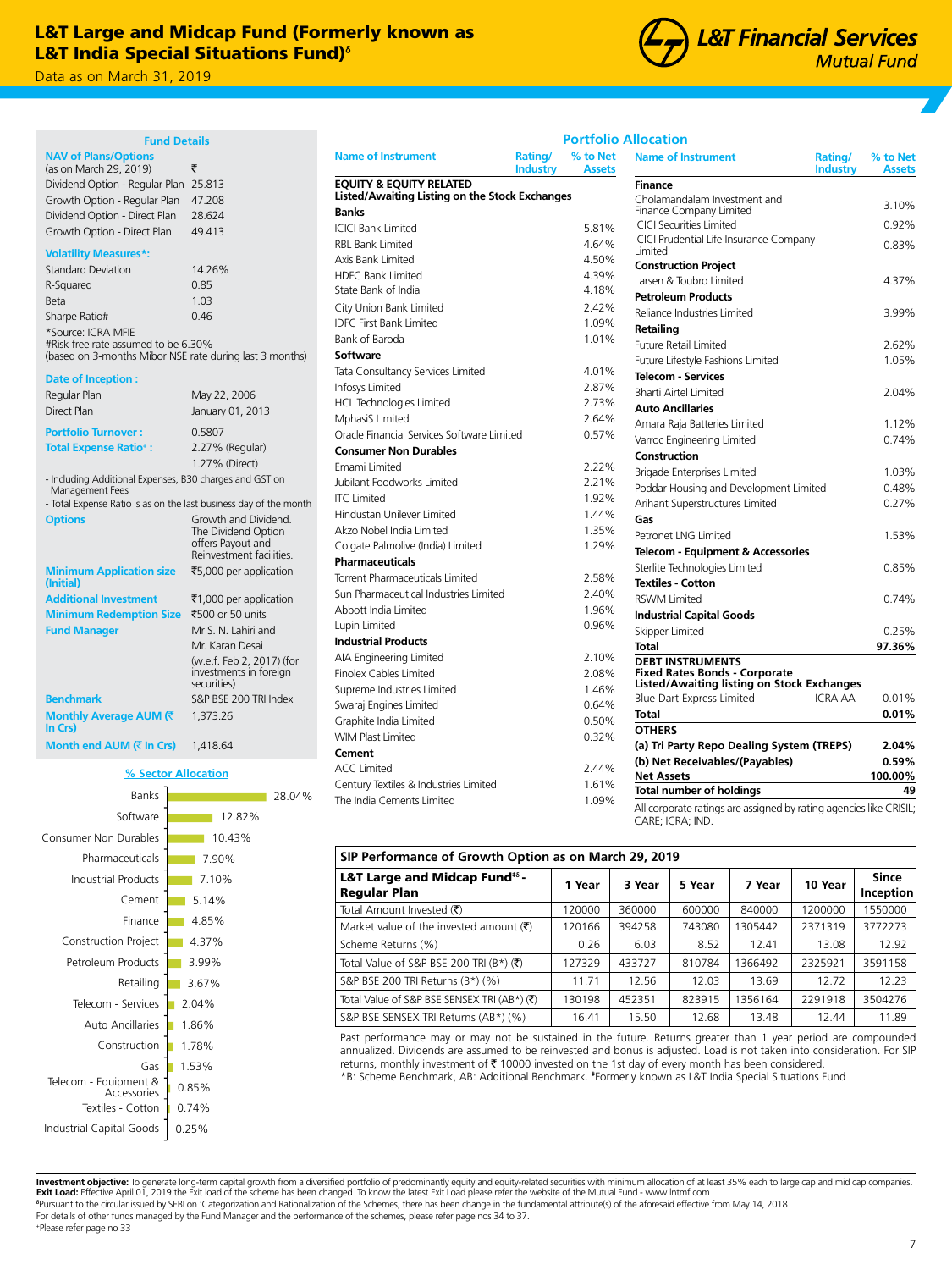# L&T Large and Midcap Fund (Formerly known as L&T India Special Situations Fund)[δ]

Data as on March 31, 2019

## Fund Details

**NAV of Plans/Options** (as on March 29, 2019) ₹

| | |
|---|---|
| Dividend Option - Regular Plan | 25.813 |
| Growth Option - Regular Plan | 47.208 |
| Dividend Option - Direct Plan | 28.624 |
| Growth Option - Direct Plan | 49.413 |

**Volatility Measures*:**

| | |
|---|---|
| Standard Deviation | 14.26% |
| R-Squared | 0.85 |
| Beta | 1.03 |
| Sharpe Ratio# | 0.46 |

*Source: ICRA MFIE
#Risk free rate assumed to be 6.30% (based on 3-months Mibor NSE rate during last 3 months)

**Date of Inception :**

| | |
|---|---|
| Regular Plan | May 22, 2006 |
| Direct Plan | January 01, 2013 |

**Portfolio Turnover :** 0.5807

**Total Expense Ratio+ :** 2.27% (Regular), 1.27% (Direct)

- Including Additional Expenses, B30 charges and GST on Management Fees
- Total Expense Ratio is as on the last business day of the month

**Options:** Growth and Dividend. The Dividend Option offers Payout and Reinvestment facilities.

**Minimum Application size (Initial):** ₹5,000 per application

**Additional Investment:** ₹1,000 per application

**Minimum Redemption Size:** ₹500 or 50 units

**Fund Manager:** Mr S. N. Lahiri and Mr. Karan Desai (w.e.f. Feb 2, 2017) (for investments in foreign securities)

**Benchmark:** S&P BSE 200 TRI Index

**Monthly Average AUM (₹ In Crs):** 1,373.26

**Month end AUM (₹ In Crs):** 1,418.64

## % Sector Allocation

| Sector | % |
|---|---|
| Banks | 28.04% |
| Software | 12.82% |
| Consumer Non Durables | 10.43% |
| Pharmaceuticals | 7.90% |
| Industrial Products | 7.10% |
| Cement | 5.14% |
| Finance | 4.85% |
| Construction Project | 4.37% |
| Petroleum Products | 3.99% |
| Retailing | 3.67% |
| Telecom - Services | 2.04% |
| Auto Ancillaries | 1.86% |
| Construction | 1.78% |
| Gas | 1.53% |
| Telecom - Equipment & Accessories | 0.85% |
| Textiles - Cotton | 0.74% |
| Industrial Capital Goods | 0.25% |

## Portfolio Allocation

| Name of Instrument | Rating/ Industry | % to Net Assets |
|---|---|---|
| **EQUITY & EQUITY RELATED** | | |
| **Listed/Awaiting Listing on the Stock Exchanges** | | |
| **Banks** | | |
| ICICI Bank Limited | | 5.81% |
| RBL Bank Limited | | 4.64% |
| Axis Bank Limited | | 4.50% |
| HDFC Bank Limited | | 4.39% |
| State Bank of India | | 4.18% |
| City Union Bank Limited | | 2.42% |
| IDFC First Bank Limited | | 1.09% |
| Bank of Baroda | | 1.01% |
| **Software** | | |
| Tata Consultancy Services Limited | | 4.01% |
| Infosys Limited | | 2.87% |
| HCL Technologies Limited | | 2.73% |
| MphasiS Limited | | 2.64% |
| Oracle Financial Services Software Limited | | 0.57% |
| **Consumer Non Durables** | | |
| Emami Limited | | 2.22% |
| Jubilant Foodworks Limited | | 2.21% |
| ITC Limited | | 1.92% |
| Hindustan Unilever Limited | | 1.44% |
| Akzo Nobel India Limited | | 1.35% |
| Colgate Palmolive (India) Limited | | 1.29% |
| **Pharmaceuticals** | | |
| Torrent Pharmaceuticals Limited | | 2.58% |
| Sun Pharmaceutical Industries Limited | | 2.40% |
| Abbott India Limited | | 1.96% |
| Lupin Limited | | 0.96% |
| **Industrial Products** | | |
| AIA Engineering Limited | | 2.10% |
| Finolex Cables Limited | | 2.08% |
| Supreme Industries Limited | | 1.46% |
| Swaraj Engines Limited | | 0.64% |
| Graphite India Limited | | 0.50% |
| WIM Plast Limited | | 0.32% |
| **Cement** | | |
| ACC Limited | | 2.44% |
| Century Textiles & Industries Limited | | 1.61% |
| The India Cements Limited | | 1.09% |
| **Finance** | | |
| Cholamandalam Investment and Finance Company Limited | | 3.10% |
| ICICI Securities Limited | | 0.92% |
| ICICI Prudential Life Insurance Company Limited | | 0.83% |
| **Construction Project** | | |
| Larsen & Toubro Limited | | 4.37% |
| **Petroleum Products** | | |
| Reliance Industries Limited | | 3.99% |
| **Retailing** | | |
| Future Retail Limited | | 2.62% |
| Future Lifestyle Fashions Limited | | 1.05% |
| **Telecom - Services** | | |
| Bharti Airtel Limited | | 2.04% |
| **Auto Ancillaries** | | |
| Amara Raja Batteries Limited | | 1.12% |
| Varroc Engineering Limited | | 0.74% |
| **Construction** | | |
| Brigade Enterprises Limited | | 1.03% |
| Poddar Housing and Development Limited | | 0.48% |
| Arihant Superstructures Limited | | 0.27% |
| **Gas** | | |
| Petronet LNG Limited | | 1.53% |
| **Telecom - Equipment & Accessories** | | |
| Sterlite Technologies Limited | | 0.85% |
| **Textiles - Cotton** | | |
| RSWM Limited | | 0.74% |
| **Industrial Capital Goods** | | |
| Skipper Limited | | 0.25% |
| **Total** | | **97.36%** |
| **DEBT INSTRUMENTS** | | |
| **Fixed Rates Bonds - Corporate** | | |
| **Listed/Awaiting listing on Stock Exchanges** | | |
| Blue Dart Express Limited | ICRA AA | 0.01% |
| **Total** | | **0.01%** |
| **OTHERS** | | |
| **(a) Tri Party Repo Dealing System (TREPS)** | | **2.04%** |
| **(b) Net Receivables/(Payables)** | | **0.59%** |
| **Net Assets** | | **100.00%** |
| **Total number of holdings** | | **49** |

All corporate ratings are assigned by rating agencies like CRISIL; CARE; ICRA; IND.

## SIP Performance of Growth Option as on March 29, 2019

| L&T Large and Midcap Fund[‡δ] - Regular Plan | 1 Year | 3 Year | 5 Year | 7 Year | 10 Year | Since Inception |
|---|---|---|---|---|---|---|
| Total Amount Invested (₹) | 120000 | 360000 | 600000 | 840000 | 1200000 | 1550000 |
| Market value of the invested amount (₹) | 120166 | 394258 | 743080 | 1305442 | 2371319 | 3772273 |
| Scheme Returns (%) | 0.26 | 6.03 | 8.52 | 12.41 | 13.08 | 12.92 |
| Total Value of S&P BSE 200 TRI (B*) (₹) | 127329 | 433727 | 810784 | 1366492 | 2325921 | 3591158 |
| S&P BSE 200 TRI Returns (B*) (%) | 11.71 | 12.56 | 12.03 | 13.69 | 12.72 | 12.23 |
| Total Value of S&P BSE SENSEX TRI (AB*) (₹) | 130198 | 452351 | 823915 | 1356164 | 2291918 | 3504276 |
| S&P BSE SENSEX TRI Returns (AB*) (%) | 16.41 | 15.50 | 12.68 | 13.48 | 12.44 | 11.89 |

Past performance may or may not be sustained in the future. Returns greater than 1 year period are compounded annualized. Dividends are assumed to be reinvested and bonus is adjusted. Load is not taken into consideration. For SIP returns, monthly investment of ₹ 10000 invested on the 1st day of every month has been considered.
*B: Scheme Benchmark, AB: Additional Benchmark. ‡Formerly known as L&T India Special Situations Fund

**Investment objective:** To generate long-term capital growth from a diversified portfolio of predominantly equity and equity-related securities with minimum allocation of at least 35% each to large cap and mid cap companies.
**Exit Load:** Effective April 01, 2019 the Exit load of the scheme has been changed. To know the latest Exit Load please refer the website of the Mutual Fund - www.lntmf.com.
δPursuant to the circular issued by SEBI on 'Categorization and Rationalization of the Schemes, there has been change in the fundamental attribute(s) of the aforesaid effective from May 14, 2018.
For details of other funds managed by the Fund Manager and the performance of the schemes, please refer page nos 34 to 37.
+Please refer page no 33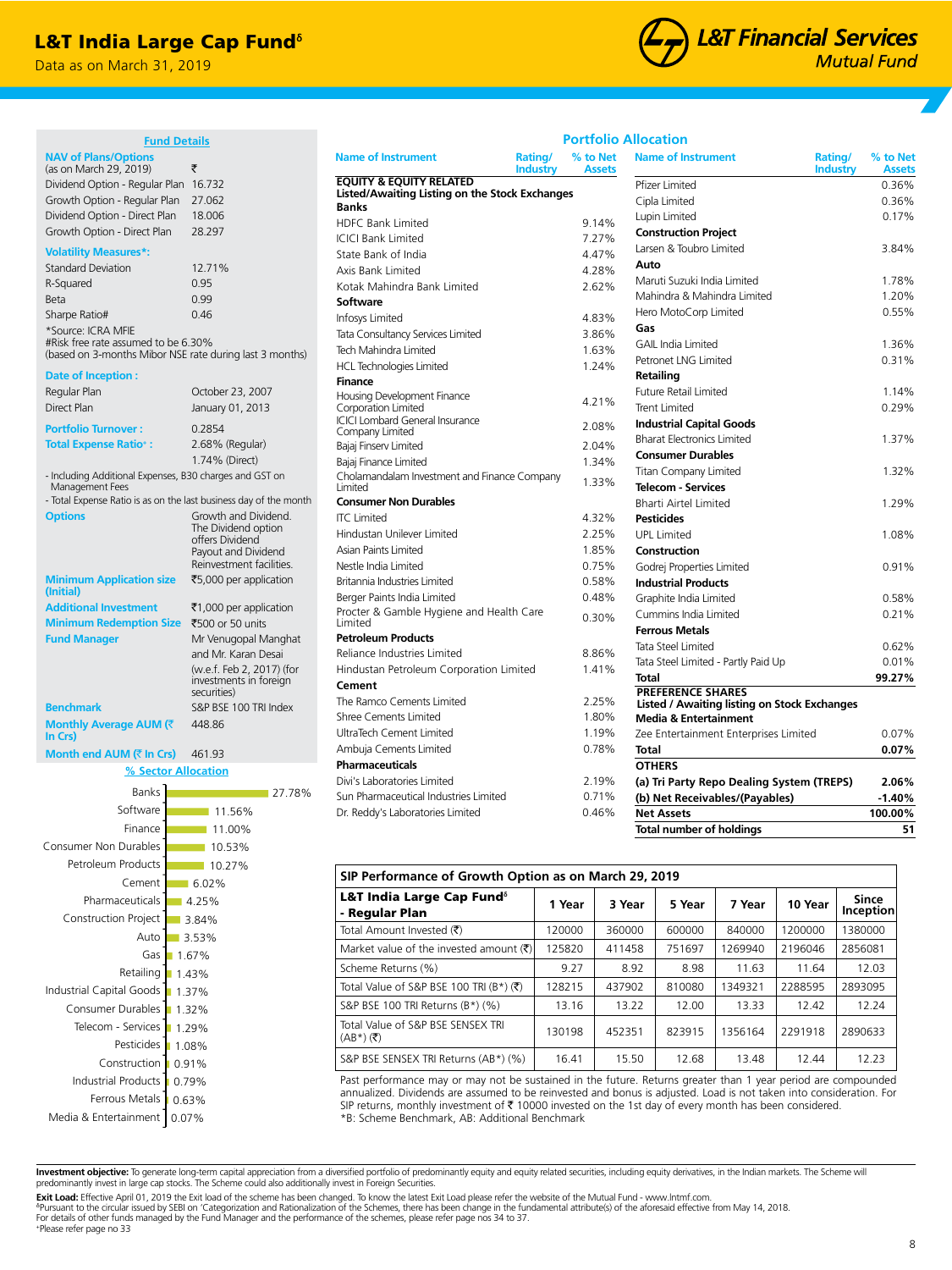# L&T India Large Cap Fund[δ]

Data as on March 31, 2019

L&T Financial Services Mutual Fund

## Fund Details

| NAV of Plans/Options (as on March 29, 2019) | ₹ |
|---|---|
| Dividend Option - Regular Plan | 16.732 |
| Growth Option - Regular Plan | 27.062 |
| Dividend Option - Direct Plan | 18.006 |
| Growth Option - Direct Plan | 28.297 |

**Volatility Measures*:**

| | |
|---|---|
| Standard Deviation | 12.71% |
| R-Squared | 0.95 |
| Beta | 0.99 |
| Sharpe Ratio# | 0.46 |

*Source: ICRA MFIE
#Risk free rate assumed to be 6.30% (based on 3-months Mibor NSE rate during last 3 months)

**Date of Inception :**

| | |
|---|---|
| Regular Plan | October 23, 2007 |
| Direct Plan | January 01, 2013 |

**Portfolio Turnover :** 0.2854

**Total Expense Ratio+ :** 2.68% (Regular), 1.74% (Direct)

- Including Additional Expenses, B30 charges and GST on Management Fees
- Total Expense Ratio is as on the last business day of the month

**Options:** Growth and Dividend. The Dividend option offers Dividend Payout and Dividend Reinvestment facilities.

**Minimum Application size (Initial):** ₹5,000 per application

**Additional Investment:** ₹1,000 per application

**Minimum Redemption Size:** ₹500 or 50 units

**Fund Manager:** Mr Venugopal Manghat and Mr. Karan Desai (w.e.f. Feb 2, 2017) (for investments in foreign securities)

**Benchmark:** S&P BSE 100 TRI Index

**Monthly Average AUM (₹ In Crs):** 448.86

**Month end AUM (₹ In Crs):** 461.93

## % Sector Allocation

| Sector | % |
|---|---|
| Banks | 27.78% |
| Software | 11.56% |
| Finance | 11.00% |
| Consumer Non Durables | 10.53% |
| Petroleum Products | 10.27% |
| Cement | 6.02% |
| Pharmaceuticals | 4.25% |
| Construction Project | 3.84% |
| Auto | 3.53% |
| Gas | 1.67% |
| Retailing | 1.43% |
| Industrial Capital Goods | 1.37% |
| Consumer Durables | 1.32% |
| Telecom - Services | 1.29% |
| Pesticides | 1.08% |
| Construction | 0.91% |
| Industrial Products | 0.79% |
| Ferrous Metals | 0.63% |
| Media & Entertainment | 0.07% |

## Portfolio Allocation

| Name of Instrument | Rating/Industry | % to Net Assets |
|---|---|---|
| **EQUITY & EQUITY RELATED** | | |
| **Listed/Awaiting Listing on the Stock Exchanges** | | |
| **Banks** | | |
| HDFC Bank Limited | | 9.14% |
| ICICI Bank Limited | | 7.27% |
| State Bank of India | | 4.47% |
| Axis Bank Limited | | 4.28% |
| Kotak Mahindra Bank Limited | | 2.62% |
| **Software** | | |
| Infosys Limited | | 4.83% |
| Tata Consultancy Services Limited | | 3.86% |
| Tech Mahindra Limited | | 1.63% |
| HCL Technologies Limited | | 1.24% |
| **Finance** | | |
| Housing Development Finance Corporation Limited | | 4.21% |
| ICICI Lombard General Insurance Company Limited | | 2.08% |
| Bajaj Finserv Limited | | 2.04% |
| Bajaj Finance Limited | | 1.34% |
| Cholamandalam Investment and Finance Company Limited | | 1.33% |
| **Consumer Non Durables** | | |
| ITC Limited | | 4.32% |
| Hindustan Unilever Limited | | 2.25% |
| Asian Paints Limited | | 1.85% |
| Nestle India Limited | | 0.75% |
| Britannia Industries Limited | | 0.58% |
| Berger Paints India Limited | | 0.48% |
| Procter & Gamble Hygiene and Health Care Limited | | 0.30% |
| **Petroleum Products** | | |
| Reliance Industries Limited | | 8.86% |
| Hindustan Petroleum Corporation Limited | | 1.41% |
| **Cement** | | |
| The Ramco Cements Limited | | 2.25% |
| Shree Cements Limited | | 1.80% |
| UltraTech Cement Limited | | 1.19% |
| Ambuja Cements Limited | | 0.78% |
| **Pharmaceuticals** | | |
| Divi's Laboratories Limited | | 2.19% |
| Sun Pharmaceutical Industries Limited | | 0.71% |
| Dr. Reddy's Laboratories Limited | | 0.46% |
| Pfizer Limited | | 0.36% |
| Cipla Limited | | 0.36% |
| Lupin Limited | | 0.17% |
| **Construction Project** | | |
| Larsen & Toubro Limited | | 3.84% |
| **Auto** | | |
| Maruti Suzuki India Limited | | 1.78% |
| Mahindra & Mahindra Limited | | 1.20% |
| Hero MotoCorp Limited | | 0.55% |
| **Gas** | | |
| GAIL India Limited | | 1.36% |
| Petronet LNG Limited | | 0.31% |
| **Retailing** | | |
| Future Retail Limited | | 1.14% |
| Trent Limited | | 0.29% |
| **Industrial Capital Goods** | | |
| Bharat Electronics Limited | | 1.37% |
| **Consumer Durables** | | |
| Titan Company Limited | | 1.32% |
| **Telecom - Services** | | |
| Bharti Airtel Limited | | 1.29% |
| **Pesticides** | | |
| UPL Limited | | 1.08% |
| **Construction** | | |
| Godrej Properties Limited | | 0.91% |
| **Industrial Products** | | |
| Graphite India Limited | | 0.58% |
| Cummins India Limited | | 0.21% |
| **Ferrous Metals** | | |
| Tata Steel Limited | | 0.62% |
| Tata Steel Limited - Partly Paid Up | | 0.01% |
| **Total** | | **99.27%** |
| **PREFERENCE SHARES** | | |
| **Listed / Awaiting listing on Stock Exchanges** | | |
| **Media & Entertainment** | | |
| Zee Entertainment Enterprises Limited | | 0.07% |
| **Total** | | **0.07%** |
| **OTHERS** | | |
| **(a) Tri Party Repo Dealing System (TREPS)** | | **2.06%** |
| **(b) Net Receivables/(Payables)** | | **-1.40%** |
| **Net Assets** | | **100.00%** |
| **Total number of holdings** | | **51** |

## SIP Performance of Growth Option as on March 29, 2019

| L&T India Large Cap Fund[δ] - Regular Plan | 1 Year | 3 Year | 5 Year | 7 Year | 10 Year | Since Inception |
|---|---|---|---|---|---|---|
| Total Amount Invested (₹) | 120000 | 360000 | 600000 | 840000 | 1200000 | 1380000 |
| Market value of the invested amount (₹) | 125820 | 411458 | 751697 | 1269940 | 2196046 | 2856081 |
| Scheme Returns (%) | 9.27 | 8.92 | 8.98 | 11.63 | 11.64 | 12.03 |
| Total Value of S&P BSE 100 TRI (B*) (₹) | 128215 | 437902 | 810080 | 1349321 | 2288595 | 2893095 |
| S&P BSE 100 TRI Returns (B*) (%) | 13.16 | 13.22 | 12.00 | 13.33 | 12.42 | 12.24 |
| Total Value of S&P BSE SENSEX TRI (AB*) (₹) | 130198 | 452351 | 823915 | 1356164 | 2291918 | 2890633 |
| S&P BSE SENSEX TRI Returns (AB*) (%) | 16.41 | 15.50 | 12.68 | 13.48 | 12.44 | 12.23 |

Past performance may or may not be sustained in the future. Returns greater than 1 year period are compounded annualized. Dividends are assumed to be reinvested and bonus is adjusted. Load is not taken into consideration. For SIP returns, monthly investment of ₹ 10000 invested on the 1st day of every month has been considered.
*B: Scheme Benchmark, AB: Additional Benchmark

**Investment objective:** To generate long-term capital appreciation from a diversified portfolio of predominantly equity and equity related securities, including equity derivatives, in the Indian markets. The Scheme will predominantly invest in large cap stocks. The Scheme could also additionally invest in Foreign Securities.

**Exit Load:** Effective April 01, 2019 the Exit load of the scheme has been changed. To know the latest Exit Load please refer the website of the Mutual Fund - www.lntmf.com.
δPursuant to the circular issued by SEBI on 'Categorization and Rationalization of the Schemes, there has been change in the fundamental attribute(s) of the aforesaid effective from May 14, 2018.
For details of other funds managed by the Fund Manager and the performance of the schemes, please refer page nos 34 to 37.
+Please refer page no 33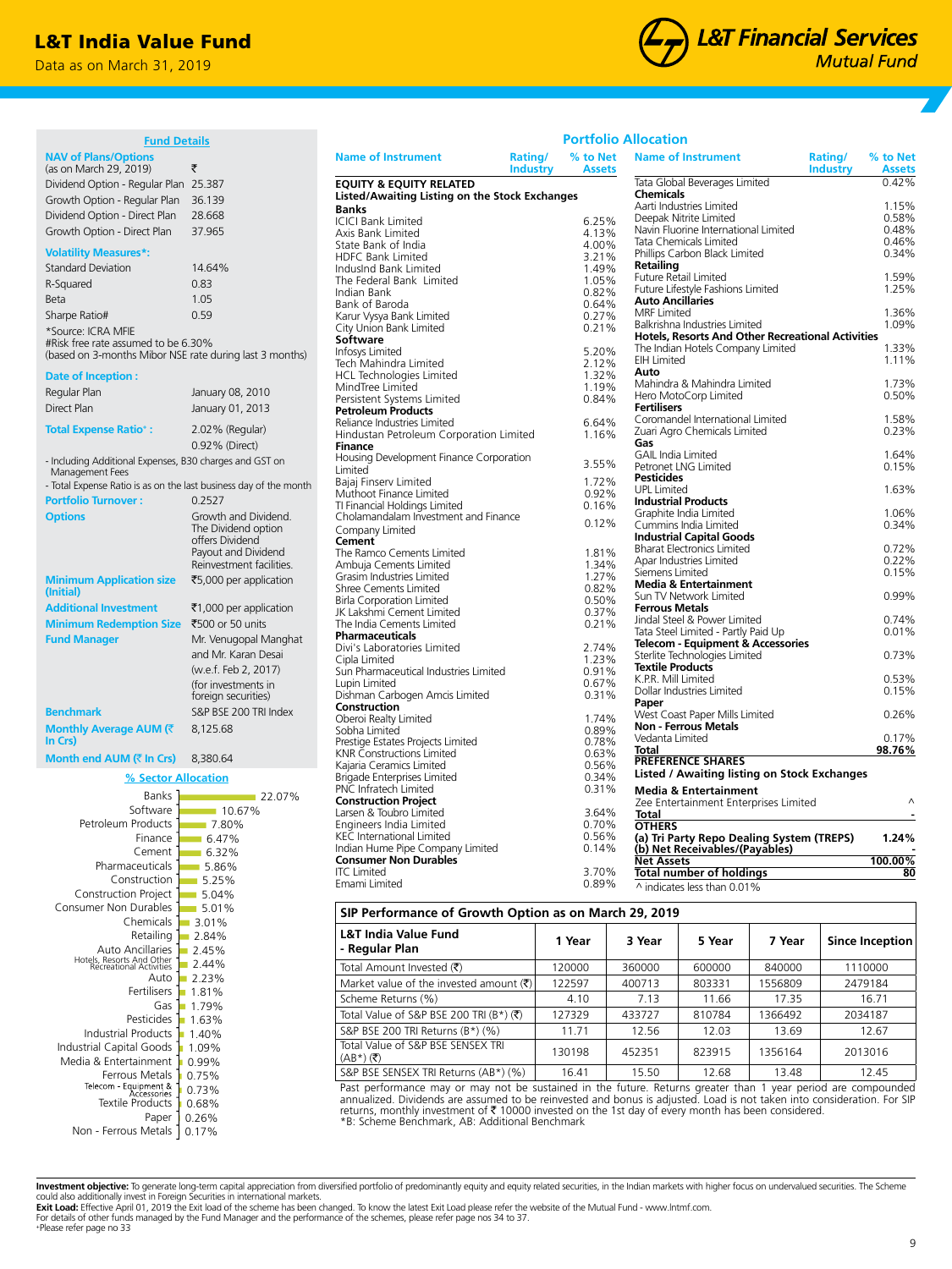# L&T India Value Fund

Data as on March 31, 2019

L&T Financial Services Mutual Fund

## Fund Details

**NAV of Plans/Options** (as on March 29, 2019) ₹

| | |
|---|---|
| Dividend Option - Regular Plan | 25.387 |
| Growth Option - Regular Plan | 36.139 |
| Dividend Option - Direct Plan | 28.668 |
| Growth Option - Direct Plan | 37.965 |

**Volatility Measures*:**

| | |
|---|---|
| Standard Deviation | 14.64% |
| R-Squared | 0.83 |
| Beta | 1.05 |
| Sharpe Ratio# | 0.59 |

*Source: ICRA MFIE
#Risk free rate assumed to be 6.30% (based on 3-months Mibor NSE rate during last 3 months)

**Date of Inception :**

| | |
|---|---|
| Regular Plan | January 08, 2010 |
| Direct Plan | January 01, 2013 |

**Total Expense Ratio+ :** 2.02% (Regular) 0.92% (Direct)

- Including Additional Expenses, B30 charges and GST on Management Fees
- Total Expense Ratio is as on the last business day of the month

**Portfolio Turnover :** 0.2527

**Options:** Growth and Dividend. The Dividend option offers Dividend Payout and Dividend Reinvestment facilities.

**Minimum Application size (Initial):** ₹5,000 per application

**Additional Investment:** ₹1,000 per application

**Minimum Redemption Size:** ₹500 or 50 units

**Fund Manager:** Mr. Venugopal Manghat and Mr. Karan Desai (w.e.f. Feb 2, 2017) (for investments in foreign securities)

**Benchmark:** S&P BSE 200 TRI Index

**Monthly Average AUM (₹ In Crs):** 8,125.68

**Month end AUM (₹ In Crs):** 8,380.64

## % Sector Allocation

| Sector | % |
|---|---|
| Banks | 22.07% |
| Software | 10.67% |
| Petroleum Products | 7.80% |
| Finance | 6.47% |
| Cement | 6.32% |
| Pharmaceuticals | 5.86% |
| Construction | 5.25% |
| Construction Project | 5.04% |
| Consumer Non Durables | 5.01% |
| Chemicals | 3.01% |
| Retailing | 2.84% |
| Auto Ancillaries | 2.45% |
| Hotels, Resorts And Other Recreational Activities | 2.44% |
| Auto | 2.23% |
| Fertilisers | 1.81% |
| Gas | 1.79% |
| Pesticides | 1.63% |
| Industrial Products | 1.40% |
| Industrial Capital Goods | 1.09% |
| Media & Entertainment | 0.99% |
| Ferrous Metals | 0.75% |
| Telecom - Equipment & Accessories | 0.73% |
| Textile Products | 0.68% |
| Paper | 0.26% |
| Non - Ferrous Metals | 0.17% |

## Portfolio Allocation

| Name of Instrument | Rating/ Industry | % to Net Assets |
|---|---|---|
| **EQUITY & EQUITY RELATED** | | |
| **Listed/Awaiting Listing on the Stock Exchanges** | | |
| **Banks** | | |
| ICICI Bank Limited | | 6.25% |
| Axis Bank Limited | | 4.13% |
| State Bank of India | | 4.00% |
| HDFC Bank Limited | | 3.21% |
| IndusInd Bank Limited | | 1.49% |
| The Federal Bank Limited | | 1.05% |
| Indian Bank | | 0.82% |
| Bank of Baroda | | 0.64% |
| Karur Vysya Bank Limited | | 0.27% |
| City Union Bank Limited | | 0.21% |
| **Software** | | |
| Infosys Limited | | 5.20% |
| Tech Mahindra Limited | | 2.12% |
| HCL Technologies Limited | | 1.32% |
| MindTree Limited | | 1.19% |
| Persistent Systems Limited | | 0.84% |
| **Petroleum Products** | | |
| Reliance Industries Limited | | 6.64% |
| Hindustan Petroleum Corporation Limited | | 1.16% |
| **Finance** | | |
| Housing Development Finance Corporation Limited | | 3.55% |
| Bajaj Finserv Limited | | 1.72% |
| Muthoot Finance Limited | | 0.92% |
| TI Financial Holdings Limited | | 0.16% |
| Cholamandalam Investment and Finance Company Limited | | 0.12% |
| **Cement** | | |
| The Ramco Cements Limited | | 1.81% |
| Ambuja Cements Limited | | 1.34% |
| Grasim Industries Limited | | 1.27% |
| Shree Cements Limited | | 0.82% |
| Birla Corporation Limited | | 0.50% |
| JK Lakshmi Cement Limited | | 0.37% |
| The India Cements Limited | | 0.21% |
| **Pharmaceuticals** | | |
| Divi's Laboratories Limited | | 2.74% |
| Cipla Limited | | 1.23% |
| Sun Pharmaceutical Industries Limited | | 0.91% |
| Lupin Limited | | 0.67% |
| Dishman Carbogen Amcis Limited | | 0.31% |
| **Construction** | | |
| Oberoi Realty Limited | | 1.74% |
| Sobha Limited | | 0.89% |
| Prestige Estates Projects Limited | | 0.78% |
| KNR Constructions Limited | | 0.63% |
| Kajaria Ceramics Limited | | 0.56% |
| Brigade Enterprises Limited | | 0.34% |
| PNC Infratech Limited | | 0.31% |
| **Construction Project** | | |
| Larsen & Toubro Limited | | 3.64% |
| Engineers India Limited | | 0.70% |
| KEC International Limited | | 0.56% |
| Indian Hume Pipe Company Limited | | 0.14% |
| **Consumer Non Durables** | | |
| ITC Limited | | 3.70% |
| Emami Limited | | 0.89% |
| Tata Global Beverages Limited | | 0.42% |
| **Chemicals** | | |
| Aarti Industries Limited | | 1.15% |
| Deepak Nitrite Limited | | 0.58% |
| Navin Fluorine International Limited | | 0.48% |
| Tata Chemicals Limited | | 0.46% |
| Phillips Carbon Black Limited | | 0.34% |
| **Retailing** | | |
| Future Retail Limited | | 1.59% |
| Future Lifestyle Fashions Limited | | 1.25% |
| **Auto Ancillaries** | | |
| MRF Limited | | 1.36% |
| Balkrishna Industries Limited | | 1.09% |
| **Hotels, Resorts And Other Recreational Activities** | | |
| The Indian Hotels Company Limited | | 1.33% |
| EIH Limited | | 1.11% |
| **Auto** | | |
| Mahindra & Mahindra Limited | | 1.73% |
| Hero MotoCorp Limited | | 0.50% |
| **Fertilisers** | | |
| Coromandel International Limited | | 1.58% |
| Zuari Agro Chemicals Limited | | 0.23% |
| **Gas** | | |
| GAIL India Limited | | 1.64% |
| Petronet LNG Limited | | 0.15% |
| **Pesticides** | | |
| UPL Limited | | 1.63% |
| **Industrial Products** | | |
| Graphite India Limited | | 1.06% |
| Cummins India Limited | | 0.34% |
| **Industrial Capital Goods** | | |
| Bharat Electronics Limited | | 0.72% |
| Apar Industries Limited | | 0.22% |
| Siemens Limited | | 0.15% |
| **Media & Entertainment** | | |
| Sun TV Network Limited | | 0.99% |
| **Ferrous Metals** | | |
| Jindal Steel & Power Limited | | 0.74% |
| Tata Steel Limited - Partly Paid Up | | 0.01% |
| **Telecom - Equipment & Accessories** | | |
| Sterlite Technologies Limited | | 0.73% |
| **Textile Products** | | |
| K.P.R. Mill Limited | | 0.53% |
| Dollar Industries Limited | | 0.15% |
| **Paper** | | |
| West Coast Paper Mills Limited | | 0.26% |
| **Non - Ferrous Metals** | | |
| Vedanta Limited | | 0.17% |
| **Total** | | **98.76%** |
| **PREFERENCE SHARES** | | |
| **Listed / Awaiting listing on Stock Exchanges** | | |
| **Media & Entertainment** | | |
| Zee Entertainment Enterprises Limited | | ^ |
| **Total** | | - |
| **OTHERS** | | |
| **(a) Tri Party Repo Dealing System (TREPS)** | | **1.24%** |
| **(b) Net Receivables/(Payables)** | | - |
| **Net Assets** | | **100.00%** |
| **Total number of holdings** | | **80** |

^ indicates less than 0.01%

## SIP Performance of Growth Option as on March 29, 2019

| L&T India Value Fund - Regular Plan | 1 Year | 3 Year | 5 Year | 7 Year | Since Inception |
|---|---|---|---|---|---|
| Total Amount Invested (₹) | 120000 | 360000 | 600000 | 840000 | 1110000 |
| Market value of the invested amount (₹) | 122597 | 400713 | 803331 | 1556809 | 2479184 |
| Scheme Returns (%) | 4.10 | 7.13 | 11.66 | 17.35 | 16.71 |
| Total Value of S&P BSE 200 TRI (B*) (₹) | 127329 | 433727 | 810784 | 1366492 | 2034187 |
| S&P BSE 200 TRI Returns (B*) (%) | 11.71 | 12.56 | 12.03 | 13.69 | 12.67 |
| Total Value of S&P BSE SENSEX TRI (AB*) (₹) | 130198 | 452351 | 823915 | 1356164 | 2013016 |
| S&P BSE SENSEX TRI Returns (AB*) (%) | 16.41 | 15.50 | 12.68 | 13.48 | 12.45 |

Past performance may or may not be sustained in the future. Returns greater than 1 year period are compounded annualized. Dividends are assumed to be reinvested and bonus is adjusted. Load is not taken into consideration. For SIP returns, monthly investment of ₹ 10000 invested on the 1st day of every month has been considered.
*B: Scheme Benchmark, AB: Additional Benchmark

**Investment objective:** To generate long-term capital appreciation from diversified portfolio of predominantly equity and equity related securities, in the Indian markets with higher focus on undervalued securities. The Scheme could also additionally invest in Foreign Securities in international markets.
**Exit Load:** Effective April 01, 2019 the Exit load of the scheme has been changed. To know the latest Exit Load please refer the website of the Mutual Fund - www.lntmf.com.
For details of other funds managed by the Fund Manager and the performance of the schemes, please refer page nos 34 to 37.
+Please refer page no 33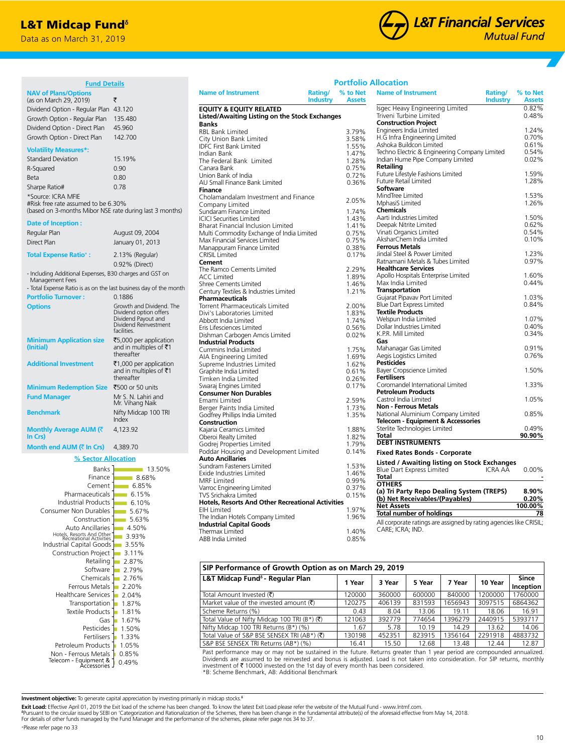# L&T Midcap Fund[δ]

Data as on March 31, 2019

## Fund Details

**NAV of Plans/Options**
(as on March 29, 2019) ₹

| | |
|---|---|
| Dividend Option - Regular Plan | 43.120 |
| Growth Option - Regular Plan | 135.480 |
| Dividend Option - Direct Plan | 45.960 |
| Growth Option - Direct Plan | 142.700 |

**Volatility Measures*:**

| | |
|---|---|
| Standard Deviation | 15.19% |
| R-Squared | 0.90 |
| Beta | 0.80 |
| Sharpe Ratio# | 0.78 |

*Source: ICRA MFIE
#Risk free rate assumed to be 6.30% (based on 3-months Mibor NSE rate during last 3 months)

**Date of Inception :**

| | |
|---|---|
| Regular Plan | August 09, 2004 |
| Direct Plan | January 01, 2013 |

**Total Expense Ratio+ :** 2.13% (Regular)
0.92% (Direct)

- Including Additional Expenses, B30 charges and GST on Management Fees
- Total Expense Ratio is as on the last business day of the month

**Portfolio Turnover :** 0.1886

**Options:** Growth and Dividend. The Dividend option offers Dividend Payout and Dividend Reinvestment facilities.

**Minimum Application size (Initial):** ₹5,000 per application and in multiples of ₹1 thereafter

**Additional Investment:** ₹1,000 per application and in multiples of ₹1 thereafter

**Minimum Redemption Size:** ₹500 or 50 units

**Fund Manager:** Mr S. N. Lahiri and Mr. Vihang Naik

**Benchmark:** Nifty Midcap 100 TRI Index

**Monthly Average AUM (₹ In Crs):** 4,123.92

**Month end AUM (₹ In Crs):** 4,389.70

## % Sector Allocation

| Sector | % |
|---|---|
| Banks | 13.50% |
| Finance | 8.68% |
| Cement | 6.85% |
| Pharmaceuticals | 6.15% |
| Industrial Products | 6.10% |
| Consumer Non Durables | 5.67% |
| Construction | 5.63% |
| Auto Ancillaries | 4.50% |
| Hotels, Resorts And Other Recreational Activities | 3.93% |
| Industrial Capital Goods | 3.55% |
| Construction Project | 3.11% |
| Retailing | 2.87% |
| Software | 2.79% |
| Chemicals | 2.76% |
| Ferrous Metals | 2.20% |
| Healthcare Services | 2.04% |
| Transportation | 1.87% |
| Textile Products | 1.81% |
| Gas | 1.67% |
| Pesticides | 1.50% |
| Fertilisers | 1.33% |
| Petroleum Products | 1.05% |
| Non - Ferrous Metals | 0.85% |
| Telecom - Equipment & Accessories | 0.49% |

## Portfolio Allocation

| Name of Instrument | Rating/ Industry | % to Net Assets |
|---|---|---|
| **EQUITY & EQUITY RELATED** | | |
| **Listed/Awaiting Listing on the Stock Exchanges** | | |
| **Banks** | | |
| RBL Bank Limited | | 3.79% |
| City Union Bank Limited | | 3.58% |
| IDFC First Bank Limited | | 1.55% |
| Indian Bank | | 1.47% |
| The Federal Bank Limited | | 1.28% |
| Canara Bank | | 0.75% |
| Union Bank of India | | 0.72% |
| AU Small Finance Bank Limited | | 0.36% |
| **Finance** | | |
| Cholamandalam Investment and Finance Company Limited | | 2.05% |
| Sundaram Finance Limited | | 1.74% |
| ICICI Securities Limited | | 1.43% |
| Bharat Financial Inclusion Limited | | 1.41% |
| Multi Commodity Exchange of India Limited | | 0.75% |
| Max Financial Services Limited | | 0.75% |
| Manappuram Finance Limited | | 0.38% |
| CRISIL Limited | | 0.17% |
| **Cement** | | |
| The Ramco Cements Limited | | 2.29% |
| ACC Limited | | 1.89% |
| Shree Cements Limited | | 1.46% |
| Century Textiles & Industries Limited | | 1.21% |
| **Pharmaceuticals** | | |
| Torrent Pharmaceuticals Limited | | 2.00% |
| Divi's Laboratories Limited | | 1.83% |
| Abbott India Limited | | 1.74% |
| Eris Lifesciences Limited | | 0.56% |
| Dishman Carbogen Amcis Limited | | 0.02% |
| **Industrial Products** | | |
| Cummins India Limited | | 1.75% |
| AIA Engineering Limited | | 1.69% |
| Supreme Industries Limited | | 1.62% |
| Graphite India Limited | | 0.61% |
| Timken India Limited | | 0.26% |
| Swaraj Engines Limited | | 0.17% |
| **Consumer Non Durables** | | |
| Emami Limited | | 2.59% |
| Berger Paints India Limited | | 1.73% |
| Godfrey Phillips India Limited | | 1.35% |
| **Construction** | | |
| Kajaria Ceramics Limited | | 1.88% |
| Oberoi Realty Limited | | 1.82% |
| Godrej Properties Limited | | 1.79% |
| Poddar Housing and Development Limited | | 0.14% |
| **Auto Ancillaries** | | |
| Sundram Fasteners Limited | | 1.53% |
| Exide Industries Limited | | 1.46% |
| MRF Limited | | 0.99% |
| Varroc Engineering Limited | | 0.37% |
| TVS Srichakra Limited | | 0.15% |
| **Hotels, Resorts And Other Recreational Activities** | | |
| EIH Limited | | 1.97% |
| The Indian Hotels Company Limited | | 1.96% |
| **Industrial Capital Goods** | | |
| Thermax Limited | | 1.40% |
| ABB India Limited | | 0.85% |
| Isgec Heavy Engineering Limited | | 0.82% |
| Triveni Turbine Limited | | 0.48% |
| **Construction Project** | | |
| Engineers India Limited | | 1.24% |
| H.G Infra Engineering Limited | | 0.70% |
| Ashoka Buildcon Limited | | 0.61% |
| Techno Electric & Engineering Company Limited | | 0.54% |
| Indian Hume Pipe Company Limited | | 0.02% |
| **Retailing** | | |
| Future Lifestyle Fashions Limited | | 1.59% |
| Future Retail Limited | | 1.28% |
| **Software** | | |
| MindTree Limited | | 1.53% |
| MphasiS Limited | | 1.26% |
| **Chemicals** | | |
| Aarti Industries Limited | | 1.50% |
| Deepak Nitrite Limited | | 0.62% |
| Vinati Organics Limited | | 0.54% |
| AksharChem India Limited | | 0.10% |
| **Ferrous Metals** | | |
| Jindal Steel & Power Limited | | 1.23% |
| Ratnamani Metals & Tubes Limited | | 0.97% |
| **Healthcare Services** | | |
| Apollo Hospitals Enterprise Limited | | 1.60% |
| Max India Limited | | 0.44% |
| **Transportation** | | |
| Gujarat Pipavav Port Limited | | 1.03% |
| Blue Dart Express Limited | | 0.84% |
| **Textile Products** | | |
| Welspun India Limited | | 1.07% |
| Dollar Industries Limited | | 0.40% |
| K.P.R. Mill Limited | | 0.34% |
| **Gas** | | |
| Mahanagar Gas Limited | | 0.91% |
| Aegis Logistics Limited | | 0.76% |
| **Pesticides** | | |
| Bayer Cropscience Limited | | 1.50% |
| **Fertilisers** | | |
| Coromandel International Limited | | 1.33% |
| **Petroleum Products** | | |
| Castrol India Limited | | 1.05% |
| **Non - Ferrous Metals** | | |
| National Aluminium Company Limited | | 0.85% |
| **Telecom - Equipment & Accessories** | | |
| Sterlite Technologies Limited | | 0.49% |
| **Total** | | **90.90%** |
| **DEBT INSTRUMENTS** | | |
| **Fixed Rates Bonds - Corporate** | | |
| **Listed / Awaiting listing on Stock Exchanges** | | |
| Blue Dart Express Limited | ICRA AA | 0.00% |
| **Total** | | - |
| **OTHERS** | | |
| **(a) Tri Party Repo Dealing System (TREPS)** | | **8.90%** |
| **(b) Net Receivables/(Payables)** | | **0.20%** |
| **Net Assets** | | **100.00%** |
| **Total number of holdings** | | **78** |

All corporate ratings are assigned by rating agencies like CRISIL; CARE; ICRA; IND.

## SIP Performance of Growth Option as on March 29, 2019

| L&T Midcap Fund[δ] - Regular Plan | 1 Year | 3 Year | 5 Year | 7 Year | 10 Year | Since Inception |
|---|---|---|---|---|---|---|
| Total Amount Invested (₹) | 120000 | 360000 | 600000 | 840000 | 1200000 | 1760000 |
| Market value of the invested amount (₹) | 120275 | 406139 | 831593 | 1656943 | 3097515 | 6864362 |
| Scheme Returns (%) | 0.43 | 8.04 | 13.06 | 19.11 | 18.06 | 16.91 |
| Total Value of Nifty Midcap 100 TRI (B*) (₹) | 121063 | 392779 | 774654 | 1396279 | 2440915 | 5393717 |
| Nifty Midcap 100 TRI Returns (B*) (%) | 1.67 | 5.78 | 10.19 | 14.29 | 13.62 | 14.06 |
| Total Value of S&P BSE SENSEX TRI (AB*) (₹) | 130198 | 452351 | 823915 | 1356164 | 2291918 | 4883732 |
| S&P BSE SENSEX TRI Returns (AB*) (%) | 16.41 | 15.50 | 12.68 | 13.48 | 12.44 | 12.87 |

Past performance may or may not be sustained in the future. Returns greater than 1 year period are compounded annualized. Dividends are assumed to be reinvested and bonus is adjusted. Load is not taken into consideration. For SIP returns, monthly investment of ₹ 10000 invested on the 1st day of every month has been considered.
*B: Scheme Benchmark, AB: Additional Benchmark

**Investment objective:** To generate capital appreciation by investing primarily in midcap stocks.[δ]

**Exit Load:** Effective April 01, 2019 the Exit load of the scheme has been changed. To know the latest Exit Load please refer the website of the Mutual Fund - www.lntmf.com.
[δ]Pursuant to the circular issued by SEBI on 'Categorization and Rationalization of the Schemes, there has been change in the fundamental attribute(s) of the aforesaid effective from May 14, 2018.
For details of other funds managed by the Fund Manager and the performance of the schemes, please refer page nos 34 to 37.
+Please refer page no 33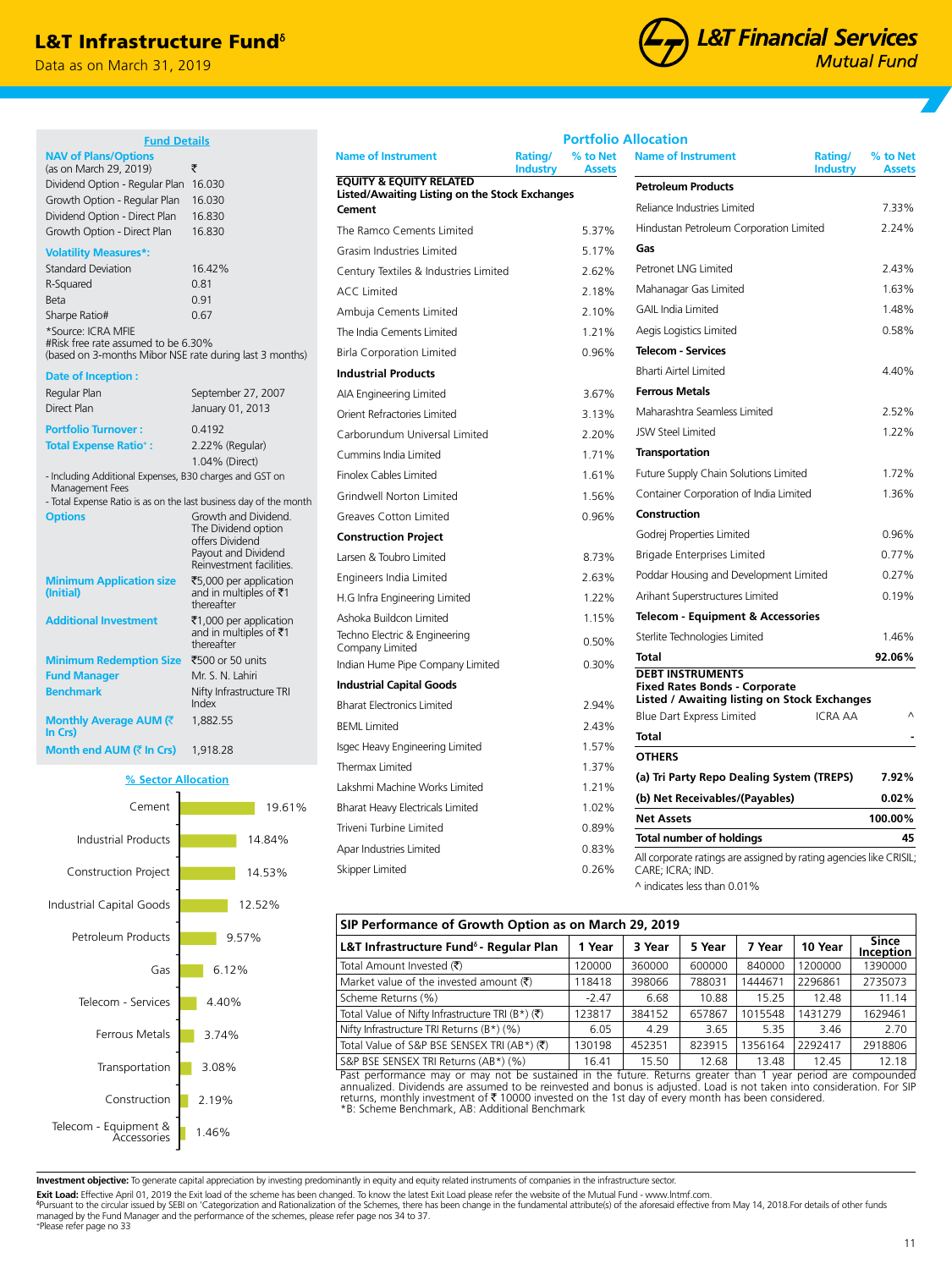# L&T Infrastructure Fund[δ]

Data as on March 31, 2019

L&T Financial Services Mutual Fund

## Fund Details

**NAV of Plans/Options** (as on March 29, 2019) ₹

| | |
|---|---|
| Dividend Option - Regular Plan | 16.030 |
| Growth Option - Regular Plan | 16.030 |
| Dividend Option - Direct Plan | 16.830 |
| Growth Option - Direct Plan | 16.830 |

**Volatility Measures*:**

| | |
|---|---|
| Standard Deviation | 16.42% |
| R-Squared | 0.81 |
| Beta | 0.91 |
| Sharpe Ratio# | 0.67 |

*Source: ICRA MFIE
#Risk free rate assumed to be 6.30% (based on 3-months Mibor NSE rate during last 3 months)

**Date of Inception :**

| | |
|---|---|
| Regular Plan | September 27, 2007 |
| Direct Plan | January 01, 2013 |

**Portfolio Turnover :** 0.4192

**Total Expense Ratio+ :** 2.22% (Regular) 1.04% (Direct)

- Including Additional Expenses, B30 charges and GST on Management Fees
- Total Expense Ratio is as on the last business day of the month

**Options:** Growth and Dividend. The Dividend option offers Dividend Payout and Dividend Reinvestment facilities.

**Minimum Application size (Initial):** ₹5,000 per application and in multiples of ₹1 thereafter

**Additional Investment:** ₹1,000 per application and in multiples of ₹1 thereafter

**Minimum Redemption Size:** ₹500 or 50 units

**Fund Manager:** Mr. S. N. Lahiri

**Benchmark:** Nifty Infrastructure TRI Index

**Monthly Average AUM (₹ In Crs):** 1,882.55

**Month end AUM (₹ In Crs):** 1,918.28

## % Sector Allocation

| Sector | % |
|---|---|
| Cement | 19.61% |
| Industrial Products | 14.84% |
| Construction Project | 14.53% |
| Industrial Capital Goods | 12.52% |
| Petroleum Products | 9.57% |
| Gas | 6.12% |
| Telecom - Services | 4.40% |
| Ferrous Metals | 3.74% |
| Transportation | 3.08% |
| Construction | 2.19% |
| Telecom - Equipment & Accessories | 1.46% |

## Portfolio Allocation

| Name of Instrument | Rating/Industry | % to Net Assets |
|---|---|---|
| **EQUITY & EQUITY RELATED** | | |
| **Listed/Awaiting Listing on the Stock Exchanges** | | |
| **Cement** | | |
| The Ramco Cements Limited | | 5.37% |
| Grasim Industries Limited | | 5.17% |
| Century Textiles & Industries Limited | | 2.62% |
| ACC Limited | | 2.18% |
| Ambuja Cements Limited | | 2.10% |
| The India Cements Limited | | 1.21% |
| Birla Corporation Limited | | 0.96% |
| **Industrial Products** | | |
| AIA Engineering Limited | | 3.67% |
| Orient Refractories Limited | | 3.13% |
| Carborundum Universal Limited | | 2.20% |
| Cummins India Limited | | 1.71% |
| Finolex Cables Limited | | 1.61% |
| Grindwell Norton Limited | | 1.56% |
| Greaves Cotton Limited | | 0.96% |
| **Construction Project** | | |
| Larsen & Toubro Limited | | 8.73% |
| Engineers India Limited | | 2.63% |
| H.G Infra Engineering Limited | | 1.22% |
| Ashoka Buildcon Limited | | 1.15% |
| Techno Electric & Engineering Company Limited | | 0.50% |
| Indian Hume Pipe Company Limited | | 0.30% |
| **Industrial Capital Goods** | | |
| Bharat Electronics Limited | | 2.94% |
| BEML Limited | | 2.43% |
| Isgec Heavy Engineering Limited | | 1.57% |
| Thermax Limited | | 1.37% |
| Lakshmi Machine Works Limited | | 1.21% |
| Bharat Heavy Electricals Limited | | 1.02% |
| Triveni Turbine Limited | | 0.89% |
| Apar Industries Limited | | 0.83% |
| Skipper Limited | | 0.26% |
| **Petroleum Products** | | |
| Reliance Industries Limited | | 7.33% |
| Hindustan Petroleum Corporation Limited | | 2.24% |
| **Gas** | | |
| Petronet LNG Limited | | 2.43% |
| Mahanagar Gas Limited | | 1.63% |
| GAIL India Limited | | 1.48% |
| Aegis Logistics Limited | | 0.58% |
| **Telecom - Services** | | |
| Bharti Airtel Limited | | 4.40% |
| **Ferrous Metals** | | |
| Maharashtra Seamless Limited | | 2.52% |
| JSW Steel Limited | | 1.22% |
| **Transportation** | | |
| Future Supply Chain Solutions Limited | | 1.72% |
| Container Corporation of India Limited | | 1.36% |
| **Construction** | | |
| Godrej Properties Limited | | 0.96% |
| Brigade Enterprises Limited | | 0.77% |
| Poddar Housing and Development Limited | | 0.27% |
| Arihant Superstructures Limited | | 0.19% |
| **Telecom - Equipment & Accessories** | | |
| Sterlite Technologies Limited | | 1.46% |
| **Total** | | **92.06%** |
| **DEBT INSTRUMENTS** | | |
| **Fixed Rates Bonds - Corporate** | | |
| **Listed / Awaiting listing on Stock Exchanges** | | |
| Blue Dart Express Limited | ICRA AA | ^ |
| **Total** | | **-** |
| **OTHERS** | | |
| **(a) Tri Party Repo Dealing System (TREPS)** | | **7.92%** |
| **(b) Net Receivables/(Payables)** | | **0.02%** |
| **Net Assets** | | **100.00%** |
| **Total number of holdings** | | **45** |

All corporate ratings are assigned by rating agencies like CRISIL; CARE; ICRA; IND.
^ indicates less than 0.01%

## SIP Performance of Growth Option as on March 29, 2019

| L&T Infrastructure Fund[δ] - Regular Plan | 1 Year | 3 Year | 5 Year | 7 Year | 10 Year | Since Inception |
|---|---|---|---|---|---|---|
| Total Amount Invested (₹) | 120000 | 360000 | 600000 | 840000 | 1200000 | 1390000 |
| Market value of the invested amount (₹) | 118418 | 398066 | 788031 | 1444671 | 2296861 | 2735073 |
| Scheme Returns (%) | -2.47 | 6.68 | 10.88 | 15.25 | 12.48 | 11.14 |
| Total Value of Nifty Infrastructure TRI (B*) (₹) | 123817 | 384152 | 657867 | 1015548 | 1431279 | 1629461 |
| Nifty Infrastructure TRI Returns (B*) (%) | 6.05 | 4.29 | 3.65 | 5.35 | 3.46 | 2.70 |
| Total Value of S&P BSE SENSEX TRI (AB*) (₹) | 130198 | 452351 | 823915 | 1356164 | 2292417 | 2918806 |
| S&P BSE SENSEX TRI Returns (AB*) (%) | 16.41 | 15.50 | 12.68 | 13.48 | 12.45 | 12.18 |

Past performance may or may not be sustained in the future. Returns greater than 1 year period are compounded annualized. Dividends are assumed to be reinvested and bonus is adjusted. Load is not taken into consideration. For SIP returns, monthly investment of ₹ 10000 invested on the 1st day of every month has been considered.
*B: Scheme Benchmark, AB: Additional Benchmark

**Investment objective:** To generate capital appreciation by investing predominantly in equity and equity related instruments of companies in the infrastructure sector.

**Exit Load:** Effective April 01, 2019 the Exit load of the scheme has been changed. To know the latest Exit Load please refer the website of the Mutual Fund - www.lntmf.com.

δPursuant to the circular issued by SEBI on 'Categorization and Rationalization of the Schemes, there has been change in the fundamental attribute(s) of the aforesaid effective from May 14, 2018.For details of other funds managed by the Fund Manager and the performance of the schemes, please refer page nos 34 to 37.

+Please refer page no 33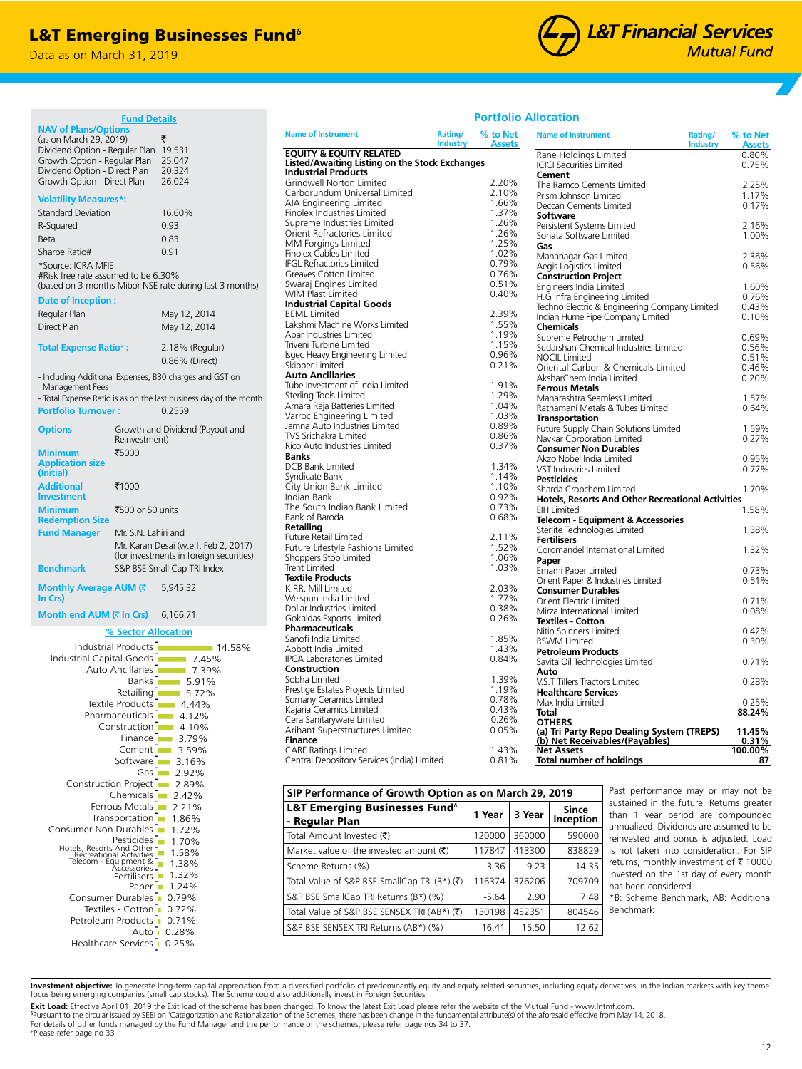# L&T Emerging Businesses Fund[δ]

Data as on March 31, 2019

## Fund Details

**NAV of Plans/Options**
(as on March 29, 2019) ₹

| | |
|---|---|
| Dividend Option - Regular Plan | 19.531 |
| Growth Option - Regular Plan | 25.047 |
| Dividend Option - Direct Plan | 20.324 |
| Growth Option - Direct Plan | 26.024 |

**Volatility Measures*:**

| | |
|---|---|
| Standard Deviation | 16.60% |
| R-Squared | 0.93 |
| Beta | 0.83 |
| Sharpe Ratio# | 0.91 |

*Source: ICRA MFIE
#Risk free rate assumed to be 6.30% (based on 3-months Mibor NSE rate during last 3 months)

**Date of Inception :**

| | |
|---|---|
| Regular Plan | May 12, 2014 |
| Direct Plan | May 12, 2014 |

**Total Expense Ratio+ :** 2.18% (Regular) 0.86% (Direct)

- Including Additional Expenses, B30 charges and GST on Management Fees
- Total Expense Ratio is as on the last business day of the month

**Portfolio Turnover :** 0.2559

| | |
|---|---|
| **Options** | Growth and Dividend (Payout and Reinvestment) |
| **Minimum Application size (Initial)** | ₹5000 |
| **Additional Investment** | ₹1000 |
| **Minimum Redemption Size** | ₹500 or 50 units |
| **Fund Manager** | Mr. S.N. Lahiri and Mr. Karan Desai (w.e.f. Feb 2, 2017) (for investments in foreign securities) |
| **Benchmark** | S&P BSE Small Cap TRI Index |
| **Monthly Average AUM (₹ In Crs)** | 5,945.32 |
| **Month end AUM (₹ In Crs)** | 6,166.71 |

## % Sector Allocation

| Sector | % |
|---|---|
| Industrial Products | 14.58% |
| Industrial Capital Goods | 7.45% |
| Auto Ancillaries | 7.39% |
| Banks | 5.91% |
| Retailing | 5.72% |
| Textile Products | 4.44% |
| Pharmaceuticals | 4.12% |
| Construction | 4.10% |
| Finance | 3.79% |
| Cement | 3.59% |
| Software | 3.16% |
| Gas | 2.92% |
| Construction Project | 2.89% |
| Chemicals | 2.42% |
| Ferrous Metals | 2.21% |
| Transportation | 1.86% |
| Consumer Non Durables | 1.72% |
| Pesticides | 1.70% |
| Hotels, Resorts And Other Recreational Activities | 1.58% |
| Telecom - Equipment & Accessories | 1.38% |
| Fertilisers | 1.32% |
| Paper | 1.24% |
| Consumer Durables | 0.79% |
| Textiles - Cotton | 0.72% |
| Petroleum Products | 0.71% |
| Auto | 0.28% |
| Healthcare Services | 0.25% |

## Portfolio Allocation

| Name of Instrument | Rating/Industry | % to Net Assets |
|---|---|---|
| **EQUITY & EQUITY RELATED** | | |
| **Listed/Awaiting Listing on the Stock Exchanges** | | |
| **Industrial Products** | | |
| Grindwell Norton Limited | | 2.20% |
| Carborundum Universal Limited | | 2.10% |
| AIA Engineering Limited | | 1.66% |
| Finolex Industries Limited | | 1.37% |
| Supreme Industries Limited | | 1.26% |
| Orient Refractories Limited | | 1.26% |
| MM Forgings Limited | | 1.25% |
| Finolex Cables Limited | | 1.02% |
| IFGL Refractories Limited | | 0.79% |
| Greaves Cotton Limited | | 0.76% |
| Swaraj Engines Limited | | 0.51% |
| WIM Plast Limited | | 0.40% |
| **Industrial Capital Goods** | | |
| BEML Limited | | 2.39% |
| Lakshmi Machine Works Limited | | 1.55% |
| Apar Industries Limited | | 1.19% |
| Triveni Turbine Limited | | 1.15% |
| Isgec Heavy Engineering Limited | | 0.96% |
| Skipper Limited | | 0.21% |
| **Auto Ancillaries** | | |
| Tube Investment of India Limited | | 1.91% |
| Sterling Tools Limited | | 1.29% |
| Amara Raja Batteries Limited | | 1.04% |
| Varroc Engineering Limited | | 1.03% |
| Jamna Auto Industries Limited | | 0.89% |
| TVS Srichakra Limited | | 0.86% |
| Rico Auto Industries Limited | | 0.37% |
| **Banks** | | |
| DCB Bank Limited | | 1.34% |
| Syndicate Bank | | 1.14% |
| City Union Bank Limited | | 1.10% |
| Indian Bank | | 0.92% |
| The South Indian Bank Limited | | 0.73% |
| Bank of Baroda | | 0.68% |
| **Retailing** | | |
| Future Retail Limited | | 2.11% |
| Future Lifestyle Fashions Limited | | 1.52% |
| Shoppers Stop Limited | | 1.06% |
| Trent Limited | | 1.03% |
| **Textile Products** | | |
| K.P.R. Mill Limited | | 2.03% |
| Welspun India Limited | | 1.77% |
| Dollar Industries Limited | | 0.38% |
| Gokaldas Exports Limited | | 0.26% |
| **Pharmaceuticals** | | |
| Sanofi India Limited | | 1.85% |
| Abbott India Limited | | 1.43% |
| IPCA Laboratories Limited | | 0.84% |
| **Construction** | | |
| Sobha Limited | | 1.39% |
| Prestige Estates Projects Limited | | 1.19% |
| Somany Ceramics Limited | | 0.78% |
| Kajaria Ceramics Limited | | 0.43% |
| Cera Sanitaryware Limited | | 0.26% |
| Arihant Superstructures Limited | | 0.05% |
| **Finance** | | |
| CARE Ratings Limited | | 1.43% |
| Central Depository Services (India) Limited | | 0.81% |
| Rane Holdings Limited | | 0.80% |
| ICICI Securities Limited | | 0.75% |
| **Cement** | | |
| The Ramco Cements Limited | | 2.25% |
| Prism Johnson Limited | | 1.17% |
| Deccan Cements Limited | | 0.17% |
| **Software** | | |
| Persistent Systems Limited | | 2.16% |
| Sonata Software Limited | | 1.00% |
| **Gas** | | |
| Mahanagar Gas Limited | | 2.36% |
| Aegis Logistics Limited | | 0.56% |
| **Construction Project** | | |
| Engineers India Limited | | 1.60% |
| H.G Infra Engineering Limited | | 0.76% |
| Techno Electric & Engineering Company Limited | | 0.43% |
| Indian Hume Pipe Company Limited | | 0.10% |
| **Chemicals** | | |
| Supreme Petrochem Limited | | 0.69% |
| Sudarshan Chemical Industries Limited | | 0.56% |
| NOCIL Limited | | 0.51% |
| Oriental Carbon & Chemicals Limited | | 0.46% |
| AksharChem India Limited | | 0.20% |
| **Ferrous Metals** | | |
| Maharashtra Seamless Limited | | 1.57% |
| Ratnamani Metals & Tubes Limited | | 0.64% |
| **Transportation** | | |
| Future Supply Chain Solutions Limited | | 1.59% |
| Navkar Corporation Limited | | 0.27% |
| **Consumer Non Durables** | | |
| Akzo Nobel India Limited | | 0.95% |
| VST Industries Limited | | 0.77% |
| **Pesticides** | | |
| Sharda Cropchem Limited | | 1.70% |
| **Hotels, Resorts And Other Recreational Activities** | | |
| EIH Limited | | 1.58% |
| **Telecom - Equipment & Accessories** | | |
| Sterlite Technologies Limited | | 1.38% |
| **Fertilisers** | | |
| Coromandel International Limited | | 1.32% |
| **Paper** | | |
| Emami Paper Limited | | 0.73% |
| Orient Paper & Industries Limited | | 0.51% |
| **Consumer Durables** | | |
| Orient Electric Limited | | 0.71% |
| Mirza International Limited | | 0.08% |
| **Textiles - Cotton** | | |
| Nitin Spinners Limited | | 0.42% |
| RSWM Limited | | 0.30% |
| **Petroleum Products** | | |
| Savita Oil Technologies Limited | | 0.71% |
| **Auto** | | |
| V.S.T Tillers Tractors Limited | | 0.28% |
| **Healthcare Services** | | |
| Max India Limited | | 0.25% |
| **Total** | | **88.24%** |
| **OTHERS** | | |
| **(a) Tri Party Repo Dealing System (TREPS)** | | **11.45%** |
| **(b) Net Receivables/(Payables)** | | **0.31%** |
| **Net Assets** | | **100.00%** |
| **Total number of holdings** | | **87** |

## SIP Performance of Growth Option as on March 29, 2019

| L&T Emerging Businesses Fund[δ] - Regular Plan | 1 Year | 3 Year | Since Inception |
|---|---|---|---|
| Total Amount Invested (₹) | 120000 | 360000 | 590000 |
| Market value of the invested amount (₹) | 117847 | 413300 | 838829 |
| Scheme Returns (%) | -3.36 | 9.23 | 14.35 |
| Total Value of S&P BSE SmallCap TRI (B*) (₹) | 116374 | 376206 | 709709 |
| S&P BSE SmallCap TRI Returns (B*) (%) | -5.64 | 2.90 | 7.48 |
| Total Value of S&P BSE SENSEX TRI (AB*) (₹) | 130198 | 452351 | 804546 |
| S&P BSE SENSEX TRI Returns (AB*) (%) | 16.41 | 15.50 | 12.62 |

Past performance may or may not be sustained in the future. Returns greater than 1 year period are compounded annualized. Dividends are assumed to be reinvested and bonus is adjusted. Load is not taken into consideration. For SIP returns, monthly investment of ₹ 10000 invested on the 1st day of every month has been considered.
*B: Scheme Benchmark, AB: Additional Benchmark

**Investment objective:** To generate long-term capital appreciation from a diversified portfolio of predominantly equity and equity related securities, including equity derivatives, in the Indian markets with key theme focus being emerging companies (small cap stocks). The Scheme could also additionally invest in Foreign Securities

**Exit Load:** Effective April 01, 2019 the Exit load of the scheme has been changed. To know the latest Exit Load please refer the website of the Mutual Fund - www.lntmf.com.
δPursuant to the circular issued by SEBI on 'Categorization and Rationalization of the Schemes, there has been change in the fundamental attribute(s) of the aforesaid effective from May 14, 2018.
For details of other funds managed by the Fund Manager and the performance of the schemes, please refer page nos 34 to 37.
+Please refer page no 33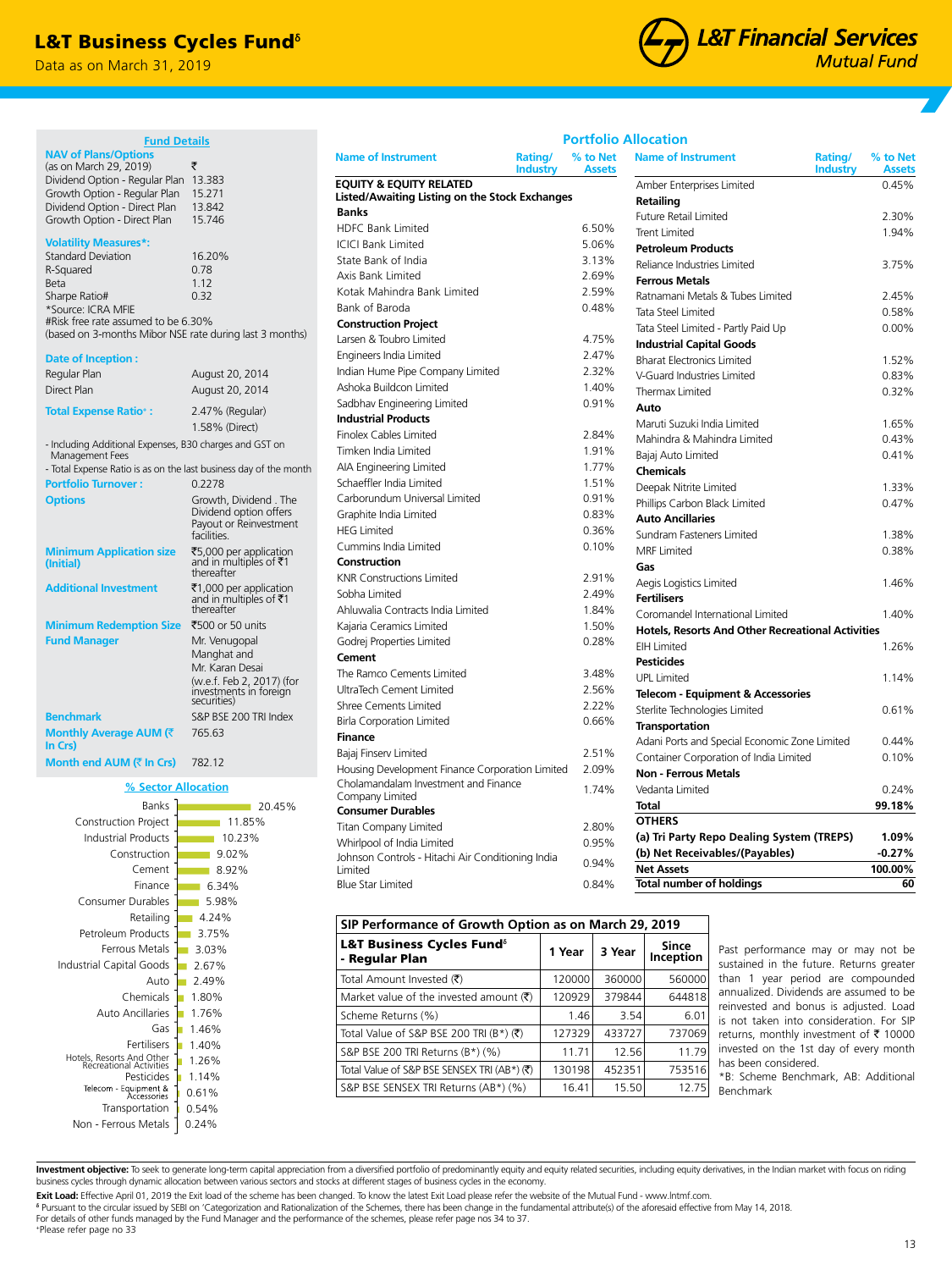# L&T Business Cycles Fund[δ]

Data as on March 31, 2019

L&T Financial Services Mutual Fund

## Fund Details

**NAV of Plans/Options**
(as on March 29, 2019) ₹

| | ₹ |
|---|---|
| Dividend Option - Regular Plan | 13.383 |
| Growth Option - Regular Plan | 15.271 |
| Dividend Option - Direct Plan | 13.842 |
| Growth Option - Direct Plan | 15.746 |

**Volatility Measures*:**

| | |
|---|---|
| Standard Deviation | 16.20% |
| R-Squared | 0.78 |
| Beta | 1.12 |
| Sharpe Ratio# | 0.32 |

*Source: ICRA MFIE
#Risk free rate assumed to be 6.30% (based on 3-months Mibor NSE rate during last 3 months)

**Date of Inception :**

| | |
|---|---|
| Regular Plan | August 20, 2014 |
| Direct Plan | August 20, 2014 |

**Total Expense Ratio+ :** 2.47% (Regular) 1.58% (Direct)

- Including Additional Expenses, B30 charges and GST on Management Fees
- Total Expense Ratio is as on the last business day of the month

**Portfolio Turnover :** 0.2278

**Options:** Growth, Dividend . The Dividend option offers Payout or Reinvestment facilities.

**Minimum Application size (Initial):** ₹5,000 per application and in multiples of ₹1 thereafter

**Additional Investment:** ₹1,000 per application and in multiples of ₹1 thereafter

**Minimum Redemption Size:** ₹500 or 50 units

**Fund Manager:** Mr. Venugopal Manghat and Mr. Karan Desai (w.e.f. Feb 2, 2017) (for investments in foreign securities)

**Benchmark:** S&P BSE 200 TRI Index

**Monthly Average AUM (₹ In Crs):** 765.63

**Month end AUM (₹ In Crs):** 782.12

## % Sector Allocation

| Sector | % |
|---|---|
| Banks | 20.45% |
| Construction Project | 11.85% |
| Industrial Products | 10.23% |
| Construction | 9.02% |
| Cement | 8.92% |
| Finance | 6.34% |
| Consumer Durables | 5.98% |
| Retailing | 4.24% |
| Petroleum Products | 3.75% |
| Ferrous Metals | 3.03% |
| Industrial Capital Goods | 2.67% |
| Auto | 2.49% |
| Chemicals | 1.80% |
| Auto Ancillaries | 1.76% |
| Gas | 1.46% |
| Fertilisers | 1.40% |
| Hotels, Resorts And Other Recreational Activities | 1.26% |
| Pesticides | 1.14% |
| Telecom - Equipment & Accessories | 0.61% |
| Transportation | 0.54% |
| Non - Ferrous Metals | 0.24% |

## Portfolio Allocation

| Name of Instrument | Rating/Industry | % to Net Assets |
|---|---|---|
| **EQUITY & EQUITY RELATED** | | |
| **Listed/Awaiting Listing on the Stock Exchanges** | | |
| **Banks** | | |
| HDFC Bank Limited | | 6.50% |
| ICICI Bank Limited | | 5.06% |
| State Bank of India | | 3.13% |
| Axis Bank Limited | | 2.69% |
| Kotak Mahindra Bank Limited | | 2.59% |
| Bank of Baroda | | 0.48% |
| **Construction Project** | | |
| Larsen & Toubro Limited | | 4.75% |
| Engineers India Limited | | 2.47% |
| Indian Hume Pipe Company Limited | | 2.32% |
| Ashoka Buildcon Limited | | 1.40% |
| Sadbhav Engineering Limited | | 0.91% |
| **Industrial Products** | | |
| Finolex Cables Limited | | 2.84% |
| Timken India Limited | | 1.91% |
| AIA Engineering Limited | | 1.77% |
| Schaeffler India Limited | | 1.51% |
| Carborundum Universal Limited | | 0.91% |
| Graphite India Limited | | 0.83% |
| HEG Limited | | 0.36% |
| Cummins India Limited | | 0.10% |
| **Construction** | | |
| KNR Constructions Limited | | 2.91% |
| Sobha Limited | | 2.49% |
| Ahluwalia Contracts India Limited | | 1.84% |
| Kajaria Ceramics Limited | | 1.50% |
| Godrej Properties Limited | | 0.28% |
| **Cement** | | |
| The Ramco Cements Limited | | 3.48% |
| UltraTech Cement Limited | | 2.56% |
| Shree Cements Limited | | 2.22% |
| Birla Corporation Limited | | 0.66% |
| **Finance** | | |
| Bajaj Finserv Limited | | 2.51% |
| Housing Development Finance Corporation Limited | | 2.09% |
| Cholamandalam Investment and Finance Company Limited | | 1.74% |
| **Consumer Durables** | | |
| Titan Company Limited | | 2.80% |
| Whirlpool of India Limited | | 0.95% |
| Johnson Controls - Hitachi Air Conditioning India Limited | | 0.94% |
| Blue Star Limited | | 0.84% |
| Amber Enterprises Limited | | 0.45% |
| **Retailing** | | |
| Future Retail Limited | | 2.30% |
| Trent Limited | | 1.94% |
| **Petroleum Products** | | |
| Reliance Industries Limited | | 3.75% |
| **Ferrous Metals** | | |
| Ratnamani Metals & Tubes Limited | | 2.45% |
| Tata Steel Limited | | 0.58% |
| Tata Steel Limited - Partly Paid Up | | 0.00% |
| **Industrial Capital Goods** | | |
| Bharat Electronics Limited | | 1.52% |
| V-Guard Industries Limited | | 0.83% |
| Thermax Limited | | 0.32% |
| **Auto** | | |
| Maruti Suzuki India Limited | | 1.65% |
| Mahindra & Mahindra Limited | | 0.43% |
| Bajaj Auto Limited | | 0.41% |
| **Chemicals** | | |
| Deepak Nitrite Limited | | 1.33% |
| Phillips Carbon Black Limited | | 0.47% |
| **Auto Ancillaries** | | |
| Sundram Fasteners Limited | | 1.38% |
| MRF Limited | | 0.38% |
| **Gas** | | |
| Aegis Logistics Limited | | 1.46% |
| **Fertilisers** | | |
| Coromandel International Limited | | 1.40% |
| **Hotels, Resorts And Other Recreational Activities** | | |
| EIH Limited | | 1.26% |
| **Pesticides** | | |
| UPL Limited | | 1.14% |
| **Telecom - Equipment & Accessories** | | |
| Sterlite Technologies Limited | | 0.61% |
| **Transportation** | | |
| Adani Ports and Special Economic Zone Limited | | 0.44% |
| Container Corporation of India Limited | | 0.10% |
| **Non - Ferrous Metals** | | |
| Vedanta Limited | | 0.24% |
| **Total** | | **99.18%** |
| **OTHERS** | | |
| **(a) Tri Party Repo Dealing System (TREPS)** | | **1.09%** |
| **(b) Net Receivables/(Payables)** | | **-0.27%** |
| **Net Assets** | | **100.00%** |
| **Total number of holdings** | | **60** |

## SIP Performance of Growth Option as on March 29, 2019

| L&T Business Cycles Fund[δ] - Regular Plan | 1 Year | 3 Year | Since Inception |
|---|---|---|---|
| Total Amount Invested (₹) | 120000 | 360000 | 560000 |
| Market value of the invested amount (₹) | 120929 | 379844 | 644818 |
| Scheme Returns (%) | 1.46 | 3.54 | 6.01 |
| Total Value of S&P BSE 200 TRI (B*) (₹) | 127329 | 433727 | 737069 |
| S&P BSE 200 TRI Returns (B*) (%) | 11.71 | 12.56 | 11.79 |
| Total Value of S&P BSE SENSEX TRI (AB*) (₹) | 130198 | 452351 | 753516 |
| S&P BSE SENSEX TRI Returns (AB*) (%) | 16.41 | 15.50 | 12.75 |

Past performance may or may not be sustained in the future. Returns greater than 1 year period are compounded annualized. Dividends are assumed to be reinvested and bonus is adjusted. Load is not taken into consideration. For SIP returns, monthly investment of ₹ 10000 invested on the 1st day of every month has been considered.

*B: Scheme Benchmark, AB: Additional Benchmark

**Investment objective:** To seek to generate long-term capital appreciation from a diversified portfolio of predominantly equity and equity related securities, including equity derivatives, in the Indian market with focus on riding business cycles through dynamic allocation between various sectors and stocks at different stages of business cycles in the economy.

**Exit Load:** Effective April 01, 2019 the Exit load of the scheme has been changed. To know the latest Exit Load please refer the website of the Mutual Fund - www.lntmf.com.

δ Pursuant to the circular issued by SEBI on 'Categorization and Rationalization of the Schemes, there has been change in the fundamental attribute(s) of the aforesaid effective from May 14, 2018.

For details of other funds managed by the Fund Manager and the performance of the schemes, please refer page nos 34 to 37.

+Please refer page no 33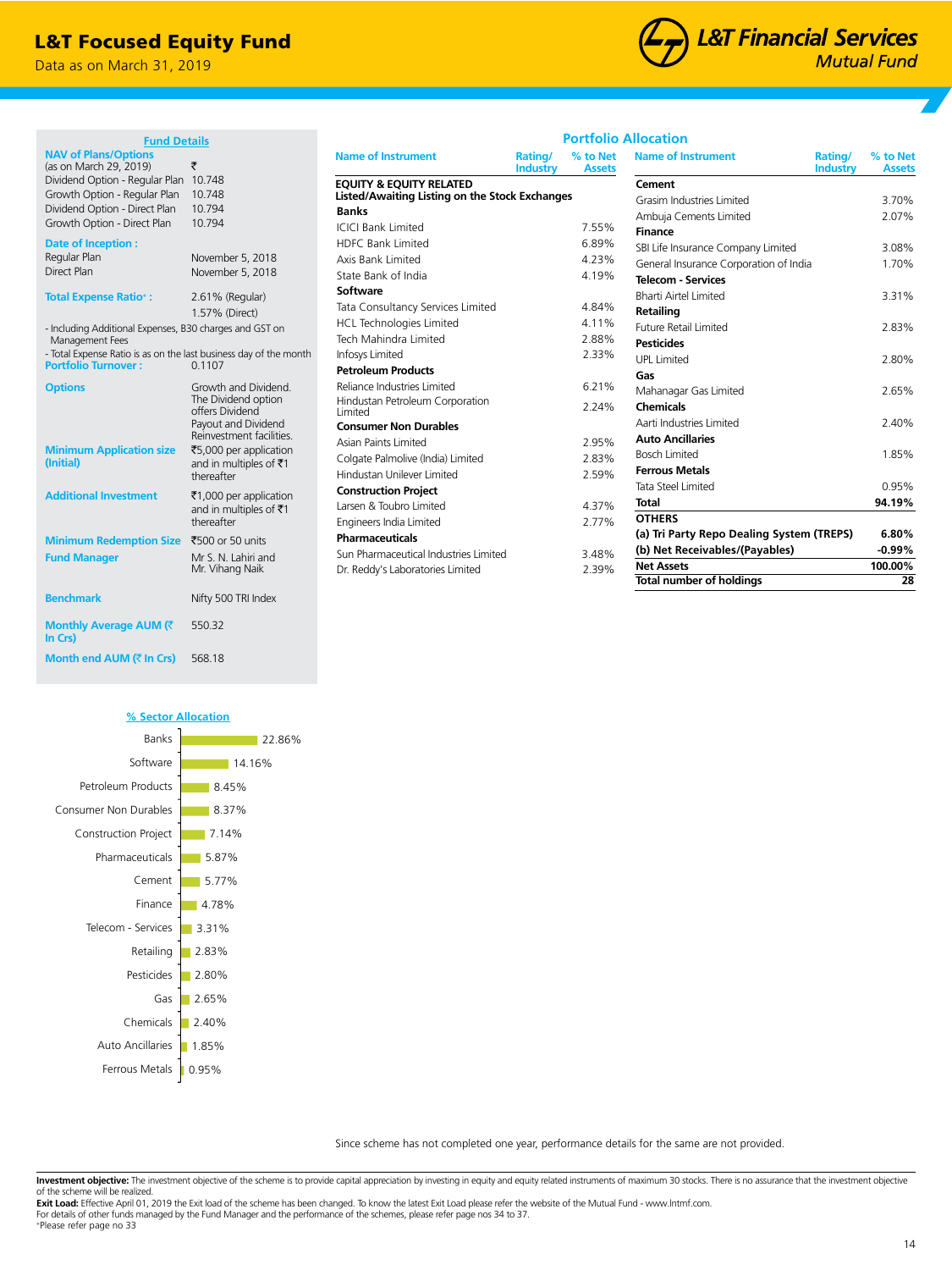# L&T Focused Equity Fund

Data as on March 31, 2019

## Fund Details

| | |
|---|---|
| **NAV of Plans/Options** (as on March 29, 2019) | ₹ |
| Dividend Option - Regular Plan | 10.748 |
| Growth Option - Regular Plan | 10.748 |
| Dividend Option - Direct Plan | 10.794 |
| Growth Option - Direct Plan | 10.794 |
| **Date of Inception :** | |
| Regular Plan | November 5, 2018 |
| Direct Plan | November 5, 2018 |
| **Total Expense Ratio+ :** | 2.61% (Regular) 1.57% (Direct) |

- Including Additional Expenses, B30 charges and GST on Management Fees
- Total Expense Ratio is as on the last business day of the month

| | |
|---|---|
| **Portfolio Turnover :** | 0.1107 |
| **Options** | Growth and Dividend. The Dividend option offers Dividend Payout and Dividend Reinvestment facilities. |
| **Minimum Application size (Initial)** | ₹5,000 per application and in multiples of ₹1 thereafter |
| **Additional Investment** | ₹1,000 per application and in multiples of ₹1 thereafter |
| **Minimum Redemption Size** | ₹500 or 50 units |
| **Fund Manager** | Mr S. N. Lahiri and Mr. Vihang Naik |
| **Benchmark** | Nifty 500 TRI Index |
| **Monthly Average AUM (₹ In Crs)** | 550.32 |
| **Month end AUM (₹ In Crs)** | 568.18 |

## Portfolio Allocation

| Name of Instrument | Rating/ Industry | % to Net Assets |
|---|---|---|
| **EQUITY & EQUITY RELATED** | | |
| **Listed/Awaiting Listing on the Stock Exchanges** | | |
| **Banks** | | |
| ICICI Bank Limited | | 7.55% |
| HDFC Bank Limited | | 6.89% |
| Axis Bank Limited | | 4.23% |
| State Bank of India | | 4.19% |
| **Software** | | |
| Tata Consultancy Services Limited | | 4.84% |
| HCL Technologies Limited | | 4.11% |
| Tech Mahindra Limited | | 2.88% |
| Infosys Limited | | 2.33% |
| **Petroleum Products** | | |
| Reliance Industries Limited | | 6.21% |
| Hindustan Petroleum Corporation Limited | | 2.24% |
| **Consumer Non Durables** | | |
| Asian Paints Limited | | 2.95% |
| Colgate Palmolive (India) Limited | | 2.83% |
| Hindustan Unilever Limited | | 2.59% |
| **Construction Project** | | |
| Larsen & Toubro Limited | | 4.37% |
| Engineers India Limited | | 2.77% |
| **Pharmaceuticals** | | |
| Sun Pharmaceutical Industries Limited | | 3.48% |
| Dr. Reddy's Laboratories Limited | | 2.39% |
| **Cement** | | |
| Grasim Industries Limited | | 3.70% |
| Ambuja Cements Limited | | 2.07% |
| **Finance** | | |
| SBI Life Insurance Company Limited | | 3.08% |
| General Insurance Corporation of India | | 1.70% |
| **Telecom - Services** | | |
| Bharti Airtel Limited | | 3.31% |
| **Retailing** | | |
| Future Retail Limited | | 2.83% |
| **Pesticides** | | |
| UPL Limited | | 2.80% |
| **Gas** | | |
| Mahanagar Gas Limited | | 2.65% |
| **Chemicals** | | |
| Aarti Industries Limited | | 2.40% |
| **Auto Ancillaries** | | |
| Bosch Limited | | 1.85% |
| **Ferrous Metals** | | |
| Tata Steel Limited | | 0.95% |
| **Total** | | **94.19%** |
| **OTHERS** | | |
| **(a) Tri Party Repo Dealing System (TREPS)** | | **6.80%** |
| **(b) Net Receivables/(Payables)** | | **-0.99%** |
| **Net Assets** | | **100.00%** |
| **Total number of holdings** | | **28** |

## % Sector Allocation

| Sector | % |
|---|---|
| Banks | 22.86% |
| Software | 14.16% |
| Petroleum Products | 8.45% |
| Consumer Non Durables | 8.37% |
| Construction Project | 7.14% |
| Pharmaceuticals | 5.87% |
| Cement | 5.77% |
| Finance | 4.78% |
| Telecom - Services | 3.31% |
| Retailing | 2.83% |
| Pesticides | 2.80% |
| Gas | 2.65% |
| Chemicals | 2.40% |
| Auto Ancillaries | 1.85% |
| Ferrous Metals | 0.95% |

Since scheme has not completed one year, performance details for the same are not provided.

**Investment objective:** The investment objective of the scheme is to provide capital appreciation by investing in equity and equity related instruments of maximum 30 stocks. There is no assurance that the investment objective of the scheme will be realized.

**Exit Load:** Effective April 01, 2019 the Exit load of the scheme has been changed. To know the latest Exit Load please refer the website of the Mutual Fund - www.lntmf.com.

For details of other funds managed by the Fund Manager and the performance of the schemes, please refer page nos 34 to 37.

+Please refer page no 33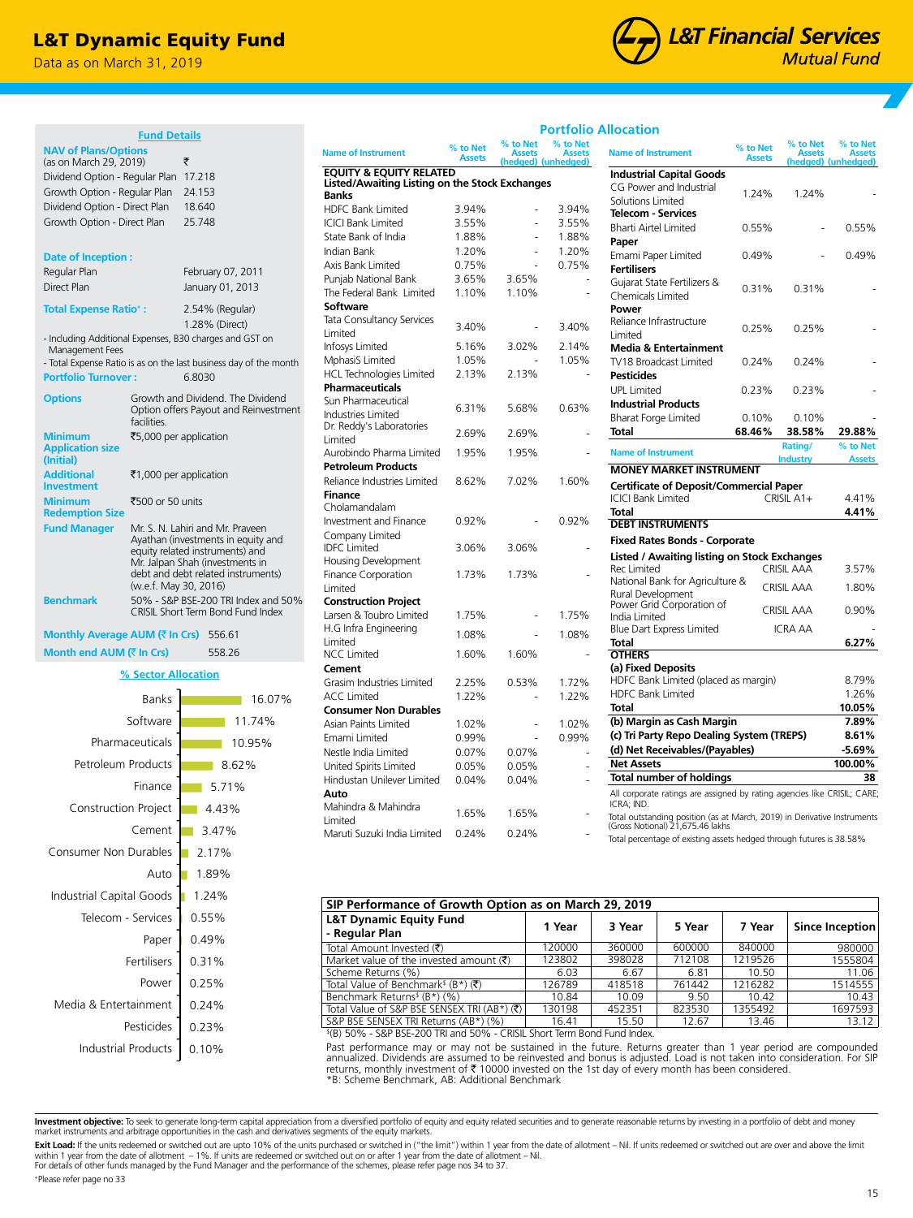# L&T Dynamic Equity Fund

Data as on March 31, 2019

## Fund Details

**NAV of Plans/Options** (as on March 29, 2019) ₹

| | ₹ |
|---|---|
| Dividend Option - Regular Plan | 17.218 |
| Growth Option - Regular Plan | 24.153 |
| Dividend Option - Direct Plan | 18.640 |
| Growth Option - Direct Plan | 25.748 |

**Date of Inception :**

| | |
|---|---|
| Regular Plan | February 07, 2011 |
| Direct Plan | January 01, 2013 |

**Total Expense Ratio+ :** 2.54% (Regular) 1.28% (Direct)

- Including Additional Expenses, B30 charges and GST on Management Fees
- Total Expense Ratio is as on the last business day of the month

**Portfolio Turnover :** 6.8030

**Options:** Growth and Dividend. The Dividend Option offers Payout and Reinvestment facilities.

**Minimum Application size (Initial):** ₹5,000 per application

**Additional Investment:** ₹1,000 per application

**Minimum Redemption Size:** ₹500 or 50 units

**Fund Manager:** Mr. S. N. Lahiri and Mr. Praveen Ayathan (investments in equity and equity related instruments) and Mr. Jalpan Shah (investments in debt and debt related instruments) (w.e.f. May 30, 2016)

**Benchmark:** 50% - S&P BSE-200 TRI Index and 50% CRISIL Short Term Bond Fund Index

**Monthly Average AUM (₹ In Crs):** 556.61

**Month end AUM (₹ In Crs):** 558.26

## % Sector Allocation

| Sector | % |
|---|---|
| Banks | 16.07% |
| Software | 11.74% |
| Pharmaceuticals | 10.95% |
| Petroleum Products | 8.62% |
| Finance | 5.71% |
| Construction Project | 4.43% |
| Cement | 3.47% |
| Consumer Non Durables | 2.17% |
| Auto | 1.89% |
| Industrial Capital Goods | 1.24% |
| Telecom - Services | 0.55% |
| Paper | 0.49% |
| Fertilisers | 0.31% |
| Power | 0.25% |
| Media & Entertainment | 0.24% |
| Pesticides | 0.23% |
| Industrial Products | 0.10% |

## Portfolio Allocation

| Name of Instrument | % to Net Assets | % to Net Assets (hedged) | % to Net Assets (unhedged) |
|---|---|---|---|
| **EQUITY & EQUITY RELATED** | | | |
| **Listed/Awaiting Listing on the Stock Exchanges** | | | |
| **Banks** | | | |
| HDFC Bank Limited | 3.94% | - | 3.94% |
| ICICI Bank Limited | 3.55% | - | 3.55% |
| State Bank of India | 1.88% | - | 1.88% |
| Indian Bank | 1.20% | - | 1.20% |
| Axis Bank Limited | 0.75% | - | 0.75% |
| Punjab National Bank | 3.65% | 3.65% | - |
| The Federal Bank Limited | 1.10% | 1.10% | - |
| **Software** | | | |
| Tata Consultancy Services Limited | 3.40% | - | 3.40% |
| Infosys Limited | 5.16% | 3.02% | 2.14% |
| MphasiS Limited | 1.05% | - | 1.05% |
| HCL Technologies Limited | 2.13% | 2.13% | - |
| **Pharmaceuticals** | | | |
| Sun Pharmaceutical Industries Limited | 6.31% | 5.68% | 0.63% |
| Dr. Reddy's Laboratories Limited | 2.69% | 2.69% | - |
| Aurobindo Pharma Limited | 1.95% | 1.95% | - |
| **Petroleum Products** | | | |
| Reliance Industries Limited | 8.62% | 7.02% | 1.60% |
| **Finance** | | | |
| Cholamandalam Investment and Finance Company Limited | 0.92% | - | 0.92% |
| IDFC Limited | 3.06% | 3.06% | - |
| Housing Development Finance Corporation Limited | 1.73% | 1.73% | - |
| **Construction Project** | | | |
| Larsen & Toubro Limited | 1.75% | - | 1.75% |
| H.G Infra Engineering Limited | 1.08% | - | 1.08% |
| NCC Limited | 1.60% | 1.60% | - |
| **Cement** | | | |
| Grasim Industries Limited | 2.25% | 0.53% | 1.72% |
| ACC Limited | 1.22% | - | 1.22% |
| **Consumer Non Durables** | | | |
| Asian Paints Limited | 1.02% | - | 1.02% |
| Emami Limited | 0.99% | - | 0.99% |
| Nestle India Limited | 0.07% | 0.07% | - |
| United Spirits Limited | 0.05% | 0.05% | - |
| Hindustan Unilever Limited | 0.04% | 0.04% | - |
| **Auto** | | | |
| Mahindra & Mahindra Limited | 1.65% | 1.65% | - |
| Maruti Suzuki India Limited | 0.24% | 0.24% | - |
| **Industrial Capital Goods** | | | |
| CG Power and Industrial Solutions Limited | 1.24% | 1.24% | - |
| **Telecom - Services** | | | |
| Bharti Airtel Limited | 0.55% | - | 0.55% |
| **Paper** | | | |
| Emami Paper Limited | 0.49% | - | 0.49% |
| **Fertilisers** | | | |
| Gujarat State Fertilizers & Chemicals Limited | 0.31% | 0.31% | - |
| **Power** | | | |
| Reliance Infrastructure Limited | 0.25% | 0.25% | - |
| **Media & Entertainment** | | | |
| TV18 Broadcast Limited | 0.24% | 0.24% | - |
| **Pesticides** | | | |
| UPL Limited | 0.23% | 0.23% | - |
| **Industrial Products** | | | |
| Bharat Forge Limited | 0.10% | 0.10% | - |
| **Total** | **68.46%** | **38.58%** | **29.88%** |

| Name of Instrument | Rating/Industry | % to Net Assets |
|---|---|---|
| **MONEY MARKET INSTRUMENT** | | |
| **Certificate of Deposit/Commercial Paper** | | |
| ICICI Bank Limited | CRISIL A1+ | 4.41% |
| **Total** | | **4.41%** |
| **DEBT INSTRUMENTS** | | |
| **Fixed Rates Bonds - Corporate** | | |
| **Listed / Awaiting listing on Stock Exchanges** | | |
| Rec Limited | CRISIL AAA | 3.57% |
| National Bank for Agriculture & Rural Development | CRISIL AAA | 1.80% |
| Power Grid Corporation of India Limited | CRISIL AAA | 0.90% |
| Blue Dart Express Limited | ICRA AA | - |
| **Total** | | **6.27%** |
| **OTHERS** | | |
| **(a) Fixed Deposits** | | |
| HDFC Bank Limited (placed as margin) | | 8.79% |
| HDFC Bank Limited | | 1.26% |
| **Total** | | **10.05%** |
| **(b) Margin as Cash Margin** | | **7.89%** |
| **(c) Tri Party Repo Dealing System (TREPS)** | | **8.61%** |
| **(d) Net Receivables/(Payables)** | | **-5.69%** |
| **Net Assets** | | **100.00%** |
| **Total number of holdings** | | **38** |

All corporate ratings are assigned by rating agencies like CRISIL; CARE; ICRA; IND.

Total outstanding position (as at March, 2019) in Derivative Instruments (Gross Notional) 21,675.46 lakhs

Total percentage of existing assets hedged through futures is 38.58%

## SIP Performance of Growth Option as on March 29, 2019

| L&T Dynamic Equity Fund - Regular Plan | 1 Year | 3 Year | 5 Year | 7 Year | Since Inception |
|---|---|---|---|---|---|
| Total Amount Invested (₹) | 120000 | 360000 | 600000 | 840000 | 980000 |
| Market value of the invested amount (₹) | 123802 | 398028 | 712108 | 1219526 | 1555804 |
| Scheme Returns (%) | 6.03 | 6.67 | 6.81 | 10.50 | 11.06 |
| Total Value of Benchmark$ (B*) (₹) | 126789 | 418518 | 761442 | 1216282 | 1514555 |
| Benchmark Returns$ (B*) (%) | 10.84 | 10.09 | 9.50 | 10.42 | 10.43 |
| Total Value of S&P BSE SENSEX TRI (AB*) (₹) | 130198 | 452351 | 823530 | 1355492 | 1697593 |
| S&P BSE SENSEX TRI Returns (AB*) (%) | 16.41 | 15.50 | 12.67 | 13.46 | 13.12 |

$(B) 50% - S&P BSE-200 TRI and 50% - CRISIL Short Term Bond Fund Index.

Past performance may or may not be sustained in the future. Returns greater than 1 year period are compounded annualized. Dividends are assumed to be reinvested and bonus is adjusted. Load is not taken into consideration. For SIP returns, monthly investment of ₹ 10000 invested on the 1st day of every month has been considered.
*B: Scheme Benchmark, AB: Additional Benchmark

**Investment objective:** To seek to generate long-term capital appreciation from a diversified portfolio of equity and equity related securities and to generate reasonable returns by investing in a portfolio of debt and money market instruments and arbitrage opportunities in the cash and derivatives segments of the equity markets.

**Exit Load:** If the units redeemed or switched out are upto 10% of the units purchased or switched in ("the limit") within 1 year from the date of allotment – Nil. If units redeemed or switched out are over and above the limit within 1 year from the date of allotment – 1%. If units are redeemed or switched out on or after 1 year from the date of allotment – Nil.

For details of other funds managed by the Fund Manager and the performance of the schemes, please refer page nos 34 to 37.

+Please refer page no 33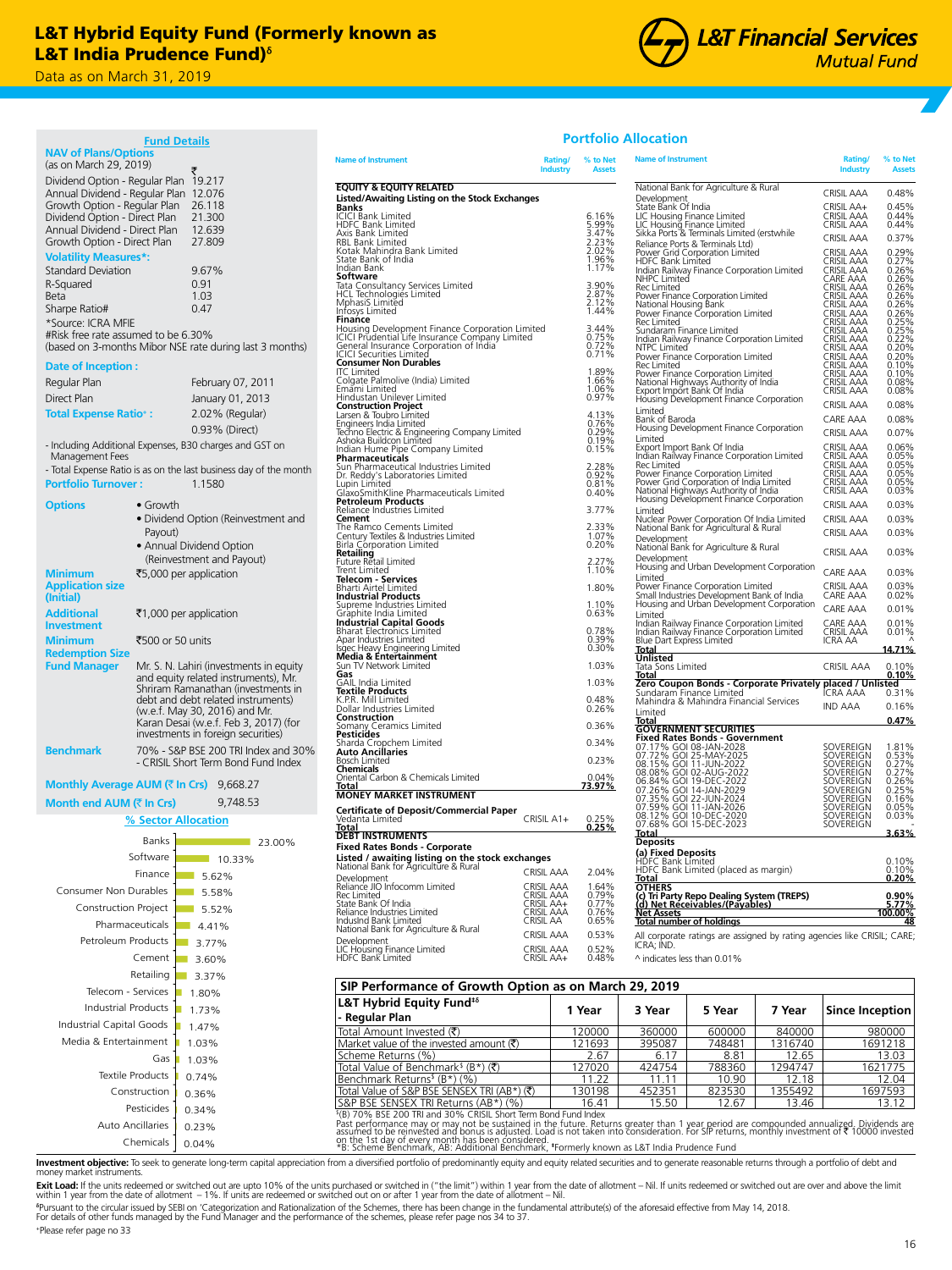# L&T Hybrid Equity Fund (Formerly known as L&T India Prudence Fund)δ

Data as on March 31, 2019

## Fund Details

**NAV of Plans/Options**
(as on March 29, 2019)

| | ₹ |
|---|---|
| Dividend Option - Regular Plan | 19.217 |
| Annual Dividend - Regular Plan | 12.076 |
| Growth Option - Regular Plan | 26.118 |
| Dividend Option - Direct Plan | 21.300 |
| Annual Dividend - Direct Plan | 12.639 |
| Growth Option - Direct Plan | 27.809 |

**Volatility Measures*:**

| | |
|---|---|
| Standard Deviation | 9.67% |
| R-Squared | 0.91 |
| Beta | 1.03 |
| Sharpe Ratio# | 0.47 |

*Source: ICRA MFIE
#Risk free rate assumed to be 6.30%
(based on 3-months Mibor NSE rate during last 3 months)

**Date of Inception :**

| | |
|---|---|
| Regular Plan | February 07, 2011 |
| Direct Plan | January 01, 2013 |

**Total Expense Ratio+ :** 2.02% (Regular)
0.93% (Direct)

- Including Additional Expenses, B30 charges and GST on Management Fees
- Total Expense Ratio is as on the last business day of the month

**Portfolio Turnover :** 1.1580

**Options**
- Growth
- Dividend Option (Reinvestment and Payout)
- Annual Dividend Option (Reinvestment and Payout)

**Minimum Application size (Initial)** ₹5,000 per application

**Additional Investment** ₹1,000 per application

**Minimum Redemption Size** ₹500 or 50 units

**Fund Manager** Mr. S. N. Lahiri (investments in equity and equity related instruments), Mr. Shriram Ramanathan (investments in debt and debt related instruments) (w.e.f. May 30, 2016) and Mr. Karan Desai (w.e.f. Feb 3, 2017) (for investments in foreign securities)

**Benchmark** 70% - S&P BSE 200 TRI Index and 30% - CRISIL Short Term Bond Fund Index

**Monthly Average AUM (₹ In Crs)** 9,668.27

**Month end AUM (₹ In Crs)** 9,748.53

## % Sector Allocation

| Sector | % |
|---|---|
| Banks | 23.00% |
| Software | 10.33% |
| Finance | 5.62% |
| Consumer Non Durables | 5.58% |
| Construction Project | 5.52% |
| Pharmaceuticals | 4.41% |
| Petroleum Products | 3.77% |
| Cement | 3.60% |
| Retailing | 3.37% |
| Telecom - Services | 1.80% |
| Industrial Products | 1.73% |
| Industrial Capital Goods | 1.47% |
| Media & Entertainment | 1.03% |
| Gas | 1.03% |
| Textile Products | 0.74% |
| Construction | 0.36% |
| Pesticides | 0.34% |
| Auto Ancillaries | 0.23% |
| Chemicals | 0.04% |

## Portfolio Allocation

| Name of Instrument | Rating/ Industry | % to Net Assets |
|---|---|---|
| **EQUITY & EQUITY RELATED** | | |
| **Listed/Awaiting Listing on the Stock Exchanges** | | |
| **Banks** | | |
| ICICI Bank Limited | | 6.16% |
| HDFC Bank Limited | | 5.99% |
| Axis Bank Limited | | 3.47% |
| RBL Bank Limited | | 2.23% |
| Kotak Mahindra Bank Limited | | 2.02% |
| State Bank of India | | 1.96% |
| Indian Bank | | 1.17% |
| **Software** | | |
| Tata Consultancy Services Limited | | 3.90% |
| HCL Technologies Limited | | 2.87% |
| MphasiS Limited | | 2.12% |
| Infosys Limited | | 1.44% |
| **Finance** | | |
| Housing Development Finance Corporation Limited | | 3.44% |
| ICICI Prudential Life Insurance Company Limited | | 0.75% |
| General Insurance Corporation of India | | 0.72% |
| ICICI Securities Limited | | 0.71% |
| **Consumer Non Durables** | | |
| ITC Limited | | 1.89% |
| Colgate Palmolive (India) Limited | | 1.66% |
| Emami Limited | | 1.06% |
| Hindustan Unilever Limited | | 0.97% |
| **Construction Project** | | |
| Larsen & Toubro Limited | | 4.13% |
| Engineers India Limited | | 0.76% |
| Techno Electric & Engineering Company Limited | | 0.29% |
| Ashoka Buildcon Limited | | 0.19% |
| Indian Hume Pipe Company Limited | | 0.15% |
| **Pharmaceuticals** | | |
| Sun Pharmaceutical Industries Limited | | 2.28% |
| Dr. Reddy's Laboratories Limited | | 0.92% |
| Lupin Limited | | 0.81% |
| GlaxoSmithKline Pharmaceuticals Limited | | 0.40% |
| **Petroleum Products** | | |
| Reliance Industries Limited | | 3.77% |
| **Cement** | | |
| The Ramco Cements Limited | | 2.33% |
| Century Textiles & Industries Limited | | 1.07% |
| Birla Corporation Limited | | 0.20% |
| **Retailing** | | |
| Future Retail Limited | | 2.27% |
| Trent Limited | | 1.10% |
| **Telecom - Services** | | |
| Bharti Airtel Limited | | 1.80% |
| **Industrial Products** | | |
| Supreme Industries Limited | | 1.10% |
| Graphite India Limited | | 0.63% |
| **Industrial Capital Goods** | | |
| Bharat Electronics Limited | | 0.78% |
| Apar Industries Limited | | 0.39% |
| Isgec Heavy Engineering Limited | | 0.30% |
| **Media & Entertainment** | | |
| Sun TV Network Limited | | 1.03% |
| **Gas** | | |
| GAIL India Limited | | 1.03% |
| **Textile Products** | | |
| K.P.R. Mill Limited | | 0.48% |
| Dollar Industries Limited | | 0.26% |
| **Construction** | | |
| Somany Ceramics Limited | | 0.36% |
| **Pesticides** | | |
| Sharda Cropchem Limited | | 0.34% |
| **Auto Ancillaries** | | |
| Bosch Limited | | 0.23% |
| **Chemicals** | | |
| Oriental Carbon & Chemicals Limited | | 0.04% |
| **Total** | | **73.97%** |
| **MONEY MARKET INSTRUMENT** | | |
| **Certificate of Deposit/Commercial Paper** | | |
| Vedanta Limited | CRISIL A1+ | 0.25% |
| **Total** | | **0.25%** |
| **DEBT INSTRUMENTS** | | |
| **Fixed Rates Bonds - Corporate** | | |
| **Listed / awaiting listing on the stock exchanges** | | |
| National Bank for Agriculture & Rural Development | CRISIL AAA | 2.04% |
| Reliance JIO Infocomm Limited | CRISIL AAA | 1.64% |
| Rec Limited | CRISIL AAA | 0.79% |
| State Bank Of India | CRISIL AA+ | 0.77% |
| Reliance Industries Limited | CRISIL AAA | 0.76% |
| Indusind Bank Limited | CRISIL AA | 0.65% |
| National Bank for Agriculture & Rural Development | CRISIL AAA | 0.53% |
| LIC Housing Finance Limited | CRISIL AAA | 0.52% |
| HDFC Bank Limited | CRISIL AA+ | 0.48% |
| National Bank for Agriculture & Rural Development | CRISIL AAA | 0.48% |
| State Bank Of India | CRISIL AA+ | 0.45% |
| LIC Housing Finance Limited | CRISIL AAA | 0.44% |
| LIC Housing Finance Limited | CRISIL AAA | 0.44% |
| Sikka Ports & Terminals Limited (erstwhile Reliance Ports & Terminals Ltd) | CRISIL AAA | 0.37% |
| Power Grid Corporation Limited | CRISIL AAA | 0.29% |
| HDFC Bank Limited | CRISIL AA+ | 0.27% |
| Indian Railway Finance Corporation Limited | CRISIL AAA | 0.26% |
| NHPC Limited | CARE AAA | 0.26% |
| Rec Limited | CRISIL AAA | 0.26% |
| Power Finance Corporation Limited | CRISIL AAA | 0.26% |
| National Housing Bank | CRISIL AAA | 0.26% |
| Power Finance Corporation Limited | CRISIL AAA | 0.26% |
| Rec Limited | CRISIL AAA | 0.25% |
| Sundaram Finance Limited | CRISIL AAA | 0.25% |
| Indian Railway Finance Corporation Limited | CRISIL AAA | 0.22% |
| NTPC Limited | CRISIL AAA | 0.20% |
| Power Finance Corporation Limited | CRISIL AAA | 0.20% |
| Rec Limited | CRISIL AAA | 0.10% |
| Power Finance Corporation Limited | CRISIL AAA | 0.10% |
| National Highways Authority of India | CRISIL AAA | 0.08% |
| Export Import Bank Of India | CRISIL AAA | 0.08% |
| Housing Development Finance Corporation Limited | CRISIL AAA | 0.08% |
| Bank of Baroda | CARE AAA | 0.08% |
| Housing Development Finance Corporation Limited | CRISIL AAA | 0.07% |
| Export Import Bank Of India | CRISIL AAA | 0.06% |
| Indian Railway Finance Corporation Limited | CRISIL AAA | 0.05% |
| Rec Limited | CRISIL AAA | 0.05% |
| Power Finance Corporation Limited | CRISIL AAA | 0.05% |
| Power Grid Corporation of India Limited | CRISIL AAA | 0.05% |
| National Highways Authority of India | CRISIL AAA | 0.03% |
| Housing Development Finance Corporation Limited | CRISIL AAA | 0.03% |
| Nuclear Power Corporation Of India Limited | CRISIL AAA | 0.03% |
| National Bank for Agricultural & Rural Development | CRISIL AAA | 0.03% |
| National Bank for Agriculture & Rural Development | CRISIL AAA | 0.03% |
| Housing and Urban Development Corporation Limited | CARE AAA | 0.03% |
| Power Finance Corporation Limited | CRISIL AAA | 0.03% |
| Small Industries Development Bank of India | CARE AAA | 0.02% |
| Housing and Urban Development Corporation Limited | CARE AAA | 0.01% |
| Indian Railway Finance Corporation Limited | CARE AAA | 0.01% |
| Indian Railway Finance Corporation Limited | CRISIL AAA | 0.01% |
| Blue Dart Express Limited | ICRA AA | ^ |
| **Total** | | **14.71%** |
| **Unlisted** | | |
| Tata Sons Limited | CRISIL AAA | 0.10% |
| **Total** | | **0.10%** |
| **Zero Coupon Bonds - Corporate Privately placed / Unlisted** | | |
| Sundaram Finance Limited | ICRA AAA | 0.31% |
| Mahindra & Mahindra Financial Services Limited | IND AAA | 0.16% |
| **Total** | | **0.47%** |
| **GOVERNMENT SECURITIES** | | |
| **Fixed Rates Bonds - Government** | | |
| 07.17% GOI 08-JAN-2028 | SOVEREIGN | 1.81% |
| 07.72% GOI 25-MAY-2025 | SOVEREIGN | 0.53% |
| 08.15% GOI 11-JUN-2022 | SOVEREIGN | 0.27% |
| 08.08% GOI 02-AUG-2022 | SOVEREIGN | 0.27% |
| 06.84% GOI 19-DEC-2022 | SOVEREIGN | 0.26% |
| 07.26% GOI 14-JAN-2029 | SOVEREIGN | 0.25% |
| 07.35% GOI 22-JUN-2024 | SOVEREIGN | 0.16% |
| 07.59% GOI 11-JAN-2026 | SOVEREIGN | 0.05% |
| 08.12% GOI 10-DEC-2020 | SOVEREIGN | 0.03% |
| 07.68% GOI 15-DEC-2023 | SOVEREIGN | - |
| **Total** | | **3.63%** |
| **Deposits** | | |
| **(a) Fixed Deposits** | | |
| HDFC Bank Limited | | 0.10% |
| HDFC Bank Limited (placed as margin) | | 0.10% |
| **Total** | | **0.20%** |
| **OTHERS** | | |
| **(c) Tri Party Repo Dealing System (TREPS)** | | **0.90%** |
| **(d) Net Receivables/(Payables)** | | **5.77%** |
| **Net Assets** | | **100.00%** |
| **Total number of holdings** | | **48** |

All corporate ratings are assigned by rating agencies like CRISIL; CARE; ICRA; IND.

^ indicates less than 0.01%

## SIP Performance of Growth Option as on March 29, 2019

| L&T Hybrid Equity Fund¥δ - Regular Plan | 1 Year | 3 Year | 5 Year | 7 Year | Since Inception |
|---|---|---|---|---|---|
| Total Amount Invested (₹) | 120000 | 360000 | 600000 | 840000 | 980000 |
| Market value of the invested amount (₹) | 121693 | 395087 | 748481 | 1316740 | 1691218 |
| Scheme Returns (%) | 2.67 | 6.17 | 8.81 | 12.65 | 13.03 |
| Total Value of Benchmark$ (B*) (₹) | 127020 | 424754 | 788360 | 1294747 | 1621775 |
| Benchmark Returns$ (B*) (%) | 11.22 | 11.11 | 10.90 | 12.18 | 12.04 |
| Total Value of S&P BSE SENSEX TRI (AB*) (₹) | 130198 | 452351 | 823530 | 1355492 | 1697593 |
| S&P BSE SENSEX TRI Returns (AB*) (%) | 16.41 | 15.50 | 12.67 | 13.46 | 13.12 |

$(B) 70% BSE 200 TRI and 30% CRISIL Short Term Bond Fund Index
Past performance may or may not be sustained in the future. Returns greater than 1 year period are compounded annualized. Dividends are assumed to be reinvested and bonus is adjusted. Load is not taken into consideration. For SIP returns, monthly investment of ₹ 10000 invested on the 1st day of every month has been considered.
*B: Scheme Benchmark, AB: Additional Benchmark, ¥Formerly known as L&T India Prudence Fund

**Investment objective:** To seek to generate long-term capital appreciation from a diversified portfolio of predominantly equity and equity related securities and to generate reasonable returns through a portfolio of debt and money market instruments.

**Exit Load:** If the units redeemed or switched out are upto 10% of the units purchased or switched in ("the limit") within 1 year from the date of allotment – Nil. If units redeemed or switched out are over and above the limit within 1 year from the date of allotment – 1%. If units are redeemed or switched out on or after 1 year from the date of allotment – Nil.

δPursuant to the circular issued by SEBI on 'Categorization and Rationalization of the Schemes, there has been change in the fundamental attribute(s) of the aforesaid effective from May 14, 2018.
For details of other funds managed by the Fund Manager and the performance of the schemes, please refer page nos 34 to 37.

+Please refer page no 33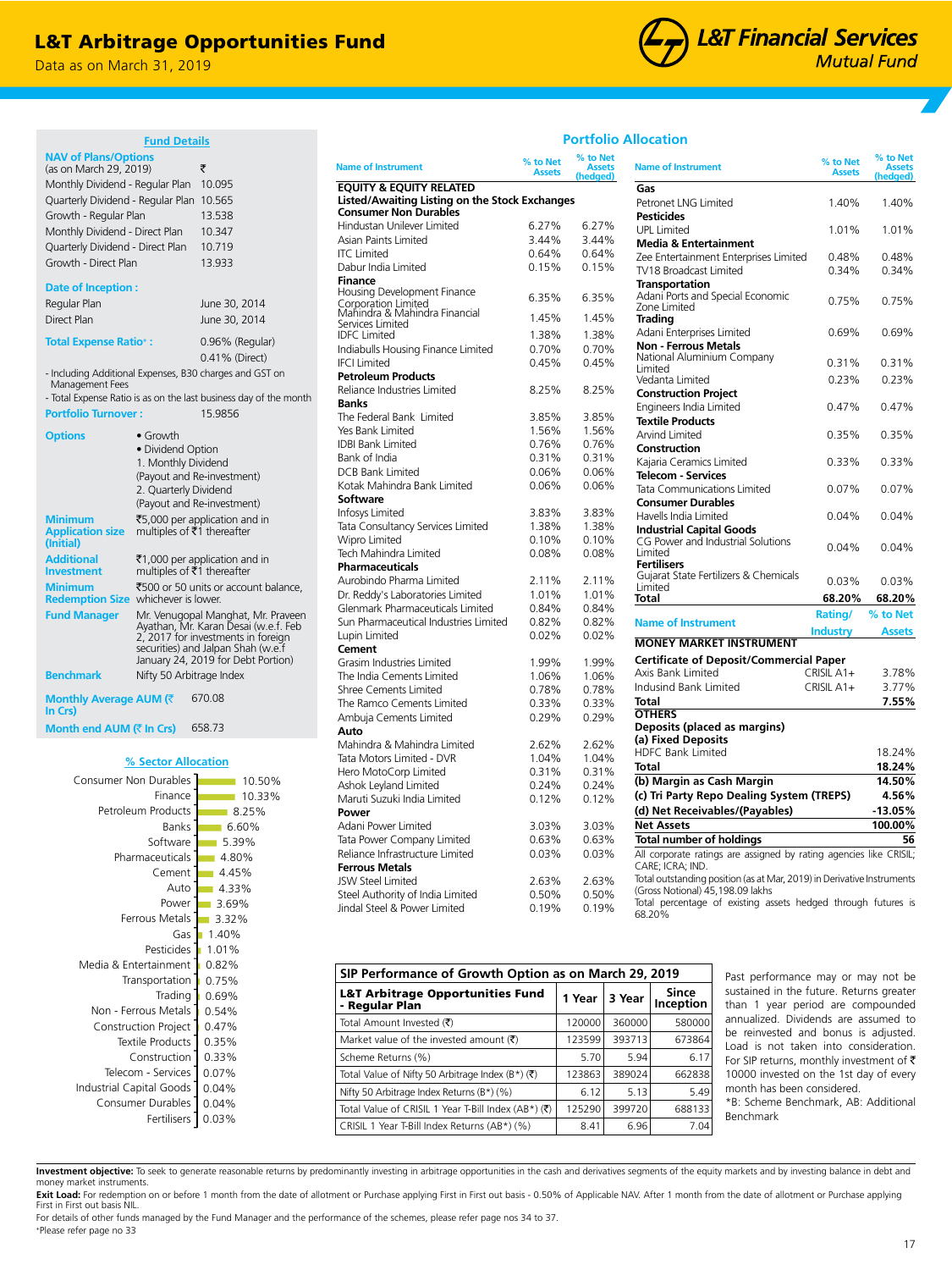# L&T Arbitrage Opportunities Fund

Data as on March 31, 2019

## Fund Details

**NAV of Plans/Options** (as on March 29, 2019) ₹

| | |
|---|---|
| Monthly Dividend - Regular Plan | 10.095 |
| Quarterly Dividend - Regular Plan | 10.565 |
| Growth - Regular Plan | 13.538 |
| Monthly Dividend - Direct Plan | 10.347 |
| Quarterly Dividend - Direct Plan | 10.719 |
| Growth - Direct Plan | 13.933 |

**Date of Inception :**

| | |
|---|---|
| Regular Plan | June 30, 2014 |
| Direct Plan | June 30, 2014 |

**Total Expense Ratio+ :** 0.96% (Regular), 0.41% (Direct)

- Including Additional Expenses, B30 charges and GST on Management Fees
- Total Expense Ratio is as on the last business day of the month

**Portfolio Turnover :** 15.9856

**Options**
- Growth
- Dividend Option
  1. Monthly Dividend (Payout and Re-investment)
  2. Quarterly Dividend (Payout and Re-investment)

**Minimum Application size (Initial)**: ₹5,000 per application and in multiples of ₹1 thereafter

**Additional Investment**: ₹1,000 per application and in multiples of ₹1 thereafter

**Minimum Redemption Size**: ₹500 or 50 units or account balance, whichever is lower.

**Fund Manager**: Mr. Venugopal Manghat, Mr. Praveen Ayathan, Mr. Karan Desai (w.e.f. Feb 2, 2017 for investments in foreign securities) and Jalpan Shah (w.e.f January 24, 2019 for Debt Portion)

**Benchmark**: Nifty 50 Arbitrage Index

**Monthly Average AUM (₹ In Crs)**: 670.08

**Month end AUM (₹ In Crs)**: 658.73

## % Sector Allocation

| Sector | % |
|---|---|
| Consumer Non Durables | 10.50% |
| Finance | 10.33% |
| Petroleum Products | 8.25% |
| Banks | 6.60% |
| Software | 5.39% |
| Pharmaceuticals | 4.80% |
| Cement | 4.45% |
| Auto | 4.33% |
| Power | 3.69% |
| Ferrous Metals | 3.32% |
| Gas | 1.40% |
| Pesticides | 1.01% |
| Media & Entertainment | 0.82% |
| Transportation | 0.75% |
| Trading | 0.69% |
| Non - Ferrous Metals | 0.54% |
| Construction Project | 0.47% |
| Textile Products | 0.35% |
| Construction | 0.33% |
| Telecom - Services | 0.07% |
| Industrial Capital Goods | 0.04% |
| Consumer Durables | 0.04% |
| Fertilisers | 0.03% |

## Portfolio Allocation

| Name of Instrument | % to Net Assets | % to Net Assets (hedged) |
|---|---|---|
| **EQUITY & EQUITY RELATED** | | |
| **Listed/Awaiting Listing on the Stock Exchanges** | | |
| **Consumer Non Durables** | | |
| Hindustan Unilever Limited | 6.27% | 6.27% |
| Asian Paints Limited | 3.44% | 3.44% |
| ITC Limited | 0.64% | 0.64% |
| Dabur India Limited | 0.15% | 0.15% |
| **Finance** | | |
| Housing Development Finance Corporation Limited | 6.35% | 6.35% |
| Mahindra & Mahindra Financial Services Limited | 1.45% | 1.45% |
| IDFC Limited | 1.38% | 1.38% |
| Indiabulls Housing Finance Limited | 0.70% | 0.70% |
| IFCI Limited | 0.45% | 0.45% |
| **Petroleum Products** | | |
| Reliance Industries Limited | 8.25% | 8.25% |
| **Banks** | | |
| The Federal Bank Limited | 3.85% | 3.85% |
| Yes Bank Limited | 1.56% | 1.56% |
| IDBI Bank Limited | 0.76% | 0.76% |
| Bank of India | 0.31% | 0.31% |
| DCB Bank Limited | 0.06% | 0.06% |
| Kotak Mahindra Bank Limited | 0.06% | 0.06% |
| **Software** | | |
| Infosys Limited | 3.83% | 3.83% |
| Tata Consultancy Services Limited | 1.38% | 1.38% |
| Wipro Limited | 0.10% | 0.10% |
| Tech Mahindra Limited | 0.08% | 0.08% |
| **Pharmaceuticals** | | |
| Aurobindo Pharma Limited | 2.11% | 2.11% |
| Dr. Reddy's Laboratories Limited | 1.01% | 1.01% |
| Glenmark Pharmaceuticals Limited | 0.84% | 0.84% |
| Sun Pharmaceutical Industries Limited | 0.82% | 0.82% |
| Lupin Limited | 0.02% | 0.02% |
| **Cement** | | |
| Grasim Industries Limited | 1.99% | 1.99% |
| The India Cements Limited | 1.06% | 1.06% |
| Shree Cements Limited | 0.78% | 0.78% |
| The Ramco Cements Limited | 0.33% | 0.33% |
| Ambuja Cements Limited | 0.29% | 0.29% |
| **Auto** | | |
| Mahindra & Mahindra Limited | 2.62% | 2.62% |
| Tata Motors Limited - DVR | 1.04% | 1.04% |
| Hero MotoCorp Limited | 0.31% | 0.31% |
| Ashok Leyland Limited | 0.24% | 0.24% |
| Maruti Suzuki India Limited | 0.12% | 0.12% |
| **Power** | | |
| Adani Power Limited | 3.03% | 3.03% |
| Tata Power Company Limited | 0.63% | 0.63% |
| Reliance Infrastructure Limited | 0.03% | 0.03% |
| **Ferrous Metals** | | |
| JSW Steel Limited | 2.63% | 2.63% |
| Steel Authority of India Limited | 0.50% | 0.50% |
| Jindal Steel & Power Limited | 0.19% | 0.19% |
| **Gas** | | |
| Petronet LNG Limited | 1.40% | 1.40% |
| **Pesticides** | | |
| UPL Limited | 1.01% | 1.01% |
| **Media & Entertainment** | | |
| Zee Entertainment Enterprises Limited | 0.48% | 0.48% |
| TV18 Broadcast Limited | 0.34% | 0.34% |
| **Transportation** | | |
| Adani Ports and Special Economic Zone Limited | 0.75% | 0.75% |
| **Trading** | | |
| Adani Enterprises Limited | 0.69% | 0.69% |
| **Non - Ferrous Metals** | | |
| National Aluminium Company Limited | 0.31% | 0.31% |
| Vedanta Limited | 0.23% | 0.23% |
| **Construction Project** | | |
| Engineers India Limited | 0.47% | 0.47% |
| **Textile Products** | | |
| Arvind Limited | 0.35% | 0.35% |
| **Construction** | | |
| Kajaria Ceramics Limited | 0.33% | 0.33% |
| **Telecom - Services** | | |
| Tata Communications Limited | 0.07% | 0.07% |
| **Consumer Durables** | | |
| Havells India Limited | 0.04% | 0.04% |
| **Industrial Capital Goods** | | |
| CG Power and Industrial Solutions Limited | 0.04% | 0.04% |
| **Fertilisers** | | |
| Gujarat State Fertilizers & Chemicals Limited | 0.03% | 0.03% |
| **Total** | **68.20%** | **68.20%** |

| Name of Instrument | Rating/ Industry | % to Net Assets |
|---|---|---|
| **MONEY MARKET INSTRUMENT** | | |
| **Certificate of Deposit/Commercial Paper** | | |
| Axis Bank Limited | CRISIL A1+ | 3.78% |
| Indusind Bank Limited | CRISIL A1+ | 3.77% |
| **Total** | | **7.55%** |
| **OTHERS** | | |
| **Deposits (placed as margins)** | | |
| **(a) Fixed Deposits** | | |
| HDFC Bank Limited | | 18.24% |
| **Total** | | **18.24%** |
| **(b) Margin as Cash Margin** | | **14.50%** |
| **(c) Tri Party Repo Dealing System (TREPS)** | | **4.56%** |
| **(d) Net Receivables/(Payables)** | | **-13.05%** |
| **Net Assets** | | **100.00%** |
| **Total number of holdings** | | **56** |

All corporate ratings are assigned by rating agencies like CRISIL; CARE; ICRA; IND.

Total outstanding position (as at Mar, 2019) in Derivative Instruments (Gross Notional) 45,198.09 lakhs

Total percentage of existing assets hedged through futures is 68.20%

## SIP Performance of Growth Option as on March 29, 2019

| L&T Arbitrage Opportunities Fund - Regular Plan | 1 Year | 3 Year | Since Inception |
|---|---|---|---|
| Total Amount Invested (₹) | 120000 | 360000 | 580000 |
| Market value of the invested amount (₹) | 123599 | 393713 | 673864 |
| Scheme Returns (%) | 5.70 | 5.94 | 6.17 |
| Total Value of Nifty 50 Arbitrage Index (B*) (₹) | 123863 | 389024 | 662838 |
| Nifty 50 Arbitrage Index Returns (B*) (%) | 6.12 | 5.13 | 5.49 |
| Total Value of CRISIL 1 Year T-Bill Index (AB*) (₹) | 125290 | 399720 | 688133 |
| CRISIL 1 Year T-Bill Index Returns (AB*) (%) | 8.41 | 6.96 | 7.04 |

Past performance may or may not be sustained in the future. Returns greater than 1 year period are compounded annualized. Dividends are assumed to be reinvested and bonus is adjusted. Load is not taken into consideration. For SIP returns, monthly investment of ₹ 10000 invested on the 1st day of every month has been considered.

*B: Scheme Benchmark, AB: Additional Benchmark

**Investment objective:** To seek to generate reasonable returns by predominantly investing in arbitrage opportunities in the cash and derivatives segments of the equity markets and by investing balance in debt and money market instruments.

**Exit Load:** For redemption on or before 1 month from the date of allotment or Purchase applying First in First out basis - 0.50% of Applicable NAV. After 1 month from the date of allotment or Purchase applying First in First out basis NIL.

For details of other funds managed by the Fund Manager and the performance of the schemes, please refer page nos 34 to 37.

+Please refer page no 33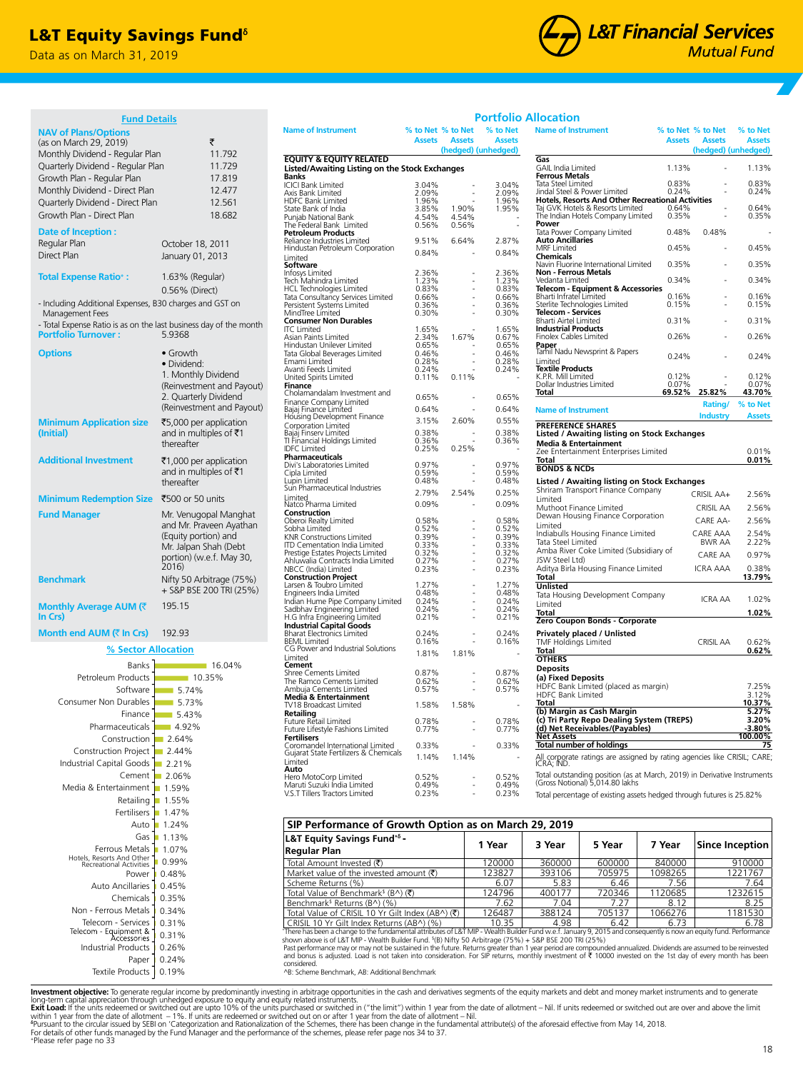# L&T Equity Savings Fund[δ]

Data as on March 31, 2019

L&T Financial Services Mutual Fund

## Fund Details

| | |
|---|---|
| **NAV of Plans/Options** (as on March 29, 2019) | ₹ |
| Monthly Dividend - Regular Plan | 11.792 |
| Quarterly Dividend - Regular Plan | 11.729 |
| Growth Plan - Regular Plan | 17.819 |
| Monthly Dividend - Direct Plan | 12.477 |
| Quarterly Dividend - Direct Plan | 12.561 |
| Growth Plan - Direct Plan | 18.682 |

**Date of Inception :**

| | |
|---|---|
| Regular Plan | October 18, 2011 |
| Direct Plan | January 01, 2013 |

**Total Expense Ratio+ :** 1.63% (Regular) 0.56% (Direct)

- Including Additional Expenses, B30 charges and GST on Management Fees
- Total Expense Ratio is as on the last business day of the month

**Portfolio Turnover :** 5.9368

**Options**
- Growth
- Dividend:
  1. Monthly Dividend (Reinvestment and Payout)
  2. Quarterly Dividend (Reinvestment and Payout)

**Minimum Application size (Initial)** ₹5,000 per application and in multiples of ₹1 thereafter

**Additional Investment** ₹1,000 per application and in multiples of ₹1 thereafter

**Minimum Redemption Size** ₹500 or 50 units

**Fund Manager** Mr. Venugopal Manghat and Mr. Praveen Ayathan (Equity portion) and Mr. Jalpan Shah (Debt portion) (w.e.f. May 30, 2016)

**Benchmark** Nifty 50 Arbitrage (75%) + S&P BSE 200 TRI (25%)

**Monthly Average AUM (₹ In Crs)** 195.15

**Month end AUM (₹ In Crs)** 192.93

## % Sector Allocation

| Sector | % |
|---|---|
| Banks | 16.04% |
| Petroleum Products | 10.35% |
| Software | 5.74% |
| Consumer Non Durables | 5.73% |
| Finance | 5.43% |
| Pharmaceuticals | 4.92% |
| Construction | 2.64% |
| Construction Project | 2.44% |
| Industrial Capital Goods | 2.21% |
| Cement | 2.06% |
| Media & Entertainment | 1.59% |
| Retailing | 1.55% |
| Fertilisers | 1.47% |
| Auto | 1.24% |
| Gas | 1.13% |
| Ferrous Metals | 1.07% |
| Hotels, Resorts And Other Recreational Activities | 0.99% |
| Power | 0.48% |
| Auto Ancillaries | 0.45% |
| Chemicals | 0.35% |
| Non - Ferrous Metals | 0.34% |
| Telecom - Services | 0.31% |
| Telecom - Equipment & Accessories | 0.31% |
| Industrial Products | 0.26% |
| Paper | 0.24% |
| Textile Products | 0.19% |

## Portfolio Allocation

| Name of Instrument | % to Net Assets | % to Net Assets (hedged) | % to Net Assets (unhedged) |
|---|---|---|---|
| **EQUITY & EQUITY RELATED** | | | |
| **Listed/Awaiting Listing on the Stock Exchanges** | | | |
| **Banks** | | | |
| ICICI Bank Limited | 3.04% | - | 3.04% |
| Axis Bank Limited | 2.09% | - | 2.09% |
| HDFC Bank Limited | 1.96% | - | 1.96% |
| State Bank of India | 3.85% | 1.90% | 1.95% |
| Punjab National Bank | 4.54% | 4.54% | - |
| The Federal Bank Limited | 0.56% | 0.56% | - |
| **Petroleum Products** | | | |
| Reliance Industries Limited | 9.51% | 6.64% | 2.87% |
| Hindustan Petroleum Corporation Limited | 0.84% | - | 0.84% |
| **Software** | | | |
| Infosys Limited | 2.36% | - | 2.36% |
| Tech Mahindra Limited | 1.23% | - | 1.23% |
| HCL Technologies Limited | 0.83% | - | 0.83% |
| Tata Consultancy Services Limited | 0.66% | - | 0.66% |
| Persistent Systems Limited | 0.36% | - | 0.36% |
| MindTree Limited | 0.30% | - | 0.30% |
| **Consumer Non Durables** | | | |
| ITC Limited | 1.65% | - | 1.65% |
| Asian Paints Limited | 2.34% | 1.67% | 0.67% |
| Hindustan Unilever Limited | 0.65% | - | 0.65% |
| Tata Global Beverages Limited | 0.46% | - | 0.46% |
| Emami Limited | 0.28% | - | 0.28% |
| Avanti Feeds Limited | 0.24% | - | 0.24% |
| United Spirits Limited | 0.11% | 0.11% | - |
| **Finance** | | | |
| Cholamandalam Investment and Finance Company Limited | 0.65% | - | 0.65% |
| Bajaj Finance Limited | 0.64% | - | 0.64% |
| Housing Development Finance Corporation Limited | 3.15% | 2.60% | 0.55% |
| Bajaj Finserv Limited | 0.38% | - | 0.38% |
| TI Financial Holdings Limited | 0.36% | - | 0.36% |
| IDFC Limited | 0.25% | 0.25% | - |
| **Pharmaceuticals** | | | |
| Divi's Laboratories Limited | 0.97% | - | 0.97% |
| Cipla Limited | 0.59% | - | 0.59% |
| Lupin Limited | 0.48% | - | 0.48% |
| Sun Pharmaceutical Industries Limited | 2.79% | 2.54% | 0.25% |
| Natco Pharma Limited | 0.09% | - | 0.09% |
| **Construction** | | | |
| Oberoi Realty Limited | 0.58% | - | 0.58% |
| Sobha Limited | 0.52% | - | 0.52% |
| KNR Constructions Limited | 0.39% | - | 0.39% |
| ITD Cementation India Limited | 0.33% | - | 0.33% |
| Prestige Estates Projects Limited | 0.32% | - | 0.32% |
| Ahluwalia Contracts India Limited | 0.27% | - | 0.27% |
| NBCC (India) Limited | 0.23% | - | 0.23% |
| **Construction Project** | | | |
| Larsen & Toubro Limited | 1.27% | - | 1.27% |
| Engineers India Limited | 0.48% | - | 0.48% |
| Indian Hume Pipe Company Limited | 0.24% | - | 0.24% |
| Sadbhav Engineering Limited | 0.24% | - | 0.24% |
| H.G Infra Engineering Limited | 0.21% | - | 0.21% |
| **Industrial Capital Goods** | | | |
| Bharat Electronics Limited | 0.24% | - | 0.24% |
| BEML Limited | 0.16% | - | 0.16% |
| CG Power and Industrial Solutions Limited | 1.81% | 1.81% | - |
| **Cement** | | | |
| Shree Cements Limited | 0.87% | - | 0.87% |
| The Ramco Cements Limited | 0.62% | - | 0.62% |
| Ambuja Cements Limited | 0.57% | - | 0.57% |
| **Media & Entertainment** | | | |
| TV18 Broadcast Limited | 1.58% | 1.58% | - |
| **Retailing** | | | |
| Future Retail Limited | 0.78% | - | 0.78% |
| Future Lifestyle Fashions Limited | 0.77% | - | 0.77% |
| **Fertilisers** | | | |
| Coromandel International Limited | 0.33% | - | 0.33% |
| Gujarat State Fertilizers & Chemicals Limited | 1.14% | 1.14% | - |
| **Auto** | | | |
| Hero MotoCorp Limited | 0.52% | - | 0.52% |
| Maruti Suzuki India Limited | 0.49% | - | 0.49% |
| V.S.T Tillers Tractors Limited | 0.23% | - | 0.23% |
| **Gas** | | | |
| GAIL India Limited | 1.13% | - | 1.13% |
| **Ferrous Metals** | | | |
| Tata Steel Limited | 0.83% | - | 0.83% |
| Jindal Steel & Power Limited | 0.24% | - | 0.24% |
| **Hotels, Resorts And Other Recreational Activities** | | | |
| Taj GVK Hotels & Resorts Limited | 0.64% | - | 0.64% |
| The Indian Hotels Company Limited | 0.35% | - | 0.35% |
| **Power** | | | |
| Tata Power Company Limited | 0.48% | 0.48% | - |
| **Auto Ancillaries** | | | |
| MRF Limited | 0.45% | - | 0.45% |
| **Chemicals** | | | |
| Navin Fluorine International Limited | 0.35% | - | 0.35% |
| **Non - Ferrous Metals** | | | |
| Vedanta Limited | 0.34% | - | 0.34% |
| **Telecom - Equipment & Accessories** | | | |
| Bharti Infratel Limited | 0.16% | - | 0.16% |
| Sterlite Technologies Limited | 0.15% | - | 0.15% |
| **Telecom - Services** | | | |
| Bharti Airtel Limited | 0.31% | - | 0.31% |
| **Industrial Products** | | | |
| Finolex Cables Limited | 0.26% | - | 0.26% |
| **Paper** | | | |
| Tamil Nadu Newsprint & Papers Limited | 0.24% | - | 0.24% |
| **Textile Products** | | | |
| K.P.R. Mill Limited | 0.12% | - | 0.12% |
| Dollar Industries Limited | 0.07% | - | 0.07% |
| **Total** | **69.52%** | **25.82%** | **43.70%** |

| Name of Instrument | Rating/ Industry | % to Net Assets |
|---|---|---|
| **PREFERENCE SHARES** | | |
| **Listed / Awaiting listing on Stock Exchanges** | | |
| **Media & Entertainment** | | |
| Zee Entertainment Enterprises Limited | | 0.01% |
| **Total** | | **0.01%** |
| **BONDS & NCDs** | | |
| **Listed / Awaiting listing on Stock Exchanges** | | |
| Shriram Transport Finance Company Limited | CRISIL AA+ | 2.56% |
| Muthoot Finance Limited | CRISIL AA | 2.56% |
| Dewan Housing Finance Corporation Limited | CARE AA- | 2.56% |
| Indiabulls Housing Finance Limited | CARE AAA | 2.54% |
| Tata Steel Limited | BWR AA | 2.22% |
| Amba River Coke Limited (Subsidiary of JSW Steel Ltd) | CARE AA | 0.97% |
| Aditya Birla Housing Finance Limited | ICRA AAA | 0.38% |
| **Total** | | **13.79%** |
| **Unlisted** | | |
| Tata Housing Development Company Limited | ICRA AA | 1.02% |
| **Total** | | **1.02%** |
| **Zero Coupon Bonds - Corporate** | | |
| **Privately placed / Unlisted** | | |
| TMF Holdings Limited | CRISIL AA | 0.62% |
| **Total** | | **0.62%** |
| **OTHERS** | | |
| **Deposits** | | |
| **(a) Fixed Deposits** | | |
| HDFC Bank Limited (placed as margin) | | 7.25% |
| HDFC Bank Limited | | 3.12% |
| **Total** | | **10.37%** |
| **(b) Margin as Cash Margin** | | **5.27%** |
| **(c) Tri Party Repo Dealing System (TREPS)** | | **3.20%** |
| **(d) Net Receivables/(Payables)** | | **-3.80%** |
| **Net Assets** | | **100.00%** |
| **Total number of holdings** | | **75** |

All corporate ratings are assigned by rating agencies like CRISIL; CARE; ICRA; IND.

Total outstanding position (as at March, 2019) in Derivative Instruments (Gross Notional) 5,014.80 lakhs

Total percentage of existing assets hedged through futures is 25.82%

## SIP Performance of Growth Option as on March 29, 2019

| L&T Equity Savings Fund*δ - Regular Plan | 1 Year | 3 Year | 5 Year | 7 Year | Since Inception |
|---|---|---|---|---|---|
| Total Amount Invested (₹) | 120000 | 360000 | 600000 | 840000 | 910000 |
| Market value of the invested amount (₹) | 123827 | 393106 | 705975 | 1098265 | 1221767 |
| Scheme Returns (%) | 6.07 | 5.83 | 6.46 | 7.56 | 7.64 |
| Total Value of Benchmark$ (B^) (₹) | 124796 | 400177 | 720346 | 1120685 | 1232615 |
| Benchmark$ Returns (B^) (%) | 7.62 | 7.04 | 7.27 | 8.12 | 8.25 |
| Total Value of CRISIL 10 Yr Gilt Index (AB^) (₹) | 126487 | 388124 | 705137 | 1066276 | 1181530 |
| CRISIL 10 Yr Gilt Index Returns (AB^) (%) | 10.35 | 4.98 | 6.42 | 6.73 | 6.78 |

*There has been a change to the fundamental attributes of L&T MIP - Wealth Builder Fund w.e.f. January 9, 2015 and consequently is now an equity fund. Performance shown above is of L&T MIP - Wealth Builder Fund. $(B) Nifty 50 Arbitrage (75%) + S&P BSE 200 TRI (25%)

Past performance may or may not be sustained in the future. Returns greater than 1 year period are compounded annualized. Dividends are assumed to be reinvested and bonus is adjusted. Load is not taken into consideration. For SIP returns, monthly investment of ₹ 10000 invested on the 1st day of every month has been considered.

^B: Scheme Benchmark, AB: Additional Benchmark

**Investment objective:** To generate regular income by predominantly investing in arbitrage opportunities in the cash and derivatives segments of the equity markets and debt and money market instruments and to generate long-term capital appreciation through unhedged exposure to equity and equity related instruments.

**Exit Load:** If the units redeemed or switched out are upto 10% of the units purchased or switched in ("the limit") within 1 year from the date of allotment – Nil. If units redeemed or switched out are over and above the limit within 1 year from the date of allotment – 1%. If units are redeemed or switched out on or after 1 year from the date of allotment – Nil.

δPursuant to the circular issued by SEBI on 'Categorization and Rationalization of the Schemes, there has been change in the fundamental attribute(s) of the aforesaid effective from May 14, 2018.

For details of other funds managed by the Fund Manager and the performance of the schemes, please refer page nos 34 to 37.

+Please refer page no 33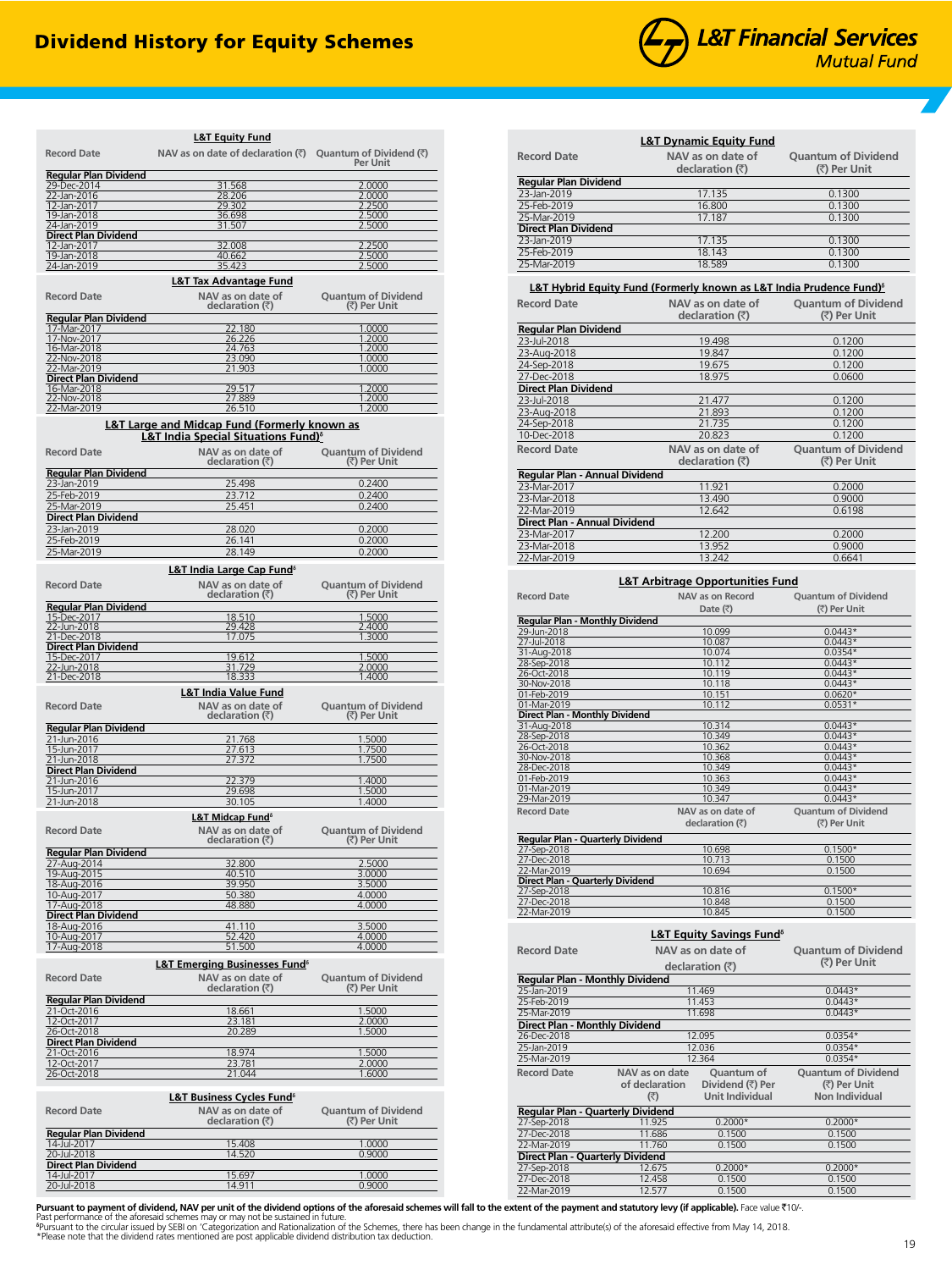# Dividend History for Equity Schemes

### L&T Equity Fund

| Record Date | NAV as on date of declaration (₹) | Quantum of Dividend (₹) Per Unit |
|---|---|---|
| **Regular Plan Dividend** | | |
| 29-Dec-2014 | 31.568 | 2.0000 |
| 22-Jan-2016 | 28.206 | 2.0000 |
| 12-Jan-2017 | 29.302 | 2.2500 |
| 19-Jan-2018 | 36.698 | 2.5000 |
| 24-Jan-2019 | 31.507 | 2.5000 |
| **Direct Plan Dividend** | | |
| 12-Jan-2017 | 32.008 | 2.2500 |
| 19-Jan-2018 | 40.662 | 2.5000 |
| 24-Jan-2019 | 35.423 | 2.5000 |

### L&T Tax Advantage Fund

| Record Date | NAV as on date of declaration (₹) | Quantum of Dividend (₹) Per Unit |
|---|---|---|
| **Regular Plan Dividend** | | |
| 17-Mar-2017 | 22.180 | 1.0000 |
| 17-Nov-2017 | 26.226 | 1.2000 |
| 16-Mar-2018 | 24.763 | 1.2000 |
| 22-Nov-2018 | 23.090 | 1.0000 |
| 22-Mar-2019 | 21.903 | 1.0000 |
| **Direct Plan Dividend** | | |
| 16-Mar-2018 | 29.517 | 1.2000 |
| 22-Nov-2018 | 27.889 | 1.2000 |
| 22-Mar-2019 | 26.510 | 1.2000 |

### L&T Large and Midcap Fund (Formerly known as L&T India Special Situations Fund)[δ]

| Record Date | NAV as on date of declaration (₹) | Quantum of Dividend (₹) Per Unit |
|---|---|---|
| **Regular Plan Dividend** | | |
| 23-Jan-2019 | 25.498 | 0.2400 |
| 25-Feb-2019 | 23.712 | 0.2400 |
| 25-Mar-2019 | 25.451 | 0.2400 |
| **Direct Plan Dividend** | | |
| 23-Jan-2019 | 28.020 | 0.2000 |
| 25-Feb-2019 | 26.141 | 0.2000 |
| 25-Mar-2019 | 28.149 | 0.2000 |

### L&T India Large Cap Fund[δ]

| Record Date | NAV as on date of declaration (₹) | Quantum of Dividend (₹) Per Unit |
|---|---|---|
| **Regular Plan Dividend** | | |
| 15-Dec-2017 | 18.510 | 1.5000 |
| 22-Jun-2018 | 29.428 | 2.4000 |
| 21-Dec-2018 | 17.075 | 1.3000 |
| **Direct Plan Dividend** | | |
| 15-Dec-2017 | 19.612 | 1.5000 |
| 22-Jun-2018 | 31.729 | 2.0000 |
| 21-Dec-2018 | 18.333 | 1.4000 |

### L&T India Value Fund

| Record Date | NAV as on date of declaration (₹) | Quantum of Dividend (₹) Per Unit |
|---|---|---|
| **Regular Plan Dividend** | | |
| 21-Jun-2016 | 21.768 | 1.5000 |
| 15-Jun-2017 | 27.613 | 1.7500 |
| 21-Jun-2018 | 27.372 | 1.7500 |
| **Direct Plan Dividend** | | |
| 21-Jun-2016 | 22.379 | 1.4000 |
| 15-Jun-2017 | 29.698 | 1.5000 |
| 21-Jun-2018 | 30.105 | 1.4000 |

### L&T Midcap Fund[δ]

| Record Date | NAV as on date of declaration (₹) | Quantum of Dividend (₹) Per Unit |
|---|---|---|
| **Regular Plan Dividend** | | |
| 27-Aug-2014 | 32.800 | 2.5000 |
| 19-Aug-2015 | 40.510 | 3.0000 |
| 18-Aug-2016 | 39.950 | 3.5000 |
| 10-Aug-2017 | 50.380 | 4.0000 |
| 17-Aug-2018 | 48.880 | 4.0000 |
| **Direct Plan Dividend** | | |
| 18-Aug-2016 | 41.110 | 3.5000 |
| 10-Aug-2017 | 52.420 | 4.0000 |
| 17-Aug-2018 | 51.500 | 4.0000 |

### L&T Emerging Businesses Fund[δ]

| Record Date | NAV as on date of declaration (₹) | Quantum of Dividend (₹) Per Unit |
|---|---|---|
| **Regular Plan Dividend** | | |
| 21-Oct-2016 | 18.661 | 1.5000 |
| 12-Oct-2017 | 23.181 | 2.0000 |
| 26-Oct-2018 | 20.289 | 1.5000 |
| **Direct Plan Dividend** | | |
| 21-Oct-2016 | 18.974 | 1.5000 |
| 12-Oct-2017 | 23.781 | 2.0000 |
| 26-Oct-2018 | 21.044 | 1.6000 |

### L&T Business Cycles Fund[δ]

| Record Date | NAV as on date of declaration (₹) | Quantum of Dividend (₹) Per Unit |
|---|---|---|
| **Regular Plan Dividend** | | |
| 14-Jul-2017 | 15.408 | 1.0000 |
| 20-Jul-2018 | 14.520 | 0.9000 |
| **Direct Plan Dividend** | | |
| 14-Jul-2017 | 15.697 | 1.0000 |
| 20-Jul-2018 | 14.911 | 0.9000 |

### L&T Dynamic Equity Fund

| Record Date | NAV as on date of declaration (₹) | Quantum of Dividend (₹) Per Unit |
|---|---|---|
| **Regular Plan Dividend** | | |
| 23-Jan-2019 | 17.135 | 0.1300 |
| 25-Feb-2019 | 16.800 | 0.1300 |
| 25-Mar-2019 | 17.187 | 0.1300 |
| **Direct Plan Dividend** | | |
| 23-Jan-2019 | 17.135 | 0.1300 |
| 25-Feb-2019 | 18.143 | 0.1300 |
| 25-Mar-2019 | 18.589 | 0.1300 |

### L&T Hybrid Equity Fund (Formerly known as L&T India Prudence Fund)[δ]

| Record Date | NAV as on date of declaration (₹) | Quantum of Dividend (₹) Per Unit |
|---|---|---|
| **Regular Plan Dividend** | | |
| 23-Jul-2018 | 19.498 | 0.1200 |
| 23-Aug-2018 | 19.847 | 0.1200 |
| 24-Sep-2018 | 19.675 | 0.1200 |
| 27-Dec-2018 | 18.975 | 0.0600 |
| **Direct Plan Dividend** | | |
| 23-Jul-2018 | 21.477 | 0.1200 |
| 23-Aug-2018 | 21.893 | 0.1200 |
| 24-Sep-2018 | 21.735 | 0.1200 |
| 10-Dec-2018 | 20.823 | 0.1200 |
| **Record Date** | **NAV as on date of declaration (₹)** | **Quantum of Dividend (₹) Per Unit** |
| **Regular Plan - Annual Dividend** | | |
| 23-Mar-2017 | 11.921 | 0.2000 |
| 23-Mar-2018 | 13.490 | 0.9000 |
| 22-Mar-2019 | 12.642 | 0.6198 |
| **Direct Plan - Annual Dividend** | | |
| 23-Mar-2017 | 12.200 | 0.2000 |
| 23-Mar-2018 | 13.952 | 0.9000 |
| 22-Mar-2019 | 13.242 | 0.6641 |

### L&T Arbitrage Opportunities Fund

| Record Date | NAV as on Record Date (₹) | Quantum of Dividend (₹) Per Unit |
|---|---|---|
| **Regular Plan - Monthly Dividend** | | |
| 29-Jun-2018 | 10.099 | 0.0443* |
| 27-Jul-2018 | 10.087 | 0.0443* |
| 31-Aug-2018 | 10.074 | 0.0354* |
| 28-Sep-2018 | 10.112 | 0.0443* |
| 26-Oct-2018 | 10.119 | 0.0443* |
| 30-Nov-2018 | 10.118 | 0.0443* |
| 01-Feb-2019 | 10.151 | 0.0620* |
| 01-Mar-2019 | 10.112 | 0.0531* |
| **Direct Plan - Monthly Dividend** | | |
| 31-Aug-2018 | 10.314 | 0.0443* |
| 28-Sep-2018 | 10.349 | 0.0443* |
| 26-Oct-2018 | 10.362 | 0.0443* |
| 30-Nov-2018 | 10.368 | 0.0443* |
| 28-Dec-2018 | 10.349 | 0.0443* |
| 01-Feb-2019 | 10.363 | 0.0443* |
| 01-Mar-2019 | 10.349 | 0.0443* |
| 29-Mar-2019 | 10.347 | 0.0443* |
| **Record Date** | **NAV as on date of declaration (₹)** | **Quantum of Dividend (₹) Per Unit** |
| **Regular Plan - Quarterly Dividend** | | |
| 27-Sep-2018 | 10.698 | 0.1500* |
| 27-Dec-2018 | 10.713 | 0.1500 |
| 22-Mar-2019 | 10.694 | 0.1500 |
| **Direct Plan - Quarterly Dividend** | | |
| 27-Sep-2018 | 10.816 | 0.1500* |
| 27-Dec-2018 | 10.848 | 0.1500 |
| 22-Mar-2019 | 10.845 | 0.1500 |

### L&T Equity Savings Fund[δ]

| Record Date | NAV as on date of declaration (₹) | Quantum of Dividend (₹) Per Unit |
|---|---|---|
| **Regular Plan - Monthly Dividend** | | |
| 25-Jan-2019 | 11.469 | 0.0443* |
| 25-Feb-2019 | 11.453 | 0.0443* |
| 25-Mar-2019 | 11.698 | 0.0443* |
| **Direct Plan - Monthly Dividend** | | |
| 26-Dec-2018 | 12.095 | 0.0354* |
| 25-Jan-2019 | 12.036 | 0.0354* |
| 25-Mar-2019 | 12.364 | 0.0354* |

| Record Date | NAV as on date of declaration (₹) | Quantum of Dividend (₹) Per Unit Individual | Quantum of Dividend (₹) Per Unit Non Individual |
|---|---|---|---|
| **Regular Plan - Quarterly Dividend** | | | |
| 27-Sep-2018 | 11.925 | 0.2000* | 0.2000* |
| 27-Dec-2018 | 11.686 | 0.1500 | 0.1500 |
| 22-Mar-2019 | 11.760 | 0.1500 | 0.1500 |
| **Direct Plan - Quarterly Dividend** | | | |
| 27-Sep-2018 | 12.675 | 0.2000* | 0.2000* |
| 27-Dec-2018 | 12.458 | 0.1500 | 0.1500 |
| 22-Mar-2019 | 12.577 | 0.1500 | 0.1500 |

**Pursuant to payment of dividend, NAV per unit of the dividend options of the aforesaid schemes will fall to the extent of the payment and statutory levy (if applicable).** Face value ₹10/-.

Past performance of the aforesaid schemes may or may not be sustained in future.

δPursuant to the circular issued by SEBI on 'Categorization and Rationalization of the Schemes, there has been change in the fundamental attribute(s) of the aforesaid effective from May 14, 2018.

*Please note that the dividend rates mentioned are post applicable dividend distribution tax deduction.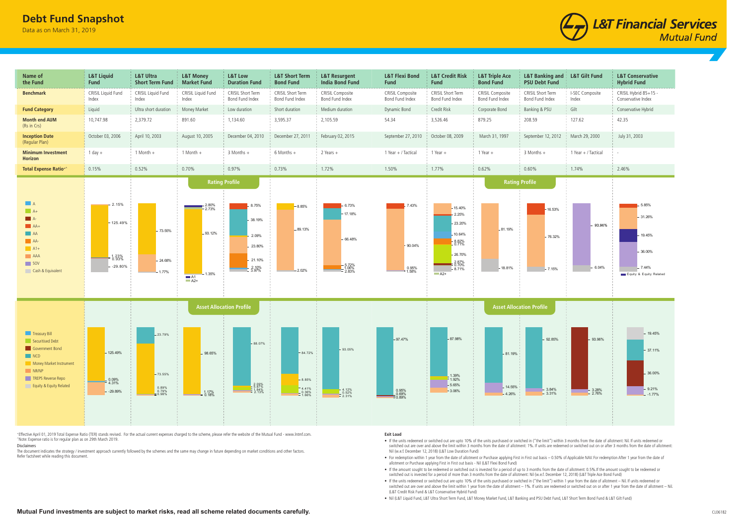# Debt Fund Snapshot

Data as on March 31, 2019

L&T Financial Services Mutual Fund

| Name of the Fund | L&T Liquid Fund | L&T Ultra Short Term Fund | L&T Money Market Fund | L&T Low Duration Fund | L&T Short Term Bond Fund | L&T Resurgent India Bond Fund | L&T Flexi Bond Fund | L&T Credit Risk Fund | L&T Triple Ace Bond Fund | L&T Banking and PSU Debt Fund | L&T Gilt Fund | L&T Conservative Hybrid Fund |
|---|---|---|---|---|---|---|---|---|---|---|---|---|
| **Benchmark** | CRISIL Liquid Fund Index | CRISIL Liquid Fund Index | CRISIL Liquid Fund Index | CRISIL Short Term Bond Fund Index | CRISIL Short Term Bond Fund Index | CRISIL Composite Bond Fund Index | CRISIL Composite Bond Fund Index | CRISIL Short Term Bond Fund Index | CRISIL Composite Bond Fund Index | CRISIL Short Term Bond Fund Index | I-SEC Composite Index | CRISIL Hybrid 85+15 - Conservative Index |
| **Fund Category** | Liquid | Ultra short duration | Money Market | Low duration | Short duration | Medium duration | Dynamic Bond | Credit Risk | Corporate Bond | Banking & PSU | Gilt | Conservative Hybrid |
| **Month end AUM** (Rs in Crs) | 10,747.98 | 2,379.72 | 891.60 | 1,134.60 | 3,595.37 | 2,105.59 | 54.34 | 3,526.46 | 879.25 | 208.59 | 127.62 | 42.35 |
| **Inception Date** (Regular Plan) | October 03, 2006 | April 10, 2003 | August 10, 2005 | December 04, 2010 | December 27, 2011 | February 02, 2015 | September 27, 2010 | October 08, 2009 | March 31, 1997 | September 12, 2012 | March 29, 2000 | July 31, 2003 |
| **Minimum Investment Horizon** | 1 day + | 1 Month + | 1 Month + | 3 Months + | 6 Months + | 2 Years + | 1 Year + / Tactical | 1 Year + | 1 Year + | 3 Months + | 1 Year + / Tactical | - |
| **Total Expense Ratio**^^ | 0.15% | 0.52% | 0.70% | 0.97% | 0.73% | 1.72% | 1.50% | 1.77% | 0.62% | 0.60% | 1.74% | 2.46% |

## Rating Profile

Legend: A, A+, A-, AA+, AA, AA-, A1+, AAA, SOV, Cash & Equivalent

| Fund | Rating Profile values |
|---|---|
| L&T Liquid Fund | 2.15%, 125.49%, 1.23%, 0.93%, -29.80% |
| L&T Ultra Short Term Fund | 73.55%, 24.68%, 1.77% |
| L&T Money Market Fund | 2.80%, 2.73%, 93.12%, 1.35% (A1, A2+) |
| L&T Low Duration Fund | 8.75%, 38.19%, 2.09%, 23.80%, 21.10%, 2.50%, 3.97% |
| L&T Short Term Bond Fund | 8.85%, 89.13%, 2.02% |
| L&T Resurgent India Bond Fund | 6.73%, 17.18%, 66.48%, 6.72%, 1.06%, 2.83% |
| L&T Flexi Bond Fund | 7.43%, 90.04%, 0.95%, 1.58% |
| L&T Credit Risk Fund | 15.40%, 2.25%, 23.20%, 10.64%, 8.82%, 0.71%, 26.70%, 2.87%, 0.70%, 8.71% (A2+) |
| L&T Triple Ace Bond Fund | 81.19%, 18.81% |
| L&T Banking and PSU Debt Fund | 16.53%, 76.32%, 7.15% |
| L&T Gilt Fund | 93.96%, 6.04% |
| L&T Conservative Hybrid Fund | 5.85%, 31.26%, 19.45%, 36.00%, 7.44% (Equity & Equity Related) |

## Asset Allocation Profile

Legend: Treasury Bill, Securitised Debt, Government Bond, NCD, Money Market Instrument, NR/NP, TREPS Reverse Repo, Equity & Equity Related

| Fund | Asset Allocation values |
|---|---|
| L&T Liquid Fund | 125.49%, 0.09%, 4.31%, -29.89% |
| L&T Ultra Short Term Fund | 23.79%, 73.55%, 0.89%, 0.79%, 0.98% |
| L&T Money Market Fund | 98.65%, 1.17%, 0.18% |
| L&T Low Duration Fund | 88.07%, 2.09%, 5.87%, 1.84%, 2.13% |
| L&T Short Term Bond Fund | 84.72%, 8.85%, 4.41%, 0.36%, 1.66% |
| L&T Resurgent India Bond Fund | 93.05%, 4.12%, 0.52%, 2.31% |
| L&T Flexi Bond Fund | 97.47%, 0.95%, 0.69%, 0.89% |
| L&T Credit Risk Fund | 87.98%, 1.39%, 1.92%, 5.65%, 3.06% |
| L&T Triple Ace Bond Fund | 81.19%, 14.55%, 4.26% |
| L&T Banking and PSU Debt Fund | 92.85%, 3.84%, 3.31% |
| L&T Gilt Fund | 93.96%, 3.28%, 2.76% |
| L&T Conservative Hybrid Fund | 19.45%, 37.11%, 36.00%, 9.21%, -1.77% |

^Effective April 01, 2019 Total Expense Ratio (TER) stands revised. For the actual current expenses charged to the scheme, please refer the website of the Mutual Fund - www.lntmf.com.
^^Note: Expense ratio is for regular plan as on 29th March 2019.

**Disclaimers**

The document indicates the strategy / investment approach currently followed by the schemes and the same may change in future depending on market conditions and other factors. Refer factsheet while reading this document.

**Exit Load**

- If the units redeemed or switched out are upto 10% of the units purchased or switched in ("the limit") within 3 months from the date of allotment: Nil. If units redeemed or switched out are over and above the limit within 3 months from the date of allotment: 1%. If units are redeemed or switched out on or after 3 months from the date of allotment: Nil (w.e.f. December 12, 2018) (L&T Low Duration Fund)
- For redemption within 1 year from the date of allotment or Purchase applying First in First out basis – 0.50% of Applicable NAV. For redemption After 1 year from the date of allotment or Purchase applying First in First out basis - Nil (L&T Flexi Bond Fund)
- If the amount sought to be redeemed or switched out is invested for a period of up to 3 months from the date of allotment: 0.5%.If the amount sought to be redeemed or switched out is invested for a period of more than 3 months from the date of allotment: Nil (w.e.f. December 12, 2018) (L&T Triple Ace Bond Fund)
- If the units redeemed or switched out are upto 10% of the units purchased or switched in ("the limit") within 1 year from the date of allotment – Nil. If units redeemed or switched out are over and above the limit within 1 year from the date of allotment – 1%. If units are redeemed or switched out on or after 1 year from the date of allotment – Nil. (L&T Credit Risk Fund & L&T Conservative Hybrid Fund)
- Nil (L&T Liquid Fund, L&T Ultra Short Term Fund, L&T Money Market Fund, L&T Banking and PSU Debt Fund, L&T Short Term Bond Fund & L&T Gilt Fund)

**Mutual Fund investments are subject to market risks, read all scheme related documents carefully.**

CL06182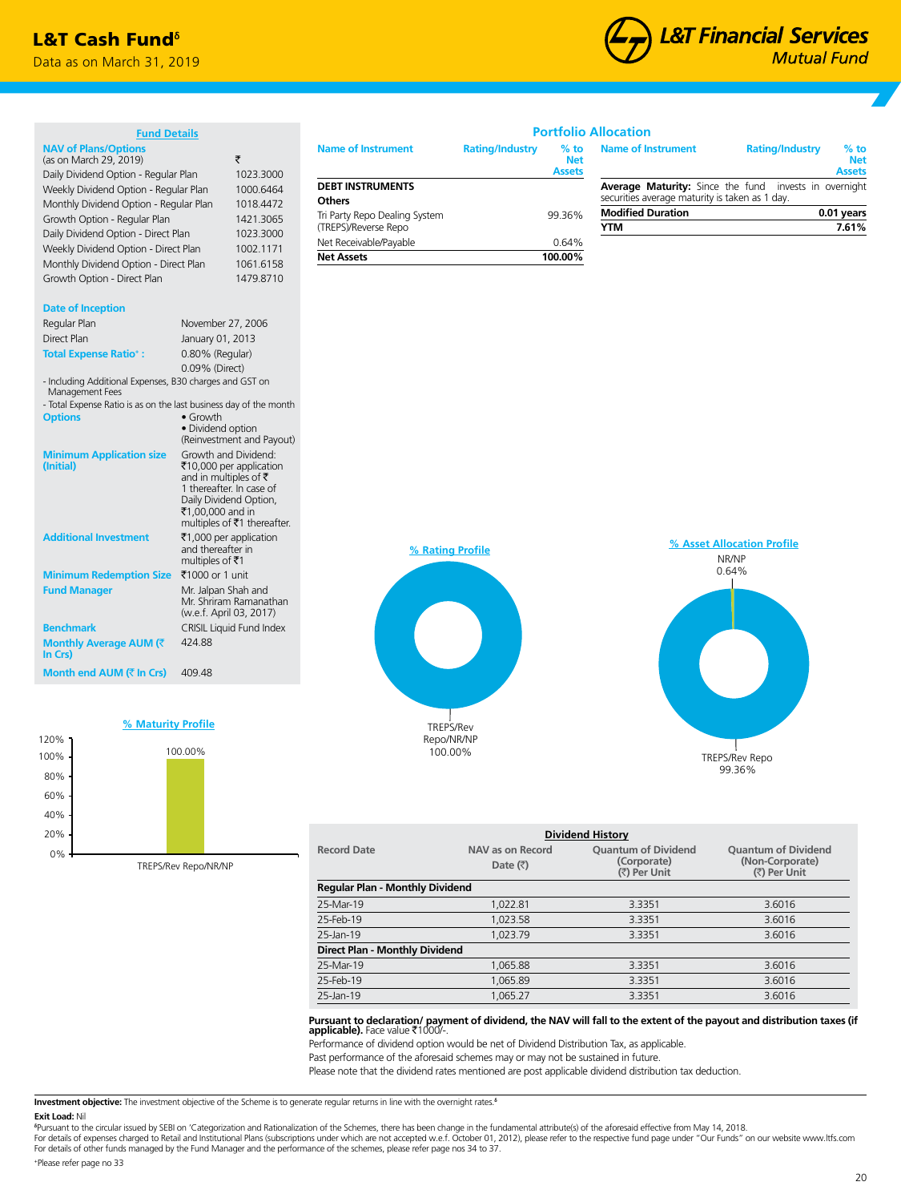# L&T Cash Fund[δ]

Data as on March 31, 2019

## Fund Details

| NAV of Plans/Options (as on March 29, 2019) | ₹ |
|---|---|
| Daily Dividend Option - Regular Plan | 1023.3000 |
| Weekly Dividend Option - Regular Plan | 1000.6464 |
| Monthly Dividend Option - Regular Plan | 1018.4472 |
| Growth Option - Regular Plan | 1421.3065 |
| Daily Dividend Option - Direct Plan | 1023.3000 |
| Weekly Dividend Option - Direct Plan | 1002.1171 |
| Monthly Dividend Option - Direct Plan | 1061.6158 |
| Growth Option - Direct Plan | 1479.8710 |

**Date of Inception**

| | |
|---|---|
| Regular Plan | November 27, 2006 |
| Direct Plan | January 01, 2013 |
| **Total Expense Ratio+ :** | 0.80% (Regular) 0.09% (Direct) |

- Including Additional Expenses, B30 charges and GST on Management Fees
- Total Expense Ratio is as on the last business day of the month

| | |
|---|---|
| **Options** | • Growth • Dividend option (Reinvestment and Payout) |
| **Minimum Application size (Initial)** | Growth and Dividend: ₹10,000 per application and in multiples of ₹1 thereafter. In case of Daily Dividend Option, ₹1,00,000 and in multiples of ₹1 thereafter. |
| **Additional Investment** | ₹1,000 per application and thereafter in multiples of ₹1 |
| **Minimum Redemption Size** | ₹1000 or 1 unit |
| **Fund Manager** | Mr. Jalpan Shah and Mr. Shriram Ramanathan (w.e.f. April 03, 2017) |
| **Benchmark** | CRISIL Liquid Fund Index |
| **Monthly Average AUM (₹ In Crs)** | 424.88 |
| **Month end AUM (₹ In Crs)** | 409.48 |

## % Maturity Profile

TREPS/Rev Repo/NR/NP: 100.00%

## Portfolio Allocation

| Name of Instrument | Rating/Industry | % to Net Assets |
|---|---|---|
| **DEBT INSTRUMENTS** | | |
| **Others** | | |
| Tri Party Repo Dealing System (TREPS)/Reverse Repo | | 99.36% |
| Net Receivable/Payable | | 0.64% |
| **Net Assets** | | **100.00%** |

**Average Maturity:** Since the fund invests in overnight securities average maturity is taken as 1 day.

| | |
|---|---|
| **Modified Duration** | **0.01 years** |
| **YTM** | **7.61%** |

## % Rating Profile

TREPS/Rev Repo/NR/NP 100.00%

## % Asset Allocation Profile

NR/NP 0.64%

TREPS/Rev Repo 99.36%

## Dividend History

| Record Date | NAV as on Record Date (₹) | Quantum of Dividend (Corporate) (₹) Per Unit | Quantum of Dividend (Non-Corporate) (₹) Per Unit |
|---|---|---|---|
| **Regular Plan - Monthly Dividend** | | | |
| 25-Mar-19 | 1,022.81 | 3.3351 | 3.6016 |
| 25-Feb-19 | 1,023.58 | 3.3351 | 3.6016 |
| 25-Jan-19 | 1,023.79 | 3.3351 | 3.6016 |
| **Direct Plan - Monthly Dividend** | | | |
| 25-Mar-19 | 1,065.88 | 3.3351 | 3.6016 |
| 25-Feb-19 | 1,065.89 | 3.3351 | 3.6016 |
| 25-Jan-19 | 1,065.27 | 3.3351 | 3.6016 |

**Pursuant to declaration/ payment of dividend, the NAV will fall to the extent of the payout and distribution taxes (if applicable).** Face value ₹1000/-.

Performance of dividend option would be net of Dividend Distribution Tax, as applicable.

Past performance of the aforesaid schemes may or may not be sustained in future.

Please note that the dividend rates mentioned are post applicable dividend distribution tax deduction.

**Investment objective:** The investment objective of the Scheme is to generate regular returns in line with the overnight rates.[δ]

**Exit Load:** Nil

[δ]Pursuant to the circular issued by SEBI on 'Categorization and Rationalization of the Schemes, there has been change in the fundamental attribute(s) of the aforesaid effective from May 14, 2018.

For details of expenses charged to Retail and Institutional Plans (subscriptions under which are not accepted w.e.f. October 01, 2012), please refer to the respective fund page under "Our Funds" on our website www.ltfs.com

For details of other funds managed by the Fund Manager and the performance of the schemes, please refer page nos 34 to 37.

+Please refer page no 33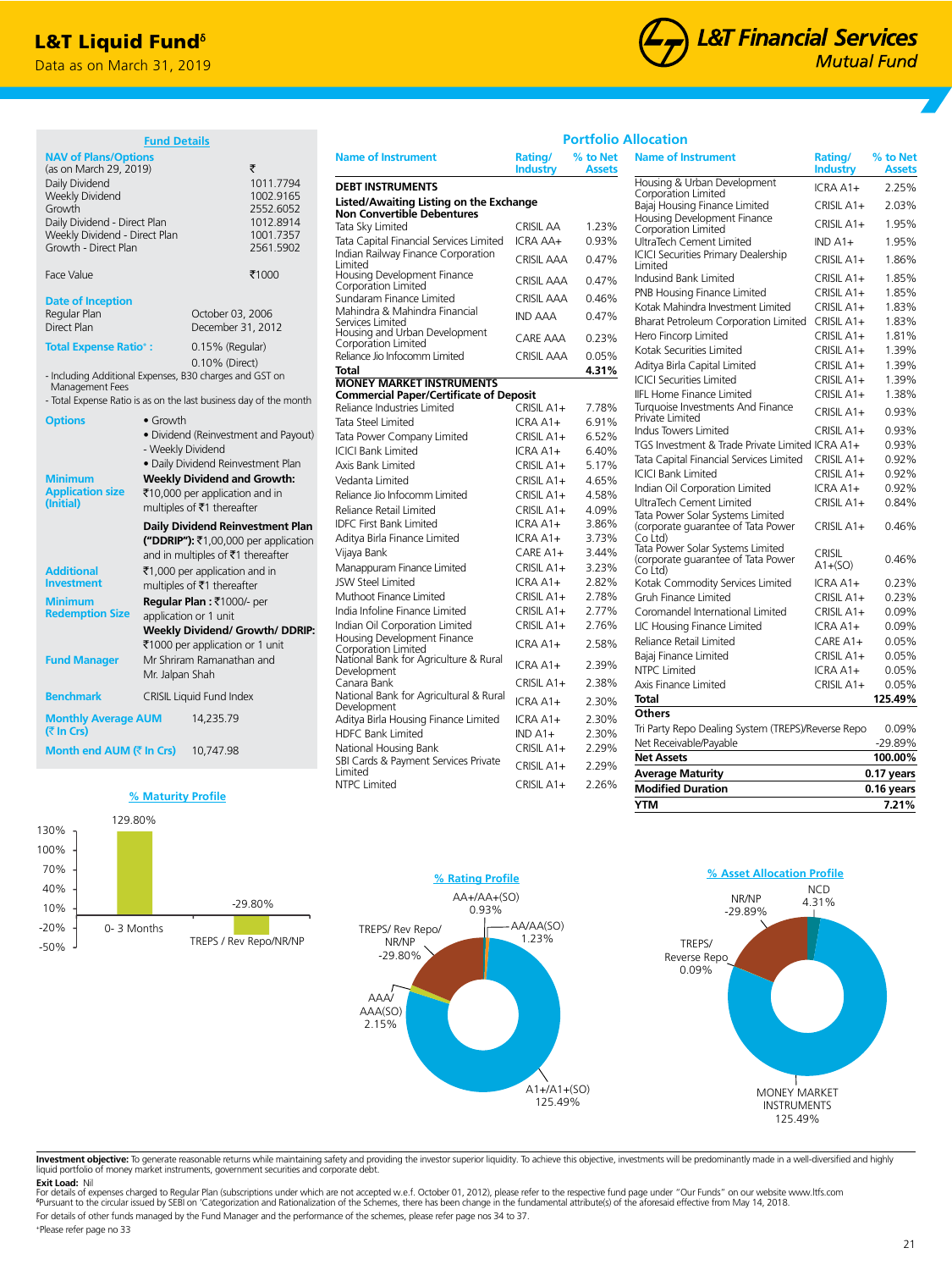# L&T Liquid Fund[δ]

Data as on March 31, 2019

L&T Financial Services Mutual Fund

## Fund Details

| NAV of Plans/Options (as on March 29, 2019) | ₹ |
|---|---|
| Daily Dividend | 1011.7794 |
| Weekly Dividend | 1002.9165 |
| Growth | 2552.6052 |
| Daily Dividend - Direct Plan | 1012.8914 |
| Weekly Dividend - Direct Plan | 1001.7357 |
| Growth - Direct Plan | 2561.5902 |
| Face Value | ₹1000 |

**Date of Inception**

| | |
|---|---|
| Regular Plan | October 03, 2006 |
| Direct Plan | December 31, 2012 |

**Total Expense Ratio+ :** 0.15% (Regular)
0.10% (Direct)

- Including Additional Expenses, B30 charges and GST on Management Fees
- Total Expense Ratio is as on the last business day of the month

**Options**
- Growth
- Dividend (Reinvestment and Payout)
  - Weekly Dividend
- Daily Dividend Reinvestment Plan

**Minimum Application size (Initial)**
**Weekly Dividend and Growth:** ₹10,000 per application and in multiples of ₹1 thereafter
**Daily Dividend Reinvestment Plan ("DDRIP"):** ₹1,00,000 per application and in multiples of ₹1 thereafter

**Additional Investment:** ₹1,000 per application and in multiples of ₹1 thereafter

**Minimum Redemption Size**
**Regular Plan :** ₹1000/- per application or 1 unit
**Weekly Dividend/ Growth/ DDRIP:** ₹1000 per application or 1 unit

**Fund Manager:** Mr Shriram Ramanathan and Mr. Jalpan Shah

**Benchmark:** CRISIL Liquid Fund Index

**Monthly Average AUM (₹ In Crs):** 14,235.79

**Month end AUM (₹ In Crs):** 10,747.98

## % Maturity Profile

| | % |
|---|---|
| 0- 3 Months | 129.80% |
| TREPS / Rev Repo/NR/NP | -29.80% |

## Portfolio Allocation

| Name of Instrument | Rating/ Industry | % to Net Assets |
|---|---|---|
| **DEBT INSTRUMENTS** | | |
| **Listed/Awaiting Listing on the Exchange** | | |
| **Non Convertible Debentures** | | |
| Tata Sky Limited | CRISIL AA | 1.23% |
| Tata Capital Financial Services Limited | ICRA AA+ | 0.93% |
| Indian Railway Finance Corporation Limited | CRISIL AAA | 0.47% |
| Housing Development Finance Corporation Limited | CRISIL AAA | 0.47% |
| Sundaram Finance Limited | CRISIL AAA | 0.46% |
| Mahindra & Mahindra Financial Services Limited | IND AAA | 0.47% |
| Housing and Urban Development Corporation Limited | CARE AAA | 0.23% |
| Reliance Jio Infocomm Limited | CRISIL AAA | 0.05% |
| **Total** | | **4.31%** |
| **MONEY MARKET INSTRUMENTS** | | |
| **Commercial Paper/Certificate of Deposit** | | |
| Reliance Industries Limited | CRISIL A1+ | 7.78% |
| Tata Steel Limited | ICRA A1+ | 6.91% |
| Tata Power Company Limited | CRISIL A1+ | 6.52% |
| ICICI Bank Limited | ICRA A1+ | 6.40% |
| Axis Bank Limited | CRISIL A1+ | 5.17% |
| Vedanta Limited | CRISIL A1+ | 4.65% |
| Reliance Jio Infocomm Limited | CRISIL A1+ | 4.58% |
| Reliance Retail Limited | CRISIL A1+ | 4.09% |
| IDFC First Bank Limited | ICRA A1+ | 3.86% |
| Aditya Birla Finance Limited | ICRA A1+ | 3.73% |
| Vijaya Bank | CARE A1+ | 3.44% |
| Manappuram Finance Limited | CRISIL A1+ | 3.23% |
| JSW Steel Limited | ICRA A1+ | 2.82% |
| Muthoot Finance Limited | CRISIL A1+ | 2.78% |
| India Infoline Finance Limited | CRISIL A1+ | 2.77% |
| Indian Oil Corporation Limited | CRISIL A1+ | 2.76% |
| Housing Development Finance Corporation Limited | ICRA A1+ | 2.58% |
| National Bank for Agriculture & Rural Development | ICRA A1+ | 2.39% |
| Canara Bank | CRISIL A1+ | 2.38% |
| National Bank for Agricultural & Rural Development | ICRA A1+ | 2.30% |
| Aditya Birla Housing Finance Limited | ICRA A1+ | 2.30% |
| HDFC Bank Limited | IND A1+ | 2.30% |
| National Housing Bank | CRISIL A1+ | 2.29% |
| SBI Cards & Payment Services Private Limited | CRISIL A1+ | 2.29% |
| NTPC Limited | CRISIL A1+ | 2.26% |
| Housing & Urban Development Corporation Limited | ICRA A1+ | 2.25% |
| Bajaj Housing Finance Limited | CRISIL A1+ | 2.03% |
| Housing Development Finance Corporation Limited | CRISIL A1+ | 1.95% |
| UltraTech Cement Limited | IND A1+ | 1.95% |
| ICICI Securities Primary Dealership Limited | CRISIL A1+ | 1.86% |
| Indusind Bank Limited | CRISIL A1+ | 1.85% |
| PNB Housing Finance Limited | CRISIL A1+ | 1.85% |
| Kotak Mahindra Investment Limited | CRISIL A1+ | 1.83% |
| Bharat Petroleum Corporation Limited | CRISIL A1+ | 1.83% |
| Hero Fincorp Limited | CRISIL A1+ | 1.81% |
| Kotak Securities Limited | CRISIL A1+ | 1.39% |
| Aditya Birla Capital Limited | CRISIL A1+ | 1.39% |
| ICICI Securities Limited | CRISIL A1+ | 1.39% |
| IIFL Home Finance Limited | CRISIL A1+ | 1.38% |
| Turquoise Investments And Finance Private Limited | CRISIL A1+ | 0.93% |
| Indus Towers Limited | CRISIL A1+ | 0.93% |
| TGS Investment & Trade Private Limited | ICRA A1+ | 0.93% |
| Tata Capital Financial Services Limited | CRISIL A1+ | 0.92% |
| ICICI Bank Limited | CRISIL A1+ | 0.92% |
| Indian Oil Corporation Limited | ICRA A1+ | 0.92% |
| UltraTech Cement Limited | CRISIL A1+ | 0.84% |
| Tata Power Solar Systems Limited (corporate guarantee of Tata Power Co Ltd) | CRISIL A1+ | 0.46% |
| Tata Power Solar Systems Limited (corporate guarantee of Tata Power Co Ltd) | CRISIL A1+(SO) | 0.46% |
| Kotak Commodity Services Limited | ICRA A1+ | 0.23% |
| Gruh Finance Limited | CRISIL A1+ | 0.23% |
| Coromandel International Limited | CRISIL A1+ | 0.09% |
| LIC Housing Finance Limited | ICRA A1+ | 0.09% |
| Reliance Retail Limited | CARE A1+ | 0.05% |
| Bajaj Finance Limited | CRISIL A1+ | 0.05% |
| NTPC Limited | ICRA A1+ | 0.05% |
| Axis Finance Limited | CRISIL A1+ | 0.05% |
| **Total** | | **125.49%** |
| **Others** | | |
| Tri Party Repo Dealing System (TREPS)/Reverse Repo | | 0.09% |
| Net Receivable/Payable | | -29.89% |
| **Net Assets** | | **100.00%** |
| **Average Maturity** | | **0.17 years** |
| **Modified Duration** | | **0.16 years** |
| **YTM** | | **7.21%** |

## % Rating Profile

| Rating | % |
|---|---|
| AA+/AA+(SO) | 0.93% |
| AA/AA(SO) | 1.23% |
| A1+/A1+(SO) | 125.49% |
| AAA/AAA(SO) | 2.15% |
| TREPS/ Rev Repo/ NR/NP | -29.80% |

## % Asset Allocation Profile

| Asset | % |
|---|---|
| NCD | 4.31% |
| MONEY MARKET INSTRUMENTS | 125.49% |
| TREPS/ Reverse Repo | 0.09% |
| NR/NP | -29.89% |

**Investment objective:** To generate reasonable returns while maintaining safety and providing the investor superior liquidity. To achieve this objective, investments will be predominantly made in a well-diversified and highly liquid portfolio of money market instruments, government securities and corporate debt.

**Exit Load:** Nil

For details of expenses charged to Regular Plan (subscriptions under which are not accepted w.e.f. October 01, 2012), please refer to the respective fund page under "Our Funds" on our website www.ltfs.com

δPursuant to the circular issued by SEBI on 'Categorization and Rationalization of the Schemes, there has been change in the fundamental attribute(s) of the aforesaid effective from May 14, 2018.

For details of other funds managed by the Fund Manager and the performance of the schemes, please refer page nos 34 to 37.

+Please refer page no 33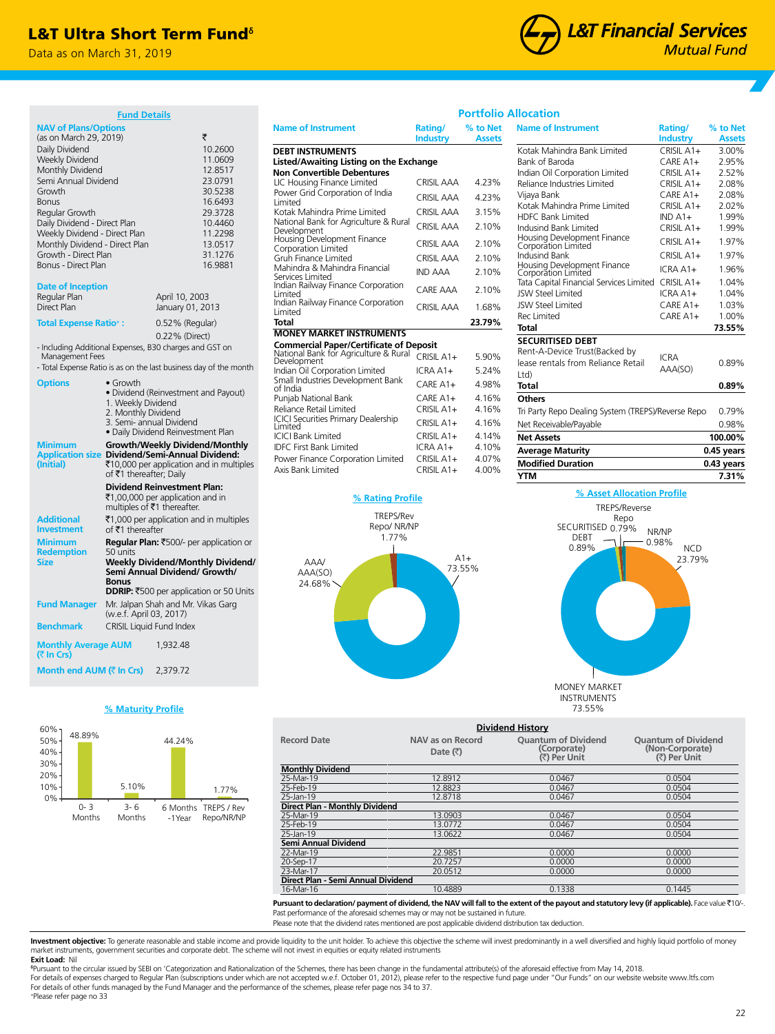# L&T Ultra Short Term Fund[δ]

Data as on March 31, 2019

## Fund Details

**NAV of Plans/Options** (as on March 29, 2019)

| | ₹ |
|---|---|
| Daily Dividend | 10.2600 |
| Weekly Dividend | 11.0609 |
| Monthly Dividend | 12.8517 |
| Semi Annual Dividend | 23.0791 |
| Growth | 30.5238 |
| Bonus | 16.6493 |
| Regular Growth | 29.3728 |
| Daily Dividend - Direct Plan | 10.4460 |
| Weekly Dividend - Direct Plan | 11.2298 |
| Monthly Dividend - Direct Plan | 13.0517 |
| Growth - Direct Plan | 31.1276 |
| Bonus - Direct Plan | 16.9881 |

**Date of Inception**

Regular Plan: April 10, 2003
Direct Plan: January 01, 2013

**Total Expense Ratio+ :** 0.52% (Regular)
0.22% (Direct)

- Including Additional Expenses, B30 charges and GST on Management Fees
- Total Expense Ratio is as on the last business day of the month

**Options**
- Growth
- Dividend (Reinvestment and Payout)
  1. Weekly Dividend
  2. Monthly Dividend
  3. Semi- annual Dividend
- Daily Dividend Reinvestment Plan

**Minimum Application size (Initial)**
**Growth/Weekly Dividend/Monthly Dividend/Semi-Annual Dividend:** ₹10,000 per application and in multiples of ₹1 thereafter; Daily

**Dividend Reinvestment Plan:** ₹1,00,000 per application and in multiples of ₹1 thereafter.

**Additional Investment:** ₹1,000 per application and in multiples of ₹1 thereafter

**Minimum Redemption Size**
**Regular Plan:** ₹500/- per application or 50 units
**Weekly Dividend/Monthly Dividend/ Semi Annual Dividend/ Growth/ Bonus**
**DDRIP:** ₹500 per application or 50 Units

**Fund Manager:** Mr. Jalpan Shah and Mr. Vikas Garg (w.e.f. April 03, 2017)

**Benchmark:** CRISIL Liquid Fund Index

**Monthly Average AUM (₹ In Crs):** 1,932.48

**Month end AUM (₹ In Crs):** 2,379.72

## % Maturity Profile

| 0- 3 Months | 3- 6 Months | 6 Months -1Year | TREPS / Rev Repo/NR/NP |
|---|---|---|---|
| 48.89% | 5.10% | 44.24% | 1.77% |

## Portfolio Allocation

| Name of Instrument | Rating/ Industry | % to Net Assets |
|---|---|---|
| **DEBT INSTRUMENTS** | | |
| **Listed/Awaiting Listing on the Exchange** | | |
| **Non Convertible Debentures** | | |
| LIC Housing Finance Limited | CRISIL AAA | 4.23% |
| Power Grid Corporation of India Limited | CRISIL AAA | 4.23% |
| Kotak Mahindra Prime Limited | CRISIL AAA | 3.15% |
| National Bank for Agriculture & Rural Development | CRISIL AAA | 2.10% |
| Housing Development Finance Corporation Limited | CRISIL AAA | 2.10% |
| Gruh Finance Limited | CRISIL AAA | 2.10% |
| Mahindra & Mahindra Financial Services Limited | IND AAA | 2.10% |
| Indian Railway Finance Corporation Limited | CARE AAA | 2.10% |
| Indian Railway Finance Corporation Limited | CRISIL AAA | 1.68% |
| **Total** | | **23.79%** |
| **MONEY MARKET INSTRUMENTS** | | |
| **Commercial Paper/Certificate of Deposit** | | |
| National Bank for Agriculture & Rural Development | CRISIL A1+ | 5.90% |
| Indian Oil Corporation Limited | ICRA A1+ | 5.24% |
| Small Industries Development Bank of India | CARE A1+ | 4.98% |
| Punjab National Bank | CARE A1+ | 4.16% |
| Reliance Retail Limited | CRISIL A1+ | 4.16% |
| ICICI Securities Primary Dealership Limited | CRISIL A1+ | 4.16% |
| ICICI Bank Limited | CRISIL A1+ | 4.14% |
| IDFC First Bank Limited | ICRA A1+ | 4.10% |
| Power Finance Corporation Limited | CRISIL A1+ | 4.07% |
| Axis Bank Limited | CRISIL A1+ | 4.00% |
| Kotak Mahindra Bank Limited | CRISIL A1+ | 3.00% |
| Bank of Baroda | CARE A1+ | 2.95% |
| Indian Oil Corporation Limited | CRISIL A1+ | 2.52% |
| Reliance Industries Limited | CRISIL A1+ | 2.08% |
| Vijaya Bank | CARE A1+ | 2.08% |
| Kotak Mahindra Prime Limited | CRISIL A1+ | 2.02% |
| HDFC Bank Limited | IND A1+ | 1.99% |
| Indusind Bank Limited | CRISIL A1+ | 1.99% |
| Housing Development Finance Corporation Limited | CRISIL A1+ | 1.97% |
| Indusind Bank | CRISIL A1+ | 1.97% |
| Housing Development Finance Corporation Limited | ICRA A1+ | 1.96% |
| Tata Capital Financial Services Limited | CRISIL A1+ | 1.04% |
| JSW Steel Limited | ICRA A1+ | 1.04% |
| JSW Steel Limited | CARE A1+ | 1.03% |
| Rec Limited | CARE A1+ | 1.00% |
| **Total** | | **73.55%** |
| **SECURITISED DEBT** | | |
| Rent-A-Device Trust(Backed by lease rentals from Reliance Retail Ltd) | ICRA AAA(SO) | 0.89% |
| **Total** | | **0.89%** |
| **Others** | | |
| Tri Party Repo Dealing System (TREPS)/Reverse Repo | | 0.79% |
| Net Receivable/Payable | | 0.98% |
| **Net Assets** | | **100.00%** |
| **Average Maturity** | | **0.45 years** |
| **Modified Duration** | | **0.43 years** |
| **YTM** | | **7.31%** |

## % Rating Profile

| Rating | % |
|---|---|
| A1+ | 73.55% |
| AAA/ AAA(SO) | 24.68% |
| TREPS/Rev Repo/ NR/NP | 1.77% |

## % Asset Allocation Profile

| Asset | % |
|---|---|
| MONEY MARKET INSTRUMENTS | 73.55% |
| NCD | 23.79% |
| NR/NP | 0.98% |
| SECURITISED DEBT | 0.89% |
| TREPS/Reverse Repo | 0.79% |

## Dividend History

| Record Date | NAV as on Record Date (₹) | Quantum of Dividend (Corporate) (₹) Per Unit | Quantum of Dividend (Non-Corporate) (₹) Per Unit |
|---|---|---|---|
| **Monthly Dividend** | | | |
| 25-Mar-19 | 12.8912 | 0.0467 | 0.0504 |
| 25-Feb-19 | 12.8823 | 0.0467 | 0.0504 |
| 25-Jan-19 | 12.8718 | 0.0467 | 0.0504 |
| **Direct Plan - Monthly Dividend** | | | |
| 25-Mar-19 | 13.0903 | 0.0467 | 0.0504 |
| 25-Feb-19 | 13.0772 | 0.0467 | 0.0504 |
| 25-Jan-19 | 13.0622 | 0.0467 | 0.0504 |
| **Semi Annual Dividend** | | | |
| 22-Mar-19 | 22.9851 | 0.0000 | 0.0000 |
| 20-Sep-17 | 20.7257 | 0.0000 | 0.0000 |
| 23-Mar-17 | 20.0512 | 0.0000 | 0.0000 |
| **Direct Plan - Semi Annual Dividend** | | | |
| 16-Mar-16 | 10.4889 | 0.1338 | 0.1445 |

**Pursuant to declaration/ payment of dividend, the NAV will fall to the extent of the payout and statutory levy (if applicable).** Face value ₹10/-.
Past performance of the aforesaid schemes may or may not be sustained in future.
Please note that the dividend rates mentioned are post applicable dividend distribution tax deduction.

**Investment objective:** To generate reasonable and stable income and provide liquidity to the unit holder. To achieve this objective the scheme will invest predominantly in a well diversified and highly liquid portfolio of money market instruments, government securities and corporate debt. The scheme will not invest in equities or equity related instruments

**Exit Load:** Nil

δPursuant to the circular issued by SEBI on 'Categorization and Rationalization of the Schemes, there has been change in the fundamental attribute(s) of the aforesaid effective from May 14, 2018.
For details of expenses charged to Regular Plan (subscriptions under which are not accepted w.e.f. October 01, 2012), please refer to the respective fund page under "Our Funds" on our website website www.ltfs.com
For details of other funds managed by the Fund Manager and the performance of the schemes, please refer page nos 34 to 37.
+Please refer page no 33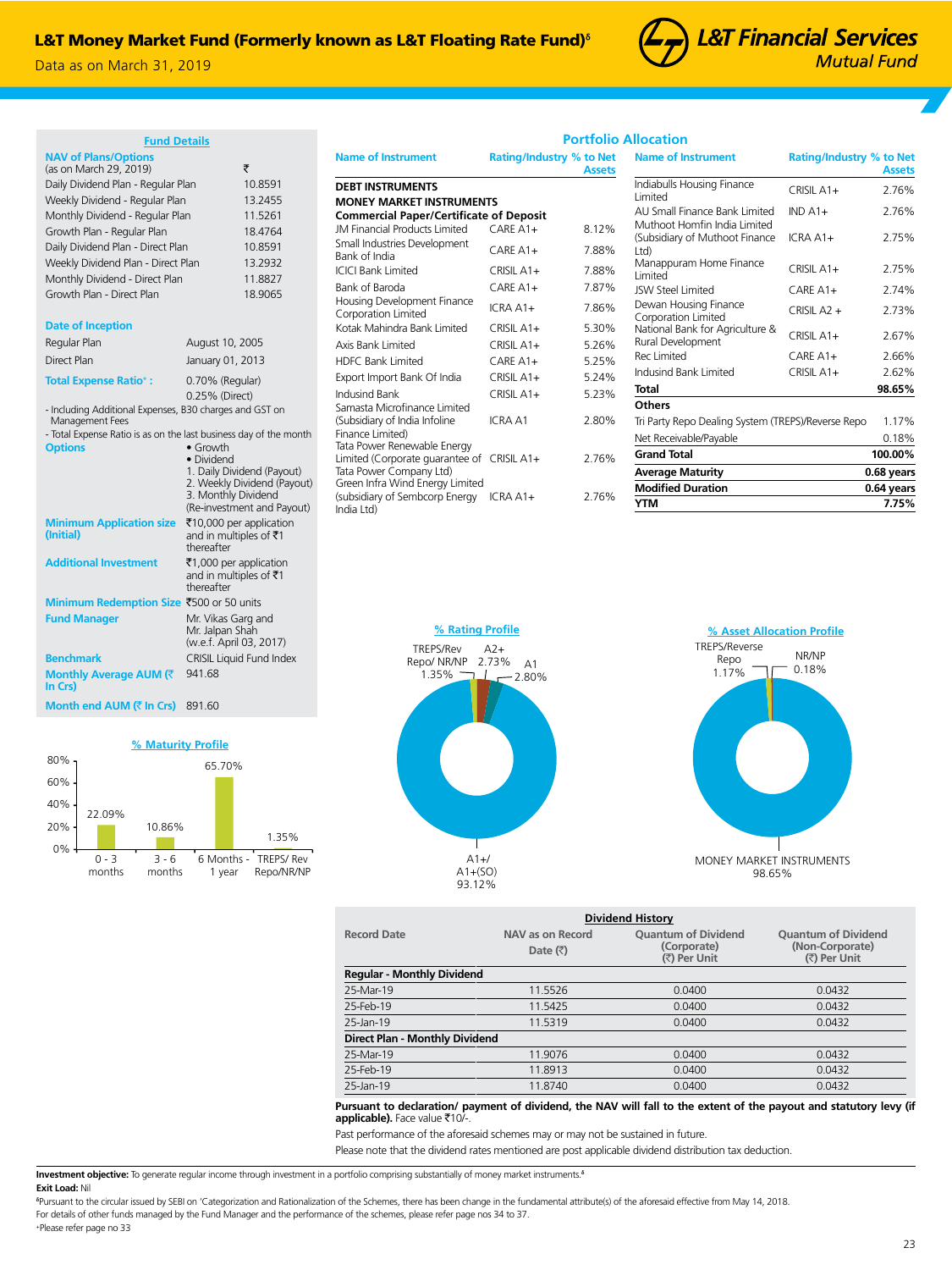# L&T Money Market Fund (Formerly known as L&T Floating Rate Fund)[δ]

Data as on March 31, 2019

L&T Financial Services Mutual Fund

## Fund Details

**NAV of Plans/Options** (as on March 29, 2019)

| | ₹ |
|---|---|
| Daily Dividend Plan - Regular Plan | 10.8591 |
| Weekly Dividend - Regular Plan | 13.2455 |
| Monthly Dividend - Regular Plan | 11.5261 |
| Growth Plan - Regular Plan | 18.4764 |
| Daily Dividend Plan - Direct Plan | 10.8591 |
| Weekly Dividend Plan - Direct Plan | 13.2932 |
| Monthly Dividend - Direct Plan | 11.8827 |
| Growth Plan - Direct Plan | 18.9065 |

**Date of Inception**

| | |
|---|---|
| Regular Plan | August 10, 2005 |
| Direct Plan | January 01, 2013 |

**Total Expense Ratio+ :** 0.70% (Regular) 0.25% (Direct)

- Including Additional Expenses, B30 charges and GST on Management Fees
- Total Expense Ratio is as on the last business day of the month

**Options**
- Growth
- Dividend
  1. Daily Dividend (Payout)
  2. Weekly Dividend (Payout)
  3. Monthly Dividend (Re-investment and Payout)

**Minimum Application size (Initial):** ₹10,000 per application and in multiples of ₹1 thereafter

**Additional Investment:** ₹1,000 per application and in multiples of ₹1 thereafter

**Minimum Redemption Size:** ₹500 or 50 units

**Fund Manager:** Mr. Vikas Garg and Mr. Jalpan Shah (w.e.f. April 03, 2017)

**Benchmark:** CRISIL Liquid Fund Index

**Monthly Average AUM (₹ In Crs):** 941.68

**Month end AUM (₹ In Crs):** 891.60

### % Maturity Profile

| Period | % |
|---|---|
| 0 - 3 months | 22.09% |
| 3 - 6 months | 10.86% |
| 6 Months - 1 year | 65.70% |
| TREPS/ Rev Repo/NR/NP | 1.35% |

## Portfolio Allocation

| Name of Instrument | Rating/Industry | % to Net Assets |
|---|---|---|
| **DEBT INSTRUMENTS** | | |
| **MONEY MARKET INSTRUMENTS** | | |
| **Commercial Paper/Certificate of Deposit** | | |
| JM Financial Products Limited | CARE A1+ | 8.12% |
| Small Industries Development Bank of India | CARE A1+ | 7.88% |
| ICICI Bank Limited | CRISIL A1+ | 7.88% |
| Bank of Baroda | CARE A1+ | 7.87% |
| Housing Development Finance Corporation Limited | ICRA A1+ | 7.86% |
| Kotak Mahindra Bank Limited | CRISIL A1+ | 5.30% |
| Axis Bank Limited | CRISIL A1+ | 5.26% |
| HDFC Bank Limited | CARE A1+ | 5.25% |
| Export Import Bank Of India | CRISIL A1+ | 5.24% |
| Indusind Bank | CRISIL A1+ | 5.23% |
| Samasta Microfinance Limited (Subsidiary of India Infoline Finance Limited) | ICRA A1 | 2.80% |
| Tata Power Renewable Energy Limited (Corporate guarantee of Tata Power Company Ltd) | CRISIL A1+ | 2.76% |
| Green Infra Wind Energy Limited (subsidiary of Sembcorp Energy India Ltd) | ICRA A1+ | 2.76% |
| Indiabulls Housing Finance Limited | CRISIL A1+ | 2.76% |
| AU Small Finance Bank Limited | IND A1+ | 2.76% |
| Muthoot Homfin India Limited (Subsidiary of Muthoot Finance Ltd) | ICRA A1+ | 2.75% |
| Manappuram Home Finance Limited | CRISIL A1+ | 2.75% |
| JSW Steel Limited | CARE A1+ | 2.74% |
| Dewan Housing Finance Corporation Limited | CRISIL A2 + | 2.73% |
| National Bank for Agriculture & Rural Development | CRISIL A1+ | 2.67% |
| Rec Limited | CARE A1+ | 2.66% |
| Indusind Bank Limited | CRISIL A1+ | 2.62% |
| **Total** | | **98.65%** |
| **Others** | | |
| Tri Party Repo Dealing System (TREPS)/Reverse Repo | | 1.17% |
| Net Receivable/Payable | | 0.18% |
| **Grand Total** | | **100.00%** |
| **Average Maturity** | | **0.68 years** |
| **Modified Duration** | | **0.64 years** |
| **YTM** | | **7.75%** |

### % Rating Profile

| Rating | % |
|---|---|
| A1+/A1+(SO) | 93.12% |
| A1 | 2.80% |
| A2+ | 2.73% |
| TREPS/Rev Repo/ NR/NP | 1.35% |

### % Asset Allocation Profile

| Asset | % |
|---|---|
| MONEY MARKET INSTRUMENTS | 98.65% |
| TREPS/Reverse Repo | 1.17% |
| NR/NP | 0.18% |

## Dividend History

| Record Date | NAV as on Record Date (₹) | Quantum of Dividend (Corporate) (₹) Per Unit | Quantum of Dividend (Non-Corporate) (₹) Per Unit |
|---|---|---|---|
| **Regular - Monthly Dividend** | | | |
| 25-Mar-19 | 11.5526 | 0.0400 | 0.0432 |
| 25-Feb-19 | 11.5425 | 0.0400 | 0.0432 |
| 25-Jan-19 | 11.5319 | 0.0400 | 0.0432 |
| **Direct Plan - Monthly Dividend** | | | |
| 25-Mar-19 | 11.9076 | 0.0400 | 0.0432 |
| 25-Feb-19 | 11.8913 | 0.0400 | 0.0432 |
| 25-Jan-19 | 11.8740 | 0.0400 | 0.0432 |

**Pursuant to declaration/ payment of dividend, the NAV will fall to the extent of the payout and statutory levy (if applicable).** Face value ₹10/-.

Past performance of the aforesaid schemes may or may not be sustained in future.

Please note that the dividend rates mentioned are post applicable dividend distribution tax deduction.

**Investment objective:** To generate regular income through investment in a portfolio comprising substantially of money market instruments.[δ]

**Exit Load:** Nil

[δ]Pursuant to the circular issued by SEBI on 'Categorization and Rationalization of the Schemes, there has been change in the fundamental attribute(s) of the aforesaid effective from May 14, 2018.

For details of other funds managed by the Fund Manager and the performance of the schemes, please refer page nos 34 to 37.

+Please refer page no 33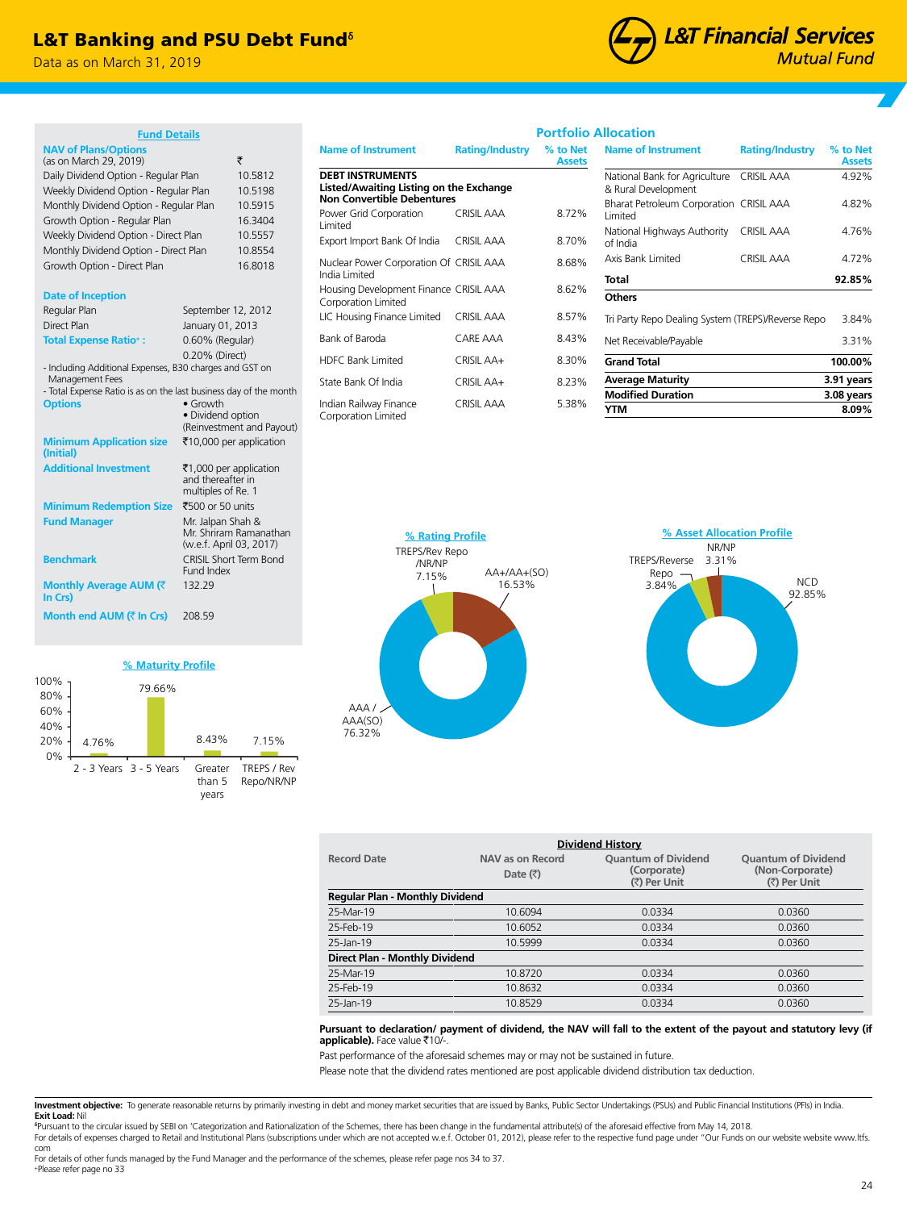# L&T Banking and PSU Debt Fund[δ]

Data as on March 31, 2019

## Fund Details

| NAV of Plans/Options (as on March 29, 2019) | ₹ |
|---|---|
| Daily Dividend Option - Regular Plan | 10.5812 |
| Weekly Dividend Option - Regular Plan | 10.5198 |
| Monthly Dividend Option - Regular Plan | 10.5915 |
| Growth Option - Regular Plan | 16.3404 |
| Weekly Dividend Option - Direct Plan | 10.5557 |
| Monthly Dividend Option - Direct Plan | 10.8554 |
| Growth Option - Direct Plan | 16.8018 |

**Date of Inception**

| | |
|---|---|
| Regular Plan | September 12, 2012 |
| Direct Plan | January 01, 2013 |
| **Total Expense Ratio+ :** | 0.60% (Regular) 0.20% (Direct) |

- Including Additional Expenses, B30 charges and GST on Management Fees
- Total Expense Ratio is as on the last business day of the month

| | |
|---|---|
| **Options** | • Growth • Dividend option (Reinvestment and Payout) |
| **Minimum Application size (Initial)** | ₹10,000 per application |
| **Additional Investment** | ₹1,000 per application and thereafter in multiples of Re. 1 |
| **Minimum Redemption Size** | ₹500 or 50 units |
| **Fund Manager** | Mr. Jalpan Shah & Mr. Shriram Ramanathan (w.e.f. April 03, 2017) |
| **Benchmark** | CRISIL Short Term Bond Fund Index |
| **Monthly Average AUM (₹ In Crs)** | 132.29 |
| **Month end AUM (₹ In Crs)** | 208.59 |

## % Maturity Profile

| 2 - 3 Years | 3 - 5 Years | Greater than 5 years | TREPS / Rev Repo/NR/NP |
|---|---|---|---|
| 4.76% | 79.66% | 8.43% | 7.15% |

## Portfolio Allocation

| Name of Instrument | Rating/Industry | % to Net Assets |
|---|---|---|
| **DEBT INSTRUMENTS** | | |
| **Listed/Awaiting Listing on the Exchange** | | |
| **Non Convertible Debentures** | | |
| Power Grid Corporation Limited | CRISIL AAA | 8.72% |
| Export Import Bank Of India | CRISIL AAA | 8.70% |
| Nuclear Power Corporation Of India Limited | CRISIL AAA | 8.68% |
| Housing Development Finance Corporation Limited | CRISIL AAA | 8.62% |
| LIC Housing Finance Limited | CRISIL AAA | 8.57% |
| Bank of Baroda | CARE AAA | 8.43% |
| HDFC Bank Limited | CRISIL AA+ | 8.30% |
| State Bank Of India | CRISIL AA+ | 8.23% |
| Indian Railway Finance Corporation Limited | CRISIL AAA | 5.38% |
| National Bank for Agriculture & Rural Development | CRISIL AAA | 4.92% |
| Bharat Petroleum Corporation Limited | CRISIL AAA | 4.82% |
| National Highways Authority of India | CRISIL AAA | 4.76% |
| Axis Bank Limited | CRISIL AAA | 4.72% |
| **Total** | | **92.85%** |
| **Others** | | |
| Tri Party Repo Dealing System (TREPS)/Reverse Repo | | 3.84% |
| Net Receivable/Payable | | 3.31% |
| **Grand Total** | | **100.00%** |
| **Average Maturity** | | **3.91 years** |
| **Modified Duration** | | **3.08 years** |
| **YTM** | | **8.09%** |

## % Rating Profile

| Rating | % |
|---|---|
| AAA / AAA(SO) | 76.32% |
| AA+/AA+(SO) | 16.53% |
| TREPS/Rev Repo /NR/NP | 7.15% |

## % Asset Allocation Profile

| Asset | % |
|---|---|
| NCD | 92.85% |
| TREPS/Reverse Repo | 3.84% |
| NR/NP | 3.31% |

## Dividend History

| Record Date | NAV as on Record Date (₹) | Quantum of Dividend (Corporate) (₹) Per Unit | Quantum of Dividend (Non-Corporate) (₹) Per Unit |
|---|---|---|---|
| **Regular Plan - Monthly Dividend** | | | |
| 25-Mar-19 | 10.6094 | 0.0334 | 0.0360 |
| 25-Feb-19 | 10.6052 | 0.0334 | 0.0360 |
| 25-Jan-19 | 10.5999 | 0.0334 | 0.0360 |
| **Direct Plan - Monthly Dividend** | | | |
| 25-Mar-19 | 10.8720 | 0.0334 | 0.0360 |
| 25-Feb-19 | 10.8632 | 0.0334 | 0.0360 |
| 25-Jan-19 | 10.8529 | 0.0334 | 0.0360 |

**Pursuant to declaration/ payment of dividend, the NAV will fall to the extent of the payout and statutory levy (if applicable).** Face value ₹10/-.

Past performance of the aforesaid schemes may or may not be sustained in future.

Please note that the dividend rates mentioned are post applicable dividend distribution tax deduction.

**Investment objective:** To generate reasonable returns by primarily investing in debt and money market securities that are issued by Banks, Public Sector Undertakings (PSUs) and Public Financial Institutions (PFIs) in India.

**Exit Load:** Nil

[δ]Pursuant to the circular issued by SEBI on 'Categorization and Rationalization of the Schemes, there has been change in the fundamental attribute(s) of the aforesaid effective from May 14, 2018.

For details of expenses charged to Retail and Institutional Plans (subscriptions under which are not accepted w.e.f. October 01, 2012), please refer to the respective fund page under "Our Funds on our website website www.ltfs.com

For details of other funds managed by the Fund Manager and the performance of the schemes, please refer page nos 34 to 37.

+Please refer page no 33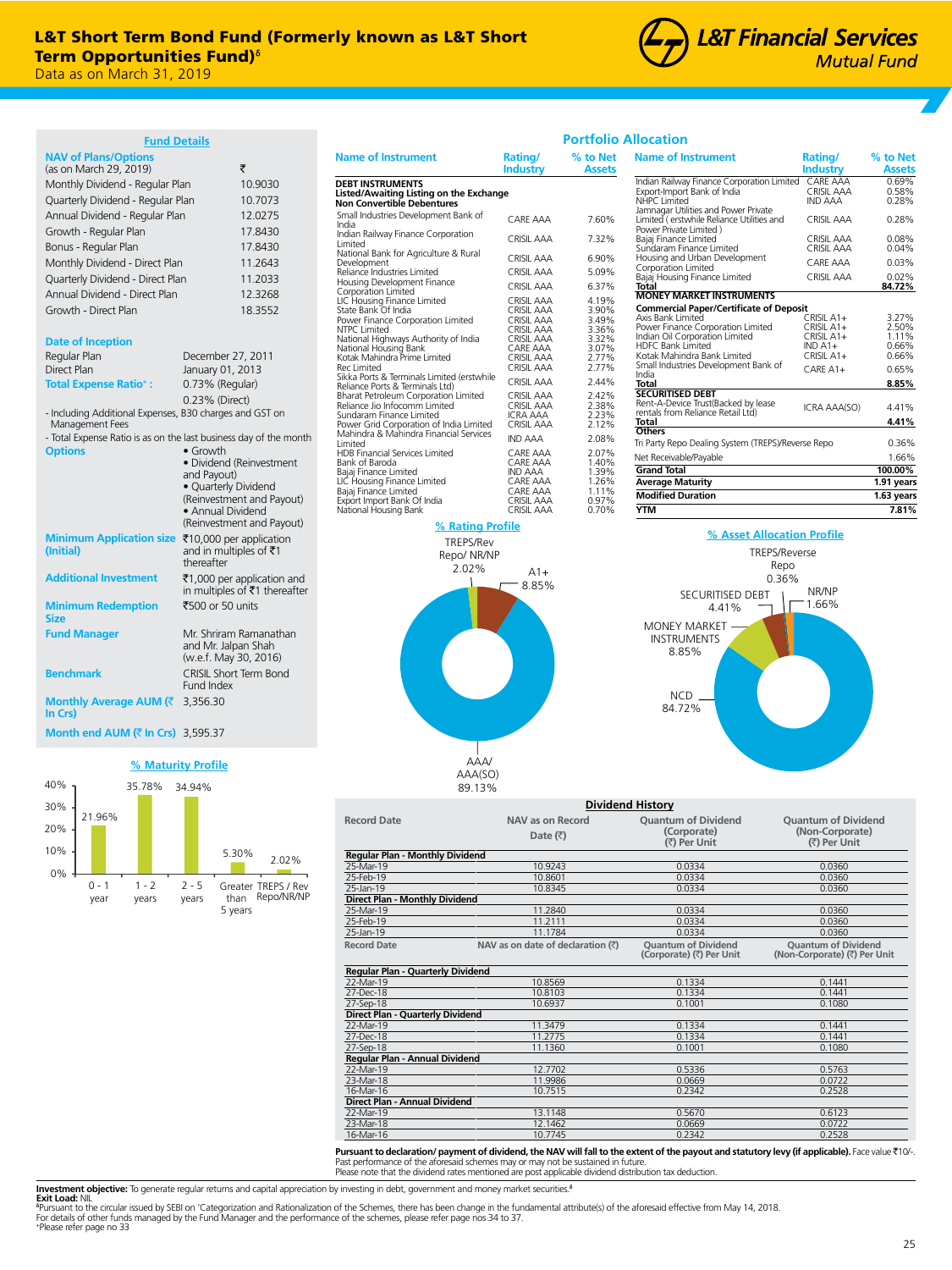# L&T Short Term Bond Fund (Formerly known as L&T Short Term Opportunities Fund)[δ]

Data as on March 31, 2019

L&T Financial Services Mutual Fund

## Fund Details

| NAV of Plans/Options (as on March 29, 2019) | ₹ |
|---|---|
| Monthly Dividend - Regular Plan | 10.9030 |
| Quarterly Dividend - Regular Plan | 10.7073 |
| Annual Dividend - Regular Plan | 12.0275 |
| Growth - Regular Plan | 17.8430 |
| Bonus - Regular Plan | 17.8430 |
| Monthly Dividend - Direct Plan | 11.2643 |
| Quarterly Dividend - Direct Plan | 11.2033 |
| Annual Dividend - Direct Plan | 12.3268 |
| Growth - Direct Plan | 18.3552 |

**Date of Inception**

| | |
|---|---|
| Regular Plan | December 27, 2011 |
| Direct Plan | January 01, 2013 |
| **Total Expense Ratio+ :** | 0.73% (Regular) |
| | 0.23% (Direct) |

- Including Additional Expenses, B30 charges and GST on Management Fees
- Total Expense Ratio is as on the last business day of the month

**Options**
- Growth
- Dividend (Reinvestment and Payout)
- Quarterly Dividend (Reinvestment and Payout)
- Annual Dividend (Reinvestment and Payout)

**Minimum Application size (Initial):** ₹10,000 per application and in multiples of ₹1 thereafter

**Additional Investment:** ₹1,000 per application and in multiples of ₹1 thereafter

**Minimum Redemption Size:** ₹500 or 50 units

**Fund Manager:** Mr. Shriram Ramanathan and Mr. Jalpan Shah (w.e.f. May 30, 2016)

**Benchmark:** CRISIL Short Term Bond Fund Index

**Monthly Average AUM (₹ In Crs):** 3,356.30

**Month end AUM (₹ In Crs):** 3,595.37

## % Maturity Profile

| Maturity | % |
|---|---|
| 0 - 1 year | 21.96% |
| 1 - 2 years | 35.78% |
| 2 - 5 years | 34.94% |
| Greater than 5 years | 5.30% |
| TREPS / Rev Repo/NR/NP | 2.02% |

## Portfolio Allocation

| Name of Instrument | Rating/ Industry | % to Net Assets |
|---|---|---|
| **DEBT INSTRUMENTS** | | |
| **Listed/Awaiting Listing on the Exchange** | | |
| **Non Convertible Debentures** | | |
| Small Industries Development Bank of India | CARE AAA | 7.60% |
| Indian Railway Finance Corporation Limited | CRISIL AAA | 7.32% |
| National Bank for Agriculture & Rural Development | CRISIL AAA | 6.90% |
| Reliance Industries Limited | CRISIL AAA | 5.09% |
| Housing Development Finance Corporation Limited | CRISIL AAA | 6.37% |
| LIC Housing Finance Limited | CRISIL AAA | 4.19% |
| State Bank Of India | CRISIL AAA | 3.90% |
| Power Finance Corporation Limited | CRISIL AAA | 3.49% |
| NTPC Limited | CRISIL AAA | 3.36% |
| National Highways Authority of India | CRISIL AAA | 3.32% |
| National Housing Bank | CARE AAA | 3.07% |
| Kotak Mahindra Prime Limited | CRISIL AAA | 2.77% |
| Rec Limited | CRISIL AAA | 2.77% |
| Sikka Ports & Terminals Limited (erstwhile Reliance Ports & Terminals Ltd) | CRISIL AAA | 2.44% |
| Bharat Petroleum Corporation Limited | CRISIL AAA | 2.42% |
| Reliance Jio Infocomm Limited | CRISIL AAA | 2.38% |
| Sundaram Finance Limited | ICRA AAA | 2.23% |
| Power Grid Corporation of India Limited | CRISIL AAA | 2.12% |
| Mahindra & Mahindra Financial Services Limited | IND AAA | 2.08% |
| HDB Financial Services Limited | CARE AAA | 2.07% |
| Bank of Baroda | CARE AAA | 1.40% |
| Bajaj Finance Limited | IND AAA | 1.39% |
| LIC Housing Finance Limited | CARE AAA | 1.26% |
| Bajaj Finance Limited | CARE AAA | 1.11% |
| Export Import Bank Of India | CRISIL AAA | 0.97% |
| National Housing Bank | CRISIL AAA | 0.70% |
| Indian Railway Finance Corporation Limited | CARE AAA | 0.69% |
| Export-Import Bank of India | CRISIL AAA | 0.58% |
| NHPC Limited | IND AAA | 0.28% |
| Jamnagar Utilities and Power Private Limited ( erstwhile Reliance Utilities and Power Private Limited ) | CRISIL AAA | 0.28% |
| Bajaj Finance Limited | CRISIL AAA | 0.08% |
| Sundaram Finance Limited | CRISIL AAA | 0.04% |
| Housing and Urban Development Corporation Limited | CARE AAA | 0.03% |
| Bajaj Housing Finance Limited | CRISIL AAA | 0.02% |
| **Total** | | **84.72%** |
| **MONEY MARKET INSTRUMENTS** | | |
| **Commercial Paper/Certificate of Deposit** | | |
| Axis Bank Limited | CRISIL A1+ | 3.27% |
| Power Finance Corporation Limited | CRISIL A1+ | 2.50% |
| Indian Oil Corporation Limited | CRISIL A1+ | 1.11% |
| HDFC Bank Limited | IND A1+ | 0.66% |
| Kotak Mahindra Bank Limited | CRISIL A1+ | 0.66% |
| Small Industries Development Bank of India | CARE A1+ | 0.65% |
| **Total** | | **8.85%** |
| **SECURITISED DEBT** | | |
| Rent-A-Device Trust(Backed by lease rentals from Reliance Retail Ltd) | ICRA AAA(SO) | 4.41% |
| **Total** | | **4.41%** |
| **Others** | | |
| Tri Party Repo Dealing System (TREPS)/Reverse Repo | | 0.36% |
| Net Receivable/Payable | | 1.66% |
| **Grand Total** | | **100.00%** |
| **Average Maturity** | | **1.91 years** |
| **Modified Duration** | | **1.63 years** |
| **YTM** | | **7.81%** |

## % Rating Profile

| Rating | % |
|---|---|
| AAA/ AAA(SO) | 89.13% |
| A1+ | 8.85% |
| TREPS/Rev Repo/ NR/NP | 2.02% |

## % Asset Allocation Profile

| Asset | % |
|---|---|
| NCD | 84.72% |
| MONEY MARKET INSTRUMENTS | 8.85% |
| SECURITISED DEBT | 4.41% |
| NR/NP | 1.66% |
| TREPS/Reverse Repo | 0.36% |

## Dividend History

| Record Date | NAV as on Record Date (₹) | Quantum of Dividend (Corporate) (₹) Per Unit | Quantum of Dividend (Non-Corporate) (₹) Per Unit |
|---|---|---|---|
| **Regular Plan - Monthly Dividend** | | | |
| 25-Mar-19 | 10.9243 | 0.0334 | 0.0360 |
| 25-Feb-19 | 10.8601 | 0.0334 | 0.0360 |
| 25-Jan-19 | 10.8345 | 0.0334 | 0.0360 |
| **Direct Plan - Monthly Dividend** | | | |
| 25-Mar-19 | 11.2840 | 0.0334 | 0.0360 |
| 25-Feb-19 | 11.2111 | 0.0334 | 0.0360 |
| 25-Jan-19 | 11.1784 | 0.0334 | 0.0360 |

| Record Date | NAV as on date of declaration (₹) | Quantum of Dividend (Corporate) (₹) Per Unit | Quantum of Dividend (Non-Corporate) (₹) Per Unit |
|---|---|---|---|
| **Regular Plan - Quarterly Dividend** | | | |
| 22-Mar-19 | 10.8569 | 0.1334 | 0.1441 |
| 27-Dec-18 | 10.8103 | 0.1334 | 0.1441 |
| 27-Sep-18 | 10.6937 | 0.1001 | 0.1080 |
| **Direct Plan - Quarterly Dividend** | | | |
| 22-Mar-19 | 11.3479 | 0.1334 | 0.1441 |
| 27-Dec-18 | 11.2775 | 0.1334 | 0.1441 |
| 27-Sep-18 | 11.1360 | 0.1001 | 0.1080 |
| **Regular Plan - Annual Dividend** | | | |
| 22-Mar-19 | 12.7702 | 0.5336 | 0.5763 |
| 23-Mar-18 | 11.9986 | 0.0669 | 0.0722 |
| 16-Mar-16 | 10.7515 | 0.2342 | 0.2528 |
| **Direct Plan - Annual Dividend** | | | |
| 22-Mar-19 | 13.1148 | 0.5670 | 0.6123 |
| 23-Mar-18 | 12.1462 | 0.0669 | 0.0722 |
| 16-Mar-16 | 10.7745 | 0.2342 | 0.2528 |

**Pursuant to declaration/ payment of dividend, the NAV will fall to the extent of the payout and statutory levy (if applicable).** Face value ₹10/-. Past performance of the aforesaid schemes may or may not be sustained in future.
Please note that the dividend rates mentioned are post applicable dividend distribution tax deduction.

**Investment objective:** To generate regular returns and capital appreciation by investing in debt, government and money market securities.[δ]

**Exit Load:** NIL

[δ]Pursuant to the circular issued by SEBI on 'Categorization and Rationalization of the Schemes, there has been change in the fundamental attribute(s) of the aforesaid effective from May 14, 2018.

For details of other funds managed by the Fund Manager and the performance of the schemes, please refer page nos 34 to 37.

+Please refer page no 33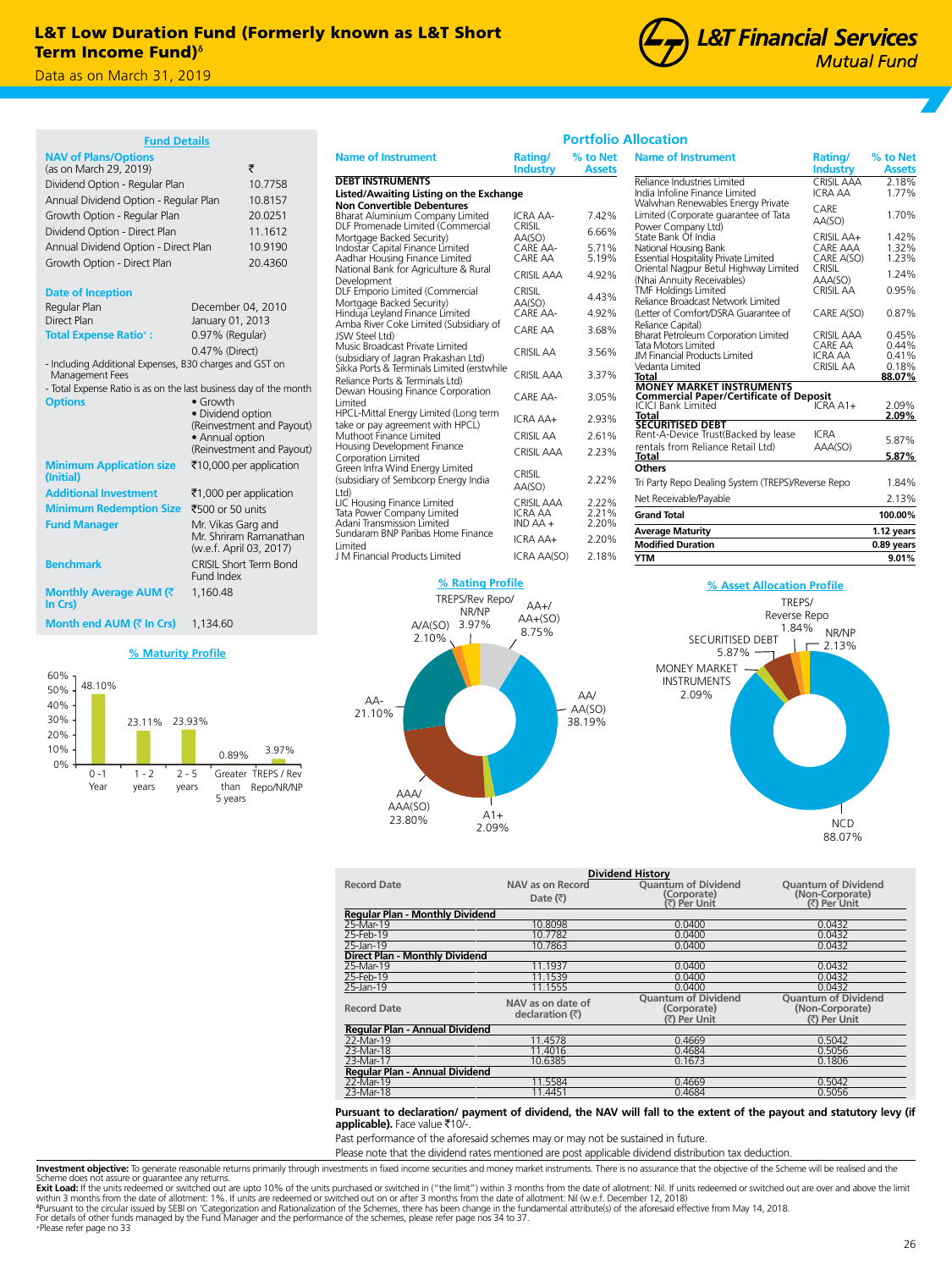# L&T Low Duration Fund (Formerly known as L&T Short Term Income Fund)[δ]

Data as on March 31, 2019

## Fund Details

| NAV of Plans/Options (as on March 29, 2019) | ₹ |
|---|---|
| Dividend Option - Regular Plan | 10.7758 |
| Annual Dividend Option - Regular Plan | 10.8157 |
| Growth Option - Regular Plan | 20.0251 |
| Dividend Option - Direct Plan | 11.1612 |
| Annual Dividend Option - Direct Plan | 10.9190 |
| Growth Option - Direct Plan | 20.4360 |

**Date of Inception**

| | |
|---|---|
| Regular Plan | December 04, 2010 |
| Direct Plan | January 01, 2013 |
| **Total Expense Ratio+ :** | 0.97% (Regular) |
| | 0.47% (Direct) |

- Including Additional Expenses, B30 charges and GST on Management Fees
- Total Expense Ratio is as on the last business day of the month

| | |
|---|---|
| **Options** | • Growth • Dividend option (Reinvestment and Payout) • Annual option (Reinvestment and Payout) |
| **Minimum Application size (Initial)** | ₹10,000 per application |
| **Additional Investment** | ₹1,000 per application |
| **Minimum Redemption Size** | ₹500 or 50 units |
| **Fund Manager** | Mr. Vikas Garg and Mr. Shriram Ramanathan (w.e.f. April 03, 2017) |
| **Benchmark** | CRISIL Short Term Bond Fund Index |
| **Monthly Average AUM (₹ In Crs)** | 1,160.48 |
| **Month end AUM (₹ In Crs)** | 1,134.60 |

### % Maturity Profile

| 0 - 1 Year | 1 - 2 years | 2 - 5 years | Greater than 5 years | TREPS / Rev Repo/NR/NP |
|---|---|---|---|---|
| 48.10% | 23.11% | 23.93% | 0.89% | 3.97% |

## Portfolio Allocation

| Name of Instrument | Rating/ Industry | % to Net Assets |
|---|---|---|
| **DEBT INSTRUMENTS** | | |
| **Listed/Awaiting Listing on the Exchange** | | |
| **Non Convertible Debentures** | | |
| Bharat Aluminium Company Limited | ICRA AA- | 7.42% |
| DLF Promenade Limited (Commercial Mortgage Backed Security) | CRISIL AA(SO) | 6.66% |
| Indostar Capital Finance Limited | CARE AA- | 5.71% |
| Aadhar Housing Finance Limited | CARE AA | 5.19% |
| National Bank for Agriculture & Rural Development | CRISIL AAA | 4.92% |
| DLF Emporio Limited (Commercial Mortgage Backed Security) | CRISIL AA(SO) | 4.43% |
| Hinduja Leyland Finance Limited | CARE AA- | 4.92% |
| Amba River Coke Limited (Subsidiary of JSW Steel Ltd) | CARE AA | 3.68% |
| Music Broadcast Private Limited (subsidiary of Jagran Prakashan Ltd) | CRISIL AA | 3.56% |
| Sikka Ports & Terminals Limited (erstwhile Reliance Ports & Terminals Ltd) | CRISIL AAA | 3.37% |
| Dewan Housing Finance Corporation Limited | CARE AA- | 3.05% |
| HPCL-Mittal Energy Limited (Long term take or pay agreement with HPCL) | ICRA AA+ | 2.93% |
| Muthoot Finance Limited | CRISIL AA | 2.61% |
| Housing Development Finance Corporation Limited | CRISIL AAA | 2.23% |
| Green Infra Wind Energy Limited (subsidiary of Sembcorp Energy India Ltd) | CRISIL AA(SO) | 2.22% |
| LIC Housing Finance Limited | CRISIL AAA | 2.22% |
| Tata Power Company Limited | ICRA AA | 2.21% |
| Adani Transmission Limited | IND AA + | 2.20% |
| Sundaram BNP Paribas Home Finance Limited | ICRA AA+ | 2.20% |
| J M Financial Products Limited | ICRA AA(SO) | 2.18% |
| Reliance Industries Limited | CRISIL AAA | 2.18% |
| India Infoline Finance Limited | ICRA AA | 1.77% |
| Walwhan Renewables Energy Private Limited (Corporate guarantee of Tata Power Company Ltd) | CARE AA(SO) | 1.70% |
| State Bank Of India | CRISIL AA+ | 1.42% |
| National Housing Bank | CARE AAA | 1.32% |
| Essential Hospitality Private Limited | CARE A(SO) | 1.23% |
| Oriental Nagpur Betul Highway Limited (Nhai Annuity Receivables) | CRISIL AAA(SO) | 1.24% |
| TMF Holdings Limited | CRISIL AA | 0.95% |
| Reliance Broadcast Network Limited (Letter of Comfort/DSRA Guarantee of Reliance Capital) | CARE A(SO) | 0.87% |
| Bharat Petroleum Corporation Limited | CRISIL AAA | 0.45% |
| Tata Motors Limited | CARE AA | 0.44% |
| JM Financial Products Limited | ICRA AA | 0.41% |
| Vedanta Limited | CRISIL AA | 0.18% |
| **Total** | | **88.07%** |
| **MONEY MARKET INSTRUMENTS** | | |
| **Commercial Paper/Certificate of Deposit** | | |
| ICICI Bank Limited | ICRA A1+ | 2.09% |
| **Total** | | **2.09%** |
| **SECURITISED DEBT** | | |
| Rent-A-Device Trust(Backed by lease rentals from Reliance Retail Ltd) | ICRA AAA(SO) | 5.87% |
| **Total** | | **5.87%** |
| **Others** | | |
| Tri Party Repo Dealing System (TREPS)/Reverse Repo | | 1.84% |
| Net Receivable/Payable | | 2.13% |
| **Grand Total** | | **100.00%** |
| **Average Maturity** | | **1.12 years** |
| **Modified Duration** | | **0.89 years** |
| **YTM** | | **9.01%** |

### % Rating Profile

| Rating | % |
|---|---|
| TREPS/Rev Repo/ NR/NP | 3.97% |
| AA+/ AA+(SO) | 8.75% |
| AA/ AA(SO) | 38.19% |
| A1+ | 2.09% |
| AAA/ AAA(SO) | 23.80% |
| AA- | 21.10% |
| A/A(SO) | 2.10% |

### % Asset Allocation Profile

| Asset | % |
|---|---|
| NCD | 88.07% |
| MONEY MARKET INSTRUMENTS | 2.09% |
| SECURITISED DEBT | 5.87% |
| TREPS/ Reverse Repo | 1.84% |
| NR/NP | 2.13% |

## Dividend History

| Record Date | NAV as on Record Date (₹) | Quantum of Dividend (Corporate) (₹) Per Unit | Quantum of Dividend (Non-Corporate) (₹) Per Unit |
|---|---|---|---|
| **Regular Plan - Monthly Dividend** | | | |
| 25-Mar-19 | 10.8098 | 0.0400 | 0.0432 |
| 25-Feb-19 | 10.7782 | 0.0400 | 0.0432 |
| 25-Jan-19 | 10.7863 | 0.0400 | 0.0432 |
| **Direct Plan - Monthly Dividend** | | | |
| 25-Mar-19 | 11.1937 | 0.0400 | 0.0432 |
| 25-Feb-19 | 11.1539 | 0.0400 | 0.0432 |
| 25-Jan-19 | 11.1555 | 0.0400 | 0.0432 |
| **Record Date** | **NAV as on date of declaration (₹)** | **Quantum of Dividend (Corporate) (₹) Per Unit** | **Quantum of Dividend (Non-Corporate) (₹) Per Unit** |
| **Regular Plan - Annual Dividend** | | | |
| 22-Mar-19 | 11.4578 | 0.4669 | 0.5042 |
| 23-Mar-18 | 11.4016 | 0.4684 | 0.5056 |
| 23-Mar-17 | 10.6385 | 0.1673 | 0.1806 |
| **Regular Plan - Annual Dividend** | | | |
| 22-Mar-19 | 11.5584 | 0.4669 | 0.5042 |
| 23-Mar-18 | 11.4451 | 0.4684 | 0.5056 |

**Pursuant to declaration/ payment of dividend, the NAV will fall to the extent of the payout and statutory levy (if applicable).** Face value ₹10/-.

Past performance of the aforesaid schemes may or may not be sustained in future.

Please note that the dividend rates mentioned are post applicable dividend distribution tax deduction.

**Investment objective:** To generate reasonable returns primarily through investments in fixed income securities and money market instruments. There is no assurance that the objective of the Scheme will be realised and the Scheme does not assure or guarantee any returns.

**Exit Load:** If the units redeemed or switched out are upto 10% of the units purchased or switched in ("the limit") within 3 months from the date of allotment: Nil. If units redeemed or switched out are over and above the limit within 3 months from the date of allotment: 1%. If units are redeemed or switched out on or after 3 months from the date of allotment: Nil (w.e.f. December 12, 2018)

δPursuant to the circular issued by SEBI on 'Categorization and Rationalization of the Schemes, there has been change in the fundamental attribute(s) of the aforesaid effective from May 14, 2018.

For details of other funds managed by the Fund Manager and the performance of the schemes, please refer page nos 34 to 37.

+Please refer page no 33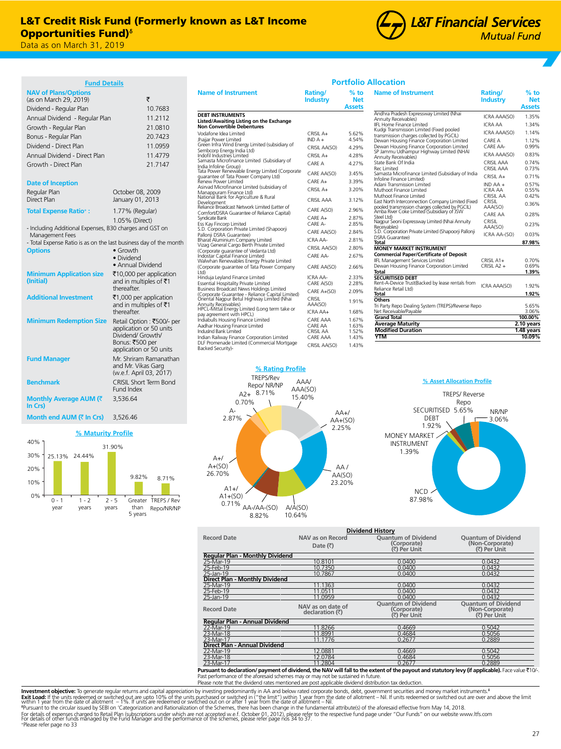# L&T Credit Risk Fund (Formerly known as L&T Income Opportunities Fund)[δ]

Data as on March 31, 2019

## Fund Details

| NAV of Plans/Options (as on March 29, 2019) | ₹ |
|---|---|
| Dividend - Regular Plan | 10.7683 |
| Annual Dividend - Regular Plan | 11.2112 |
| Growth - Regular Plan | 21.0810 |
| Bonus - Regular Plan | 20.7423 |
| Dividend - Direct Plan | 11.0959 |
| Annual Dividend - Direct Plan | 11.4779 |
| Growth - Direct Plan | 21.7147 |

**Date of Inception**

| | |
|---|---|
| Regular Plan | October 08, 2009 |
| Direct Plan | January 01, 2013 |

**Total Expense Ratio+ :** 1.77% (Regular) 1.05% (Direct)

- Including Additional Expenses, B30 charges and GST on Management Fees
- Total Expense Ratio is as on the last business day of the month

**Options**
- Growth
- Dividend
- Annual Dividend

**Minimum Application size (Initial):** ₹10,000 per application and in multiples of ₹1 thereafter.

**Additional Investment:** ₹1,000 per application and in multiples of ₹1 thereafter.

**Minimum Redemption Size:** Retail Option : ₹500/- per application or 50 units Dividend/ Growth/ Bonus: ₹500 per application or 50 units

**Fund Manager:** Mr. Shriram Ramanathan and Mr. Vikas Garg (w.e.f. April 03, 2017)

**Benchmark:** CRISIL Short Term Bond Fund Index

**Monthly Average AUM (₹ In Crs):** 3,536.64

**Month end AUM (₹ In Crs):** 3,526.46

## % Maturity Profile

| 0 - 1 year | 1 - 2 years | 2 - 5 years | Greater than 5 years | TREPS / Rev Repo/NR/NP |
|---|---|---|---|---|
| 25.13% | 24.44% | 31.90% | 9.82% | 8.71% |

## Portfolio Allocation

| Name of Instrument | Rating/ Industry | % to Net Assets |
|---|---|---|
| **DEBT INSTRUMENTS** | | |
| **Listed/Awaiting Listing on the Exchange** | | |
| **Non Convertible Debentures** | | |
| Vodafone Idea Limited | CRISIL A+ | 5.62% |
| Jhajjar Power Limited | IND A+ | 4.54% |
| Green Infra Wind Energy Limited (subsidiary of Sembcorp Energy India Ltd) | CRISIL AA(SO) | 4.29% |
| Indofil Industries Limited | CRISIL A+ | 4.28% |
| Samasta Microfinance Limited (Subsidiary of India Infoline Group) | CARE A | 4.27% |
| Tata Power Renewable Energy Limited (Corporate guarantee of Tata Power Company Ltd) | CARE AA(SO) | 3.45% |
| Renew Power Limited | CARE A+ | 3.39% |
| Asirvad Microfinance Limited (subsidiary of Manappuram Finance Ltd) | CRISIL A+ | 3.20% |
| National Bank for Agriculture & Rural Development | CRISIL AAA | 3.12% |
| Reliance Broadcast Network Limited (Letter of Comfort/DSRA Guarantee of Reliance Capital) | CARE A(SO) | 2.96% |
| Syndicate Bank | CARE A+ | 2.87% |
| Ess Kay Fincorp Limited | CARE A- | 2.85% |
| S.D. Corporation Private Limited (Shapoorji Pallonji DSRA Guarantee) | CARE AA(SO) | 2.84% |
| Bharat Aluminium Company Limited | ICRA AA- | 2.81% |
| Vizag General Cargo Berth Private Limited (Corporate guarantee of Vedanta Ltd) | CRISIL AA(SO) | 2.80% |
| Indostar Capital Finance Limited | CARE AA- | 2.67% |
| Walwhan Renewables Energy Private Limited (Corporate guarantee of Tata Power Company Ltd) | CARE AA(SO) | 2.66% |
| Hinduja Leyland Finance Limited | ICRA AA- | 2.33% |
| Essential Hospitality Private Limited | CARE A(SO) | 2.28% |
| Business Broadcast News Holdings Limited (Corporate Guarantee - Reliance Capital Limited) | CARE A+(SO) | 2.09% |
| Oriental Nagpur Betul Highway Limited (Nhai Annuity Receivables) | CRISIL AAA(SO) | 1.91% |
| HPCL-Mittal Energy Limited (Long term take or pay agreement with HPCL) | ICRA AA+ | 1.68% |
| Indiabulls Housing Finance Limited | CARE AAA | 1.67% |
| Aadhar Housing Finance Limited | CARE AA | 1.63% |
| IndusInd Bank Limited | CRISIL AA | 1.52% |
| Indian Railway Finance Corporation Limited | CARE AAA | 1.43% |
| DLF Promenade Limited (Commercial Mortgage Backed Security)- | CRISIL AA(SO) | 1.43% |
| Andhra Pradesh Expressway Limited (Nhai Annuity Receivables) | ICRA AAA(SO) | 1.35% |
| IIFL Home Finance Limited | ICRA AA | 1.34% |
| Kudgi Transmission Limited (Fixed pooled transmission charges collected by PGCIL) | ICRA AAA(SO) | 1.14% |
| Dewan Housing Finance Corporation Limited | CARE A | 1.12% |
| Dewan Housing Finance Corporation Limited | CARE AA- | 0.99% |
| SP Jammu Udhampur Highway Limited (NHAI Annuity Receivables) | ICRA AAA(SO) | 0.83% |
| State Bank Of India | CRISIL AAA | 0.74% |
| Rec Limited | CRISIL AAA | 0.73% |
| Samasta Microfinance Limited (Subsidiary of India Infoline Finance Limited) | CRISIL A+ | 0.71% |
| Adani Transmission Limited | IND AA + | 0.57% |
| Muthoot Finance Limited | ICRA AA | 0.55% |
| Muthoot Finance Limited | CRISIL AA | 0.42% |
| East North Interconnection Company Limited (Fixed pooled transmission charges collected by PGCIL) | CRISIL AAA(SO) | 0.36% |
| Amba River Coke Limited (Subsidiary of JSW Steel Ltd) | CARE AA | 0.28% |
| Nagpur Seoni Expressway Limited (Nhai Annuity Receivables) | CRISIL AAA(SO) | 0.23% |
| S.D. Corporation Private Limited (Shapoorji Pallonji DSRA Guarantee) | ICRA AA-(SO) | 0.03% |
| **Total** | | **87.98%** |
| **MONEY MARKET INSTRUMENT** | | |
| **Commercial Paper/Certificate of Deposit** | | |
| IIFL Management Services Limited | CRISIL A1+ | 0.70% |
| Dewan Housing Finance Corporation Limited | CRISIL A2 + | 0.69% |
| **Total** | | **1.39%** |
| **SECURITISED DEBT** | | |
| Rent-A-Device Trust(Backed by lease rentals from Reliance Retail Ltd) | ICRA AAA(SO) | 1.92% |
| **Total** | | **1.92%** |
| **Others** | | |
| Tri Party Repo Dealing System (TREPS)/Reverse Repo | | 5.65% |
| Net Receivable/Payable | | 3.06% |
| **Grand Total** | | **100.00%** |
| **Average Maturity** | | **2.10 years** |
| **Modified Duration** | | **1.48 years** |
| **YTM** | | **10.09%** |

## % Rating Profile

| Rating | % |
|---|---|
| AAA/ AAA(SO) | 15.40% |
| AA+/ AA+(SO) | 2.25% |
| AA / AA(SO) | 23.20% |
| A/A(SO) | 10.64% |
| AA-/AA-(SO) | 8.82% |
| A1+/ A1+(SO) | 0.71% |
| A+/ A+(SO) | 26.70% |
| A- | 2.87% |
| A2+ | 0.70% |
| TREPS/Rev Repo/ NR/NP | 8.71% |

## % Asset Allocation Profile

| Asset | % |
|---|---|
| NCD | 87.98% |
| MONEY MARKET INSTRUMENT | 1.39% |
| SECURITISED DEBT | 1.92% |
| TREPS/ Reverse Repo | 5.65% |
| NR/NP | 3.06% |

## Dividend History

| Record Date | NAV as on Record Date (₹) | Quantum of Dividend (Corporate) (₹) Per Unit | Quantum of Dividend (Non-Corporate) (₹) Per Unit |
|---|---|---|---|
| **Regular Plan - Monthly Dividend** | | | |
| 25-Mar-19 | 10.8101 | 0.0400 | 0.0432 |
| 25-Feb-19 | 10.7350 | 0.0400 | 0.0432 |
| 25-Jan-19 | 10.7867 | 0.0400 | 0.0432 |
| **Direct Plan - Monthly Dividend** | | | |
| 25-Mar-19 | 11.1363 | 0.0400 | 0.0432 |
| 25-Feb-19 | 11.0511 | 0.0400 | 0.0432 |
| 25-Jan-19 | 11.0959 | 0.0400 | 0.0432 |

| Record Date | NAV as on date of declaration (₹) | Quantum of Dividend (Corporate) (₹) Per Unit | Quantum of Dividend (Non-Corporate) (₹) Per Unit |
|---|---|---|---|
| **Regular Plan - Annual Dividend** | | | |
| 22-Mar-19 | 11.8266 | 0.4669 | 0.5042 |
| 23-Mar-18 | 11.8991 | 0.4684 | 0.5056 |
| 23-Mar-17 | 11.1776 | 0.2677 | 0.2889 |
| **Direct Plan - Annual Dividend** | | | |
| 22-Mar-19 | 12.0881 | 0.4669 | 0.5042 |
| 23-Mar-18 | 12.0784 | 0.4684 | 0.5056 |
| 23-Mar-17 | 11.2804 | 0.2677 | 0.2889 |

**Pursuant to declaration/ payment of dividend, the NAV will fall to the extent of the payout and statutory levy (if applicable).** Face value ₹10/-.
Past performance of the aforesaid schemes may or may not be sustained in future.
Please note that the dividend rates mentioned are post applicable dividend distribution tax deduction.

**Investment objective:** To generate regular returns and capital appreciation by investing predominantly in AA and below rated corporate bonds, debt, government securities and money market instruments.[δ]

**Exit Load:** If the units redeemed or switched out are upto 10% of the units purchased or switched in ("the limit") within 1 year from the date of allotment – Nil. If units redeemed or switched out are over and above the limit within 1 year from the date of allotment – 1%. If units are redeemed or switched out on or after 1 year from the date of allotment – Nil.

[δ]Pursuant to the circular issued by SEBI on 'Categorization and Rationalization of the Schemes, there has been change in the fundamental attribute(s) of the aforesaid effective from May 14, 2018.

For details of expenses charged to Retail Plan (subscriptions under which are not accepted w.e.f. October 01, 2012), please refer to the respective fund page under "Our Funds" on our website www.ltfs.com

For details of other funds managed by the Fund Manager and the performance of the schemes, please refer page nos 34 to 37.

+Please refer page no 33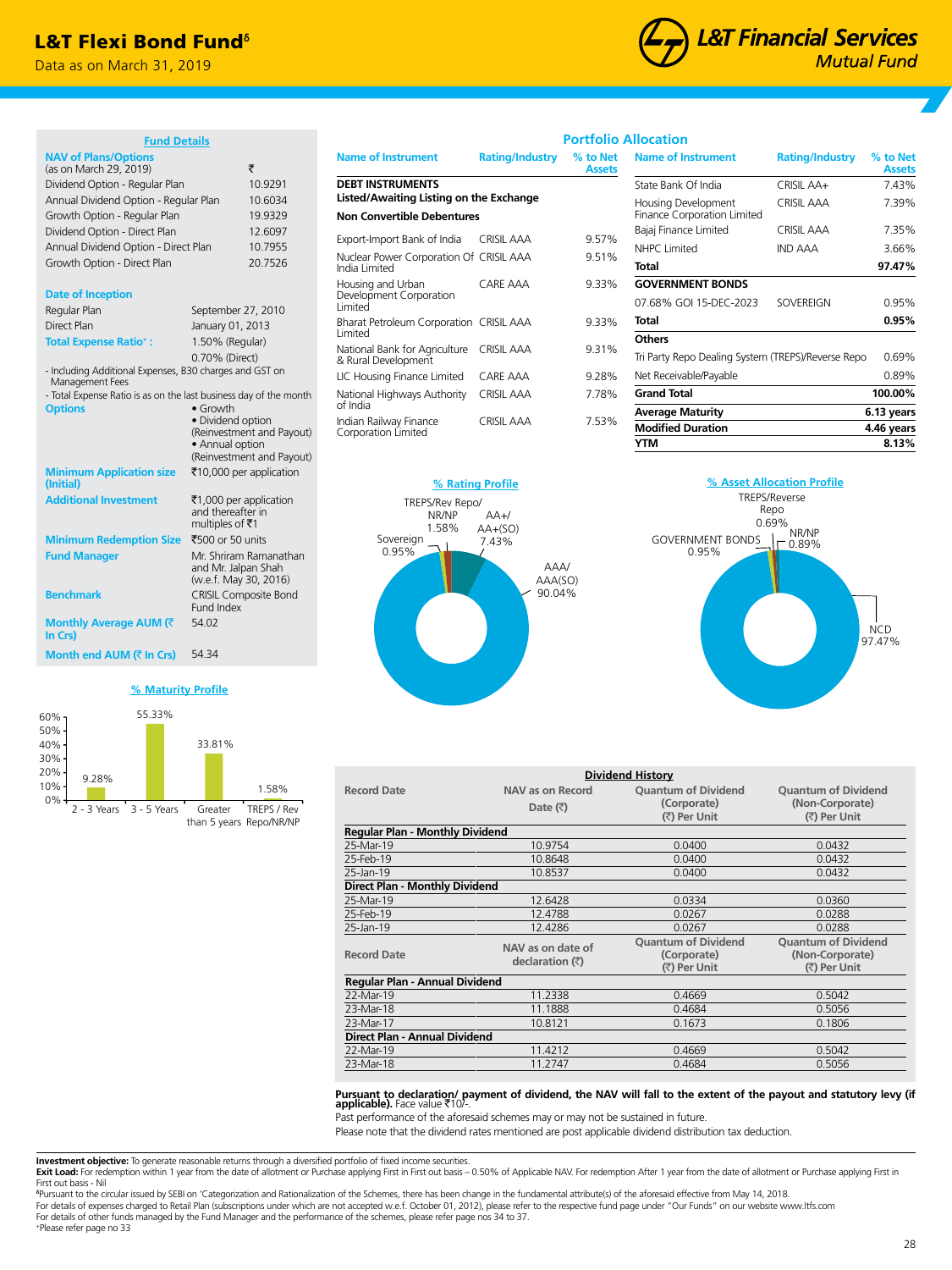# L&T Flexi Bond Fund[δ]

Data as on March 31, 2019

## Fund Details

**NAV of Plans/Options**

| (as on March 29, 2019) | ₹ |
|---|---|
| Dividend Option - Regular Plan | 10.9291 |
| Annual Dividend Option - Regular Plan | 10.6034 |
| Growth Option - Regular Plan | 19.9329 |
| Dividend Option - Direct Plan | 12.6097 |
| Annual Dividend Option - Direct Plan | 10.7955 |
| Growth Option - Direct Plan | 20.7526 |

**Date of Inception**

| | |
|---|---|
| Regular Plan | September 27, 2010 |
| Direct Plan | January 01, 2013 |

**Total Expense Ratio+ :** 1.50% (Regular)
0.70% (Direct)

- Including Additional Expenses, B30 charges and GST on Management Fees
- Total Expense Ratio is as on the last business day of the month

**Options**
- Growth
- Dividend option (Reinvestment and Payout)
- Annual option (Reinvestment and Payout)

**Minimum Application size (Initial)**: ₹10,000 per application

**Additional Investment**: ₹1,000 per application and thereafter in multiples of ₹1

**Minimum Redemption Size**: ₹500 or 50 units

**Fund Manager**: Mr. Shriram Ramanathan and Mr. Jalpan Shah (w.e.f. May 30, 2016)

**Benchmark**: CRISIL Composite Bond Fund Index

**Monthly Average AUM (₹ In Crs)**: 54.02

**Month end AUM (₹ In Crs)**: 54.34

## % Maturity Profile

| 2 - 3 Years | 3 - 5 Years | Greater than 5 years | TREPS / Rev Repo/NR/NP |
|---|---|---|---|
| 9.28% | 55.33% | 33.81% | 1.58% |

## Portfolio Allocation

| Name of Instrument | Rating/Industry | % to Net Assets |
|---|---|---|
| **DEBT INSTRUMENTS** | | |
| **Listed/Awaiting Listing on the Exchange** | | |
| **Non Convertible Debentures** | | |
| Export-Import Bank of India | CRISIL AAA | 9.57% |
| Nuclear Power Corporation Of India Limited | CRISIL AAA | 9.51% |
| Housing and Urban Development Corporation Limited | CARE AAA | 9.33% |
| Bharat Petroleum Corporation Limited | CRISIL AAA | 9.33% |
| National Bank for Agriculture & Rural Development | CRISIL AAA | 9.31% |
| LIC Housing Finance Limited | CARE AAA | 9.28% |
| National Highways Authority of India | CRISIL AAA | 7.78% |
| Indian Railway Finance Corporation Limited | CRISIL AAA | 7.53% |
| State Bank Of India | CRISIL AA+ | 7.43% |
| Housing Development Finance Corporation Limited | CRISIL AAA | 7.39% |
| Bajaj Finance Limited | CRISIL AAA | 7.35% |
| NHPC Limited | IND AAA | 3.66% |
| **Total** | | **97.47%** |
| **GOVERNMENT BONDS** | | |
| 07.68% GOI 15-DEC-2023 | SOVEREIGN | 0.95% |
| **Total** | | **0.95%** |
| **Others** | | |
| Tri Party Repo Dealing System (TREPS)/Reverse Repo | | 0.69% |
| Net Receivable/Payable | | 0.89% |
| **Grand Total** | | **100.00%** |
| **Average Maturity** | | **6.13 years** |
| **Modified Duration** | | **4.46 years** |
| **YTM** | | **8.13%** |

## % Rating Profile

| Rating | % |
|---|---|
| AAA/AAA(SO) | 90.04% |
| AA+/AA+(SO) | 7.43% |
| TREPS/Rev Repo/NR/NP | 1.58% |
| Sovereign | 0.95% |

## % Asset Allocation Profile

| Asset | % |
|---|---|
| NCD | 97.47% |
| GOVERNMENT BONDS | 0.95% |
| NR/NP | 0.89% |
| TREPS/Reverse Repo | 0.69% |

## Dividend History

| Record Date | NAV as on Record Date (₹) | Quantum of Dividend (Corporate) (₹) Per Unit | Quantum of Dividend (Non-Corporate) (₹) Per Unit |
|---|---|---|---|
| **Regular Plan - Monthly Dividend** | | | |
| 25-Mar-19 | 10.9754 | 0.0400 | 0.0432 |
| 25-Feb-19 | 10.8648 | 0.0400 | 0.0432 |
| 25-Jan-19 | 10.8537 | 0.0400 | 0.0432 |
| **Direct Plan - Monthly Dividend** | | | |
| 25-Mar-19 | 12.6428 | 0.0334 | 0.0360 |
| 25-Feb-19 | 12.4788 | 0.0267 | 0.0288 |
| 25-Jan-19 | 12.4286 | 0.0267 | 0.0288 |
| **Record Date** | **NAV as on date of declaration (₹)** | **Quantum of Dividend (Corporate) (₹) Per Unit** | **Quantum of Dividend (Non-Corporate) (₹) Per Unit** |
| **Regular Plan - Annual Dividend** | | | |
| 22-Mar-19 | 11.2338 | 0.4669 | 0.5042 |
| 23-Mar-18 | 11.1888 | 0.4684 | 0.5056 |
| 23-Mar-17 | 10.8121 | 0.1673 | 0.1806 |
| **Direct Plan - Annual Dividend** | | | |
| 22-Mar-19 | 11.4212 | 0.4669 | 0.5042 |
| 23-Mar-18 | 11.2747 | 0.4684 | 0.5056 |

**Pursuant to declaration/ payment of dividend, the NAV will fall to the extent of the payout and statutory levy (if applicable).** Face value ₹10/-.

Past performance of the aforesaid schemes may or may not be sustained in future.

Please note that the dividend rates mentioned are post applicable dividend distribution tax deduction.

**Investment objective:** To generate reasonable returns through a diversified portfolio of fixed income securities.

**Exit Load:** For redemption within 1 year from the date of allotment or Purchase applying First in First out basis – 0.50% of Applicable NAV. For redemption After 1 year from the date of allotment or Purchase applying First in First out basis - Nil

δPursuant to the circular issued by SEBI on 'Categorization and Rationalization of the Schemes, there has been change in the fundamental attribute(s) of the aforesaid scheme effective from May 14, 2018.

For details of expenses charged to Retail Plan (subscriptions under which are not accepted w.e.f. October 01, 2012), please refer to the respective fund page under "Our Funds" on our website www.ltfs.com

For details of other funds managed by the Fund Manager and the performance of the schemes, please refer page nos 34 to 37.

+Please refer page no 33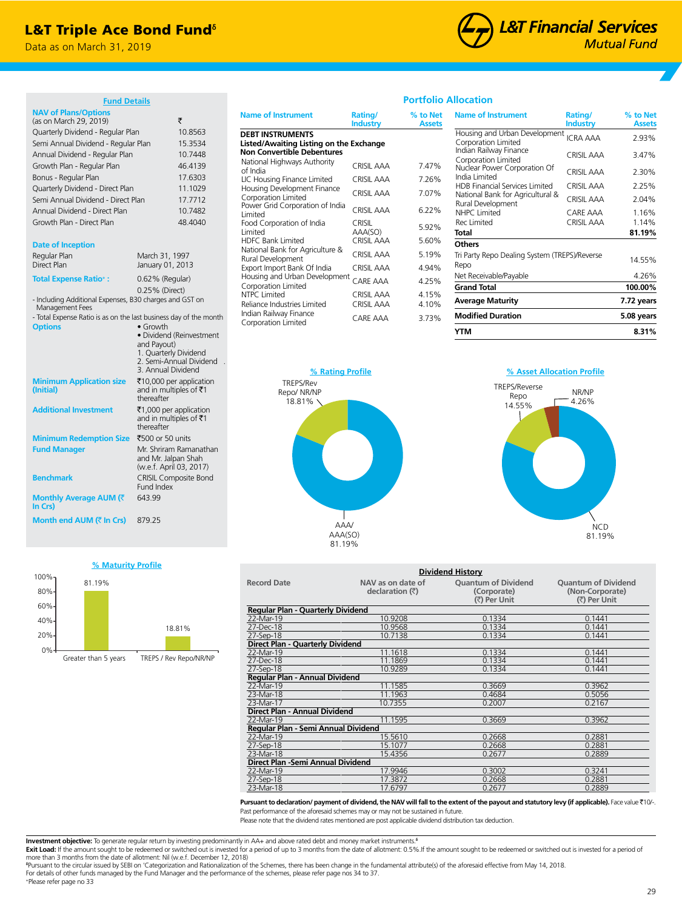# L&T Triple Ace Bond Fund[δ]

Data as on March 31, 2019

L&T Financial Services Mutual Fund

## Fund Details

| NAV of Plans/Options (as on March 29, 2019) | ₹ |
|---|---|
| Quarterly Dividend - Regular Plan | 10.8563 |
| Semi Annual Dividend - Regular Plan | 15.3534 |
| Annual Dividend - Regular Plan | 10.7448 |
| Growth Plan - Regular Plan | 46.4139 |
| Bonus - Regular Plan | 17.6303 |
| Quarterly Dividend - Direct Plan | 11.1029 |
| Semi Annual Dividend - Direct Plan | 17.7712 |
| Annual Dividend - Direct Plan | 10.7482 |
| Growth Plan - Direct Plan | 48.4040 |

**Date of Inception**

| | |
|---|---|
| Regular Plan | March 31, 1997 |
| Direct Plan | January 01, 2013 |

**Total Expense Ratio+ :** 0.62% (Regular)
0.25% (Direct)

- Including Additional Expenses, B30 charges and GST on Management Fees
- Total Expense Ratio is as on the last business day of the month

**Options**
- Growth
- Dividend (Reinvestment and Payout)
  1. Quarterly Dividend
  2. Semi-Annual Dividend
  3. Annual Dividend

**Minimum Application size (Initial):** ₹10,000 per application and in multiples of ₹1 thereafter

**Additional Investment:** ₹1,000 per application and in multiples of ₹1 thereafter

**Minimum Redemption Size:** ₹500 or 50 units

**Fund Manager:** Mr. Shriram Ramanathan and Mr. Jalpan Shah (w.e.f. April 03, 2017)

**Benchmark:** CRISIL Composite Bond Fund Index

**Monthly Average AUM (₹ In Crs):** 643.99

**Month end AUM (₹ In Crs):** 879.25

## % Maturity Profile

| | % |
|---|---|
| Greater than 5 years | 81.19% |
| TREPS / Rev Repo/NR/NP | 18.81% |

## Portfolio Allocation

| Name of Instrument | Rating/ Industry | % to Net Assets |
|---|---|---|
| **DEBT INSTRUMENTS** | | |
| **Listed/Awaiting Listing on the Exchange** | | |
| **Non Convertible Debentures** | | |
| National Highways Authority of India | CRISIL AAA | 7.47% |
| LIC Housing Finance Limited | CRISIL AAA | 7.26% |
| Housing Development Finance Corporation Limited | CRISIL AAA | 7.07% |
| Power Grid Corporation of India Limited | CRISIL AAA | 6.22% |
| Food Corporation of India Limited | CRISIL AAA(SO) | 5.92% |
| HDFC Bank Limited | CRISIL AAA | 5.60% |
| National Bank for Agriculture & Rural Development | CRISIL AAA | 5.19% |
| Export Import Bank Of India | CRISIL AAA | 4.94% |
| Housing and Urban Development Corporation Limited | CARE AAA | 4.25% |
| NTPC Limited | CRISIL AAA | 4.15% |
| Reliance Industries Limited | CRISIL AAA | 4.10% |
| Indian Railway Finance Corporation Limited | CARE AAA | 3.73% |
| Housing and Urban Development Corporation Limited | ICRA AAA | 2.93% |
| Indian Railway Finance Corporation Limited | CRISIL AAA | 3.47% |
| Nuclear Power Corporation Of India Limited | CRISIL AAA | 2.30% |
| HDB Financial Services Limited | CRISIL AAA | 2.25% |
| National Bank for Agricultural & Rural Development | CRISIL AAA | 2.04% |
| NHPC Limited | CARE AAA | 1.16% |
| Rec Limited | CRISIL AAA | 1.14% |
| **Total** | | **81.19%** |
| **Others** | | |
| Tri Party Repo Dealing System (TREPS)/Reverse Repo | | 14.55% |
| Net Receivable/Payable | | 4.26% |
| **Grand Total** | | **100.00%** |
| **Average Maturity** | | **7.72 years** |
| **Modified Duration** | | **5.08 years** |
| **YTM** | | **8.31%** |

## % Rating Profile

| | % |
|---|---|
| AAA/ AAA(SO) | 81.19% |
| TREPS/Rev Repo/ NR/NP | 18.81% |

## % Asset Allocation Profile

| | % |
|---|---|
| NCD | 81.19% |
| TREPS/Reverse Repo | 14.55% |
| NR/NP | 4.26% |

## Dividend History

| Record Date | NAV as on date of declaration (₹) | Quantum of Dividend (Corporate) (₹) Per Unit | Quantum of Dividend (Non-Corporate) (₹) Per Unit |
|---|---|---|---|
| **Regular Plan - Quarterly Dividend** | | | |
| 22-Mar-19 | 10.9208 | 0.1334 | 0.1441 |
| 27-Dec-18 | 10.9568 | 0.1334 | 0.1441 |
| 27-Sep-18 | 10.7138 | 0.1334 | 0.1441 |
| **Direct Plan - Quarterly Dividend** | | | |
| 22-Mar-19 | 11.1618 | 0.1334 | 0.1441 |
| 27-Dec-18 | 11.1869 | 0.1334 | 0.1441 |
| 27-Sep-18 | 10.9289 | 0.1334 | 0.1441 |
| **Regular Plan - Annual Dividend** | | | |
| 22-Mar-19 | 11.1585 | 0.3669 | 0.3962 |
| 23-Mar-18 | 11.1963 | 0.4684 | 0.5056 |
| 23-Mar-17 | 10.7355 | 0.2007 | 0.2167 |
| **Direct Plan - Annual Dividend** | | | |
| 22-Mar-19 | 11.1595 | 0.3669 | 0.3962 |
| **Regular Plan - Semi Annual Dividend** | | | |
| 22-Mar-19 | 15.5610 | 0.2668 | 0.2881 |
| 27-Sep-18 | 15.1077 | 0.2668 | 0.2881 |
| 23-Mar-18 | 15.4356 | 0.2677 | 0.2889 |
| **Direct Plan -Semi Annual Dividend** | | | |
| 22-Mar-19 | 17.9946 | 0.3002 | 0.3241 |
| 27-Sep-18 | 17.3872 | 0.2668 | 0.2881 |
| 23-Mar-18 | 17.6797 | 0.2677 | 0.2889 |

**Pursuant to declaration/ payment of dividend, the NAV will fall to the extent of the payout and statutory levy (if applicable).** Face value ₹10/-.
Past performance of the aforesaid schemes may or may not be sustained in future.
Please note that the dividend rates mentioned are post applicable dividend distribution tax deduction.

**Investment objective:** To generate regular return by investing predominantly in AA+ and above rated debt and money market instruments.[δ]

**Exit Load:** If the amount sought to be redeemed or switched out is invested for a period of up to 3 months from the date of allotment: 0.5%.If the amount sought to be redeemed or switched out is invested for a period of more than 3 months from the date of allotment: Nil (w.e.f. December 12, 2018)

[δ]Pursuant to the circular issued by SEBI on 'Categorization and Rationalization of the Schemes, there has been change in the fundamental attribute(s) of the aforesaid effective from May 14, 2018.

For details of other funds managed by the Fund Manager and the performance of the schemes, please refer page nos 34 to 37.

+Please refer page no 33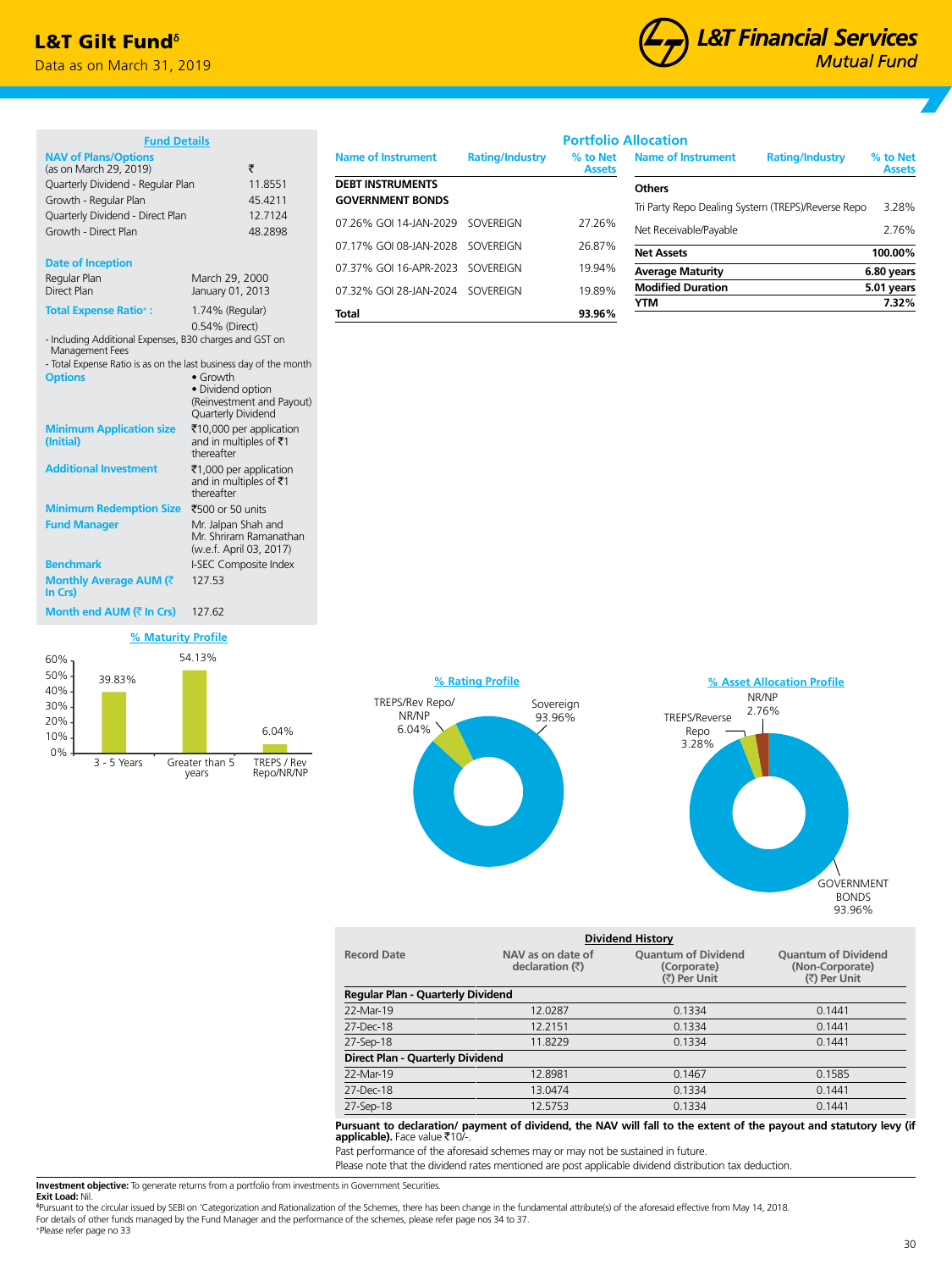# L&T Gilt Fund[δ]

Data as on March 31, 2019

## Fund Details

| NAV of Plans/Options (as on March 29, 2019) | ₹ |
|---|---|
| Quarterly Dividend - Regular Plan | 11.8551 |
| Growth - Regular Plan | 45.4211 |
| Quarterly Dividend - Direct Plan | 12.7124 |
| Growth - Direct Plan | 48.2898 |

**Date of Inception**

| | |
|---|---|
| Regular Plan | March 29, 2000 |
| Direct Plan | January 01, 2013 |

**Total Expense Ratio+ :** 1.74% (Regular)
0.54% (Direct)

- Including Additional Expenses, B30 charges and GST on Management Fees
- Total Expense Ratio is as on the last business day of the month

**Options**
- Growth
- Dividend option (Reinvestment and Payout) Quarterly Dividend

**Minimum Application size (Initial):** ₹10,000 per application and in multiples of ₹1 thereafter

**Additional Investment:** ₹1,000 per application and in multiples of ₹1 thereafter

**Minimum Redemption Size:** ₹500 or 50 units

**Fund Manager:** Mr. Jalpan Shah and Mr. Shriram Ramanathan (w.e.f. April 03, 2017)

**Benchmark:** I-SEC Composite Index

**Monthly Average AUM (₹ In Crs):** 127.53

**Month end AUM (₹ In Crs):** 127.62

## % Maturity Profile

| Maturity | % |
|---|---|
| 3 - 5 Years | 39.83% |
| Greater than 5 years | 54.13% |
| TREPS / Rev Repo/NR/NP | 6.04% |

## Portfolio Allocation

| Name of Instrument | Rating/Industry | % to Net Assets |
|---|---|---|
| **DEBT INSTRUMENTS** | | |
| **GOVERNMENT BONDS** | | |
| 07.26% GOI 14-JAN-2029 | SOVEREIGN | 27.26% |
| 07.17% GOI 08-JAN-2028 | SOVEREIGN | 26.87% |
| 07.37% GOI 16-APR-2023 | SOVEREIGN | 19.94% |
| 07.32% GOI 28-JAN-2024 | SOVEREIGN | 19.89% |
| **Total** | | **93.96%** |
| **Others** | | |
| Tri Party Repo Dealing System (TREPS)/Reverse Repo | | 3.28% |
| Net Receivable/Payable | | 2.76% |
| **Net Assets** | | **100.00%** |
| **Average Maturity** | | **6.80 years** |
| **Modified Duration** | | **5.01 years** |
| **YTM** | | **7.32%** |

## % Rating Profile

| Rating | % |
|---|---|
| Sovereign | 93.96% |
| TREPS/Rev Repo/NR/NP | 6.04% |

## % Asset Allocation Profile

| Asset | % |
|---|---|
| GOVERNMENT BONDS | 93.96% |
| TREPS/Reverse Repo | 3.28% |
| NR/NP | 2.76% |

## Dividend History

| Record Date | NAV as on date of declaration (₹) | Quantum of Dividend (Corporate) (₹) Per Unit | Quantum of Dividend (Non-Corporate) (₹) Per Unit |
|---|---|---|---|
| **Regular Plan - Quarterly Dividend** | | | |
| 22-Mar-19 | 12.0287 | 0.1334 | 0.1441 |
| 27-Dec-18 | 12.2151 | 0.1334 | 0.1441 |
| 27-Sep-18 | 11.8229 | 0.1334 | 0.1441 |
| **Direct Plan - Quarterly Dividend** | | | |
| 22-Mar-19 | 12.8981 | 0.1467 | 0.1585 |
| 27-Dec-18 | 13.0474 | 0.1334 | 0.1441 |
| 27-Sep-18 | 12.5753 | 0.1334 | 0.1441 |

**Pursuant to declaration/ payment of dividend, the NAV will fall to the extent of the payout and statutory levy (if applicable).** Face value ₹10/-.

Past performance of the aforesaid schemes may or may not be sustained in future.

Please note that the dividend rates mentioned are post applicable dividend distribution tax deduction.

**Investment objective:** To generate returns from a portfolio from investments in Government Securities.

**Exit Load:** Nil.

δPursuant to the circular issued by SEBI on 'Categorization and Rationalization of the Schemes, there has been change in the fundamental attribute(s) of the aforesaid effective from May 14, 2018.

For details of other funds managed by the Fund Manager and the performance of the schemes, please refer page nos 34 to 37.

+Please refer page no 33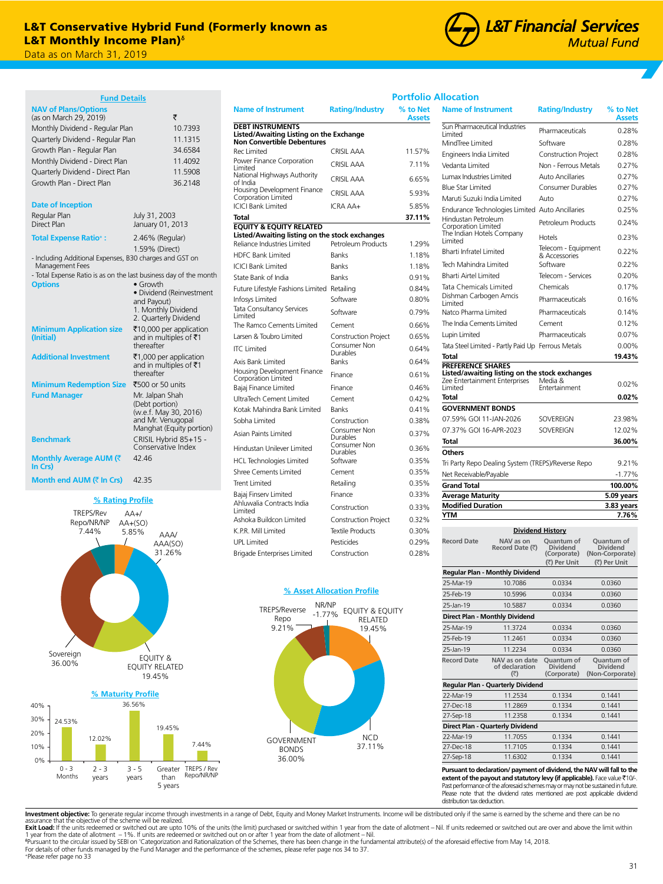# L&T Conservative Hybrid Fund (Formerly known as L&T Monthly Income Plan)[δ]

Data as on March 31, 2019

## Fund Details

| NAV of Plans/Options (as on March 29, 2019) | ₹ |
|---|---|
| Monthly Dividend - Regular Plan | 10.7393 |
| Quarterly Dividend - Regular Plan | 11.1315 |
| Growth Plan - Regular Plan | 34.6584 |
| Monthly Dividend - Direct Plan | 11.4092 |
| Quarterly Dividend - Direct Plan | 11.5908 |
| Growth Plan - Direct Plan | 36.2148 |

**Date of Inception**

| | |
|---|---|
| Regular Plan | July 31, 2003 |
| Direct Plan | January 01, 2013 |

**Total Expense Ratio+ :** 2.46% (Regular)
1.59% (Direct)

- Including Additional Expenses, B30 charges and GST on Management Fees
- Total Expense Ratio is as on the last business day of the month

**Options**
- Growth
- Dividend (Reinvestment and Payout)
  1. Monthly Dividend
  2. Quarterly Dividend

**Minimum Application size (Initial)**: ₹10,000 per application and in multiples of ₹1 thereafter

**Additional Investment**: ₹1,000 per application and in multiples of ₹1 thereafter

**Minimum Redemption Size**: ₹500 or 50 units

**Fund Manager**: Mr. Jalpan Shah (Debt portion) (w.e.f. May 30, 2016) and Mr. Venugopal Manghat (Equity portion)

**Benchmark**: CRISIL Hybrid 85+15 - Conservative Index

**Monthly Average AUM (₹ In Crs)**: 42.46

**Month end AUM (₹ In Crs)**: 42.35

### % Rating Profile

- TREPS/Rev Repo/NR/NP: 7.44%
- AA+/AA+(SO): 5.85%
- AAA/AAA(SO): 31.26%
- Sovereign: 36.00%
- EQUITY & EQUITY RELATED: 19.45%

### % Maturity Profile

| 0 - 3 Months | 2 - 3 years | 3 - 5 years | Greater than 5 years | TREPS / Rev Repo/NR/NP |
|---|---|---|---|---|
| 24.53% | 12.02% | 36.56% | 19.45% | 7.44% |

## Portfolio Allocation

| Name of Instrument | Rating/Industry | % to Net Assets |
|---|---|---|
| **DEBT INSTRUMENTS** | | |
| **Listed/Awaiting Listing on the Exchange** | | |
| **Non Convertible Debentures** | | |
| Rec Limited | CRISIL AAA | 11.57% |
| Power Finance Corporation Limited | CRISIL AAA | 7.11% |
| National Highways Authority of India | CRISIL AAA | 6.65% |
| Housing Development Finance Corporation Limited | CRISIL AAA | 5.93% |
| ICICI Bank Limited | ICRA AA+ | 5.85% |
| **Total** | | **37.11%** |
| **EQUITY & EQUITY RELATED** | | |
| **Listed/Awaiting listing on the stock exchanges** | | |
| Reliance Industries Limited | Petroleum Products | 1.29% |
| HDFC Bank Limited | Banks | 1.18% |
| ICICI Bank Limited | Banks | 1.18% |
| State Bank of India | Banks | 0.91% |
| Future Lifestyle Fashions Limited | Retailing | 0.84% |
| Infosys Limited | Software | 0.80% |
| Tata Consultancy Services Limited | Software | 0.79% |
| The Ramco Cements Limited | Cement | 0.66% |
| Larsen & Toubro Limited | Construction Project | 0.65% |
| ITC Limited | Consumer Non Durables | 0.64% |
| Axis Bank Limited | Banks | 0.64% |
| Housing Development Finance Corporation Limited | Finance | 0.61% |
| Bajaj Finance Limited | Finance | 0.46% |
| UltraTech Cement Limited | Cement | 0.42% |
| Kotak Mahindra Bank Limited | Banks | 0.41% |
| Sobha Limited | Construction | 0.38% |
| Asian Paints Limited | Consumer Non Durables | 0.37% |
| Hindustan Unilever Limited | Consumer Non Durables | 0.36% |
| HCL Technologies Limited | Software | 0.35% |
| Shree Cements Limited | Cement | 0.35% |
| Trent Limited | Retailing | 0.35% |
| Bajaj Finserv Limited | Finance | 0.33% |
| Ahluwalia Contracts India Limited | Construction | 0.33% |
| Ashoka Buildcon Limited | Construction Project | 0.32% |
| K.P.R. Mill Limited | Textile Products | 0.30% |
| UPL Limited | Pesticides | 0.29% |
| Brigade Enterprises Limited | Construction | 0.28% |
| Sun Pharmaceutical Industries Limited | Pharmaceuticals | 0.28% |
| MindTree Limited | Software | 0.28% |
| Engineers India Limited | Construction Project | 0.28% |
| Vedanta Limited | Non - Ferrous Metals | 0.27% |
| Lumax Industries Limited | Auto Ancillaries | 0.27% |
| Blue Star Limited | Consumer Durables | 0.27% |
| Maruti Suzuki India Limited | Auto | 0.27% |
| Endurance Technologies Limited | Auto Ancillaries | 0.25% |
| Hindustan Petroleum Corporation Limited | Petroleum Products | 0.24% |
| The Indian Hotels Company Limited | Hotels | 0.23% |
| Bharti Infratel Limited | Telecom - Equipment & Accessories | 0.22% |
| Tech Mahindra Limited | Software | 0.22% |
| Bharti Airtel Limited | Telecom - Services | 0.20% |
| Tata Chemicals Limited | Chemicals | 0.17% |
| Dishman Carbogen Amcis Limited | Pharmaceuticals | 0.16% |
| Natco Pharma Limited | Pharmaceuticals | 0.14% |
| The India Cements Limited | Cement | 0.12% |
| Lupin Limited | Pharmaceuticals | 0.07% |
| Tata Steel Limited - Partly Paid Up | Ferrous Metals | 0.00% |
| **Total** | | **19.43%** |
| **PREFERENCE SHARES** | | |
| **Listed/awaiting listing on the stock exchanges** | | |
| Zee Entertainment Enterprises Limited | Media & Entertainment | 0.02% |
| **Total** | | **0.02%** |
| **GOVERNMENT BONDS** | | |
| 07.59% GOI 11-JAN-2026 | SOVEREIGN | 23.98% |
| 07.37% GOI 16-APR-2023 | SOVEREIGN | 12.02% |
| **Total** | | **36.00%** |
| **Others** | | |
| Tri Party Repo Dealing System (TREPS)/Reverse Repo | | 9.21% |
| Net Receivable/Payable | | -1.77% |
| **Grand Total** | | **100.00%** |
| **Average Maturity** | | **5.09 years** |
| **Modified Duration** | | **3.83 years** |
| **YTM** | | **7.76%** |

### % Asset Allocation Profile

- TREPS/Reverse Repo: 9.21%
- NR/NP: -1.77%
- EQUITY & EQUITY RELATED: 19.45%
- NCD: 37.11%
- GOVERNMENT BONDS: 36.00%

### Dividend History

| Record Date | NAV as on Record Date (₹) | Quantum of Dividend (Corporate) (₹) Per Unit | Quantum of Dividend (Non-Corporate) (₹) Per Unit |
|---|---|---|---|
| **Regular Plan - Monthly Dividend** | | | |
| 25-Mar-19 | 10.7086 | 0.0334 | 0.0360 |
| 25-Feb-19 | 10.5996 | 0.0334 | 0.0360 |
| 25-Jan-19 | 10.5887 | 0.0334 | 0.0360 |
| **Direct Plan - Monthly Dividend** | | | |
| 25-Mar-19 | 11.3724 | 0.0334 | 0.0360 |
| 25-Feb-19 | 11.2461 | 0.0334 | 0.0360 |
| 25-Jan-19 | 11.2234 | 0.0334 | 0.0360 |

| Record Date | NAV as on date of declaration (₹) | Quantum of Dividend (Corporate) | Quantum of Dividend (Non-Corporate) |
|---|---|---|---|
| **Regular Plan - Quarterly Dividend** | | | |
| 22-Mar-19 | 11.2534 | 0.1334 | 0.1441 |
| 27-Dec-18 | 11.2869 | 0.1334 | 0.1441 |
| 27-Sep-18 | 11.2358 | 0.1334 | 0.1441 |
| **Direct Plan - Quarterly Dividend** | | | |
| 22-Mar-19 | 11.7055 | 0.1334 | 0.1441 |
| 27-Dec-18 | 11.7105 | 0.1334 | 0.1441 |
| 27-Sep-18 | 11.6302 | 0.1334 | 0.1441 |

**Pursuant to declaration/ payment of dividend, the NAV will fall to the extent of the payout and statutory levy (if applicable).** Face value ₹10/-. Past performance of the aforesaid schemes may or may not be sustained in future. Please note that the dividend rates mentioned are post applicable dividend distribution tax deduction.

**Investment objective:** To generate regular income through investments in a range of Debt, Equity and Money Market Instruments. Income will be distributed only if the same is earned by the scheme and there can be no assurance that the objective of the scheme will be realized.

**Exit Load:** If the units redeemed or switched out are upto 10% of the units (the limit) purchased or switched within 1 year from the date of allotment – Nil. If units redeemed or switched out are over and above the limit within 1 year from the date of allotment – 1%. If units are redeemed or switched out on or after 1 year from the date of allotment – Nil.

δPursuant to the circular issued by SEBI on 'Categorization and Rationalization of the Schemes, there has been change in the fundamental attribute(s) of the aforesaid effective from May 14, 2018.

For details of other funds managed by the Fund Manager and the performance of the schemes, please refer page nos 34 to 37.

+Please refer page no 33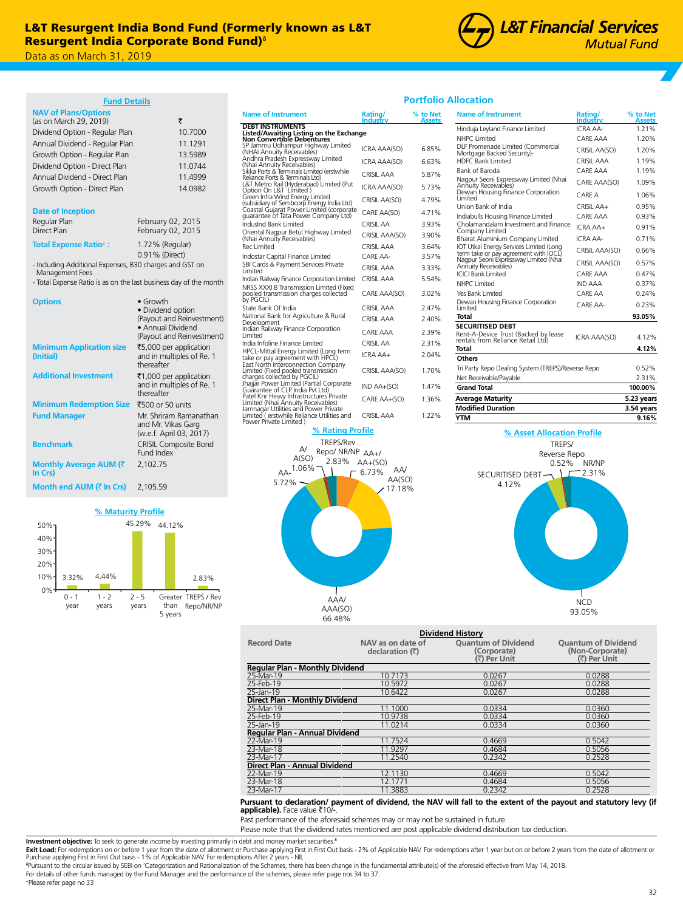# L&T Resurgent India Bond Fund (Formerly known as L&T Resurgent India Corporate Bond Fund)[δ]

Data as on March 31, 2019

## Fund Details

| NAV of Plans/Options (as on March 29, 2019) | ₹ |
|---|---|
| Dividend Option - Regular Plan | 10.7000 |
| Annual Dividend - Regular Plan | 11.1291 |
| Growth Option - Regular Plan | 13.5989 |
| Dividend Option - Direct Plan | 11.0744 |
| Annual Dividend - Direct Plan | 11.4999 |
| Growth Option - Direct Plan | 14.0982 |

**Date of Inception**

| | |
|---|---|
| Regular Plan | February 02, 2015 |
| Direct Plan | February 02, 2015 |

**Total Expense Ratio+ :** 1.72% (Regular) 0.91% (Direct)

- Including Additional Expenses, B30 charges and GST on Management Fees
- Total Expense Ratio is as on the last business day of the month

**Options**
- Growth
- Dividend option (Payout and Reinvestment)
- Annual Dividend (Payout and Reinvestment)

**Minimum Application size (Initial):** ₹5,000 per application and in multiples of Re. 1 thereafter

**Additional Investment:** ₹1,000 per application and in multiples of Re. 1 thereafter

**Minimum Redemption Size:** ₹500 or 50 units

**Fund Manager:** Mr. Shriram Ramanathan and Mr. Vikas Garg (w.e.f. April 03, 2017)

**Benchmark:** CRISIL Composite Bond Fund Index

**Monthly Average AUM (₹ In Crs):** 2,102.75

**Month end AUM (₹ In Crs):** 2,105.59

## % Maturity Profile

| 0 - 1 year | 1 - 2 years | 2 - 5 years | Greater than 5 years | TREPS / Rev Repo/NR/NP |
|---|---|---|---|---|
| 3.32% | 4.44% | 45.29% | 44.12% | 2.83% |

## Portfolio Allocation

| Name of Instrument | Rating/ Industry | % to Net Assets |
|---|---|---|
| **DEBT INSTRUMENTS** | | |
| **Listed/Awaiting Listing on the Exchange** | | |
| **Non Convertible Debentures** | | |
| SP Jammu Udhampur Highway Limited (NHAI Annuity Receivables) | ICRA AAA(SO) | 6.85% |
| Andhra Pradesh Expressway Limited (Nhai Annuity Receivables) | ICRA AAA(SO) | 6.63% |
| Sikka Ports & Terminals Limited (erstwhile Reliance Ports & Terminals Ltd) | CRISIL AAA | 5.87% |
| L&T Metro Rail (Hyderabad) Limited (Put Option On L&T Limited ) | ICRA AAA(SO) | 5.73% |
| Green Infra Wind Energy Limited (subsidiary of Sembcorp Energy India Ltd) | CRISIL AA(SO) | 4.79% |
| Coastal Gujarat Power Limited (corporate guarantee of Tata Power Company Ltd) | CARE AA(SO) | 4.71% |
| IndusInd Bank Limited | CRISIL AA | 3.93% |
| Oriental Nagpur Betul Highway Limited (Nhai Annuity Receivables) | CRISIL AAA(SO) | 3.90% |
| Rec Limited | CRISIL AAA | 3.64% |
| Indostar Capital Finance Limited | CARE AA- | 3.57% |
| SBI Cards & Payment Services Private Limited | CRISIL AAA | 3.33% |
| Indian Railway Finance Corporation Limited | CRISIL AAA | 5.54% |
| NRSS XXXI B Transmission Limited (Fixed pooled transmission charges collected by PGCIL) | CARE AAA(SO) | 3.02% |
| State Bank Of India | CRISIL AAA | 2.47% |
| National Bank for Agriculture & Rural Development | CRISIL AAA | 2.40% |
| Indian Railway Finance Corporation Limited | CARE AAA | 2.39% |
| India Infoline Finance Limited | CRISIL AA | 2.31% |
| HPCL-Mittal Energy Limited (Long term take or pay agreement with HPCL) | ICRA AA+ | 2.04% |
| East North Interconnection Company Limited (Fixed pooled transmission charges collected by PGCIL) | CRISIL AAA(SO) | 1.70% |
| Jhajjar Power Limited (Partial Corporate Guarantee of CLP India Pvt Ltd) | IND AA+(SO) | 1.47% |
| Patel Knr Heavy Infrastructures Private Limited (Nhai Annuity Receivables) | CARE AA+(SO) | 1.36% |
| Jamnagar Utilities and Power Private Limited ( erstwhile Reliance Utilities and Power Private Limited ) | CRISIL AAA | 1.22% |
| Hinduja Leyland Finance Limited | ICRA AA- | 1.21% |
| NHPC Limited | CARE AAA | 1.20% |
| DLF Promenade Limited (Commercial Mortgage Backed Security)- | CRISIL AA(SO) | 1.20% |
| HDFC Bank Limited | CRISIL AAA | 1.19% |
| Bank of Baroda | CARE AAA | 1.19% |
| Nagpur Seoni Expressway Limited (Nhai Annuity Receivables) | CARE AAA(SO) | 1.09% |
| Dewan Housing Finance Corporation Limited | CARE A | 1.06% |
| Union Bank of India | CRISIL AA+ | 0.95% |
| Indiabulls Housing Finance Limited | CARE AAA | 0.93% |
| Cholamandalam Investment and Finance Company Limited | ICRA AA+ | 0.91% |
| Bharat Aluminium Company Limited | ICRA AA- | 0.71% |
| IOT Utkal Energy Services Limited (Long term take or pay agreement with IOCL) | CRISIL AAA(SO) | 0.66% |
| Nagpur Seoni Expressway Limited (Nhai Annuity Receivables) | CRISIL AAA(SO) | 0.57% |
| ICICI Bank Limited | CARE AAA | 0.47% |
| NHPC Limited | IND AAA | 0.37% |
| Yes Bank Limited | CARE AA | 0.24% |
| Dewan Housing Finance Corporation Limited | CARE AA- | 0.23% |
| **Total** | | **93.05%** |
| **SECURITISED DEBT** | | |
| Rent-A-Device Trust (Backed by lease rentals from Reliance Retail Ltd) | ICRA AAA(SO) | 4.12% |
| **Total** | | **4.12%** |
| **Others** | | |
| Tri Party Repo Dealing System (TREPS)/Reverse Repo | | 0.52% |
| Net Receivable/Payable | | 2.31% |
| **Grand Total** | | **100.00%** |
| **Average Maturity** | | **5.23 years** |
| **Modified Duration** | | **3.54 years** |
| **YTM** | | **9.16%** |

## % Rating Profile

| Rating | % |
|---|---|
| AAA/AAA(SO) | 66.48% |
| AA/AA(SO) | 17.18% |
| AA+/AA+(SO) | 6.73% |
| AA- | 5.72% |
| TREPS/Rev Repo/ NR/NP | 2.83% |
| A/A(SO) | 1.06% |

## % Asset Allocation Profile

| Asset | % |
|---|---|
| NCD | 93.05% |
| SECURITISED DEBT | 4.12% |
| TREPS/Reverse Repo | 0.52% |
| NR/NP | 2.31% |

## Dividend History

| Record Date | NAV as on date of declaration (₹) | Quantum of Dividend (Corporate) (₹) Per Unit | Quantum of Dividend (Non-Corporate) (₹) Per Unit |
|---|---|---|---|
| **Regular Plan - Monthly Dividend** | | | |
| 25-Mar-19 | 10.7173 | 0.0267 | 0.0288 |
| 25-Feb-19 | 10.5972 | 0.0267 | 0.0288 |
| 25-Jan-19 | 10.6422 | 0.0267 | 0.0288 |
| **Direct Plan - Monthly Dividend** | | | |
| 25-Mar-19 | 11.1000 | 0.0334 | 0.0360 |
| 25-Feb-19 | 10.9738 | 0.0334 | 0.0360 |
| 25-Jan-19 | 11.0214 | 0.0334 | 0.0360 |
| **Regular Plan - Annual Dividend** | | | |
| 22-Mar-19 | 11.7524 | 0.4669 | 0.5042 |
| 23-Mar-18 | 11.9297 | 0.4684 | 0.5056 |
| 23-Mar-17 | 11.2540 | 0.2342 | 0.2528 |
| **Direct Plan - Annual Dividend** | | | |
| 22-Mar-19 | 12.1130 | 0.4669 | 0.5042 |
| 23-Mar-18 | 12.1771 | 0.4684 | 0.5056 |
| 23-Mar-17 | 11.3883 | 0.2342 | 0.2528 |

**Pursuant to declaration/ payment of dividend, the NAV will fall to the extent of the payout and statutory levy (if applicable).** Face value ₹10/-.

Past performance of the aforesaid schemes may or may not be sustained in future.

Please note that the dividend rates mentioned are post applicable dividend distribution tax deduction.

**Investment objective:** To seek to generate income by investing primarily in debt and money market securities.[δ]

**Exit Load:** For redemptions on or before 1 year from the date of allotment or Purchase applying First in First Out basis - 2% of Applicable NAV. For redemptions after 1 year but on or before 2 years from the date of allotment or Purchase applying First in First Out basis - 1% of Applicable NAV. For redemptions After 2 years - NIL

[δ]Pursuant to the circular issued by SEBI on 'Categorization and Rationalization of the Schemes, there has been change in the fundamental attribute(s) of the aforesaid effective from May 14, 2018.

For details of other funds managed by the Fund Manager and the performance of the schemes, please refer page nos 34 to 37.

+Please refer page no 33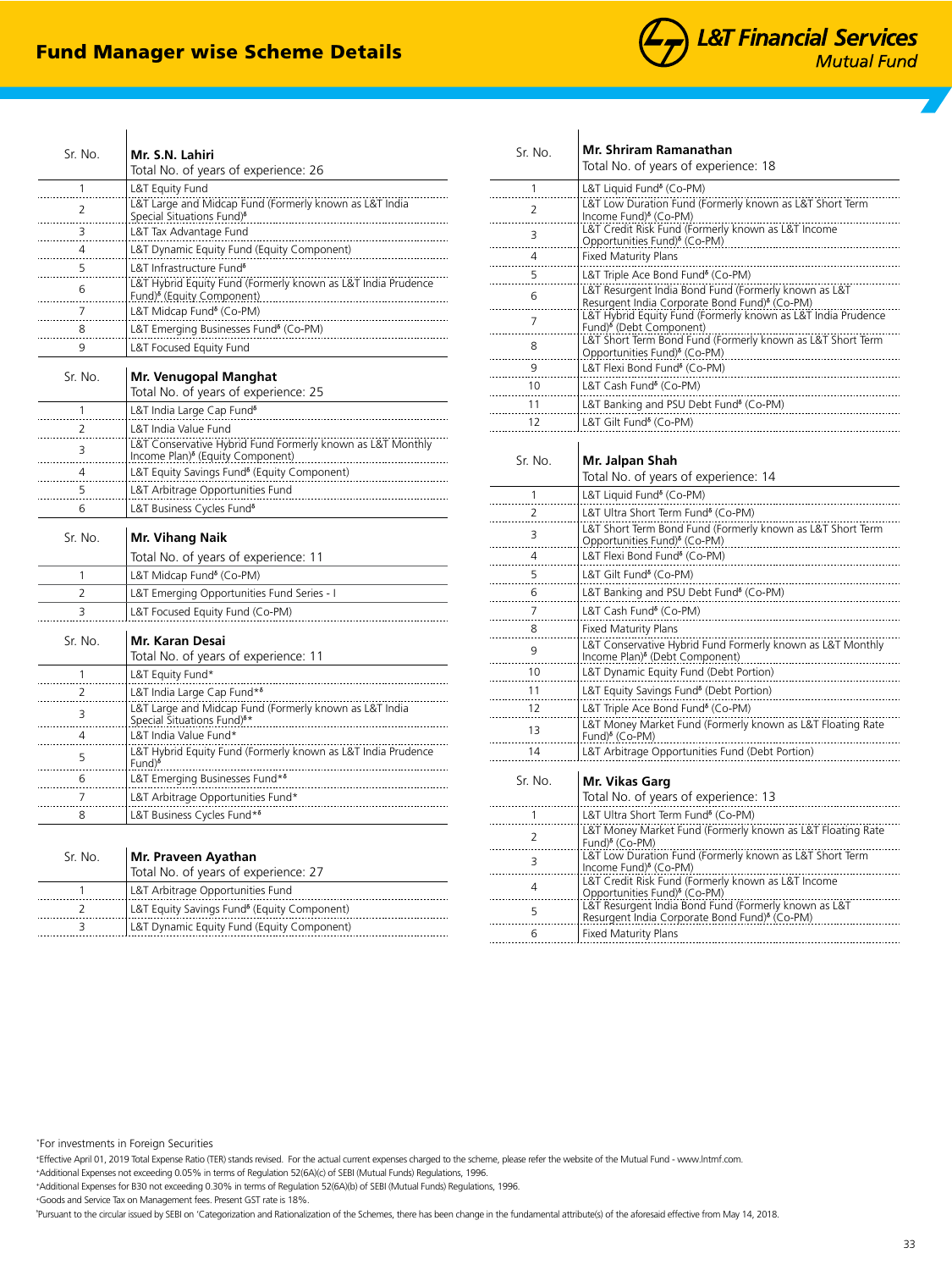# Fund Manager wise Scheme Details

| Sr. No. | Mr. S.N. Lahiri<br>Total No. of years of experience: 26 |
|---|---|
| 1 | L&T Equity Fund |
| 2 | L&T Large and Midcap Fund (Formerly known as L&T India Special Situations Fund)[δ] |
| 3 | L&T Tax Advantage Fund |
| 4 | L&T Dynamic Equity Fund (Equity Component) |
| 5 | L&T Infrastructure Fund[δ] |
| 6 | L&T Hybrid Equity Fund (Formerly known as L&T India Prudence Fund)[δ] (Equity Component) |
| 7 | L&T Midcap Fund[δ] (Co-PM) |
| 8 | L&T Emerging Businesses Fund[δ] (Co-PM) |
| 9 | L&T Focused Equity Fund |

| Sr. No. | Mr. Venugopal Manghat<br>Total No. of years of experience: 25 |
|---|---|
| 1 | L&T India Large Cap Fund[δ] |
| 2 | L&T India Value Fund |
| 3 | L&T Conservative Hybrid Fund Formerly known as L&T Monthly Income Plan)[δ] (Equity Component) |
| 4 | L&T Equity Savings Fund[δ] (Equity Component) |
| 5 | L&T Arbitrage Opportunities Fund |
| 6 | L&T Business Cycles Fund[δ] |

| Sr. No. | Mr. Vihang Naik<br>Total No. of years of experience: 11 |
|---|---|
| 1 | L&T Midcap Fund[δ] (Co-PM) |
| 2 | L&T Emerging Opportunities Fund Series - I |
| 3 | L&T Focused Equity Fund (Co-PM) |

| Sr. No. | Mr. Karan Desai<br>Total No. of years of experience: 11 |
|---|---|
| 1 | L&T Equity Fund* |
| 2 | L&T India Large Cap Fund*[δ] |
| 3 | L&T Large and Midcap Fund (Formerly known as L&T India Special Situations Fund)[δ]* |
| 4 | L&T India Value Fund* |
| 5 | L&T Hybrid Equity Fund (Formerly known as L&T India Prudence Fund)[δ] |
| 6 | L&T Emerging Businesses Fund*[δ] |
| 7 | L&T Arbitrage Opportunities Fund* |
| 8 | L&T Business Cycles Fund*[δ] |

| Sr. No. | Mr. Praveen Ayathan<br>Total No. of years of experience: 27 |
|---|---|
| 1 | L&T Arbitrage Opportunities Fund |
| 2 | L&T Equity Savings Fund[δ] (Equity Component) |
| 3 | L&T Dynamic Equity Fund (Equity Component) |

| Sr. No. | Mr. Shriram Ramanathan<br>Total No. of years of experience: 18 |
|---|---|
| 1 | L&T Liquid Fund[δ] (Co-PM) |
| 2 | L&T Low Duration Fund (Formerly known as L&T Short Term Income Fund)[δ] (Co-PM) |
| 3 | L&T Credit Risk Fund (Formerly known as L&T Income Opportunities Fund)[δ] (Co-PM) |
| 4 | Fixed Maturity Plans |
| 5 | L&T Triple Ace Bond Fund[δ] (Co-PM) |
| 6 | L&T Resurgent India Bond Fund (Formerly known as L&T Resurgent India Corporate Bond Fund)[δ] (Co-PM) |
| 7 | L&T Hybrid Equity Fund (Formerly known as L&T India Prudence Fund)[δ] (Debt Component) |
| 8 | L&T Short Term Bond Fund (Formerly known as L&T Short Term Opportunities Fund)[δ] (Co-PM) |
| 9 | L&T Flexi Bond Fund[δ] (Co-PM) |
| 10 | L&T Cash Fund[δ] (Co-PM) |
| 11 | L&T Banking and PSU Debt Fund[δ] (Co-PM) |
| 12 | L&T Gilt Fund[δ] (Co-PM) |

| Sr. No. | Mr. Jalpan Shah<br>Total No. of years of experience: 14 |
|---|---|
| 1 | L&T Liquid Fund[δ] (Co-PM) |
| 2 | L&T Ultra Short Term Fund[δ] (Co-PM) |
| 3 | L&T Short Term Bond Fund (Formerly known as L&T Short Term Opportunities Fund)[δ] (Co-PM) |
| 4 | L&T Flexi Bond Fund[δ] (Co-PM) |
| 5 | L&T Gilt Fund[δ] (Co-PM) |
| 6 | L&T Banking and PSU Debt Fund[δ] (Co-PM) |
| 7 | L&T Cash Fund[δ] (Co-PM) |
| 8 | Fixed Maturity Plans |
| 9 | L&T Conservative Hybrid Fund Formerly known as L&T Monthly Income Plan)[δ] (Debt Component) |
| 10 | L&T Dynamic Equity Fund (Debt Portion) |
| 11 | L&T Equity Savings Fund[δ] (Debt Portion) |
| 12 | L&T Triple Ace Bond Fund[δ] (Co-PM) |
| 13 | L&T Money Market Fund (Formerly known as L&T Floating Rate Fund)[δ] (Co-PM) |
| 14 | L&T Arbitrage Opportunities Fund (Debt Portion) |

| Sr. No. | Mr. Vikas Garg<br>Total No. of years of experience: 13 |
|---|---|
| 1 | L&T Ultra Short Term Fund[δ] (Co-PM) |
| 2 | L&T Money Market Fund (Formerly known as L&T Floating Rate Fund)[δ] (Co-PM) |
| 3 | L&T Low Duration Fund (Formerly known as L&T Short Term Income Fund)[δ] (Co-PM) |
| 4 | L&T Credit Risk Fund (Formerly known as L&T Income Opportunities Fund)[δ] (Co-PM) |
| 5 | L&T Resurgent India Bond Fund (Formerly known as L&T Resurgent India Corporate Bond Fund)[δ] (Co-PM) |
| 6 | Fixed Maturity Plans |

*For investments in Foreign Securities

[a]Effective April 01, 2019 Total Expense Ratio (TER) stands revised. For the actual current expenses charged to the scheme, please refer the website of the Mutual Fund - www.lntmf.com.

[b]Additional Expenses not exceeding 0.05% in terms of Regulation 52(6A)(c) of SEBI (Mutual Funds) Regulations, 1996.

[c]Additional Expenses for B30 not exceeding 0.30% in terms of Regulation 52(6A)(b) of SEBI (Mutual Funds) Regulations, 1996.

[d]Goods and Service Tax on Management fees. Present GST rate is 18%.

[δ]Pursuant to the circular issued by SEBI on 'Categorization and Rationalization of the Schemes, there has been change in the fundamental attribute(s) of the aforesaid effective from May 14, 2018.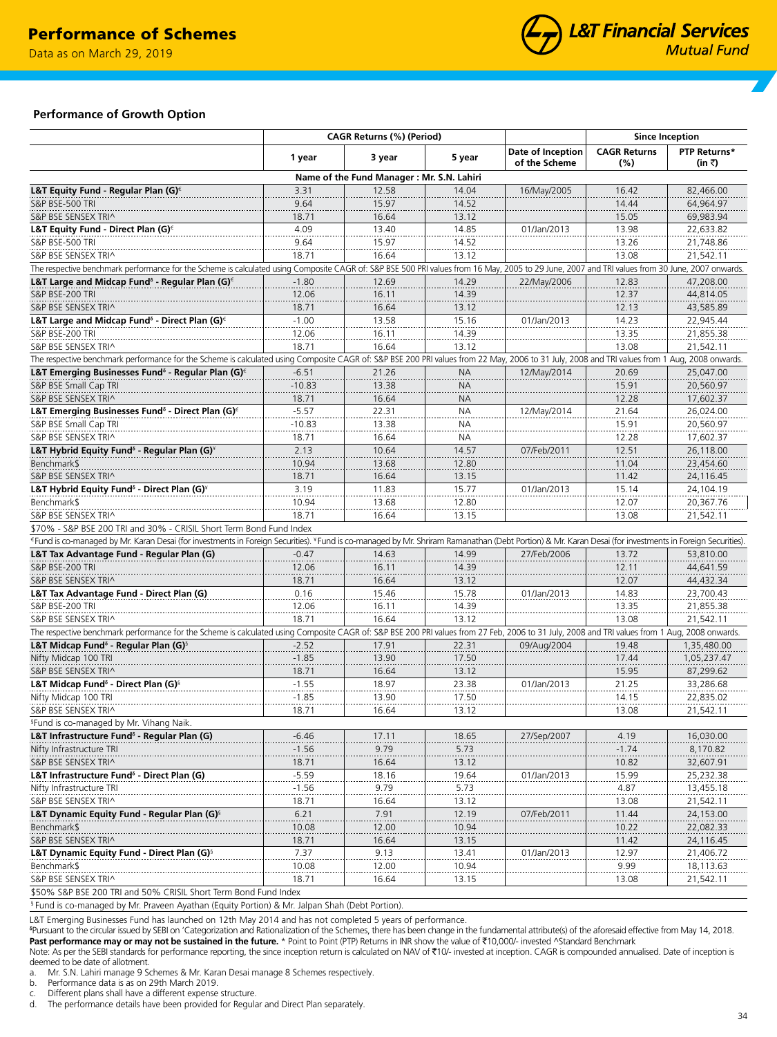# Performance of Schemes

Data as on March 29, 2019

## Performance of Growth Option

| | CAGR Returns (%) (Period) | | | | Since Inception | |
|---|---|---|---|---|---|---|
| | 1 year | 3 year | 5 year | Date of Inception of the Scheme | CAGR Returns (%) | PTP Returns* (in ₹) |
| **Name of the Fund Manager : Mr. S.N. Lahiri** | | | | | | |
| **L&T Equity Fund - Regular Plan (G)**€ | 3.31 | 12.58 | 14.04 | 16/May/2005 | 16.42 | 82,466.00 |
| S&P BSE-500 TRI | 9.64 | 15.97 | 14.52 | | 14.44 | 64,964.97 |
| S&P BSE SENSEX TRI^ | 18.71 | 16.64 | 13.12 | | 15.05 | 69,983.94 |
| **L&T Equity Fund - Direct Plan (G)**€ | 4.09 | 13.40 | 14.85 | 01/Jan/2013 | 13.98 | 22,633.82 |
| S&P BSE-500 TRI | 9.64 | 15.97 | 14.52 | | 13.26 | 21,748.86 |
| S&P BSE SENSEX TRI^ | 18.71 | 16.64 | 13.12 | | 13.08 | 21,542.11 |
| The respective benchmark performance for the Scheme is calculated using Composite CAGR of: S&P BSE 500 PRI values from 16 May, 2005 to 29 June, 2007 and TRI values from 30 June, 2007 onwards. | | | | | | |
| **L&T Large and Midcap Fund**[δ] **- Regular Plan (G)**€ | -1.80 | 12.69 | 14.29 | 22/May/2006 | 12.83 | 47,208.00 |
| S&P BSE-200 TRI | 12.06 | 16.11 | 14.39 | | 12.37 | 44,814.05 |
| S&P BSE SENSEX TRI^ | 18.71 | 16.64 | 13.12 | | 12.13 | 43,585.89 |
| **L&T Large and Midcap Fund**[δ] **- Direct Plan (G)**€ | -1.00 | 13.58 | 15.16 | 01/Jan/2013 | 14.23 | 22,945.44 |
| S&P BSE-200 TRI | 12.06 | 16.11 | 14.39 | | 13.35 | 21,855.38 |
| S&P BSE SENSEX TRI^ | 18.71 | 16.64 | 13.12 | | 13.08 | 21,542.11 |
| The respective benchmark performance for the Scheme is calculated using Composite CAGR of: S&P BSE 200 PRI values from 22 May, 2006 to 31 July, 2008 and TRI values from 1 Aug, 2008 onwards. | | | | | | |
| **L&T Emerging Businesses Fund**[δ] **- Regular Plan (G)**€ | -6.51 | 21.26 | NA | 12/May/2014 | 20.69 | 25,047.00 |
| S&P BSE Small Cap TRI | -10.83 | 13.38 | NA | | 15.91 | 20,560.97 |
| S&P BSE SENSEX TRI^ | 18.71 | 16.64 | NA | | 12.28 | 17,602.37 |
| **L&T Emerging Businesses Fund**[δ] **- Direct Plan (G)**€ | -5.57 | 22.31 | NA | 12/May/2014 | 21.64 | 26,024.00 |
| S&P BSE Small Cap TRI | -10.83 | 13.38 | NA | | 15.91 | 20,560.97 |
| S&P BSE SENSEX TRI^ | 18.71 | 16.64 | NA | | 12.28 | 17,602.37 |
| **L&T Hybrid Equity Fund**[δ] **- Regular Plan (G)**¥ | 2.13 | 10.64 | 14.57 | 07/Feb/2011 | 12.51 | 26,118.00 |
| Benchmark$ | 10.94 | 13.68 | 12.80 | | 11.04 | 23,454.60 |
| S&P BSE SENSEX TRI^ | 18.71 | 16.64 | 13.15 | | 11.42 | 24,116.45 |
| **L&T Hybrid Equity Fund**[δ] **- Direct Plan (G)**¥ | 3.19 | 11.83 | 15.77 | 01/Jan/2013 | 15.14 | 24,104.19 |
| Benchmark$ | 10.94 | 13.68 | 12.80 | | 12.07 | 20,367.76 |
| S&P BSE SENSEX TRI^ | 18.71 | 16.64 | 13.15 | | 13.08 | 21,542.11 |
| $70% - S&P BSE 200 TRI and 30% - CRISIL Short Term Bond Fund Index | | | | | | |
| €Fund is co-managed by Mr. Karan Desai (for investments in Foreign Securities). ¥Fund is co-managed by Mr. Shriram Ramanathan (Debt Portion) & Mr. Karan Desai (for investments in Foreign Securities). | | | | | | |
| **L&T Tax Advantage Fund - Regular Plan (G)** | -0.47 | 14.63 | 14.99 | 27/Feb/2006 | 13.72 | 53,810.00 |
| S&P BSE-200 TRI | 12.06 | 16.11 | 14.39 | | 12.11 | 44,641.59 |
| S&P BSE SENSEX TRI^ | 18.71 | 16.64 | 13.12 | | 12.07 | 44,432.34 |
| **L&T Tax Advantage Fund - Direct Plan (G)** | 0.16 | 15.46 | 15.78 | 01/Jan/2013 | 14.83 | 23,700.43 |
| S&P BSE-200 TRI | 12.06 | 16.11 | 14.39 | | 13.35 | 21,855.38 |
| S&P BSE SENSEX TRI^ | 18.71 | 16.64 | 13.12 | | 13.08 | 21,542.11 |
| The respective benchmark performance for the Scheme is calculated using Composite CAGR of: S&P BSE 200 PRI values from 27 Feb, 2006 to 31 July, 2008 and TRI values from 1 Aug, 2008 onwards. | | | | | | |
| **L&T Midcap Fund**[δ] **- Regular Plan (G)**§ | -2.52 | 17.91 | 22.31 | 09/Aug/2004 | 19.48 | 1,35,480.00 |
| Nifty Midcap 100 TRI | -1.85 | 13.90 | 17.50 | | 17.44 | 1,05,237.47 |
| S&P BSE SENSEX TRI^ | 18.71 | 16.64 | 13.12 | | 15.95 | 87,299.62 |
| **L&T Midcap Fund**[δ] **- Direct Plan (G)**§ | -1.55 | 18.97 | 23.38 | 01/Jan/2013 | 21.25 | 33,286.68 |
| Nifty Midcap 100 TRI | -1.85 | 13.90 | 17.50 | | 14.15 | 22,835.02 |
| S&P BSE SENSEX TRI^ | 18.71 | 16.64 | 13.12 | | 13.08 | 21,542.11 |
| §Fund is co-managed by Mr. Vihang Naik. | | | | | | |
| **L&T Infrastructure Fund**[δ] **- Regular Plan (G)** | -6.46 | 17.11 | 18.65 | 27/Sep/2007 | 4.19 | 16,030.00 |
| Nifty Infrastructure TRI | -1.56 | 9.79 | 5.73 | | -1.74 | 8,170.82 |
| S&P BSE SENSEX TRI^ | 18.71 | 16.64 | 13.12 | | 10.82 | 32,607.91 |
| **L&T Infrastructure Fund**[δ] **- Direct Plan (G)** | -5.59 | 18.16 | 19.64 | 01/Jan/2013 | 15.99 | 25,232.38 |
| Nifty Infrastructure TRI | -1.56 | 9.79 | 5.73 | | 4.87 | 13,455.18 |
| S&P BSE SENSEX TRI^ | 18.71 | 16.64 | 13.12 | | 13.08 | 21,542.11 |
| **L&T Dynamic Equity Fund - Regular Plan (G)**§ | 6.21 | 7.91 | 12.19 | 07/Feb/2011 | 11.44 | 24,153.00 |
| Benchmark$ | 10.08 | 12.00 | 10.94 | | 10.22 | 22,082.33 |
| S&P BSE SENSEX TRI^ | 18.71 | 16.64 | 13.15 | | 11.42 | 24,116.45 |
| **L&T Dynamic Equity Fund - Direct Plan (G)**§ | 7.37 | 9.13 | 13.41 | 01/Jan/2013 | 12.97 | 21,406.72 |
| Benchmark$ | 10.08 | 12.00 | 10.94 | | 9.99 | 18,113.63 |
| S&P BSE SENSEX TRI^ | 18.71 | 16.64 | 13.15 | | 13.08 | 21,542.11 |
| $50% S&P BSE 200 TRI and 50% CRISIL Short Term Bond Fund Index | | | | | | |
| §Fund is co-managed by Mr. Praveen Ayathan (Equity Portion) & Mr. Jalpan Shah (Debt Portion). | | | | | | |

L&T Emerging Businesses Fund has launched on 12th May 2014 and has not completed 5 years of performance.

[δ]Pursuant to the circular issued by SEBI on 'Categorization and Rationalization of the Schemes, there has been change in the fundamental attribute(s) of the aforesaid effective from May 14, 2018.

**Past performance may or may not be sustained in the future.** * Point to Point (PTP) Returns in INR show the value of ₹10,000/- invested ^Standard Benchmark

Note: As per the SEBI standards for performance reporting, the since inception return is calculated on NAV of ₹10/- invested at inception. CAGR is compounded annualised. Date of inception is deemed to be date of allotment.

a. Mr. S.N. Lahiri manage 9 Schemes & Mr. Karan Desai manage 8 Schemes respectively.
b. Performance data is as on 29th March 2019.
c. Different plans shall have a different expense structure.
d. The performance details have been provided for Regular and Direct Plan separately.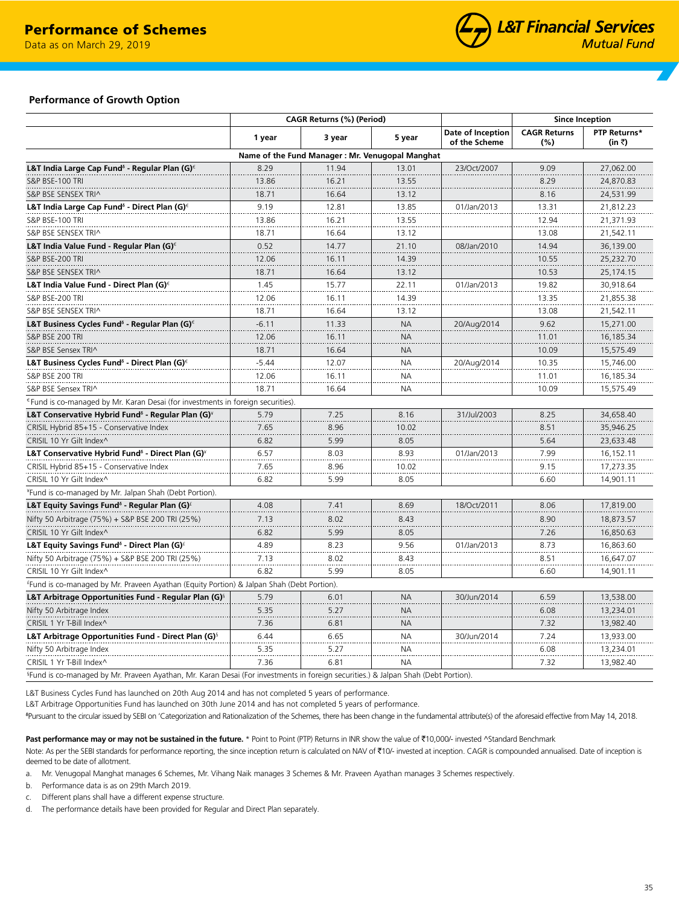# Performance of Schemes

Data as on March 29, 2019

## Performance of Growth Option

| | CAGR Returns (%) (Period) | | | Date of Inception of the Scheme | Since Inception | |
|---|---|---|---|---|---|---|
| | 1 year | 3 year | 5 year | | CAGR Returns (%) | PTP Returns* (in ₹) |
| | Name of the Fund Manager : Mr. Venugopal Manghat | | | | | |
| **L&T India Large Cap Fund[δ] - Regular Plan (G)[€]** | 8.29 | 11.94 | 13.01 | 23/Oct/2007 | 9.09 | 27,062.00 |
| S&P BSE-100 TRI | 13.86 | 16.21 | 13.55 | | 8.29 | 24,870.83 |
| S&P BSE SENSEX TRI^ | 18.71 | 16.64 | 13.12 | | 8.16 | 24,531.99 |
| **L&T India Large Cap Fund[δ] - Direct Plan (G)[€]** | 9.19 | 12.81 | 13.85 | 01/Jan/2013 | 13.31 | 21,812.23 |
| S&P BSE-100 TRI | 13.86 | 16.21 | 13.55 | | 12.94 | 21,371.93 |
| S&P BSE SENSEX TRI^ | 18.71 | 16.64 | 13.12 | | 13.08 | 21,542.11 |
| **L&T India Value Fund - Regular Plan (G)[€]** | 0.52 | 14.77 | 21.10 | 08/Jan/2010 | 14.94 | 36,139.00 |
| S&P BSE-200 TRI | 12.06 | 16.11 | 14.39 | | 10.55 | 25,232.70 |
| S&P BSE SENSEX TRI^ | 18.71 | 16.64 | 13.12 | | 10.53 | 25,174.15 |
| **L&T India Value Fund - Direct Plan (G)[€]** | 1.45 | 15.77 | 22.11 | 01/Jan/2013 | 19.82 | 30,918.64 |
| S&P BSE-200 TRI | 12.06 | 16.11 | 14.39 | | 13.35 | 21,855.38 |
| S&P BSE SENSEX TRI^ | 18.71 | 16.64 | 13.12 | | 13.08 | 21,542.11 |
| **L&T Business Cycles Fund[δ] - Regular Plan (G)[€]** | -6.11 | 11.33 | NA | 20/Aug/2014 | 9.62 | 15,271.00 |
| S&P BSE 200 TRI | 12.06 | 16.11 | NA | | 11.01 | 16,185.34 |
| S&P BSE Sensex TRI^ | 18.71 | 16.64 | NA | | 10.09 | 15,575.49 |
| **L&T Business Cycles Fund[δ] - Direct Plan (G)[€]** | -5.44 | 12.07 | NA | 20/Aug/2014 | 10.35 | 15,746.00 |
| S&P BSE 200 TRI | 12.06 | 16.11 | NA | | 11.01 | 16,185.34 |
| S&P BSE Sensex TRI^ | 18.71 | 16.64 | NA | | 10.09 | 15,575.49 |
| €Fund is co-managed by Mr. Karan Desai (for investments in foreign securities). | | | | | | |
| **L&T Conservative Hybrid Fund[δ] - Regular Plan (G)[¥]** | 5.79 | 7.25 | 8.16 | 31/Jul/2003 | 8.25 | 34,658.40 |
| CRISIL Hybrid 85+15 - Conservative Index | 7.65 | 8.96 | 10.02 | | 8.51 | 35,946.25 |
| CRISIL 10 Yr Gilt Index^ | 6.82 | 5.99 | 8.05 | | 5.64 | 23,633.48 |
| **L&T Conservative Hybrid Fund[δ] - Direct Plan (G)[¥]** | 6.57 | 8.03 | 8.93 | 01/Jan/2013 | 7.99 | 16,152.11 |
| CRISIL Hybrid 85+15 - Conservative Index | 7.65 | 8.96 | 10.02 | | 9.15 | 17,273.35 |
| CRISIL 10 Yr Gilt Index^ | 6.82 | 5.99 | 8.05 | | 6.60 | 14,901.11 |
| ¥Fund is co-managed by Mr. Jalpan Shah (Debt Portion). | | | | | | |
| **L&T Equity Savings Fund[δ] - Regular Plan (G)[£]** | 4.08 | 7.41 | 8.69 | 18/Oct/2011 | 8.06 | 17,819.00 |
| Nifty 50 Arbitrage (75%) + S&P BSE 200 TRI (25%) | 7.13 | 8.02 | 8.43 | | 8.90 | 18,873.57 |
| CRISIL 10 Yr Gilt Index^ | 6.82 | 5.99 | 8.05 | | 7.26 | 16,850.63 |
| **L&T Equity Savings Fund[δ] - Direct Plan (G)[£]** | 4.89 | 8.23 | 9.56 | 01/Jan/2013 | 8.73 | 16,863.60 |
| Nifty 50 Arbitrage (75%) + S&P BSE 200 TRI (25%) | 7.13 | 8.02 | 8.43 | | 8.51 | 16,647.07 |
| CRISIL 10 Yr Gilt Index^ | 6.82 | 5.99 | 8.05 | | 6.60 | 14,901.11 |
| £Fund is co-managed by Mr. Praveen Ayathan (Equity Portion) & Jalpan Shah (Debt Portion). | | | | | | |
| **L&T Arbitrage Opportunities Fund - Regular Plan (G)[§]** | 5.79 | 6.01 | NA | 30/Jun/2014 | 6.59 | 13,538.00 |
| Nifty 50 Arbitrage Index | 5.35 | 5.27 | NA | | 6.08 | 13,234.01 |
| CRISIL 1 Yr T-Bill Index^ | 7.36 | 6.81 | NA | | 7.32 | 13,982.40 |
| **L&T Arbitrage Opportunities Fund - Direct Plan (G)[§]** | 6.44 | 6.65 | NA | 30/Jun/2014 | 7.24 | 13,933.00 |
| Nifty 50 Arbitrage Index | 5.35 | 5.27 | NA | | 6.08 | 13,234.01 |
| CRISIL 1 Yr T-Bill Index^ | 7.36 | 6.81 | NA | | 7.32 | 13,982.40 |
| §Fund is co-managed by Mr. Praveen Ayathan, Mr. Karan Desai (For investments in foreign securities.) & Jalpan Shah (Debt Portion). | | | | | | |

L&T Business Cycles Fund has launched on 20th Aug 2014 and has not completed 5 years of performance.

L&T Arbitrage Opportunities Fund has launched on 30th June 2014 and has not completed 5 years of performance.

δPursuant to the circular issued by SEBI on 'Categorization and Rationalization of the Schemes, there has been change in the fundamental attribute(s) of the aforesaid effective from May 14, 2018.

**Past performance may or may not be sustained in the future.** * Point to Point (PTP) Returns in INR show the value of ₹10,000/- invested ^Standard Benchmark

Note: As per the SEBI standards for performance reporting, the since inception return is calculated on NAV of ₹10/- invested at inception. CAGR is compounded annualised. Date of inception is deemed to be date of allotment.

a. Mr. Venugopal Manghat manages 6 Schemes, Mr. Vihang Naik manages 3 Schemes & Mr. Praveen Ayathan manages 3 Schemes respectively.
b. Performance data is as on 29th March 2019.
c. Different plans shall have a different expense structure.
d. The performance details have been provided for Regular and Direct Plan separately.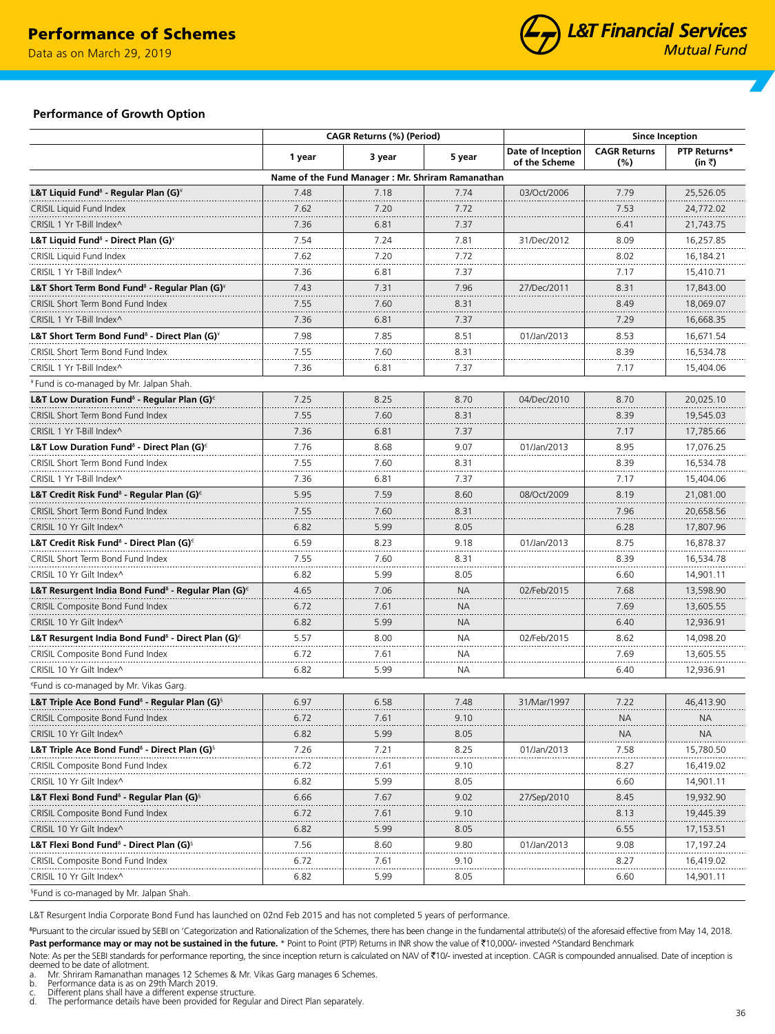# Performance of Schemes

Data as on March 29, 2019

## Performance of Growth Option

| | CAGR Returns (%) (Period) | | | Date of Inception of the Scheme | Since Inception | |
|---|---|---|---|---|---|---|
| | 1 year | 3 year | 5 year | | CAGR Returns (%) | PTP Returns* (in ₹) |
| | **Name of the Fund Manager : Mr. Shriram Ramanathan** | | | | | |
| **L&T Liquid Fund[δ] - Regular Plan (G)[¥]** | 7.48 | 7.18 | 7.74 | 03/Oct/2006 | 7.79 | 25,526.05 |
| CRISIL Liquid Fund Index | 7.62 | 7.20 | 7.72 | | 7.53 | 24,772.02 |
| CRISIL 1 Yr T-Bill Index^ | 7.36 | 6.81 | 7.37 | | 6.41 | 21,743.75 |
| **L&T Liquid Fund[δ] - Direct Plan (G)[¥]** | 7.54 | 7.24 | 7.81 | 31/Dec/2012 | 8.09 | 16,257.85 |
| CRISIL Liquid Fund Index | 7.62 | 7.20 | 7.72 | | 8.02 | 16,184.21 |
| CRISIL 1 Yr T-Bill Index^ | 7.36 | 6.81 | 7.37 | | 7.17 | 15,410.71 |
| **L&T Short Term Bond Fund[δ] - Regular Plan (G)[¥]** | 7.43 | 7.31 | 7.96 | 27/Dec/2011 | 8.31 | 17,843.00 |
| CRISIL Short Term Bond Fund Index | 7.55 | 7.60 | 8.31 | | 8.49 | 18,069.07 |
| CRISIL 1 Yr T-Bill Index^ | 7.36 | 6.81 | 7.37 | | 7.29 | 16,668.35 |
| **L&T Short Term Bond Fund[δ] - Direct Plan (G)[¥]** | 7.98 | 7.85 | 8.51 | 01/Jan/2013 | 8.53 | 16,671.54 |
| CRISIL Short Term Bond Fund Index | 7.55 | 7.60 | 8.31 | | 8.39 | 16,534.78 |
| CRISIL 1 Yr T-Bill Index^ | 7.36 | 6.81 | 7.37 | | 7.17 | 15,404.06 |
| [¥] Fund is co-managed by Mr. Jalpan Shah. | | | | | | |
| **L&T Low Duration Fund[δ] - Regular Plan (G)[€]** | 7.25 | 8.25 | 8.70 | 04/Dec/2010 | 8.70 | 20,025.10 |
| CRISIL Short Term Bond Fund Index | 7.55 | 7.60 | 8.31 | | 8.39 | 19,545.03 |
| CRISIL 1 Yr T-Bill Index^ | 7.36 | 6.81 | 7.37 | | 7.17 | 17,785.66 |
| **L&T Low Duration Fund[δ] - Direct Plan (G)[€]** | 7.76 | 8.68 | 9.07 | 01/Jan/2013 | 8.95 | 17,076.25 |
| CRISIL Short Term Bond Fund Index | 7.55 | 7.60 | 8.31 | | 8.39 | 16,534.78 |
| CRISIL 1 Yr T-Bill Index^ | 7.36 | 6.81 | 7.37 | | 7.17 | 15,404.06 |
| **L&T Credit Risk Fund[δ] - Regular Plan (G)[€]** | 5.95 | 7.59 | 8.60 | 08/Oct/2009 | 8.19 | 21,081.00 |
| CRISIL Short Term Bond Fund Index | 7.55 | 7.60 | 8.31 | | 7.96 | 20,658.56 |
| CRISIL 10 Yr Gilt Index^ | 6.82 | 5.99 | 8.05 | | 6.28 | 17,807.96 |
| **L&T Credit Risk Fund[δ] - Direct Plan (G)[€]** | 6.59 | 8.23 | 9.18 | 01/Jan/2013 | 8.75 | 16,878.37 |
| CRISIL Short Term Bond Fund Index | 7.55 | 7.60 | 8.31 | | 8.39 | 16,534.78 |
| CRISIL 10 Yr Gilt Index^ | 6.82 | 5.99 | 8.05 | | 6.60 | 14,901.11 |
| **L&T Resurgent India Bond Fund[δ] - Regular Plan (G)[€]** | 4.65 | 7.06 | NA | 02/Feb/2015 | 7.68 | 13,598.90 |
| CRISIL Composite Bond Fund Index | 6.72 | 7.61 | NA | | 7.69 | 13,605.55 |
| CRISIL 10 Yr Gilt Index^ | 6.82 | 5.99 | NA | | 6.40 | 12,936.91 |
| **L&T Resurgent India Bond Fund[δ] - Direct Plan (G)[€]** | 5.57 | 8.00 | NA | 02/Feb/2015 | 8.62 | 14,098.20 |
| CRISIL Composite Bond Fund Index | 6.72 | 7.61 | NA | | 7.69 | 13,605.55 |
| CRISIL 10 Yr Gilt Index^ | 6.82 | 5.99 | NA | | 6.40 | 12,936.91 |
| [€]Fund is co-managed by Mr. Vikas Garg. | | | | | | |
| **L&T Triple Ace Bond Fund[δ] - Regular Plan (G)[§]** | 6.97 | 6.58 | 7.48 | 31/Mar/1997 | 7.22 | 46,413.90 |
| CRISIL Composite Bond Fund Index | 6.72 | 7.61 | 9.10 | | NA | NA |
| CRISIL 10 Yr Gilt Index^ | 6.82 | 5.99 | 8.05 | | NA | NA |
| **L&T Triple Ace Bond Fund[δ] - Direct Plan (G)[§]** | 7.26 | 7.21 | 8.25 | 01/Jan/2013 | 7.58 | 15,780.50 |
| CRISIL Composite Bond Fund Index | 6.72 | 7.61 | 9.10 | | 8.27 | 16,419.02 |
| CRISIL 10 Yr Gilt Index^ | 6.82 | 5.99 | 8.05 | | 6.60 | 14,901.11 |
| **L&T Flexi Bond Fund[δ] - Regular Plan (G)[§]** | 6.66 | 7.67 | 9.02 | 27/Sep/2010 | 8.45 | 19,932.90 |
| CRISIL Composite Bond Fund Index | 6.72 | 7.61 | 9.10 | | 8.13 | 19,445.39 |
| CRISIL 10 Yr Gilt Index^ | 6.82 | 5.99 | 8.05 | | 6.55 | 17,153.51 |
| **L&T Flexi Bond Fund[δ] - Direct Plan (G)[§]** | 7.56 | 8.60 | 9.80 | 01/Jan/2013 | 9.08 | 17,197.24 |
| CRISIL Composite Bond Fund Index | 6.72 | 7.61 | 9.10 | | 8.27 | 16,419.02 |
| CRISIL 10 Yr Gilt Index^ | 6.82 | 5.99 | 8.05 | | 6.60 | 14,901.11 |
| [§]Fund is co-managed by Mr. Jalpan Shah. | | | | | | |

L&T Resurgent India Corporate Bond Fund has launched on 02nd Feb 2015 and has not completed 5 years of performance.

[δ]Pursuant to the circular issued by SEBI on 'Categorization and Rationalization of the Schemes, there has been change in the fundamental attribute(s) of the aforesaid effective from May 14, 2018.
**Past performance may or may not be sustained in the future.** * Point to Point (PTP) Returns in INR show the value of ₹10,000/- invested ^Standard Benchmark

Note: As per the SEBI standards for performance reporting, the since inception return is calculated on NAV of ₹10/- invested at inception. CAGR is compounded annualised. Date of inception is deemed to be date of allotment.

a. Mr. Shriram Ramanathan manages 12 Schemes & Mr. Vikas Garg manages 6 Schemes.
b. Performance data is as on 29th March 2019.
c. Different plans shall have a different expense structure.
d. The performance details have been provided for Regular and Direct Plan separately.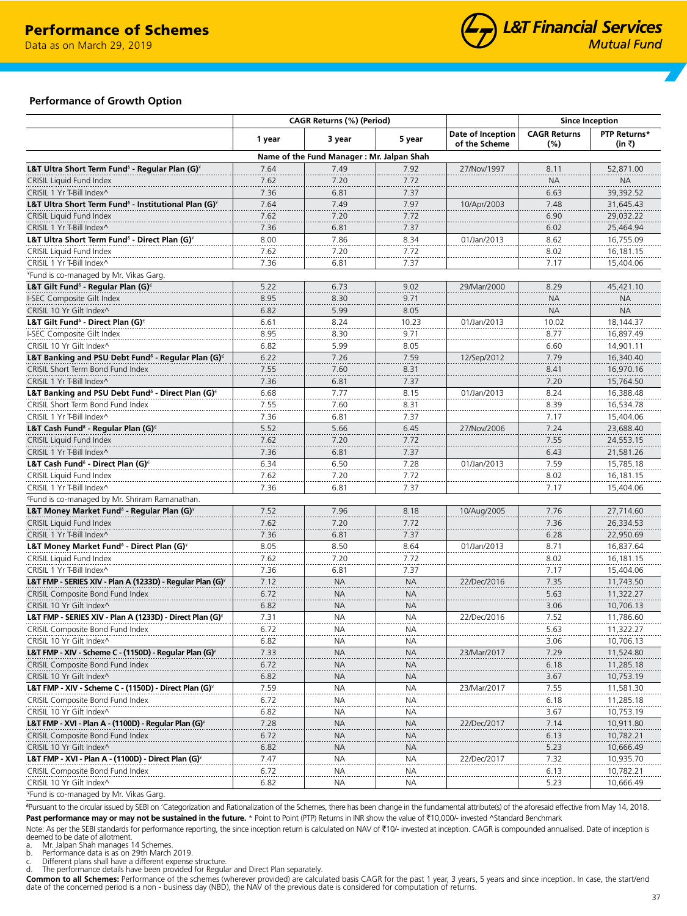# Performance of Schemes

Data as on March 29, 2019

## Performance of Growth Option

| | CAGR Returns (%) (Period) | | | Date of Inception of the Scheme | Since Inception | |
|---|---|---|---|---|---|---|
| | 1 year | 3 year | 5 year | | CAGR Returns (%) | PTP Returns* (in ₹) |
| **Name of the Fund Manager : Mr. Jalpan Shah** | | | | | | |
| **L&T Ultra Short Term Fund[δ] - Regular Plan (G)[¥]** | 7.64 | 7.49 | 7.92 | 27/Nov/1997 | 8.11 | 52,871.00 |
| CRISIL Liquid Fund Index | 7.62 | 7.20 | 7.72 | | NA | NA |
| CRISIL 1 Yr T-Bill Index^ | 7.36 | 6.81 | 7.37 | | 6.63 | 39,392.52 |
| **L&T Ultra Short Term Fund[δ] - Institutional Plan (G)[¥]** | 7.64 | 7.49 | 7.97 | 10/Apr/2003 | 7.48 | 31,645.43 |
| CRISIL Liquid Fund Index | 7.62 | 7.20 | 7.72 | | 6.90 | 29,032.22 |
| CRISIL 1 Yr T-Bill Index^ | 7.36 | 6.81 | 7.37 | | 6.02 | 25,464.94 |
| **L&T Ultra Short Term Fund[δ] - Direct Plan (G)[¥]** | 8.00 | 7.86 | 8.34 | 01/Jan/2013 | 8.62 | 16,755.09 |
| CRISIL Liquid Fund Index | 7.62 | 7.20 | 7.72 | | 8.02 | 16,181.15 |
| CRISIL 1 Yr T-Bill Index^ | 7.36 | 6.81 | 7.37 | | 7.17 | 15,404.06 |
| ¥Fund is co-managed by Mr. Vikas Garg. | | | | | | |
| **L&T Gilt Fund[δ] - Regular Plan (G)[€]** | 5.22 | 6.73 | 9.02 | 29/Mar/2000 | 8.29 | 45,421.10 |
| I-SEC Composite Gilt Index | 8.95 | 8.30 | 9.71 | | NA | NA |
| CRISIL 10 Yr Gilt Index^ | 6.82 | 5.99 | 8.05 | | NA | NA |
| **L&T Gilt Fund[δ] - Direct Plan (G)[€]** | 6.61 | 8.24 | 10.23 | 01/Jan/2013 | 10.02 | 18,144.37 |
| I-SEC Composite Gilt Index | 8.95 | 8.30 | 9.71 | | 8.77 | 16,897.49 |
| CRISIL 10 Yr Gilt Index^ | 6.82 | 5.99 | 8.05 | | 6.60 | 14,901.11 |
| **L&T Banking and PSU Debt Fund[δ] - Regular Plan (G)[€]** | 6.22 | 7.26 | 7.59 | 12/Sep/2012 | 7.79 | 16,340.40 |
| CRISIL Short Term Bond Fund Index | 7.55 | 7.60 | 8.31 | | 8.41 | 16,970.16 |
| CRISIL 1 Yr T-Bill Index^ | 7.36 | 6.81 | 7.37 | | 7.20 | 15,764.50 |
| **L&T Banking and PSU Debt Fund[δ] - Direct Plan (G)[€]** | 6.68 | 7.77 | 8.15 | 01/Jan/2013 | 8.24 | 16,388.48 |
| CRISIL Short Term Bond Fund Index | 7.55 | 7.60 | 8.31 | | 8.39 | 16,534.78 |
| CRISIL 1 Yr T-Bill Index^ | 7.36 | 6.81 | 7.37 | | 7.17 | 15,404.06 |
| **L&T Cash Fund[δ] - Regular Plan (G)[€]** | 5.52 | 5.66 | 6.45 | 27/Nov/2006 | 7.24 | 23,688.40 |
| CRISIL Liquid Fund Index | 7.62 | 7.20 | 7.72 | | 7.55 | 24,553.15 |
| CRISIL 1 Yr T-Bill Index^ | 7.36 | 6.81 | 7.37 | | 6.43 | 21,581.26 |
| **L&T Cash Fund[δ] - Direct Plan (G)[€]** | 6.34 | 6.50 | 7.28 | 01/Jan/2013 | 7.59 | 15,785.18 |
| CRISIL Liquid Fund Index | 7.62 | 7.20 | 7.72 | | 8.02 | 16,181.15 |
| CRISIL 1 Yr T-Bill Index^ | 7.36 | 6.81 | 7.37 | | 7.17 | 15,404.06 |
| €Fund is co-managed by Mr. Shriram Ramanathan. | | | | | | |
| **L&T Money Market Fund[δ] - Regular Plan (G)[¥]** | 7.52 | 7.96 | 8.18 | 10/Aug/2005 | 7.76 | 27,714.60 |
| CRISIL Liquid Fund Index | 7.62 | 7.20 | 7.72 | | 7.36 | 26,334.53 |
| CRISIL 1 Yr T-Bill Index^ | 7.36 | 6.81 | 7.37 | | 6.28 | 22,950.69 |
| **L&T Money Market Fund[δ] - Direct Plan (G)[¥]** | 8.05 | 8.50 | 8.64 | 01/Jan/2013 | 8.71 | 16,837.64 |
| CRISIL Liquid Fund Index | 7.62 | 7.20 | 7.72 | | 8.02 | 16,181.15 |
| CRISIL 1 Yr T-Bill Index^ | 7.36 | 6.81 | 7.37 | | 7.17 | 15,404.06 |
| **L&T FMP - SERIES XIV - Plan A (1233D) - Regular Plan (G)[¥]** | 7.12 | NA | NA | 22/Dec/2016 | 7.35 | 11,743.50 |
| CRISIL Composite Bond Fund Index | 6.72 | NA | NA | | 5.63 | 11,322.27 |
| CRISIL 10 Yr Gilt Index^ | 6.82 | NA | NA | | 3.06 | 10,706.13 |
| **L&T FMP - SERIES XIV - Plan A (1233D) - Direct Plan (G)[¥]** | 7.31 | NA | NA | 22/Dec/2016 | 7.52 | 11,786.60 |
| CRISIL Composite Bond Fund Index | 6.72 | NA | NA | | 5.63 | 11,322.27 |
| CRISIL 10 Yr Gilt Index^ | 6.82 | NA | NA | | 3.06 | 10,706.13 |
| **L&T FMP - XIV - Scheme C - (1150D) - Regular Plan (G)[¥]** | 7.33 | NA | NA | 23/Mar/2017 | 7.29 | 11,524.80 |
| CRISIL Composite Bond Fund Index | 6.72 | NA | NA | | 6.18 | 11,285.18 |
| CRISIL 10 Yr Gilt Index^ | 6.82 | NA | NA | | 3.67 | 10,753.19 |
| **L&T FMP - XIV - Scheme C - (1150D) - Direct Plan (G)[¥]** | 7.59 | NA | NA | 23/Mar/2017 | 7.55 | 11,581.30 |
| CRISIL Composite Bond Fund Index | 6.72 | NA | NA | | 6.18 | 11,285.18 |
| CRISIL 10 Yr Gilt Index^ | 6.82 | NA | NA | | 3.67 | 10,753.19 |
| **L&T FMP - XVI - Plan A - (1100D) - Regular Plan (G)[¥]** | 7.28 | NA | NA | 22/Dec/2017 | 7.14 | 10,911.80 |
| CRISIL Composite Bond Fund Index | 6.72 | NA | NA | | 6.13 | 10,782.21 |
| CRISIL 10 Yr Gilt Index^ | 6.82 | NA | NA | | 5.23 | 10,666.49 |
| **L&T FMP - XVI - Plan A - (1100D) - Direct Plan (G)[¥]** | 7.47 | NA | NA | 22/Dec/2017 | 7.32 | 10,935.70 |
| CRISIL Composite Bond Fund Index | 6.72 | NA | NA | | 6.13 | 10,782.21 |
| CRISIL 10 Yr Gilt Index^ | 6.82 | NA | NA | | 5.23 | 10,666.49 |

¥Fund is co-managed by Mr. Vikas Garg.

δPursuant to the circular issued by SEBI on 'Categorization and Rationalization of the Schemes, there has been change in the fundamental attribute(s) of the aforesaid effective from May 14, 2018.

**Past performance may or may not be sustained in the future.** * Point to Point (PTP) Returns in INR show the value of ₹10,000/- invested ^Standard Benchmark

Note: As per the SEBI standards for performance reporting, the since inception return is calculated on NAV of ₹10/- invested at inception. CAGR is compounded annualised. Date of inception is deemed to be date of allotment.

a. Mr. Jalpan Shah manages 14 Schemes.
b. Performance data is as on 29th March 2019.
c. Different plans shall have a different expense structure.
d. The performance details have been provided for Regular and Direct Plan separately.

**Common to all Schemes:** Performance of the schemes (wherever provided) are calculated basis CAGR for the past 1 year, 3 years, 5 years and since inception. In case, the start/end date of the concerned period is a non - business day (NBD), the NAV of the previous date is considered for computation of returns.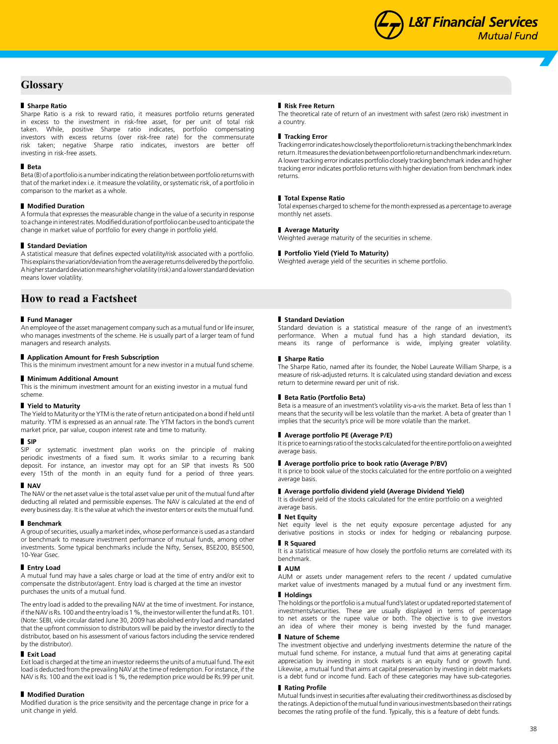## Glossary

### Sharpe Ratio

Sharpe Ratio is a risk to reward ratio, it measures portfolio returns generated in excess to the investment in risk-free asset, for per unit of total risk taken. While, positive Sharpe ratio indicates, portfolio compensating investors with excess returns (over risk-free rate) for the commensurate risk taken; negative Sharpe ratio indicates, investors are better off investing in risk-free assets.

### Beta

Beta (B) of a portfolio is a number indicating the relation between portfolio returns with that of the market index i.e. it measure the volatility, or systematic risk, of a portfolio in comparison to the market as a whole.

### Modified Duration

A formula that expresses the measurable change in the value of a security in response to a change in interest rates. Modified duration of portfolio can be used to anticipate the change in market value of portfolio for every change in portfolio yield.

### Standard Deviation

A statistical measure that defines expected volatility/risk associated with a portfolio. This explains the variation/deviation from the average returns delivered by the portfolio. A higher standard deviation means higher volatility (risk) and a lower standard deviation means lower volatility.

### Risk Free Return

The theoretical rate of return of an investment with safest (zero risk) investment in a country.

### Tracking Error

Tracking error indicates how closely the portfolio return is tracking the benchmark Index return. It measures the deviation between portfolio return and benchmark index return. A lower tracking error indicates portfolio closely tracking benchmark index and higher tracking error indicates portfolio returns with higher deviation from benchmark index returns.

### Total Expense Ratio

Total expenses charged to scheme for the month expressed as a percentage to average monthly net assets.

### Average Maturity

Weighted average maturity of the securities in scheme.

### Portfolio Yield (Yield To Maturity)

Weighted average yield of the securities in scheme portfolio.

## How to read a Factsheet

### Fund Manager

An employee of the asset management company such as a mutual fund or life insurer, who manages investments of the scheme. He is usually part of a larger team of fund managers and research analysts.

### Application Amount for Fresh Subscription

This is the minimum investment amount for a new investor in a mutual fund scheme.

### Minimum Additional Amount

This is the minimum investment amount for an existing investor in a mutual fund scheme.

### Yield to Maturity

The Yield to Maturity or the YTM is the rate of return anticipated on a bond if held until maturity. YTM is expressed as an annual rate. The YTM factors in the bond's current market price, par value, coupon interest rate and time to maturity.

### SIP

SIP or systematic investment plan works on the principle of making periodic investments of a fixed sum. It works similar to a recurring bank deposit. For instance, an investor may opt for an SIP that invests Rs 500 every 15th of the month in an equity fund for a period of three years.

### NAV

The NAV or the net asset value is the total asset value per unit of the mutual fund after deducting all related and permissible expenses. The NAV is calculated at the end of every business day. It is the value at which the investor enters or exits the mutual fund.

### Benchmark

A group of securities, usually a market index, whose performance is used as a standard or benchmark to measure investment performance of mutual funds, among other investments. Some typical benchmarks include the Nifty, Sensex, BSE200, BSE500, 10-Year Gsec.

### Entry Load

A mutual fund may have a sales charge or load at the time of entry and/or exit to compensate the distributor/agent. Entry load is charged at the time an investor purchases the units of a mutual fund.

The entry load is added to the prevailing NAV at the time of investment. For instance, if the NAV is Rs. 100 and the entry load is 1 %, the investor will enter the fund at Rs. 101. (Note: SEBI, vide circular dated June 30, 2009 has abolished entry load and mandated that the upfront commission to distributors will be paid by the investor directly to the distributor, based on his assessment of various factors including the service rendered by the distributor).

### Exit Load

Exit load is charged at the time an investor redeems the units of a mutual fund. The exit load is deducted from the prevailing NAV at the time of redemption. For instance, if the NAV is Rs. 100 and the exit load is 1 %, the redemption price would be Rs.99 per unit.

### Modified Duration

Modified duration is the price sensitivity and the percentage change in price for a unit change in yield.

### Standard Deviation

Standard deviation is a statistical measure of the range of an investment's performance. When a mutual fund has a high standard deviation, its means its range of performance is wide, implying greater volatility.

### Sharpe Ratio

The Sharpe Ratio, named after its founder, the Nobel Laureate William Sharpe, is a measure of risk-adjusted returns. It is calculated using standard deviation and excess return to determine reward per unit of risk.

### Beta Ratio (Portfolio Beta)

Beta is a measure of an investment's volatility vis-a-vis the market. Beta of less than 1 means that the security will be less volatile than the market. A beta of greater than 1 implies that the security's price will be more volatile than the market.

### Average portfolio PE (Average P/E)

It is price to earnings ratio of the stocks calculated for the entire portfolio on a weighted average basis.

### Average portfolio price to book ratio (Average P/BV)

It is price to book value of the stocks calculated for the entire portfolio on a weighted average basis.

### Average portfolio dividend yield (Average Dividend Yield)

It is dividend yield of the stocks calculated for the entire portfolio on a weighted average basis.

### Net Equity

Net equity level is the net equity exposure percentage adjusted for any derivative positions in stocks or index for hedging or rebalancing purpose.

### R Squared

It is a statistical measure of how closely the portfolio returns are correlated with its benchmark.

### AUM

AUM or assets under management refers to the recent / updated cumulative market value of investments managed by a mutual fund or any investment firm.

### Holdings

The holdings or the portfolio is a mutual fund's latest or updated reported statement of investments/securities. These are usually displayed in terms of percentage to net assets or the rupee value or both. The objective is to give investors an idea of where their money is being invested by the fund manager.

### Nature of Scheme

The investment objective and underlying investments determine the nature of the mutual fund scheme. For instance, a mutual fund that aims at generating capital appreciation by investing in stock markets is an equity fund or growth fund. Likewise, a mutual fund that aims at capital preservation by investing in debt markets is a debt fund or income fund. Each of these categories may have sub-categories.

### Rating Profile

Mutual funds invest in securities after evaluating their creditworthiness as disclosed by the ratings. A depiction of the mutual fund in various investments based on their ratings becomes the rating profile of the fund. Typically, this is a feature of debt funds.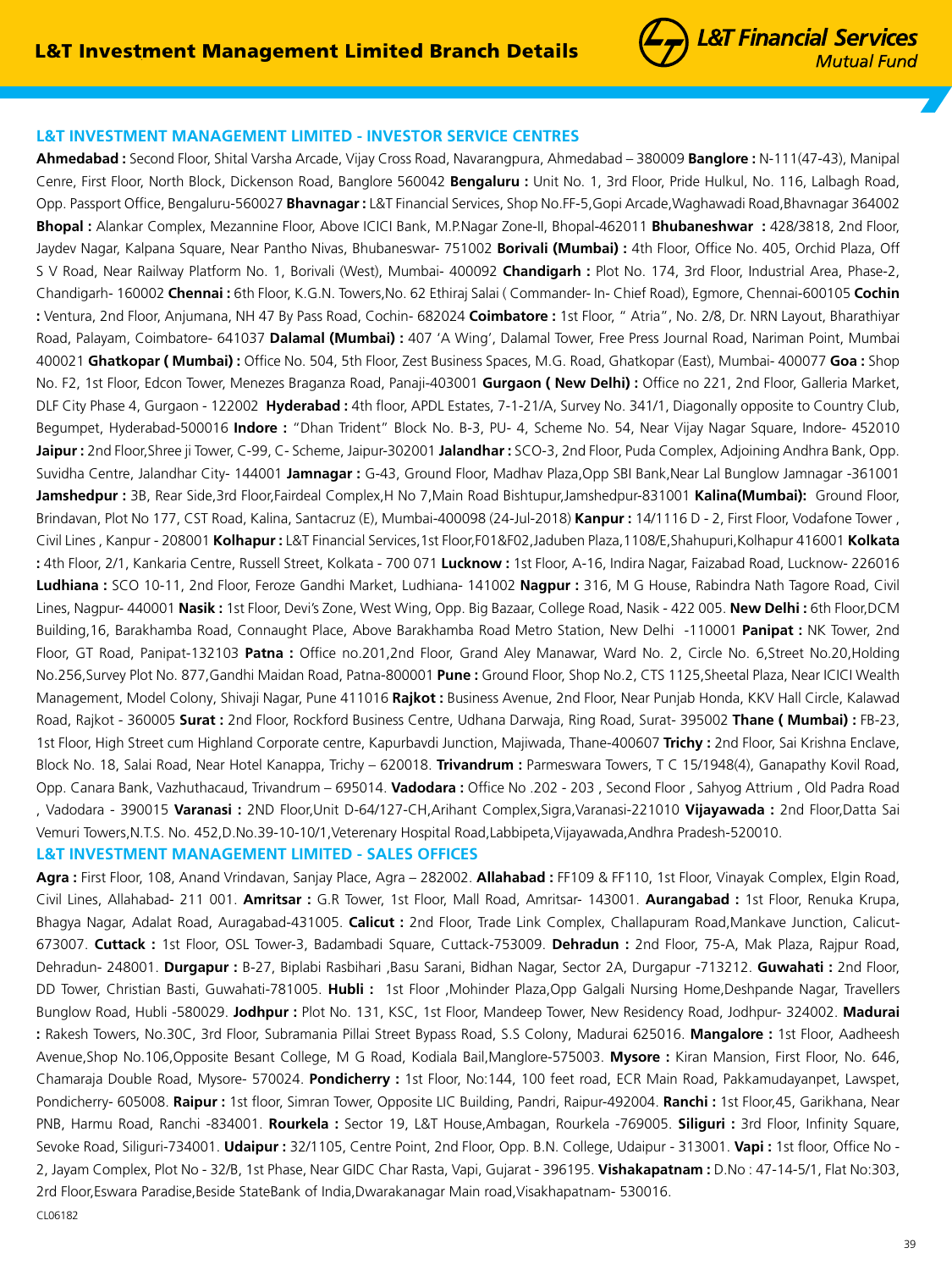# L&T Investment Management Limited Branch Details

## L&T INVESTMENT MANAGEMENT LIMITED - INVESTOR SERVICE CENTRES

**Ahmedabad :** Second Floor, Shital Varsha Arcade, Vijay Cross Road, Navarangpura, Ahmedabad – 380009 **Banglore :** N-111(47-43), Manipal Cenre, First Floor, North Block, Dickenson Road, Banglore 560042 **Bengaluru :** Unit No. 1, 3rd Floor, Pride Hulkul, No. 116, Lalbagh Road, Opp. Passport Office, Bengaluru-560027 **Bhavnagar :** L&T Financial Services, Shop No.FF-5,Gopi Arcade,Waghawadi Road,Bhavnagar 364002 **Bhopal :** Alankar Complex, Mezannine Floor, Above ICICI Bank, M.P.Nagar Zone-II, Bhopal-462011 **Bhubaneshwar :** 428/3818, 2nd Floor, Jaydev Nagar, Kalpana Square, Near Pantho Nivas, Bhubaneswar- 751002 **Borivali (Mumbai) :** 4th Floor, Office No. 405, Orchid Plaza, Off S V Road, Near Railway Platform No. 1, Borivali (West), Mumbai- 400092 **Chandigarh :** Plot No. 174, 3rd Floor, Industrial Area, Phase-2, Chandigarh- 160002 **Chennai :** 6th Floor, K.G.N. Towers,No. 62 Ethiraj Salai ( Commander- In- Chief Road), Egmore, Chennai-600105 **Cochin :** Ventura, 2nd Floor, Anjumana, NH 47 By Pass Road, Cochin- 682024 **Coimbatore :** 1st Floor, " Atria", No. 2/8, Dr. NRN Layout, Bharathiyar Road, Palayam, Coimbatore- 641037 **Dalamal (Mumbai) :** 407 'A Wing', Dalamal Tower, Free Press Journal Road, Nariman Point, Mumbai 400021 **Ghatkopar ( Mumbai) :** Office No. 504, 5th Floor, Zest Business Spaces, M.G. Road, Ghatkopar (East), Mumbai- 400077 **Goa :** Shop No. F2, 1st Floor, Edcon Tower, Menezes Braganza Road, Panaji-403001 **Gurgaon ( New Delhi) :** Office no 221, 2nd Floor, Galleria Market, DLF City Phase 4, Gurgaon - 122002 **Hyderabad :** 4th floor, APDL Estates, 7-1-21/A, Survey No. 341/1, Diagonally opposite to Country Club, Begumpet, Hyderabad-500016 **Indore :** "Dhan Trident" Block No. B-3, PU- 4, Scheme No. 54, Near Vijay Nagar Square, Indore- 452010 **Jaipur :** 2nd Floor,Shree ji Tower, C-99, C- Scheme, Jaipur-302001 **Jalandhar :** SCO-3, 2nd Floor, Puda Complex, Adjoining Andhra Bank, Opp. Suvidha Centre, Jalandhar City- 144001 **Jamnagar :** G-43, Ground Floor, Madhav Plaza,Opp SBI Bank,Near Lal Bunglow Jamnagar -361001 **Jamshedpur :** 3B, Rear Side,3rd Floor,Fairdeal Complex,H No 7,Main Road Bishtupur,Jamshedpur-831001 **Kalina(Mumbai):** Ground Floor, Brindavan, Plot No 177, CST Road, Kalina, Santacruz (E), Mumbai-400098 (24-Jul-2018) **Kanpur :** 14/1116 D - 2, First Floor, Vodafone Tower , Civil Lines , Kanpur - 208001 **Kolhapur :** L&T Financial Services,1st Floor,F01&F02,Jaduben Plaza,1108/E,Shahupuri,Kolhapur 416001 **Kolkata :** 4th Floor, 2/1, Kankaria Centre, Russell Street, Kolkata - 700 071 **Lucknow :** 1st Floor, A-16, Indira Nagar, Faizabad Road, Lucknow- 226016 **Ludhiana :** SCO 10-11, 2nd Floor, Feroze Gandhi Market, Ludhiana- 141002 **Nagpur :** 316, M G House, Rabindra Nath Tagore Road, Civil Lines, Nagpur- 440001 **Nasik :** 1st Floor, Devi's Zone, West Wing, Opp. Big Bazaar, College Road, Nasik - 422 005. **New Delhi :** 6th Floor,DCM Building,16, Barakhamba Road, Connaught Place, Above Barakhamba Road Metro Station, New Delhi -110001 **Panipat :** NK Tower, 2nd Floor, GT Road, Panipat-132103 **Patna :** Office no.201,2nd Floor, Grand Aley Manawar, Ward No. 2, Circle No. 6,Street No.20,Holding No.256,Survey Plot No. 877,Gandhi Maidan Road, Patna-800001 **Pune :** Ground Floor, Shop No.2, CTS 1125,Sheetal Plaza, Near ICICI Wealth Management, Model Colony, Shivaji Nagar, Pune 411016 **Rajkot :** Business Avenue, 2nd Floor, Near Punjab Honda, KKV Hall Circle, Kalawad Road, Rajkot - 360005 **Surat :** 2nd Floor, Rockford Business Centre, Udhana Darwaja, Ring Road, Surat- 395002 **Thane ( Mumbai) :** FB-23, 1st Floor, High Street cum Highland Corporate centre, Kapurbavdi Junction, Majiwada, Thane-400607 **Trichy :** 2nd Floor, Sai Krishna Enclave, Block No. 18, Salai Road, Near Hotel Kanappa, Trichy – 620018. **Trivandrum :** Parmeswara Towers, T C 15/1948(4), Ganapathy Kovil Road, Opp. Canara Bank, Vazhuthacaud, Trivandrum – 695014. **Vadodara :** Office No .202 - 203 , Second Floor , Sahyog Attrium , Old Padra Road , Vadodara - 390015 **Varanasi :** 2ND Floor,Unit D-64/127-CH,Arihant Complex,Sigra,Varanasi-221010 **Vijayawada :** 2nd Floor,Datta Sai Vemuri Towers,N.T.S. No. 452,D.No.39-10-10/1,Veterenary Hospital Road,Labbipeta,Vijayawada,Andhra Pradesh-520010.

## L&T INVESTMENT MANAGEMENT LIMITED - SALES OFFICES

**Agra :** First Floor, 108, Anand Vrindavan, Sanjay Place, Agra – 282002. **Allahabad :** FF109 & FF110, 1st Floor, Vinayak Complex, Elgin Road, Civil Lines, Allahabad- 211 001. **Amritsar :** G.R Tower, 1st Floor, Mall Road, Amritsar- 143001. **Aurangabad :** 1st Floor, Renuka Krupa, Bhagya Nagar, Adalat Road, Auragabad-431005. **Calicut :** 2nd Floor, Trade Link Complex, Challapuram Road,Mankave Junction, Calicut-673007. **Cuttack :** 1st Floor, OSL Tower-3, Badambadi Square, Cuttack-753009. **Dehradun :** 2nd Floor, 75-A, Mak Plaza, Rajpur Road, Dehradun- 248001. **Durgapur :** B-27, Biplabi Rasbihari ,Basu Sarani, Bidhan Nagar, Sector 2A, Durgapur -713212. **Guwahati :** 2nd Floor, DD Tower, Christian Basti, Guwahati-781005. **Hubli :** 1st Floor ,Mohinder Plaza,Opp Galgali Nursing Home,Deshpande Nagar, Travellers Bunglow Road, Hubli -580029. **Jodhpur :** Plot No. 131, KSC, 1st Floor, Mandeep Tower, New Residency Road, Jodhpur- 324002. **Madurai :** Rakesh Towers, No.30C, 3rd Floor, Subramania Pillai Street Bypass Road, S.S Colony, Madurai 625016. **Mangalore :** 1st Floor, Aadheesh Avenue,Shop No.106,Opposite Besant College, M G Road, Kodiala Bail,Manglore-575003. **Mysore :** Kiran Mansion, First Floor, No. 646, Chamaraja Double Road, Mysore- 570024. **Pondicherry :** 1st Floor, No:144, 100 feet road, ECR Main Road, Pakkamudayanpet, Lawspet, Pondicherry- 605008. **Raipur :** 1st floor, Simran Tower, Opposite LIC Building, Pandri, Raipur-492004. **Ranchi :** 1st Floor,45, Garikhana, Near PNB, Harmu Road, Ranchi -834001. **Rourkela :** Sector 19, L&T House,Ambagan, Rourkela -769005. **Siliguri :** 3rd Floor, Infinity Square, Sevoke Road, Siliguri-734001. **Udaipur :** 32/1105, Centre Point, 2nd Floor, Opp. B.N. College, Udaipur - 313001. **Vapi :** 1st floor, Office No - 2, Jayam Complex, Plot No - 32/B, 1st Phase, Near GIDC Char Rasta, Vapi, Gujarat - 396195. **Vishakapatnam :** D.No : 47-14-5/1, Flat No:303, 2rd Floor,Eswara Paradise,Beside StateBank of India,Dwarakanagar Main road,Visakhapatnam- 530016.

CL06182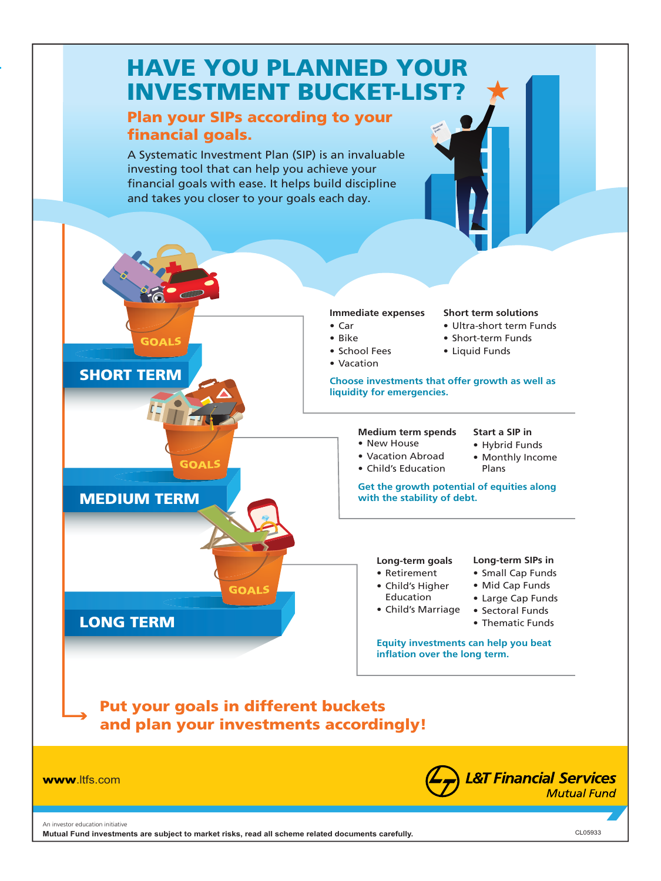# HAVE YOU PLANNED YOUR INVESTMENT BUCKET-LIST?

## Plan your SIPs according to your financial goals.

A Systematic Investment Plan (SIP) is an invaluable investing tool that can help you achieve your financial goals with ease. It helps build discipline and takes you closer to your goals each day.

### SHORT TERM

GOALS

**Immediate expenses**
- Car
- Bike
- School Fees
- Vacation

**Short term solutions**
- Ultra-short term Funds
- Short-term Funds
- Liquid Funds

**Choose investments that offer growth as well as liquidity for emergencies.**

### MEDIUM TERM

GOALS

**Medium term spends**
- New House
- Vacation Abroad
- Child's Education

**Start a SIP in**
- Hybrid Funds
- Monthly Income Plans

**Get the growth potential of equities along with the stability of debt.**

### LONG TERM

GOALS

**Long-term goals**
- Retirement
- Child's Higher Education
- Child's Marriage

**Long-term SIPs in**
- Small Cap Funds
- Mid Cap Funds
- Large Cap Funds
- Sectoral Funds
- Thematic Funds

**Equity investments can help you beat inflation over the long term.**

**Put your goals in different buckets and plan your investments accordingly!**

**www**.ltfs.com

**L&T Financial Services**
*Mutual Fund*

An investor education initiative

**Mutual Fund investments are subject to market risks, read all scheme related documents carefully.**

CL05933